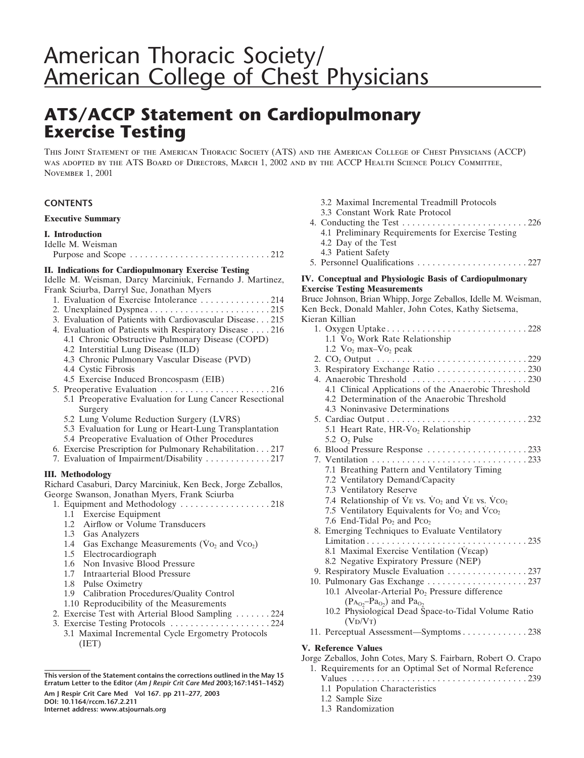# American Thoracic Society/ American College of Chest Physicians

## ATS/ACCP Statement on Cardiopulmonary Exercise Testing

This Joint Statement of the American Thoracic Society (ATS) and the American College of Chest Physicians (ACCP) was adopted by the ATS Board of Directors, March 1, 2002 and by the ACCP Health Science Policy Committee, November 1, 2001

### CONTENTS

**Executive Summary**

**I. Introduction**
Idelle M. Weisman
Purpose and Scope . . . . . . . . . . . . . . . . . . . . . . . . . . . . 212

**II. Indications for Cardiopulmonary Exercise Testing**
Idelle M. Weisman, Darcy Marciniuk, Fernando J. Martinez, Frank Sciurba, Darryl Sue, Jonathan Myers

1. Evaluation of Exercise Intolerance . . . . . . . . . . . . . . 214
2. Unexplained Dyspnea . . . . . . . . . . . . . . . . . . . . . . . . 215
3. Evaluation of Patients with Cardiovascular Disease . . . 215
4. Evaluation of Patients with Respiratory Disease . . . . 216
   - 4.1 Chronic Obstructive Pulmonary Disease (COPD)
   - 4.2 Interstitial Lung Disease (ILD)
   - 4.3 Chronic Pulmonary Vascular Disease (PVD)
   - 4.4 Cystic Fibrosis
   - 4.5 Exercise Induced Broncospasm (EIB)
5. Preoperative Evaluation . . . . . . . . . . . . . . . . . . . . . . 216
   - 5.1 Preoperative Evaluation for Lung Cancer Resectional Surgery
   - 5.2 Lung Volume Reduction Surgery (LVRS)
   - 5.3 Evaluation for Lung or Heart-Lung Transplantation
   - 5.4 Preoperative Evaluation of Other Procedures
6. Exercise Prescription for Pulmonary Rehabilitation . . . 217
7. Evaluation of Impairment/Disability . . . . . . . . . . . . . 217

**III. Methodology**
Richard Casaburi, Darcy Marciniuk, Ken Beck, Jorge Zeballos, George Swanson, Jonathan Myers, Frank Sciurba

1. Equipment and Methodology . . . . . . . . . . . . . . . . . . 218
   - 1.1 Exercise Equipment
   - 1.2 Airflow or Volume Transducers
   - 1.3 Gas Analyzers
   - 1.4 Gas Exchange Measurements ($\dot{V}O_2$ and $\dot{V}CO_2$)
   - 1.5 Electrocardiograph
   - 1.6 Non Invasive Blood Pressure
   - 1.7 Intraarterial Blood Pressure
   - 1.8 Pulse Oximetry
   - 1.9 Calibration Procedures/Quality Control
   - 1.10 Reproducibility of the Measurements
2. Exercise Test with Arterial Blood Sampling . . . . . . . 224
3. Exercise Testing Protocols . . . . . . . . . . . . . . . . . . . . 224
   - 3.1 Maximal Incremental Cycle Ergometry Protocols (IET)
   - 3.2 Maximal Incremental Treadmill Protocols
   - 3.3 Constant Work Rate Protocol
4. Conducting the Test . . . . . . . . . . . . . . . . . . . . . . . . . 226
   - 4.1 Preliminary Requirements for Exercise Testing
   - 4.2 Day of the Test
   - 4.3 Patient Safety
5. Personnel Qualifications . . . . . . . . . . . . . . . . . . . . . . 227

**IV. Conceptual and Physiologic Basis of Cardiopulmonary Exercise Testing Measurements**
Bruce Johnson, Brian Whipp, Jorge Zeballos, Idelle M. Weisman, Ken Beck, Donald Mahler, John Cotes, Kathy Sietsema, Kieran Killian

1. Oxygen Uptake . . . . . . . . . . . . . . . . . . . . . . . . . . . . 228
   - 1.1 $\dot{V}O_2$ Work Rate Relationship
   - 1.2 $\dot{V}O_2$ max–$\dot{V}O_2$ peak
2. $CO_2$ Output . . . . . . . . . . . . . . . . . . . . . . . . . . . . . 229
3. Respiratory Exchange Ratio . . . . . . . . . . . . . . . . . . 230
4. Anaerobic Threshold . . . . . . . . . . . . . . . . . . . . . . . 230
   - 4.1 Clinical Applications of the Anaerobic Threshold
   - 4.2 Determination of the Anaerobic Threshold
   - 4.3 Noninvasive Determinations
5. Cardiac Output . . . . . . . . . . . . . . . . . . . . . . . . . . . . 232
   - 5.1 Heart Rate, HR-$\dot{V}O_2$ Relationship
   - 5.2 $O_2$ Pulse
6. Blood Pressure Response . . . . . . . . . . . . . . . . . . . . 233
7. Ventilation . . . . . . . . . . . . . . . . . . . . . . . . . . . . . . . 233
   - 7.1 Breathing Pattern and Ventilatory Timing
   - 7.2 Ventilatory Demand/Capacity
   - 7.3 Ventilatory Reserve
   - 7.4 Relationship of $\dot{V}E$ vs. $\dot{V}O_2$ and $\dot{V}E$ vs. $\dot{V}CO_2$
   - 7.5 Ventilatory Equivalents for $\dot{V}O_2$ and $\dot{V}CO_2$
   - 7.6 End-Tidal $P_{O_2}$ and $P_{CO_2}$
8. Emerging Techniques to Evaluate Ventilatory Limitation . . . . . . . . . . . . . . . . . . . . . . . . . . . . . . . . 235
   - 8.1 Maximal Exercise Ventilation ($\dot{V}Ecap$)
   - 8.2 Negative Expiratory Pressure (NEP)
9. Respiratory Muscle Evaluation . . . . . . . . . . . . . . . . 237
10. Pulmonary Gas Exchange . . . . . . . . . . . . . . . . . . . . 237
    - 10.1 Alveolar-Arterial $P_{O_2}$ Pressure difference ($P_{A_{O_2}}$–$Pa_{O_2}$) and $Pa_{O_2}$
    - 10.2 Physiological Dead Space-to-Tidal Volume Ratio (VD/VT)
11. Perceptual Assessment—Symptoms . . . . . . . . . . . . . 238

**V. Reference Values**
Jorge Zeballos, John Cotes, Mary S. Fairbarn, Robert O. Crapo

1. Requirements for an Optimal Set of Normal Reference Values . . . . . . . . . . . . . . . . . . . . . . . . . . . . . . . . . 239
   - 1.1 Population Characteristics
   - 1.2 Sample Size
   - 1.3 Randomization

**This version of the Statement contains the corrections outlined in the May 15 Erratum Letter to the Editor (*Am J Respir Crit Care Med* 2003;167:1451–1452)**

**Am J Respir Crit Care Med Vol 167. pp 211–277, 2003**
**DOI: 10.1164/rccm.167.2.211**
**Internet address: www.atsjournals.org**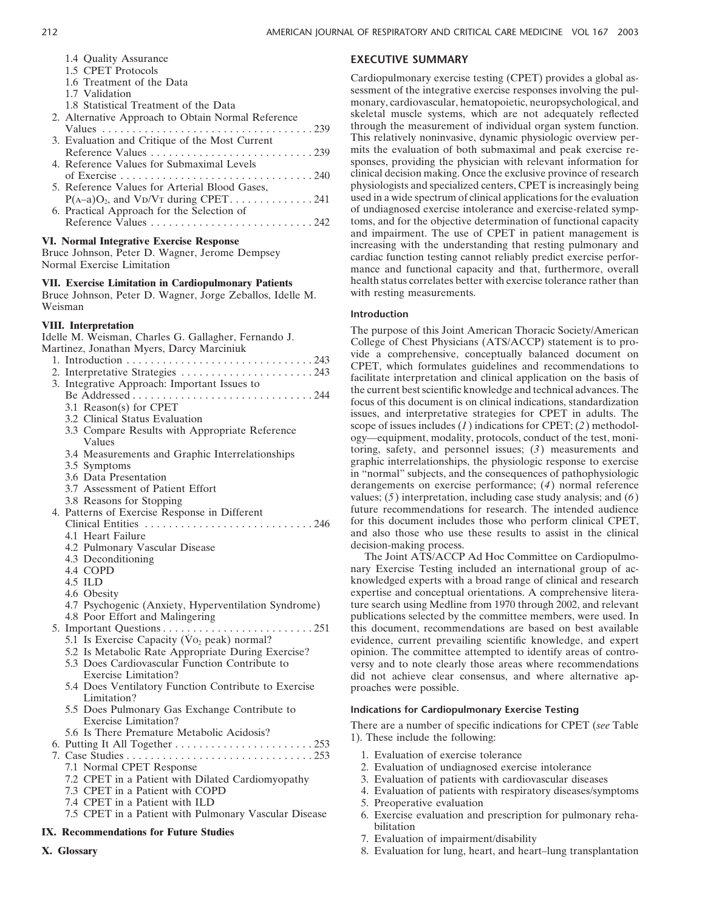1.4 Quality Assurance
1.5 CPET Protocols
1.6 Treatment of the Data
1.7 Validation
1.8 Statistical Treatment of the Data
2. Alternative Approach to Obtain Normal Reference Values . . . . . . . . . . . . . . . . . . . . . . . . . . . . . . . . . . . 239
3. Evaluation and Critique of the Most Current Reference Values . . . . . . . . . . . . . . . . . . . . . . . . . . . 239
4. Reference Values for Submaximal Levels of Exercise . . . . . . . . . . . . . . . . . . . . . . . . . . . . . . . . 240
5. Reference Values for Arterial Blood Gases, $P(A–a)O_2$, and $V_D/V_T$ during CPET. . . . . . . . . . . . . . 241
6. Practical Approach for the Selection of Reference Values . . . . . . . . . . . . . . . . . . . . . . . . . . . 242

**VI. Normal Integrative Exercise Response**
Bruce Johnson, Peter D. Wagner, Jerome Dempsey
Normal Exercise Limitation

**VII. Exercise Limitation in Cardiopulmonary Patients**
Bruce Johnson, Peter D. Wagner, Jorge Zeballos, Idelle M. Weisman

**VIII. Interpretation**
Idelle M. Weisman, Charles G. Gallagher, Fernando J. Martinez, Jonathan Myers, Darcy Marciniuk

1. Introduction . . . . . . . . . . . . . . . . . . . . . . . . . . . . . . 243
2. Interpretative Strategies . . . . . . . . . . . . . . . . . . . . . . 243
3. Integrative Approach: Important Issues to Be Addressed . . . . . . . . . . . . . . . . . . . . . . . . . . . . . . 244
   3.1 Reason(s) for CPET
   3.2 Clinical Status Evaluation
   3.3 Compare Results with Appropriate Reference Values
   3.4 Measurements and Graphic Interrelationships
   3.5 Symptoms
   3.6 Data Presentation
   3.7 Assessment of Patient Effort
   3.8 Reasons for Stopping
4. Patterns of Exercise Response in Different Clinical Entities . . . . . . . . . . . . . . . . . . . . . . . . . . . . 246
   4.1 Heart Failure
   4.2 Pulmonary Vascular Disease
   4.3 Deconditioning
   4.4 COPD
   4.5 ILD
   4.6 Obesity
   4.7 Psychogenic (Anxiety, Hyperventilation Syndrome)
   4.8 Poor Effort and Malingering
5. Important Questions . . . . . . . . . . . . . . . . . . . . . . . . . 251
   5.1 Is Exercise Capacity ($\dot{V}O_2$ peak) normal?
   5.2 Is Metabolic Rate Appropriate During Exercise?
   5.3 Does Cardiovascular Function Contribute to Exercise Limitation?
   5.4 Does Ventilatory Function Contribute to Exercise Limitation?
   5.5 Does Pulmonary Gas Exchange Contribute to Exercise Limitation?
   5.6 Is There Premature Metabolic Acidosis?
6. Putting It All Together . . . . . . . . . . . . . . . . . . . . . . . 253
7. Case Studies . . . . . . . . . . . . . . . . . . . . . . . . . . . . . . . 253
   7.1 Normal CPET Response
   7.2 CPET in a Patient with Dilated Cardiomyopathy
   7.3 CPET in a Patient with COPD
   7.4 CPET in a Patient with ILD
   7.5 CPET in a Patient with Pulmonary Vascular Disease

**IX. Recommendations for Future Studies**

**X. Glossary**

## EXECUTIVE SUMMARY

Cardiopulmonary exercise testing (CPET) provides a global assessment of the integrative exercise responses involving the pulmonary, cardiovascular, hematopoietic, neuropsychological, and skeletal muscle systems, which are not adequately reflected through the measurement of individual organ system function. This relatively noninvasive, dynamic physiologic overview permits the evaluation of both submaximal and peak exercise responses, providing the physician with relevant information for clinical decision making. Once the exclusive province of research physiologists and specialized centers, CPET is increasingly being used in a wide spectrum of clinical applications for the evaluation of undiagnosed exercise intolerance and exercise-related symptoms, and for the objective determination of functional capacity and impairment. The use of CPET in patient management is increasing with the understanding that resting pulmonary and cardiac function testing cannot reliably predict exercise performance and functional capacity and that, furthermore, overall health status correlates better with exercise tolerance rather than with resting measurements.

### Introduction

The purpose of this Joint American Thoracic Society/American College of Chest Physicians (ATS/ACCP) statement is to provide a comprehensive, conceptually balanced document on CPET, which formulates guidelines and recommendations to facilitate interpretation and clinical application on the basis of the current best scientific knowledge and technical advances. The focus of this document is on clinical indications, standardization issues, and interpretative strategies for CPET in adults. The scope of issues includes (*1*) indications for CPET; (*2*) methodology—equipment, modality, protocols, conduct of the test, monitoring, safety, and personnel issues; (*3*) measurements and graphic interrelationships, the physiologic response to exercise in "normal" subjects, and the consequences of pathophysiologic derangements on exercise performance; (*4*) normal reference values; (*5*) interpretation, including case study analysis; and (*6*) future recommendations for research. The intended audience for this document includes those who perform clinical CPET, and also those who use these results to assist in the clinical decision-making process.

The Joint ATS/ACCP Ad Hoc Committee on Cardiopulmonary Exercise Testing included an international group of acknowledged experts with a broad range of clinical and research expertise and conceptual orientations. A comprehensive literature search using Medline from 1970 through 2002, and relevant publications selected by the committee members, were used. In this document, recommendations are based on best available evidence, current prevailing scientific knowledge, and expert opinion. The committee attempted to identify areas of controversy and to note clearly those areas where recommendations did not achieve clear consensus, and where alternative approaches were possible.

### Indications for Cardiopulmonary Exercise Testing

There are a number of specific indications for CPET (*see* Table 1). These include the following:

1. Evaluation of exercise tolerance
2. Evaluation of undiagnosed exercise intolerance
3. Evaluation of patients with cardiovascular diseases
4. Evaluation of patients with respiratory diseases/symptoms
5. Preoperative evaluation
6. Exercise evaluation and prescription for pulmonary rehabilitation
7. Evaluation of impairment/disability
8. Evaluation for lung, heart, and heart–lung transplantation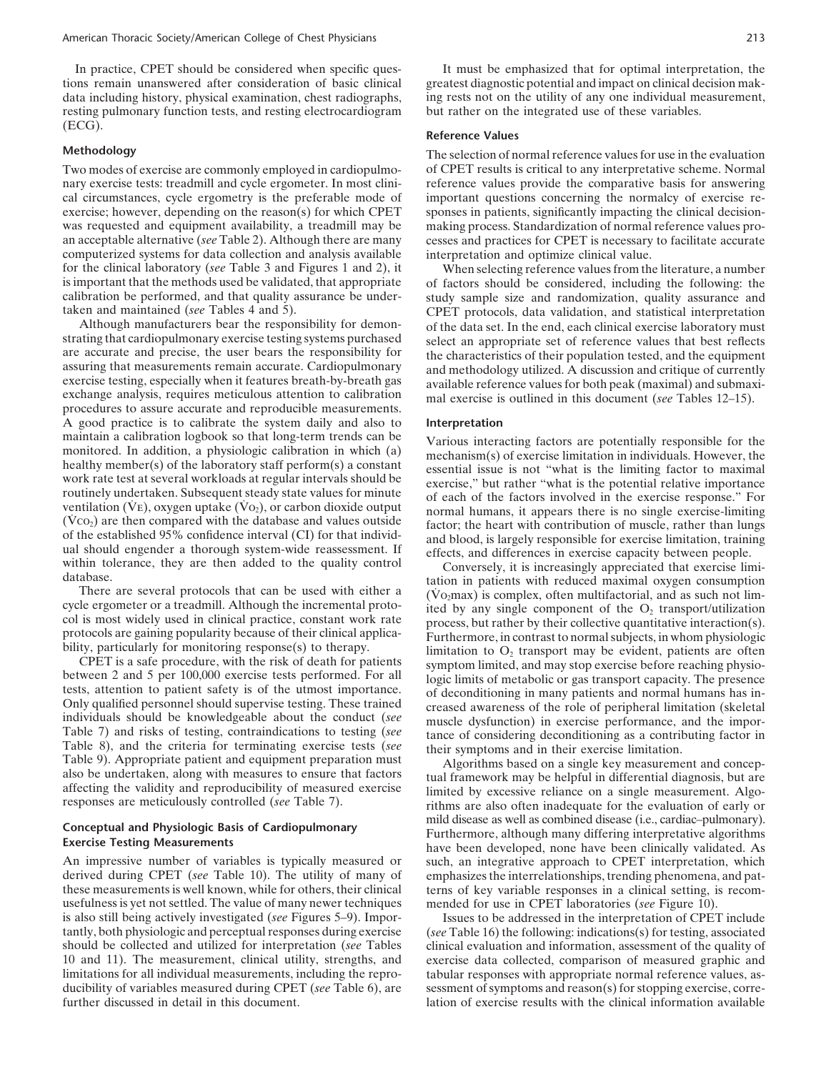In practice, CPET should be considered when specific questions remain unanswered after consideration of basic clinical data including history, physical examination, chest radiographs, resting pulmonary function tests, and resting electrocardiogram (ECG).

## Methodology

Two modes of exercise are commonly employed in cardiopulmonary exercise tests: treadmill and cycle ergometer. In most clinical circumstances, cycle ergometry is the preferable mode of exercise; however, depending on the reason(s) for which CPET was requested and equipment availability, a treadmill may be an acceptable alternative (*see* Table 2). Although there are many computerized systems for data collection and analysis available for the clinical laboratory (*see* Table 3 and Figures 1 and 2), it is important that the methods used be validated, that appropriate calibration be performed, and that quality assurance be undertaken and maintained (*see* Tables 4 and 5).

Although manufacturers bear the responsibility for demonstrating that cardiopulmonary exercise testing systems purchased are accurate and precise, the user bears the responsibility for assuring that measurements remain accurate. Cardiopulmonary exercise testing, especially when it features breath-by-breath gas exchange analysis, requires meticulous attention to calibration procedures to assure accurate and reproducible measurements. A good practice is to calibrate the system daily and also to maintain a calibration logbook so that long-term trends can be monitored. In addition, a physiologic calibration in which (a) healthy member(s) of the laboratory staff perform(s) a constant work rate test at several workloads at regular intervals should be routinely undertaken. Subsequent steady state values for minute ventilation ($\dot{V}_E$), oxygen uptake ($\dot{V}O_2$), or carbon dioxide output ($\dot{V}CO_2$) are then compared with the database and values outside of the established 95% confidence interval (CI) for that individual should engender a thorough system-wide reassessment. If within tolerance, they are then added to the quality control database.

There are several protocols that can be used with either a cycle ergometer or a treadmill. Although the incremental protocol is most widely used in clinical practice, constant work rate protocols are gaining popularity because of their clinical applicability, particularly for monitoring response(s) to therapy.

CPET is a safe procedure, with the risk of death for patients between 2 and 5 per 100,000 exercise tests performed. For all tests, attention to patient safety is of the utmost importance. Only qualified personnel should supervise testing. These trained individuals should be knowledgeable about the conduct (*see* Table 7) and risks of testing, contraindications to testing (*see* Table 8), and the criteria for terminating exercise tests (*see* Table 9). Appropriate patient and equipment preparation must also be undertaken, along with measures to ensure that factors affecting the validity and reproducibility of measured exercise responses are meticulously controlled (*see* Table 7).

## Conceptual and Physiologic Basis of Cardiopulmonary Exercise Testing Measurements

An impressive number of variables is typically measured or derived during CPET (*see* Table 10). The utility of many of these measurements is well known, while for others, their clinical usefulness is yet not settled. The value of many newer techniques is also still being actively investigated (*see* Figures 5–9). Importantly, both physiologic and perceptual responses during exercise should be collected and utilized for interpretation (*see* Tables 10 and 11). The measurement, clinical utility, strengths, and limitations for all individual measurements, including the reproducibility of variables measured during CPET (*see* Table 6), are further discussed in detail in this document.

It must be emphasized that for optimal interpretation, the greatest diagnostic potential and impact on clinical decision making rests not on the utility of any one individual measurement, but rather on the integrated use of these variables.

## Reference Values

The selection of normal reference values for use in the evaluation of CPET results is critical to any interpretative scheme. Normal reference values provide the comparative basis for answering important questions concerning the normalcy of exercise responses in patients, significantly impacting the clinical decision-making process. Standardization of normal reference values processes and practices for CPET is necessary to facilitate accurate interpretation and optimize clinical value.

When selecting reference values from the literature, a number of factors should be considered, including the following: the study sample size and randomization, quality assurance and CPET protocols, data validation, and statistical interpretation of the data set. In the end, each clinical exercise laboratory must select an appropriate set of reference values that best reflects the characteristics of their population tested, and the equipment and methodology utilized. A discussion and critique of currently available reference values for both peak (maximal) and submaximal exercise is outlined in this document (*see* Tables 12–15).

## Interpretation

Various interacting factors are potentially responsible for the mechanism(s) of exercise limitation in individuals. However, the essential issue is not "what is the limiting factor to maximal exercise," but rather "what is the potential relative importance of each of the factors involved in the exercise response." For normal humans, it appears there is no single exercise-limiting factor; the heart with contribution of muscle, rather than lungs and blood, is largely responsible for exercise limitation, training effects, and differences in exercise capacity between people.

Conversely, it is increasingly appreciated that exercise limitation in patients with reduced maximal oxygen consumption ($\dot{V}O_2max$) is complex, often multifactorial, and as such not limited by any single component of the $O_2$ transport/utilization process, but rather by their collective quantitative interaction(s). Furthermore, in contrast to normal subjects, in whom physiologic limitation to $O_2$ transport may be evident, patients are often symptom limited, and may stop exercise before reaching physiologic limits of metabolic or gas transport capacity. The presence of deconditioning in many patients and normal humans has increased awareness of the role of peripheral limitation (skeletal muscle dysfunction) in exercise performance, and the importance of considering deconditioning as a contributing factor in their symptoms and in their exercise limitation.

Algorithms based on a single key measurement and conceptual framework may be helpful in differential diagnosis, but are limited by excessive reliance on a single measurement. Algorithms are also often inadequate for the evaluation of early or mild disease as well as combined disease (i.e., cardiac–pulmonary). Furthermore, although many differing interpretative algorithms have been developed, none have been clinically validated. As such, an integrative approach to CPET interpretation, which emphasizes the interrelationships, trending phenomena, and patterns of key variable responses in a clinical setting, is recommended for use in CPET laboratories (*see* Figure 10).

Issues to be addressed in the interpretation of CPET include (*see* Table 16) the following: indications(s) for testing, associated clinical evaluation and information, assessment of the quality of exercise data collected, comparison of measured graphic and tabular responses with appropriate normal reference values, assessment of symptoms and reason(s) for stopping exercise, correlation of exercise results with the clinical information available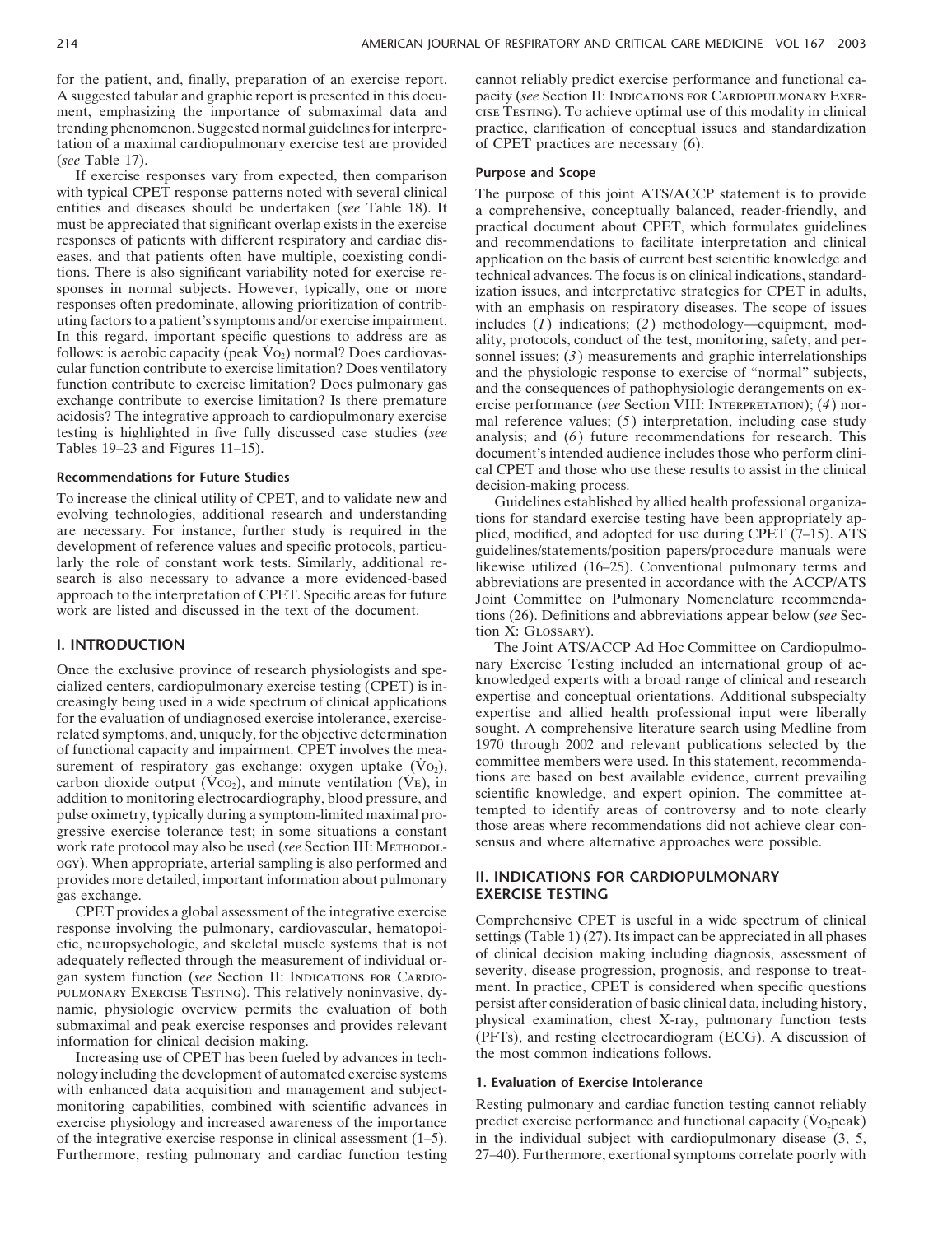for the patient, and, finally, preparation of an exercise report. A suggested tabular and graphic report is presented in this document, emphasizing the importance of submaximal data and trending phenomenon. Suggested normal guidelines for interpretation of a maximal cardiopulmonary exercise test are provided (*see* Table 17).

If exercise responses vary from expected, then comparison with typical CPET response patterns noted with several clinical entities and diseases should be undertaken (*see* Table 18). It must be appreciated that significant overlap exists in the exercise responses of patients with different respiratory and cardiac diseases, and that patients often have multiple, coexisting conditions. There is also significant variability noted for exercise responses in normal subjects. However, typically, one or more responses often predominate, allowing prioritization of contributing factors to a patient's symptoms and/or exercise impairment. In this regard, important specific questions to address are as follows: is aerobic capacity (peak $\dot{V}O_2$) normal? Does cardiovascular function contribute to exercise limitation? Does ventilatory function contribute to exercise limitation? Does pulmonary gas exchange contribute to exercise limitation? Is there premature acidosis? The integrative approach to cardiopulmonary exercise testing is highlighted in five fully discussed case studies (*see* Tables 19–23 and Figures 11–15).

### Recommendations for Future Studies

To increase the clinical utility of CPET, and to validate new and evolving technologies, additional research and understanding are necessary. For instance, further study is required in the development of reference values and specific protocols, particularly the role of constant work tests. Similarly, additional research is also necessary to advance a more evidenced-based approach to the interpretation of CPET. Specific areas for future work are listed and discussed in the text of the document.

## I. INTRODUCTION

Once the exclusive province of research physiologists and specialized centers, cardiopulmonary exercise testing (CPET) is increasingly being used in a wide spectrum of clinical applications for the evaluation of undiagnosed exercise intolerance, exercise-related symptoms, and, uniquely, for the objective determination of functional capacity and impairment. CPET involves the measurement of respiratory gas exchange: oxygen uptake ($\dot{V}O_2$), carbon dioxide output ($\dot{V}CO_2$), and minute ventilation ($\dot{V}E$), in addition to monitoring electrocardiography, blood pressure, and pulse oximetry, typically during a symptom-limited maximal progressive exercise tolerance test; in some situations a constant work rate protocol may also be used (*see* Section III: Methodology). When appropriate, arterial sampling is also performed and provides more detailed, important information about pulmonary gas exchange.

CPET provides a global assessment of the integrative exercise response involving the pulmonary, cardiovascular, hematopoietic, neuropsychologic, and skeletal muscle systems that is not adequately reflected through the measurement of individual organ system function (*see* Section II: Indications for Cardiopulmonary Exercise Testing). This relatively noninvasive, dynamic, physiologic overview permits the evaluation of both submaximal and peak exercise responses and provides relevant information for clinical decision making.

Increasing use of CPET has been fueled by advances in technology including the development of automated exercise systems with enhanced data acquisition and management and subject-monitoring capabilities, combined with scientific advances in exercise physiology and increased awareness of the importance of the integrative exercise response in clinical assessment (1–5). Furthermore, resting pulmonary and cardiac function testing cannot reliably predict exercise performance and functional capacity (*see* Section II: Indications for Cardiopulmonary Exercise Testing). To achieve optimal use of this modality in clinical practice, clarification of conceptual issues and standardization of CPET practices are necessary (6).

### Purpose and Scope

The purpose of this joint ATS/ACCP statement is to provide a comprehensive, conceptually balanced, reader-friendly, and practical document about CPET, which formulates guidelines and recommendations to facilitate interpretation and clinical application on the basis of current best scientific knowledge and technical advances. The focus is on clinical indications, standardization issues, and interpretative strategies for CPET in adults, with an emphasis on respiratory diseases. The scope of issues includes (*1*) indications; (*2*) methodology—equipment, modality, protocols, conduct of the test, monitoring, safety, and personnel issues; (*3*) measurements and graphic interrelationships and the physiologic response to exercise of "normal" subjects, and the consequences of pathophysiologic derangements on exercise performance (*see* Section VIII: Interpretation); (*4*) normal reference values; (*5*) interpretation, including case study analysis; and (*6*) future recommendations for research. This document's intended audience includes those who perform clinical CPET and those who use these results to assist in the clinical decision-making process.

Guidelines established by allied health professional organizations for standard exercise testing have been appropriately applied, modified, and adopted for use during CPET (7–15). ATS guidelines/statements/position papers/procedure manuals were likewise utilized (16–25). Conventional pulmonary terms and abbreviations are presented in accordance with the ACCP/ATS Joint Committee on Pulmonary Nomenclature recommendations (26). Definitions and abbreviations appear below (*see* Section X: Glossary).

The Joint ATS/ACCP Ad Hoc Committee on Cardiopulmonary Exercise Testing included an international group of acknowledged experts with a broad range of clinical and research expertise and conceptual orientations. Additional subspecialty expertise and allied health professional input were liberally sought. A comprehensive literature search using Medline from 1970 through 2002 and relevant publications selected by the committee members were used. In this statement, recommendations are based on best available evidence, current prevailing scientific knowledge, and expert opinion. The committee attempted to identify areas of controversy and to note clearly those areas where recommendations did not achieve clear consensus and where alternative approaches were possible.

## II. INDICATIONS FOR CARDIOPULMONARY EXERCISE TESTING

Comprehensive CPET is useful in a wide spectrum of clinical settings (Table 1) (27). Its impact can be appreciated in all phases of clinical decision making including diagnosis, assessment of severity, disease progression, prognosis, and response to treatment. In practice, CPET is considered when specific questions persist after consideration of basic clinical data, including history, physical examination, chest X-ray, pulmonary function tests (PFTs), and resting electrocardiogram (ECG). A discussion of the most common indications follows.

### 1. Evaluation of Exercise Intolerance

Resting pulmonary and cardiac function testing cannot reliably predict exercise performance and functional capacity ($\dot{V}O_2$peak) in the individual subject with cardiopulmonary disease (3, 5, 27–40). Furthermore, exertional symptoms correlate poorly with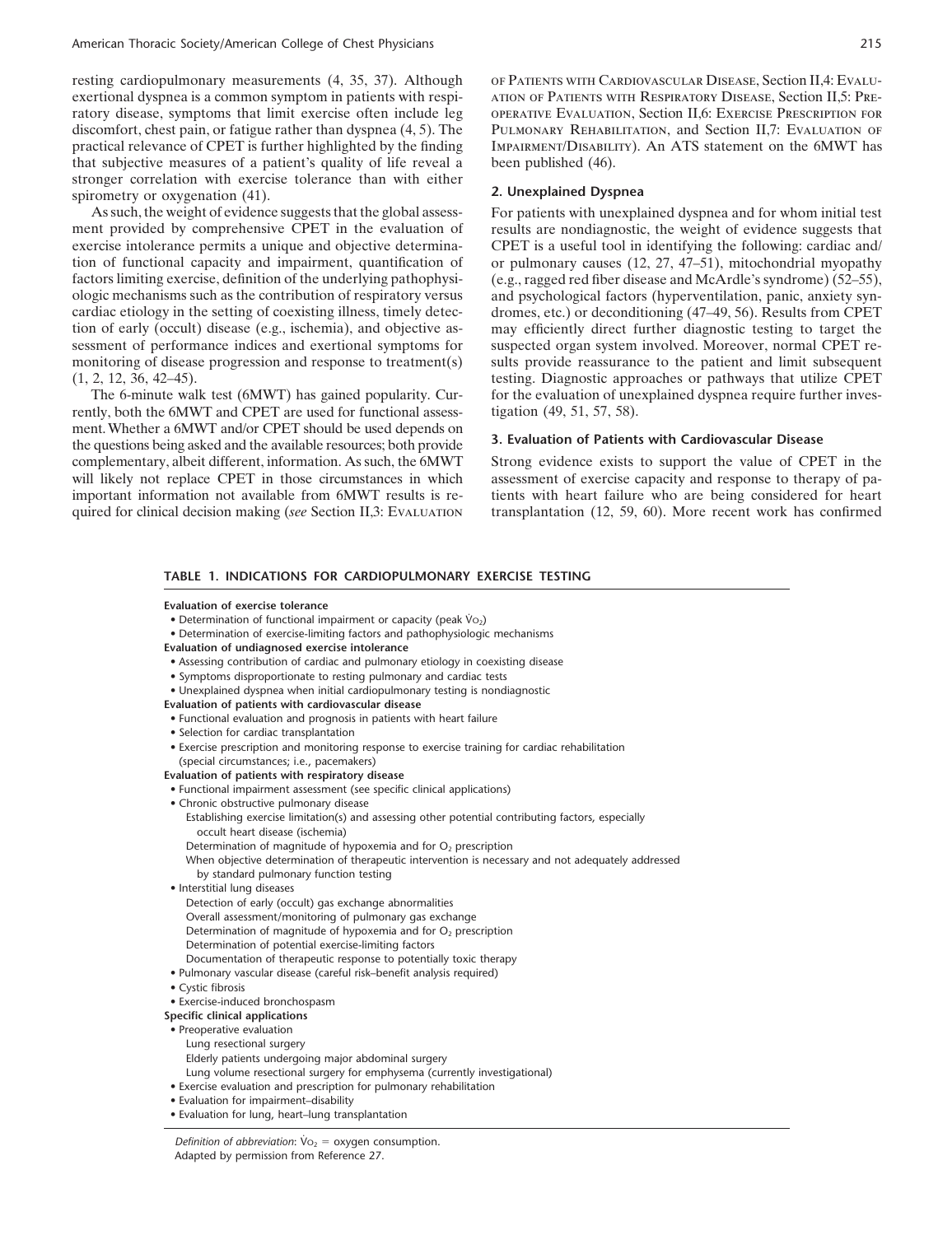resting cardiopulmonary measurements (4, 35, 37). Although exertional dyspnea is a common symptom in patients with respiratory disease, symptoms that limit exercise often include leg discomfort, chest pain, or fatigue rather than dyspnea (4, 5). The practical relevance of CPET is further highlighted by the finding that subjective measures of a patient's quality of life reveal a stronger correlation with exercise tolerance than with either spirometry or oxygenation (41).

As such, the weight of evidence suggests that the global assessment provided by comprehensive CPET in the evaluation of exercise intolerance permits a unique and objective determination of functional capacity and impairment, quantification of factors limiting exercise, definition of the underlying pathophysiologic mechanisms such as the contribution of respiratory versus cardiac etiology in the setting of coexisting illness, timely detection of early (occult) disease (e.g., ischemia), and objective assessment of performance indices and exertional symptoms for monitoring of disease progression and response to treatment(s) (1, 2, 12, 36, 42–45).

The 6-minute walk test (6MWT) has gained popularity. Currently, both the 6MWT and CPET are used for functional assessment. Whether a 6MWT and/or CPET should be used depends on the questions being asked and the available resources; both provide complementary, albeit different, information. As such, the 6MWT will likely not replace CPET in those circumstances in which important information not available from 6MWT results is required for clinical decision making (*see* Section II,3: Evaluation of Patients with Cardiovascular Disease, Section II,4: Evaluation of Patients with Respiratory Disease, Section II,5: Preoperative Evaluation, Section II,6: Exercise Prescription for Pulmonary Rehabilitation, and Section II,7: Evaluation of Impairment/Disability). An ATS statement on the 6MWT has been published (46).

### 2. Unexplained Dyspnea

For patients with unexplained dyspnea and for whom initial test results are nondiagnostic, the weight of evidence suggests that CPET is a useful tool in identifying the following: cardiac and/or pulmonary causes (12, 27, 47–51), mitochondrial myopathy (e.g., ragged red fiber disease and McArdle's syndrome) (52–55), and psychological factors (hyperventilation, panic, anxiety syndromes, etc.) or deconditioning (47–49, 56). Results from CPET may efficiently direct further diagnostic testing to target the suspected organ system involved. Moreover, normal CPET results provide reassurance to the patient and limit subsequent testing. Diagnostic approaches or pathways that utilize CPET for the evaluation of unexplained dyspnea require further investigation (49, 51, 57, 58).

### 3. Evaluation of Patients with Cardiovascular Disease

Strong evidence exists to support the value of CPET in the assessment of exercise capacity and response to therapy of patients with heart failure who are being considered for heart transplantation (12, 59, 60). More recent work has confirmed

**TABLE 1. INDICATIONS FOR CARDIOPULMONARY EXERCISE TESTING**

**Evaluation of exercise tolerance**
- Determination of functional impairment or capacity (peak $\dot{V}O_2$)
- Determination of exercise-limiting factors and pathophysiologic mechanisms

**Evaluation of undiagnosed exercise intolerance**
- Assessing contribution of cardiac and pulmonary etiology in coexisting disease
- Symptoms disproportionate to resting pulmonary and cardiac tests
- Unexplained dyspnea when initial cardiopulmonary testing is nondiagnostic

**Evaluation of patients with cardiovascular disease**
- Functional evaluation and prognosis in patients with heart failure
- Selection for cardiac transplantation
- Exercise prescription and monitoring response to exercise training for cardiac rehabilitation (special circumstances; i.e., pacemakers)

**Evaluation of patients with respiratory disease**
- Functional impairment assessment (see specific clinical applications)
- Chronic obstructive pulmonary disease
  - Establishing exercise limitation(s) and assessing other potential contributing factors, especially occult heart disease (ischemia)
  - Determination of magnitude of hypoxemia and for $O_2$ prescription
  - When objective determination of therapeutic intervention is necessary and not adequately addressed by standard pulmonary function testing
- Interstitial lung diseases
  - Detection of early (occult) gas exchange abnormalities
  - Overall assessment/monitoring of pulmonary gas exchange
  - Determination of magnitude of hypoxemia and for $O_2$ prescription
  - Determination of potential exercise-limiting factors
  - Documentation of therapeutic response to potentially toxic therapy
- Pulmonary vascular disease (careful risk–benefit analysis required)
- Cystic fibrosis
- Exercise-induced bronchospasm

**Specific clinical applications**
- Preoperative evaluation
  - Lung resectional surgery
  - Elderly patients undergoing major abdominal surgery
  - Lung volume resectional surgery for emphysema (currently investigational)
- Exercise evaluation and prescription for pulmonary rehabilitation
- Evaluation for impairment–disability
- Evaluation for lung, heart–lung transplantation

*Definition of abbreviation*: $\dot{V}O_2$ = oxygen consumption.
Adapted by permission from Reference 27.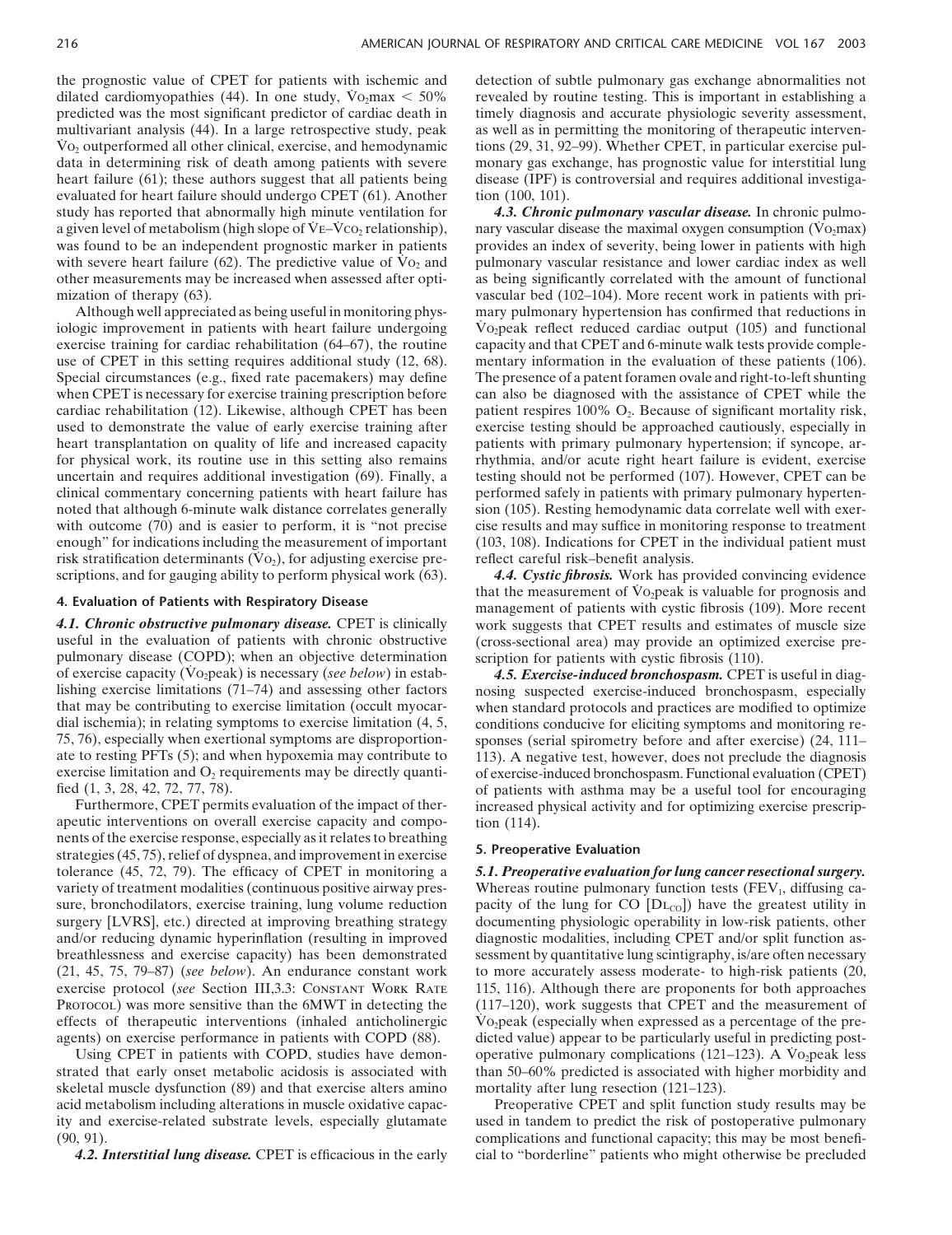the prognostic value of CPET for patients with ischemic and dilated cardiomyopathies (44). In one study, $\dot{V}O_2max < 50\%$ predicted was the most significant predictor of cardiac death in multivariant analysis (44). In a large retrospective study, peak $\dot{V}O_2$ outperformed all other clinical, exercise, and hemodynamic data in determining risk of death among patients with severe heart failure (61); these authors suggest that all patients being evaluated for heart failure should undergo CPET (61). Another study has reported that abnormally high minute ventilation for a given level of metabolism (high slope of $\dot{V}E$–$\dot{V}CO_2$ relationship), was found to be an independent prognostic marker in patients with severe heart failure (62). The predictive value of $\dot{V}O_2$ and other measurements may be increased when assessed after optimization of therapy (63).

Although well appreciated as being useful in monitoring physiologic improvement in patients with heart failure undergoing exercise training for cardiac rehabilitation (64–67), the routine use of CPET in this setting requires additional study (12, 68). Special circumstances (e.g., fixed rate pacemakers) may define when CPET is necessary for exercise training prescription before cardiac rehabilitation (12). Likewise, although CPET has been used to demonstrate the value of early exercise training after heart transplantation on quality of life and increased capacity for physical work, its routine use in this setting also remains uncertain and requires additional investigation (69). Finally, a clinical commentary concerning patients with heart failure has noted that although 6-minute walk distance correlates generally with outcome (70) and is easier to perform, it is "not precise enough" for indications including the measurement of important risk stratification determinants ($\dot{V}O_2$), for adjusting exercise prescriptions, and for gauging ability to perform physical work (63).

## 4. Evaluation of Patients with Respiratory Disease

***4.1. Chronic obstructive pulmonary disease.*** CPET is clinically useful in the evaluation of patients with chronic obstructive pulmonary disease (COPD); when an objective determination of exercise capacity ($\dot{V}O_2$peak) is necessary (*see below*) in establishing exercise limitations (71–74) and assessing other factors that may be contributing to exercise limitation (occult myocardial ischemia); in relating symptoms to exercise limitation (4, 5, 75, 76), especially when exertional symptoms are disproportionate to resting PFTs (5); and when hypoxemia may contribute to exercise limitation and $O_2$ requirements may be directly quantified (1, 3, 28, 42, 72, 77, 78).

Furthermore, CPET permits evaluation of the impact of therapeutic interventions on overall exercise capacity and components of the exercise response, especially as it relates to breathing strategies (45, 75), relief of dyspnea, and improvement in exercise tolerance (45, 72, 79). The efficacy of CPET in monitoring a variety of treatment modalities (continuous positive airway pressure, bronchodilators, exercise training, lung volume reduction surgery [LVRS], etc.) directed at improving breathing strategy and/or reducing dynamic hyperinflation (resulting in improved breathlessness and exercise capacity) has been demonstrated (21, 45, 75, 79–87) (*see below*). An endurance constant work exercise protocol (*see* Section III,3.3: CONSTANT WORK RATE PROTOCOL) was more sensitive than the 6MWT in detecting the effects of therapeutic interventions (inhaled anticholinergic agents) on exercise performance in patients with COPD (88).

Using CPET in patients with COPD, studies have demonstrated that early onset metabolic acidosis is associated with skeletal muscle dysfunction (89) and that exercise alters amino acid metabolism including alterations in muscle oxidative capacity and exercise-related substrate levels, especially glutamate (90, 91).

***4.2. Interstitial lung disease.*** CPET is efficacious in the early detection of subtle pulmonary gas exchange abnormalities not revealed by routine testing. This is important in establishing a timely diagnosis and accurate physiologic severity assessment, as well as in permitting the monitoring of therapeutic interventions (29, 31, 92–99). Whether CPET, in particular exercise pulmonary gas exchange, has prognostic value for interstitial lung disease (IPF) is controversial and requires additional investigation (100, 101).

***4.3. Chronic pulmonary vascular disease.*** In chronic pulmonary vascular disease the maximal oxygen consumption ($\dot{V}O_2max$) provides an index of severity, being lower in patients with high pulmonary vascular resistance and lower cardiac index as well as being significantly correlated with the amount of functional vascular bed (102–104). More recent work in patients with primary pulmonary hypertension has confirmed that reductions in $\dot{V}O_2$peak reflect reduced cardiac output (105) and functional capacity and that CPET and 6-minute walk tests provide complementary information in the evaluation of these patients (106). The presence of a patent foramen ovale and right-to-left shunting can also be diagnosed with the assistance of CPET while the patient respires 100% $O_2$. Because of significant mortality risk, exercise testing should be approached cautiously, especially in patients with primary pulmonary hypertension; if syncope, arrhythmia, and/or acute right heart failure is evident, exercise testing should not be performed (107). However, CPET can be performed safely in patients with primary pulmonary hypertension (105). Resting hemodynamic data correlate well with exercise results and may suffice in monitoring response to treatment (103, 108). Indications for CPET in the individual patient must reflect careful risk–benefit analysis.

***4.4. Cystic fibrosis.*** Work has provided convincing evidence that the measurement of $\dot{V}O_2$peak is valuable for prognosis and management of patients with cystic fibrosis (109). More recent work suggests that CPET results and estimates of muscle size (cross-sectional area) may provide an optimized exercise prescription for patients with cystic fibrosis (110).

***4.5. Exercise-induced bronchospasm.*** CPET is useful in diagnosing suspected exercise-induced bronchospasm, especially when standard protocols and practices are modified to optimize conditions conducive for eliciting symptoms and monitoring responses (serial spirometry before and after exercise) (24, 111–113). A negative test, however, does not preclude the diagnosis of exercise-induced bronchospasm. Functional evaluation (CPET) of patients with asthma may be a useful tool for encouraging increased physical activity and for optimizing exercise prescription (114).

## 5. Preoperative Evaluation

***5.1. Preoperative evaluation for lung cancer resectional surgery.*** Whereas routine pulmonary function tests ($FEV_1$, diffusing capacity of the lung for CO [$DL_{CO}$]) have the greatest utility in documenting physiologic operability in low-risk patients, other diagnostic modalities, including CPET and/or split function assessment by quantitative lung scintigraphy, is/are often necessary to more accurately assess moderate- to high-risk patients (20, 115, 116). Although there are proponents for both approaches (117–120), work suggests that CPET and the measurement of $\dot{V}O_2$peak (especially when expressed as a percentage of the predicted value) appear to be particularly useful in predicting postoperative pulmonary complications (121–123). A $\dot{V}O_2$peak less than 50–60% predicted is associated with higher morbidity and mortality after lung resection (121–123).

Preoperative CPET and split function study results may be used in tandem to predict the risk of postoperative pulmonary complications and functional capacity; this may be most beneficial to "borderline" patients who might otherwise be precluded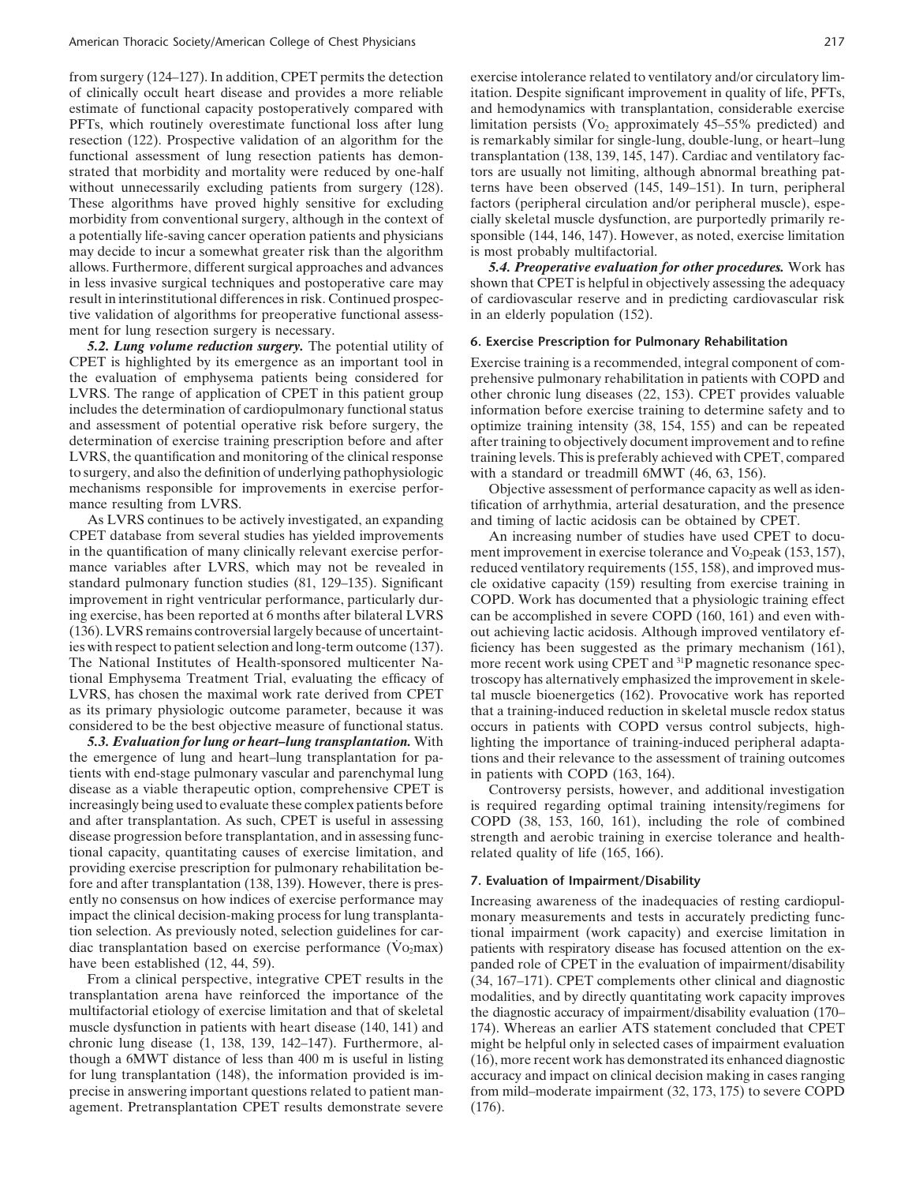from surgery (124–127). In addition, CPET permits the detection of clinically occult heart disease and provides a more reliable estimate of functional capacity postoperatively compared with PFTs, which routinely overestimate functional loss after lung resection (122). Prospective validation of an algorithm for the functional assessment of lung resection patients has demonstrated that morbidity and mortality were reduced by one-half without unnecessarily excluding patients from surgery (128). These algorithms have proved highly sensitive for excluding morbidity from conventional surgery, although in the context of a potentially life-saving cancer operation patients and physicians may decide to incur a somewhat greater risk than the algorithm allows. Furthermore, different surgical approaches and advances in less invasive surgical techniques and postoperative care may result in interinstitutional differences in risk. Continued prospective validation of algorithms for preoperative functional assessment for lung resection surgery is necessary.

***5.2. Lung volume reduction surgery.*** The potential utility of CPET is highlighted by its emergence as an important tool in the evaluation of emphysema patients being considered for LVRS. The range of application of CPET in this patient group includes the determination of cardiopulmonary functional status and assessment of potential operative risk before surgery, the determination of exercise training prescription before and after LVRS, the quantification and monitoring of the clinical response to surgery, and also the definition of underlying pathophysiologic mechanisms responsible for improvements in exercise performance resulting from LVRS.

As LVRS continues to be actively investigated, an expanding CPET database from several studies has yielded improvements in the quantification of many clinically relevant exercise performance variables after LVRS, which may not be revealed in standard pulmonary function studies (81, 129–135). Significant improvement in right ventricular performance, particularly during exercise, has been reported at 6 months after bilateral LVRS (136). LVRS remains controversial largely because of uncertainties with respect to patient selection and long-term outcome (137). The National Institutes of Health-sponsored multicenter National Emphysema Treatment Trial, evaluating the efficacy of LVRS, has chosen the maximal work rate derived from CPET as its primary physiologic outcome parameter, because it was considered to be the best objective measure of functional status.

***5.3. Evaluation for lung or heart–lung transplantation.*** With the emergence of lung and heart–lung transplantation for patients with end-stage pulmonary vascular and parenchymal lung disease as a viable therapeutic option, comprehensive CPET is increasingly being used to evaluate these complex patients before and after transplantation. As such, CPET is useful in assessing disease progression before transplantation, and in assessing functional capacity, quantitating causes of exercise limitation, and providing exercise prescription for pulmonary rehabilitation before and after transplantation (138, 139). However, there is presently no consensus on how indices of exercise performance may impact the clinical decision-making process for lung transplantation selection. As previously noted, selection guidelines for cardiac transplantation based on exercise performance ($\dot{V}O_2max$) have been established (12, 44, 59).

From a clinical perspective, integrative CPET results in the transplantation arena have reinforced the importance of the multifactorial etiology of exercise limitation and that of skeletal muscle dysfunction in patients with heart disease (140, 141) and chronic lung disease (1, 138, 139, 142–147). Furthermore, although a 6MWT distance of less than 400 m is useful in listing for lung transplantation (148), the information provided is imprecise in answering important questions related to patient management. Pretransplantation CPET results demonstrate severe exercise intolerance related to ventilatory and/or circulatory limitation. Despite significant improvement in quality of life, PFTs, and hemodynamics with transplantation, considerable exercise limitation persists ($\dot{V}O_2$ approximately 45–55% predicted) and is remarkably similar for single-lung, double-lung, or heart–lung transplantation (138, 139, 145, 147). Cardiac and ventilatory factors are usually not limiting, although abnormal breathing patterns have been observed (145, 149–151). In turn, peripheral factors (peripheral circulation and/or peripheral muscle), especially skeletal muscle dysfunction, are purportedly primarily responsible (144, 146, 147). However, as noted, exercise limitation is most probably multifactorial.

***5.4. Preoperative evaluation for other procedures.*** Work has shown that CPET is helpful in objectively assessing the adequacy of cardiovascular reserve and in predicting cardiovascular risk in an elderly population (152).

## 6. Exercise Prescription for Pulmonary Rehabilitation

Exercise training is a recommended, integral component of comprehensive pulmonary rehabilitation in patients with COPD and other chronic lung diseases (22, 153). CPET provides valuable information before exercise training to determine safety and to optimize training intensity (38, 154, 155) and can be repeated after training to objectively document improvement and to refine training levels. This is preferably achieved with CPET, compared with a standard or treadmill 6MWT (46, 63, 156).

Objective assessment of performance capacity as well as identification of arrhythmia, arterial desaturation, and the presence and timing of lactic acidosis can be obtained by CPET.

An increasing number of studies have used CPET to document improvement in exercise tolerance and $\dot{V}O_2$peak (153, 157), reduced ventilatory requirements (155, 158), and improved muscle oxidative capacity (159) resulting from exercise training in COPD. Work has documented that a physiologic training effect can be accomplished in severe COPD (160, 161) and even without achieving lactic acidosis. Although improved ventilatory efficiency has been suggested as the primary mechanism (161), more recent work using CPET and $^{31}$P magnetic resonance spectroscopy has alternatively emphasized the improvement in skeletal muscle bioenergetics (162). Provocative work has reported that a training-induced reduction in skeletal muscle redox status occurs in patients with COPD versus control subjects, highlighting the importance of training-induced peripheral adaptations and their relevance to the assessment of training outcomes in patients with COPD (163, 164).

Controversy persists, however, and additional investigation is required regarding optimal training intensity/regimens for COPD (38, 153, 160, 161), including the role of combined strength and aerobic training in exercise tolerance and health-related quality of life (165, 166).

## 7. Evaluation of Impairment/Disability

Increasing awareness of the inadequacies of resting cardiopulmonary measurements and tests in accurately predicting functional impairment (work capacity) and exercise limitation in patients with respiratory disease has focused attention on the expanded role of CPET in the evaluation of impairment/disability (34, 167–171). CPET complements other clinical and diagnostic modalities, and by directly quantitating work capacity improves the diagnostic accuracy of impairment/disability evaluation (170–174). Whereas an earlier ATS statement concluded that CPET might be helpful only in selected cases of impairment evaluation (16), more recent work has demonstrated its enhanced diagnostic accuracy and impact on clinical decision making in cases ranging from mild–moderate impairment (32, 173, 175) to severe COPD (176).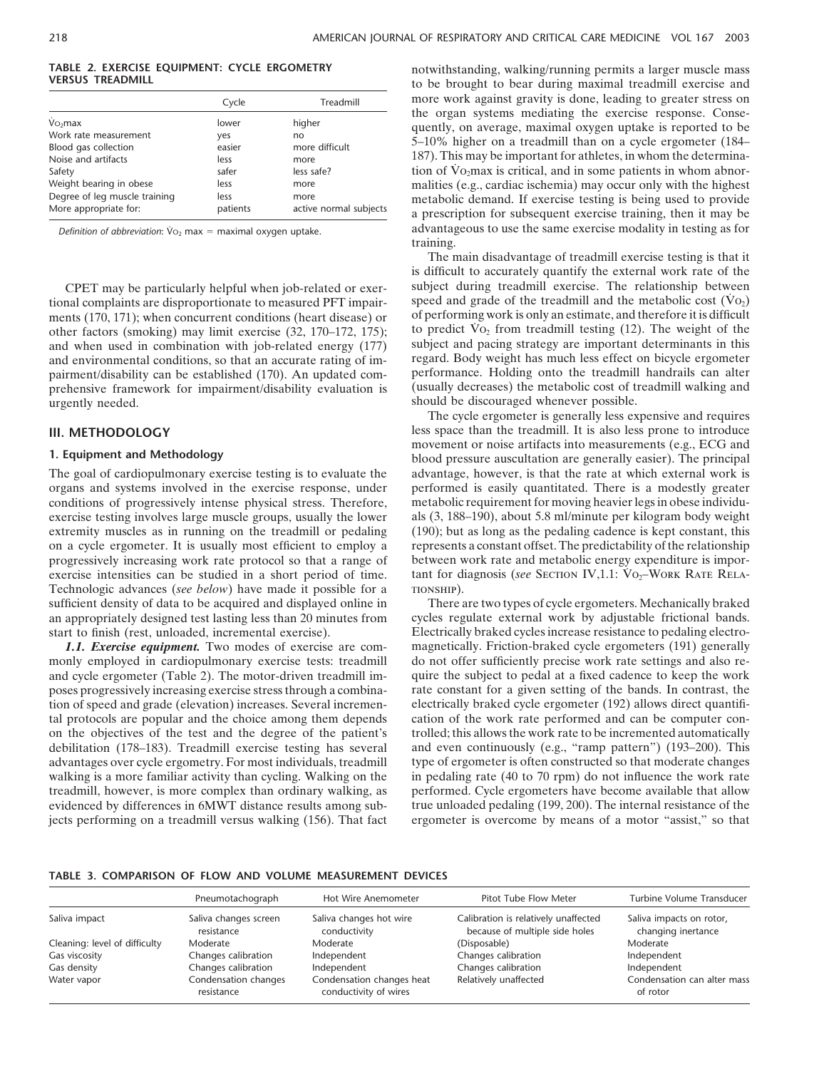**TABLE 2. EXERCISE EQUIPMENT: CYCLE ERGOMETRY VERSUS TREADMILL**

| | Cycle | Treadmill |
|---|---|---|
| $\dot{V}O_2$max | lower | higher |
| Work rate measurement | yes | no |
| Blood gas collection | easier | more difficult |
| Noise and artifacts | less | more |
| Safety | safer | less safe? |
| Weight bearing in obese | less | more |
| Degree of leg muscle training | less | more |
| More appropriate for: | patients | active normal subjects |

*Definition of abbreviation*: $\dot{V}O_2$ max = maximal oxygen uptake.

CPET may be particularly helpful when job-related or exertional complaints are disproportionate to measured PFT impairments (170, 171); when concurrent conditions (heart disease) or other factors (smoking) may limit exercise (32, 170–172, 175); and when used in combination with job-related energy (177) and environmental conditions, so that an accurate rating of impairment/disability can be established (170). An updated comprehensive framework for impairment/disability evaluation is urgently needed.

## III. METHODOLOGY

### 1. Equipment and Methodology

The goal of cardiopulmonary exercise testing is to evaluate the organs and systems involved in the exercise response, under conditions of progressively intense physical stress. Therefore, exercise testing involves large muscle groups, usually the lower extremity muscles as in running on the treadmill or pedaling on a cycle ergometer. It is usually most efficient to employ a progressively increasing work rate protocol so that a range of exercise intensities can be studied in a short period of time. Technologic advances (*see below*) have made it possible for a sufficient density of data to be acquired and displayed online in an appropriately designed test lasting less than 20 minutes from start to finish (rest, unloaded, incremental exercise).

***1.1. Exercise equipment.*** Two modes of exercise are commonly employed in cardiopulmonary exercise tests: treadmill and cycle ergometer (Table 2). The motor-driven treadmill imposes progressively increasing exercise stress through a combination of speed and grade (elevation) increases. Several incremental protocols are popular and the choice among them depends on the objectives of the test and the degree of the patient's debilitation (178–183). Treadmill exercise testing has several advantages over cycle ergometry. For most individuals, treadmill walking is a more familiar activity than cycling. Walking on the treadmill, however, is more complex than ordinary walking, as evidenced by differences in 6MWT distance results among subjects performing on a treadmill versus walking (156). That fact notwithstanding, walking/running permits a larger muscle mass to be brought to bear during maximal treadmill exercise and more work against gravity is done, leading to greater stress on the organ systems mediating the exercise response. Consequently, on average, maximal oxygen uptake is reported to be 5–10% higher on a treadmill than on a cycle ergometer (184–187). This may be important for athletes, in whom the determination of $\dot{V}O_2$max is critical, and in some patients in whom abnormalities (e.g., cardiac ischemia) may occur only with the highest metabolic demand. If exercise testing is being used to provide a prescription for subsequent exercise training, then it may be advantageous to use the same exercise modality in testing as for training.

The main disadvantage of treadmill exercise testing is that it is difficult to accurately quantify the external work rate of the subject during treadmill exercise. The relationship between speed and grade of the treadmill and the metabolic cost ($\dot{V}O_2$) of performing work is only an estimate, and therefore it is difficult to predict $\dot{V}O_2$ from treadmill testing (12). The weight of the subject and pacing strategy are important determinants in this regard. Body weight has much less effect on bicycle ergometer performance. Holding onto the treadmill handrails can alter (usually decreases) the metabolic cost of treadmill walking and should be discouraged whenever possible.

The cycle ergometer is generally less expensive and requires less space than the treadmill. It is also less prone to introduce movement or noise artifacts into measurements (e.g., ECG and blood pressure auscultation are generally easier). The principal advantage, however, is that the rate at which external work is performed is easily quantitated. There is a modestly greater metabolic requirement for moving heavier legs in obese individuals (3, 188–190), about 5.8 ml/minute per kilogram body weight (190); but as long as the pedaling cadence is kept constant, this represents a constant offset. The predictability of the relationship between work rate and metabolic energy expenditure is important for diagnosis (*see* SECTION IV,1.1: $\dot{V}O_2$–WORK RATE RELATIONSHIP).

There are two types of cycle ergometers. Mechanically braked cycles regulate external work by adjustable frictional bands. Electrically braked cycles increase resistance to pedaling electromagnetically. Friction-braked cycle ergometers (191) generally do not offer sufficiently precise work rate settings and also require the subject to pedal at a fixed cadence to keep the work rate constant for a given setting of the bands. In contrast, the electrically braked cycle ergometer (192) allows direct quantification of the work rate performed and can be computer controlled; this allows the work rate to be incremented automatically and even continuously (e.g., "ramp pattern") (193–200). This type of ergometer is often constructed so that moderate changes in pedaling rate (40 to 70 rpm) do not influence the work rate performed. Cycle ergometers have become available that allow true unloaded pedaling (199, 200). The internal resistance of the ergometer is overcome by means of a motor "assist," so that

**TABLE 3. COMPARISON OF FLOW AND VOLUME MEASUREMENT DEVICES**

| | Pneumotachograph | Hot Wire Anemometer | Pitot Tube Flow Meter | Turbine Volume Transducer |
|---|---|---|---|---|
| Saliva impact | Saliva changes screen resistance | Saliva changes hot wire conductivity | Calibration is relatively unaffected because of multiple side holes | Saliva impacts on rotor, changing inertance |
| Cleaning: level of difficulty | Moderate | Moderate | (Disposable) | Moderate |
| Gas viscosity | Changes calibration | Independent | Changes calibration | Independent |
| Gas density | Changes calibration | Independent | Changes calibration | Independent |
| Water vapor | Condensation changes resistance | Condensation changes heat conductivity of wires | Relatively unaffected | Condensation can alter mass of rotor |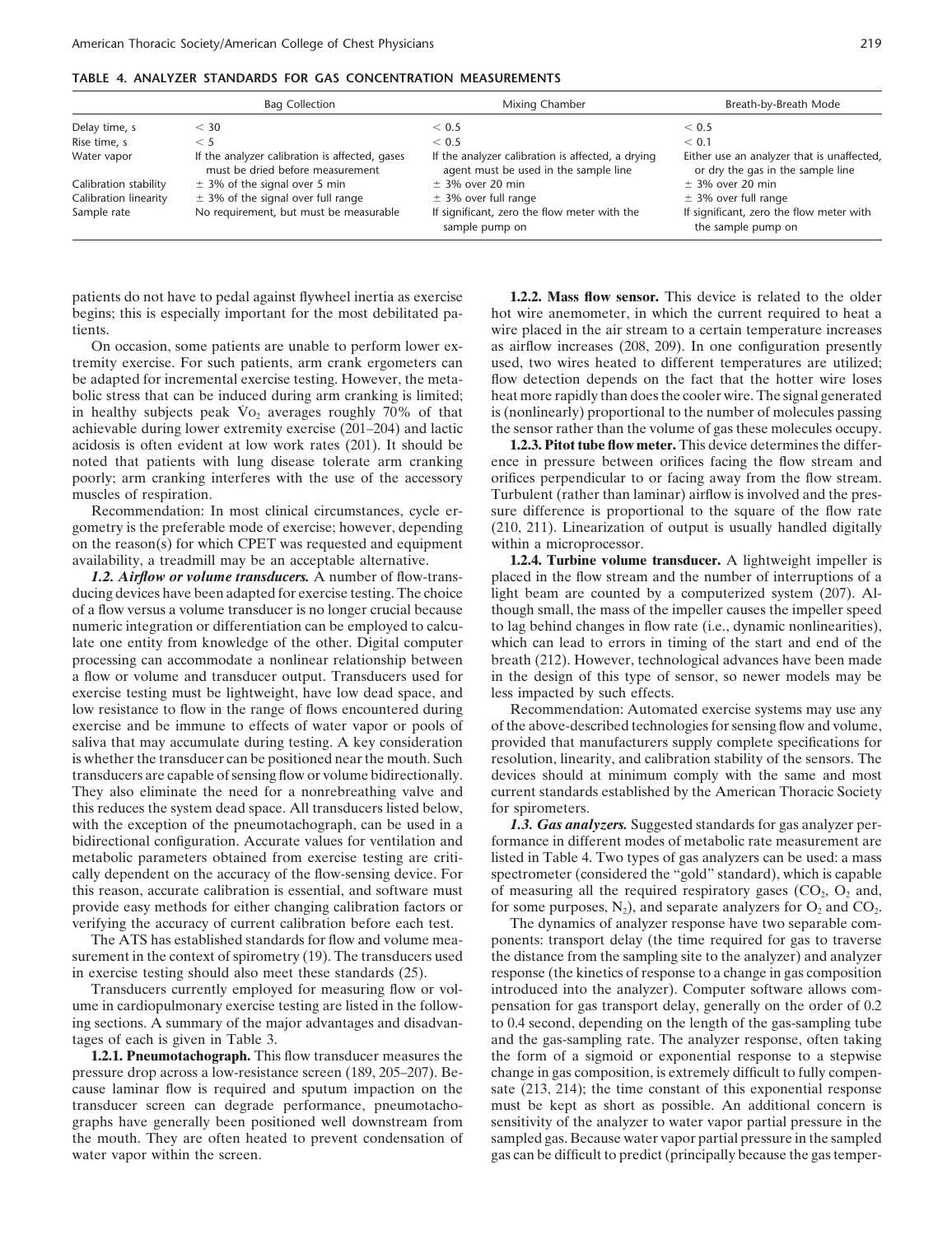**TABLE 4. ANALYZER STANDARDS FOR GAS CONCENTRATION MEASUREMENTS**

| | Bag Collection | Mixing Chamber | Breath-by-Breath Mode |
|---|---|---|---|
| Delay time, s | < 30 | < 0.5 | < 0.5 |
| Rise time, s | < 5 | < 0.5 | < 0.1 |
| Water vapor | If the analyzer calibration is affected, gases must be dried before measurement | If the analyzer calibration is affected, a drying agent must be used in the sample line | Either use an analyzer that is unaffected, or dry the gas in the sample line |
| Calibration stability | ± 3% of the signal over 5 min | ± 3% over 20 min | ± 3% over 20 min |
| Calibration linearity | ± 3% of the signal over full range | ± 3% over full range | ± 3% over full range |
| Sample rate | No requirement, but must be measurable | If significant, zero the flow meter with the sample pump on | If significant, zero the flow meter with the sample pump on |

patients do not have to pedal against flywheel inertia as exercise begins; this is especially important for the most debilitated patients.

On occasion, some patients are unable to perform lower extremity exercise. For such patients, arm crank ergometers can be adapted for incremental exercise testing. However, the metabolic stress that can be induced during arm cranking is limited; in healthy subjects peak $\dot{V}O_2$ averages roughly 70% of that achievable during lower extremity exercise (201–204) and lactic acidosis is often evident at low work rates (201). It should be noted that patients with lung disease tolerate arm cranking poorly; arm cranking interferes with the use of the accessory muscles of respiration.

Recommendation: In most clinical circumstances, cycle ergometry is the preferable mode of exercise; however, depending on the reason(s) for which CPET was requested and equipment availability, a treadmill may be an acceptable alternative.

***1.2. Airflow or volume transducers.*** A number of flow-transducing devices have been adapted for exercise testing. The choice of a flow versus a volume transducer is no longer crucial because numeric integration or differentiation can be employed to calculate one entity from knowledge of the other. Digital computer processing can accommodate a nonlinear relationship between a flow or volume and transducer output. Transducers used for exercise testing must be lightweight, have low dead space, and low resistance to flow in the range of flows encountered during exercise and be immune to effects of water vapor or pools of saliva that may accumulate during testing. A key consideration is whether the transducer can be positioned near the mouth. Such transducers are capable of sensing flow or volume bidirectionally. They also eliminate the need for a nonrebreathing valve and this reduces the system dead space. All transducers listed below, with the exception of the pneumotachograph, can be used in a bidirectional configuration. Accurate values for ventilation and metabolic parameters obtained from exercise testing are critically dependent on the accuracy of the flow-sensing device. For this reason, accurate calibration is essential, and software must provide easy methods for either changing calibration factors or verifying the accuracy of current calibration before each test.

The ATS has established standards for flow and volume measurement in the context of spirometry (19). The transducers used in exercise testing should also meet these standards (25).

Transducers currently employed for measuring flow or volume in cardiopulmonary exercise testing are listed in the following sections. A summary of the major advantages and disadvantages of each is given in Table 3.

**1.2.1. Pneumotachograph.** This flow transducer measures the pressure drop across a low-resistance screen (189, 205–207). Because laminar flow is required and sputum impaction on the transducer screen can degrade performance, pneumotachographs have generally been positioned well downstream from the mouth. They are often heated to prevent condensation of water vapor within the screen.

**1.2.2. Mass flow sensor.** This device is related to the older hot wire anemometer, in which the current required to heat a wire placed in the air stream to a certain temperature increases as airflow increases (208, 209). In one configuration presently used, two wires heated to different temperatures are utilized; flow detection depends on the fact that the hotter wire loses heat more rapidly than does the cooler wire. The signal generated is (nonlinearly) proportional to the number of molecules passing the sensor rather than the volume of gas these molecules occupy.

**1.2.3. Pitot tube flow meter.** This device determines the difference in pressure between orifices facing the flow stream and orifices perpendicular to or facing away from the flow stream. Turbulent (rather than laminar) airflow is involved and the pressure difference is proportional to the square of the flow rate (210, 211). Linearization of output is usually handled digitally within a microprocessor.

**1.2.4. Turbine volume transducer.** A lightweight impeller is placed in the flow stream and the number of interruptions of a light beam are counted by a computerized system (207). Although small, the mass of the impeller causes the impeller speed to lag behind changes in flow rate (i.e., dynamic nonlinearities), which can lead to errors in timing of the start and end of the breath (212). However, technological advances have been made in the design of this type of sensor, so newer models may be less impacted by such effects.

Recommendation: Automated exercise systems may use any of the above-described technologies for sensing flow and volume, provided that manufacturers supply complete specifications for resolution, linearity, and calibration stability of the sensors. The devices should at minimum comply with the same and most current standards established by the American Thoracic Society for spirometers.

***1.3. Gas analyzers.*** Suggested standards for gas analyzer performance in different modes of metabolic rate measurement are listed in Table 4. Two types of gas analyzers can be used: a mass spectrometer (considered the "gold" standard), which is capable of measuring all the required respiratory gases ($CO_2$, $O_2$ and, for some purposes, $N_2$), and separate analyzers for $O_2$ and $CO_2$.

The dynamics of analyzer response have two separable components: transport delay (the time required for gas to traverse the distance from the sampling site to the analyzer) and analyzer response (the kinetics of response to a change in gas composition introduced into the analyzer). Computer software allows compensation for gas transport delay, generally on the order of 0.2 to 0.4 second, depending on the length of the gas-sampling tube and the gas-sampling rate. The analyzer response, often taking the form of a sigmoid or exponential response to a stepwise change in gas composition, is extremely difficult to fully compensate (213, 214); the time constant of this exponential response must be kept as short as possible. An additional concern is sensitivity of the analyzer to water vapor partial pressure in the sampled gas. Because water vapor partial pressure in the sampled gas can be difficult to predict (principally because the gas temper-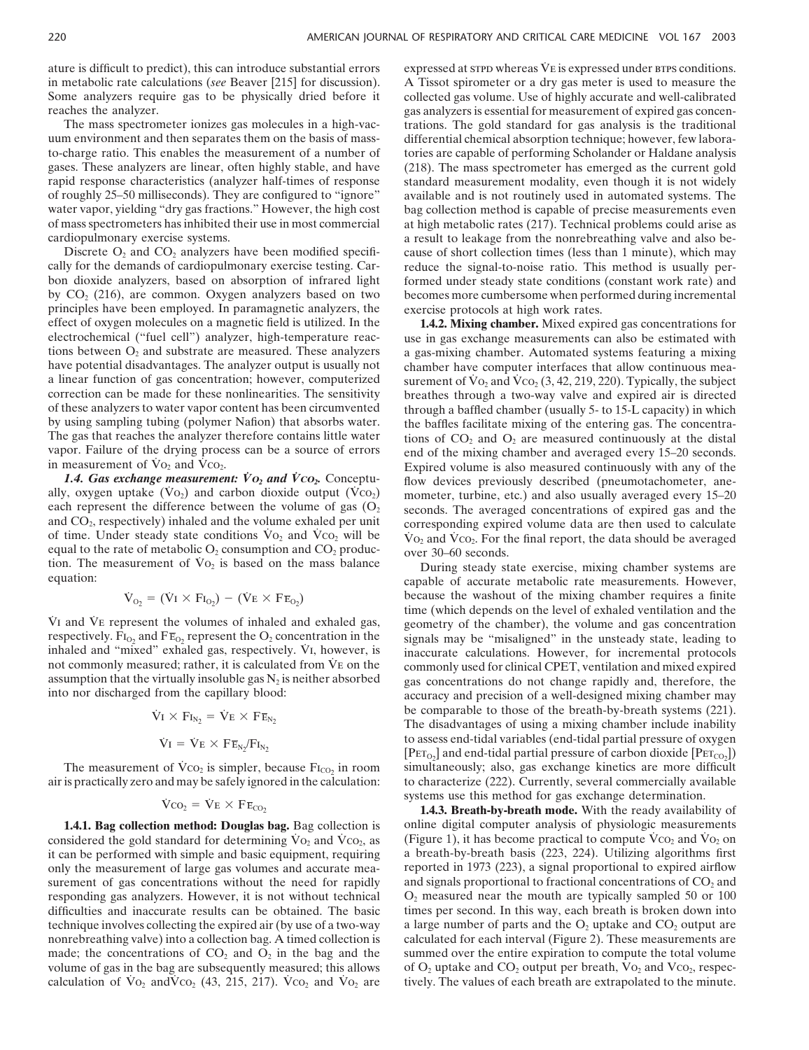ature is difficult to predict), this can introduce substantial errors in metabolic rate calculations (*see* Beaver [215] for discussion). Some analyzers require gas to be physically dried before it reaches the analyzer.

The mass spectrometer ionizes gas molecules in a high-vacuum environment and then separates them on the basis of mass-to-charge ratio. This enables the measurement of a number of gases. These analyzers are linear, often highly stable, and have rapid response characteristics (analyzer half-times of response of roughly 25–50 milliseconds). They are configured to "ignore" water vapor, yielding "dry gas fractions." However, the high cost of mass spectrometers has inhibited their use in most commercial cardiopulmonary exercise systems.

Discrete $O_2$ and $CO_2$ analyzers have been modified specifically for the demands of cardiopulmonary exercise testing. Carbon dioxide analyzers, based on absorption of infrared light by $CO_2$ (216), are common. Oxygen analyzers based on two principles have been employed. In paramagnetic analyzers, the effect of oxygen molecules on a magnetic field is utilized. In the electrochemical ("fuel cell") analyzer, high-temperature reactions between $O_2$ and substrate are measured. These analyzers have potential disadvantages. The analyzer output is usually not a linear function of gas concentration; however, computerized correction can be made for these nonlinearities. The sensitivity of these analyzers to water vapor content has been circumvented by using sampling tubing (polymer Nafion) that absorbs water. The gas that reaches the analyzer therefore contains little water vapor. Failure of the drying process can be a source of errors in measurement of $\dot{V}O_2$ and $\dot{V}CO_2$.

***1.4. Gas exchange measurement: $\dot{V}O_2$ and $\dot{V}CO_2$.*** Conceptually, oxygen uptake ($\dot{V}O_2$) and carbon dioxide output ($\dot{V}CO_2$) each represent the difference between the volume of gas ($O_2$ and $CO_2$, respectively) inhaled and the volume exhaled per unit of time. Under steady state conditions $\dot{V}O_2$ and $\dot{V}CO_2$ will be equal to the rate of metabolic $O_2$ consumption and $CO_2$ production. The measurement of $\dot{V}O_2$ is based on the mass balance equation:

$$\dot{V}_{O_2} = (\dot{V}I \times FI_{O_2}) - (\dot{V}E \times F\bar{E}_{O_2})$$

$\dot{V}I$ and $\dot{V}E$ represent the volumes of inhaled and exhaled gas, respectively. $FI_{O_2}$ and $F\bar{E}_{O_2}$ represent the $O_2$ concentration in the inhaled and "mixed" exhaled gas, respectively. $\dot{V}I$, however, is not commonly measured; rather, it is calculated from $\dot{V}E$ on the assumption that the virtually insoluble gas $N_2$ is neither absorbed into nor discharged from the capillary blood:

$$\dot{V}I \times FI_{N_2} = \dot{V}E \times F\bar{E}_{N_2}$$

$$\dot{V}I = \dot{V}E \times F\bar{E}_{N_2}/FI_{N_2}$$

The measurement of $\dot{V}CO_2$ is simpler, because $FI_{CO_2}$ in room air is practically zero and may be safely ignored in the calculation:

$$\dot{V}CO_2 = \dot{V}E \times F\bar{E}_{CO_2}$$

**1.4.1. Bag collection method: Douglas bag.** Bag collection is considered the gold standard for determining $\dot{V}O_2$ and $\dot{V}CO_2$, as it can be performed with simple and basic equipment, requiring only the measurement of large gas volumes and accurate measurement of gas concentrations without the need for rapidly responding gas analyzers. However, it is not without technical difficulties and inaccurate results can be obtained. The basic technique involves collecting the expired air (by use of a two-way nonrebreathing valve) into a collection bag. A timed collection is made; the concentrations of $CO_2$ and $O_2$ in the bag and the volume of gas in the bag are subsequently measured; this allows calculation of $\dot{V}O_2$ and $\dot{V}CO_2$ (43, 215, 217). $\dot{V}CO_2$ and $\dot{V}O_2$ are expressed at STPD whereas $\dot{V}E$ is expressed under BTPS conditions. A Tissot spirometer or a dry gas meter is used to measure the collected gas volume. Use of highly accurate and well-calibrated gas analyzers is essential for measurement of expired gas concentrations. The gold standard for gas analysis is the traditional differential chemical absorption technique; however, few laboratories are capable of performing Scholander or Haldane analysis (218). The mass spectrometer has emerged as the current gold standard measurement modality, even though it is not widely available and is not routinely used in automated systems. The bag collection method is capable of precise measurements even at high metabolic rates (217). Technical problems could arise as a result to leakage from the nonrebreathing valve and also because of short collection times (less than 1 minute), which may reduce the signal-to-noise ratio. This method is usually performed under steady state conditions (constant work rate) and becomes more cumbersome when performed during incremental exercise protocols at high work rates.

**1.4.2. Mixing chamber.** Mixed expired gas concentrations for use in gas exchange measurements can also be estimated with a gas-mixing chamber. Automated systems featuring a mixing chamber have computer interfaces that allow continuous measurement of $\dot{V}O_2$ and $\dot{V}CO_2$ (3, 42, 219, 220). Typically, the subject breathes through a two-way valve and expired air is directed through a baffled chamber (usually 5- to 15-L capacity) in which the baffles facilitate mixing of the entering gas. The concentrations of $CO_2$ and $O_2$ are measured continuously at the distal end of the mixing chamber and averaged every 15–20 seconds. Expired volume is also measured continuously with any of the flow devices previously described (pneumotachometer, anemometer, turbine, etc.) and also usually averaged every 15–20 seconds. The averaged concentrations of expired gas and the corresponding expired volume data are then used to calculate $\dot{V}O_2$ and $\dot{V}CO_2$. For the final report, the data should be averaged over 30–60 seconds.

During steady state exercise, mixing chamber systems are capable of accurate metabolic rate measurements. However, because the washout of the mixing chamber requires a finite time (which depends on the level of exhaled ventilation and the geometry of the chamber), the volume and gas concentration signals may be "misaligned" in the unsteady state, leading to inaccurate calculations. However, for incremental protocols commonly used for clinical CPET, ventilation and mixed expired gas concentrations do not change rapidly and, therefore, the accuracy and precision of a well-designed mixing chamber may be comparable to those of the breath-by-breath systems (221). The disadvantages of using a mixing chamber include inability to assess end-tidal variables (end-tidal partial pressure of oxygen [$PET_{O_2}$] and end-tidal partial pressure of carbon dioxide [$PET_{CO_2}$]) simultaneously; also, gas exchange kinetics are more difficult to characterize (222). Currently, several commercially available systems use this method for gas exchange determination.

**1.4.3. Breath-by-breath mode.** With the ready availability of online digital computer analysis of physiologic measurements (Figure 1), it has become practical to compute $\dot{V}CO_2$ and $\dot{V}O_2$ on a breath-by-breath basis (223, 224). Utilizing algorithms first reported in 1973 (223), a signal proportional to expired airflow and signals proportional to fractional concentrations of $CO_2$ and $O_2$ measured near the mouth are typically sampled 50 or 100 times per second. In this way, each breath is broken down into a large number of parts and the $O_2$ uptake and $CO_2$ output are calculated for each interval (Figure 2). These measurements are summed over the entire expiration to compute the total volume of $O_2$ uptake and $CO_2$ output per breath, $\dot{V}O_2$ and $\dot{V}CO_2$, respectively. The values of each breath are extrapolated to the minute.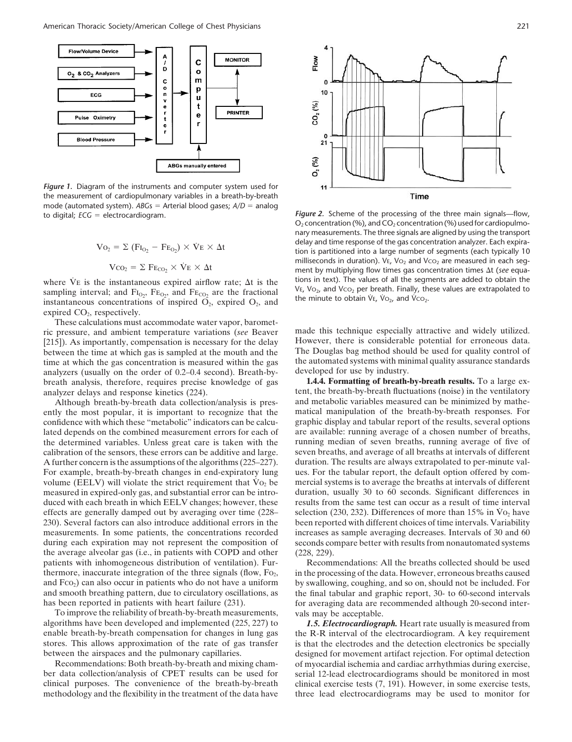*Figure 1.* Diagram of the instruments and computer system used for the measurement of cardiopulmonary variables in a breath-by-breath mode (automated system). *ABGs* = Arterial blood gases; *A/D* = analog to digital; *ECG* = electrocardiogram.

*Figure 2.* Scheme of the processing of the three main signals—flow, $O_2$ concentration (%), and $CO_2$ concentration (%) used for cardiopulmonary measurements. The three signals are aligned by using the transport delay and time response of the gas concentration analyzer. Each expiration is partitioned into a large number of segments (each typically 10 milliseconds in duration). $V_E$, $V_{O_2}$ and $V_{CO_2}$ are measured in each segment by multiplying flow times gas concentration times $\Delta t$ (*see* equations in text). The values of all the segments are added to obtain the $V_E$, $V_{O_2}$, and $V_{CO_2}$ per breath. Finally, these values are extrapolated to the minute to obtain $\dot{V}_E$, $\dot{V}_{O_2}$, and $\dot{V}_{CO_2}$.

$$V_{O_2} = \Sigma\,(F_{I_{O_2}} - F_{E_{O_2}}) \times \dot{V}_E \times \Delta t$$

$$V_{CO_2} = \Sigma\, F_{E_{CO_2}} \times \dot{V}_E \times \Delta t$$

where $\dot{V}_E$ is the instantaneous expired airflow rate; $\Delta t$ is the sampling interval; and $F_{I_{O_2}}$, $F_{E_{O_2}}$, and $F_{E_{CO_2}}$ are the fractional instantaneous concentrations of inspired $O_2$, expired $O_2$, and expired $CO_2$, respectively.

These calculations must accommodate water vapor, barometric pressure, and ambient temperature variations (*see* Beaver [215]). As importantly, compensation is necessary for the delay between the time at which gas is sampled at the mouth and the time at which the gas concentration is measured within the gas analyzers (usually on the order of 0.2–0.4 second). Breath-by-breath analysis, therefore, requires precise knowledge of gas analyzer delays and response kinetics (224).

Although breath-by-breath data collection/analysis is presently the most popular, it is important to recognize that the confidence with which these "metabolic" indicators can be calculated depends on the combined measurement errors for each of the determined variables. Unless great care is taken with the calibration of the sensors, these errors can be additive and large. A further concern is the assumptions of the algorithms (225–227). For example, breath-by-breath changes in end-expiratory lung volume (EELV) will violate the strict requirement that $\dot{V}_{O_2}$ be measured in expired-only gas, and substantial error can be introduced with each breath in which EELV changes; however, these effects are generally damped out by averaging over time (228–230). Several factors can also introduce additional errors in the measurements. In some patients, the concentrations recorded during each expiration may not represent the composition of the average alveolar gas (i.e., in patients with COPD and other patients with inhomogeneous distribution of ventilation). Furthermore, inaccurate integration of the three signals (flow, $F_{O_2}$, and $F_{CO_2}$) can also occur in patients who do not have a uniform and smooth breathing pattern, due to circulatory oscillations, as has been reported in patients with heart failure (231).

To improve the reliability of breath-by-breath measurements, algorithms have been developed and implemented (225, 227) to enable breath-by-breath compensation for changes in lung gas stores. This allows approximation of the rate of gas transfer between the airspaces and the pulmonary capillaries.

Recommendations: Both breath-by-breath and mixing chamber data collection/analysis of CPET results can be used for clinical purposes. The convenience of the breath-by-breath methodology and the flexibility in the treatment of the data have made this technique especially attractive and widely utilized. However, there is considerable potential for erroneous data. The Douglas bag method should be used for quality control of the automated systems with minimal quality assurance standards developed for use by industry.

**1.4.4. Formatting of breath-by-breath results.** To a large extent, the breath-by-breath fluctuations (noise) in the ventilatory and metabolic variables measured can be minimized by mathematical manipulation of the breath-by-breath responses. For graphic display and tabular report of the results, several options are available: running average of a chosen number of breaths, running median of seven breaths, running average of five of seven breaths, and average of all breaths at intervals of different duration. The results are always extrapolated to per-minute values. For the tabular report, the default option offered by commercial systems is to average the breaths at intervals of different duration, usually 30 to 60 seconds. Significant differences in results from the same test can occur as a result of time interval selection (230, 232). Differences of more than 15% in $\dot{V}_{O_2}$ have been reported with different choices of time intervals. Variability increases as sample averaging decreases. Intervals of 30 and 60 seconds compare better with results from nonautomated systems (228, 229).

Recommendations: All the breaths collected should be used in the processing of the data. However, erroneous breaths caused by swallowing, coughing, and so on, should not be included. For the final tabular and graphic report, 30- to 60-second intervals for averaging data are recommended although 20-second intervals may be acceptable.

***1.5. Electrocardiograph.*** Heart rate usually is measured from the R-R interval of the electrocardiogram. A key requirement is that the electrodes and the detection electronics be specially designed for movement artifact rejection. For optimal detection of myocardial ischemia and cardiac arrhythmias during exercise, serial 12-lead electrocardiograms should be monitored in most clinical exercise tests (7, 191). However, in some exercise tests, three lead electrocardiograms may be used to monitor for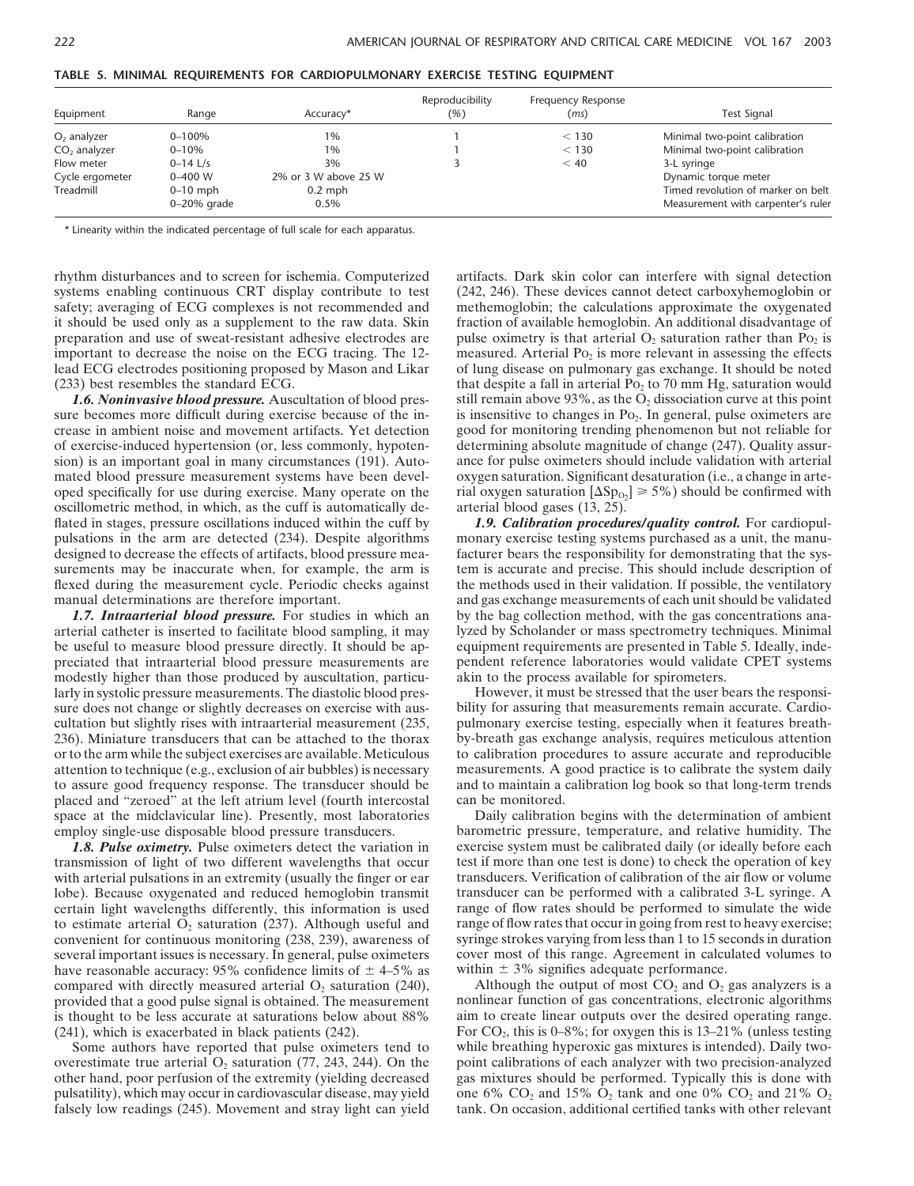**TABLE 5. MINIMAL REQUIREMENTS FOR CARDIOPULMONARY EXERCISE TESTING EQUIPMENT**

| Equipment | Range | Accuracy* | Reproducibility (%) | Frequency Response (*ms*) | Test Signal |
|---|---|---|---|---|---|
| $O_2$ analyzer | 0–100% | 1% | 1 | < 130 | Minimal two-point calibration |
| $CO_2$ analyzer | 0–10% | 1% | 1 | < 130 | Minimal two-point calibration |
| Flow meter | 0–14 L/s | 3% | 3 | < 40 | 3-L syringe |
| Cycle ergometer | 0–400 W | 2% or 3 W above 25 W | | | Dynamic torque meter |
| Treadmill | 0–10 mph | 0.2 mph | | | Timed revolution of marker on belt |
| | 0–20% grade | 0.5% | | | Measurement with carpenter's ruler |

\* Linearity within the indicated percentage of full scale for each apparatus.

rhythm disturbances and to screen for ischemia. Computerized systems enabling continuous CRT display contribute to test safety; averaging of ECG complexes is not recommended and it should be used only as a supplement to the raw data. Skin preparation and use of sweat-resistant adhesive electrodes are important to decrease the noise on the ECG tracing. The 12-lead ECG electrodes positioning proposed by Mason and Likar (233) best resembles the standard ECG.

***1.6. Noninvasive blood pressure.*** Auscultation of blood pressure becomes more difficult during exercise because of the increase in ambient noise and movement artifacts. Yet detection of exercise-induced hypertension (or, less commonly, hypotension) is an important goal in many circumstances (191). Automated blood pressure measurement systems have been developed specifically for use during exercise. Many operate on the oscillometric method, in which, as the cuff is automatically deflated in stages, pressure oscillations induced within the cuff by pulsations in the arm are detected (234). Despite algorithms designed to decrease the effects of artifacts, blood pressure measurements may be inaccurate when, for example, the arm is flexed during the measurement cycle. Periodic checks against manual determinations are therefore important.

***1.7. Intraarterial blood pressure.*** For studies in which an arterial catheter is inserted to facilitate blood sampling, it may be useful to measure blood pressure directly. It should be appreciated that intraarterial blood pressure measurements are modestly higher than those produced by auscultation, particularly in systolic pressure measurements. The diastolic blood pressure does not change or slightly decreases on exercise with auscultation but slightly rises with intraarterial measurement (235, 236). Miniature transducers that can be attached to the thorax or to the arm while the subject exercises are available. Meticulous attention to technique (e.g., exclusion of air bubbles) is necessary to assure good frequency response. The transducer should be placed and "zeroed" at the left atrium level (fourth intercostal space at the midclavicular line). Presently, most laboratories employ single-use disposable blood pressure transducers.

***1.8. Pulse oximetry.*** Pulse oximeters detect the variation in transmission of light of two different wavelengths that occur with arterial pulsations in an extremity (usually the finger or ear lobe). Because oxygenated and reduced hemoglobin transmit certain light wavelengths differently, this information is used to estimate arterial $O_2$ saturation (237). Although useful and convenient for continuous monitoring (238, 239), awareness of several important issues is necessary. In general, pulse oximeters have reasonable accuracy: 95% confidence limits of ± 4–5% as compared with directly measured arterial $O_2$ saturation (240), provided that a good pulse signal is obtained. The measurement is thought to be less accurate at saturations below about 88% (241), which is exacerbated in black patients (242).

Some authors have reported that pulse oximeters tend to overestimate true arterial $O_2$ saturation (77, 243, 244). On the other hand, poor perfusion of the extremity (yielding decreased pulsatility), which may occur in cardiovascular disease, may yield falsely low readings (245). Movement and stray light can yield artifacts. Dark skin color can interfere with signal detection (242, 246). These devices cannot detect carboxyhemoglobin or methemoglobin; the calculations approximate the oxygenated fraction of available hemoglobin. An additional disadvantage of pulse oximetry is that arterial $O_2$ saturation rather than $P_{O_2}$ is measured. Arterial $P_{O_2}$ is more relevant in assessing the effects of lung disease on pulmonary gas exchange. It should be noted that despite a fall in arterial $P_{O_2}$ to 70 mm Hg, saturation would still remain above 93%, as the $O_2$ dissociation curve at this point is insensitive to changes in $P_{O_2}$. In general, pulse oximeters are good for monitoring trending phenomenon but not reliable for determining absolute magnitude of change (247). Quality assurance for pulse oximeters should include validation with arterial oxygen saturation. Significant desaturation (i.e., a change in arterial oxygen saturation [$\Delta Sp_{O_2}$] ≥ 5%) should be confirmed with arterial blood gases (13, 25).

***1.9. Calibration procedures/quality control.*** For cardiopulmonary exercise testing systems purchased as a unit, the manufacturer bears the responsibility for demonstrating that the system is accurate and precise. This should include description of the methods used in their validation. If possible, the ventilatory and gas exchange measurements of each unit should be validated by the bag collection method, with the gas concentrations analyzed by Scholander or mass spectrometry techniques. Minimal equipment requirements are presented in Table 5. Ideally, independent reference laboratories would validate CPET systems akin to the process available for spirometers.

However, it must be stressed that the user bears the responsibility for assuring that measurements remain accurate. Cardiopulmonary exercise testing, especially when it features breath-by-breath gas exchange analysis, requires meticulous attention to calibration procedures to assure accurate and reproducible measurements. A good practice is to calibrate the system daily and to maintain a calibration log book so that long-term trends can be monitored.

Daily calibration begins with the determination of ambient barometric pressure, temperature, and relative humidity. The exercise system must be calibrated daily (or ideally before each test if more than one test is done) to check the operation of key transducers. Verification of calibration of the air flow or volume transducer can be performed with a calibrated 3-L syringe. A range of flow rates should be performed to simulate the wide range of flow rates that occur in going from rest to heavy exercise; syringe strokes varying from less than 1 to 15 seconds in duration cover most of this range. Agreement in calculated volumes to within ± 3% signifies adequate performance.

Although the output of most $CO_2$ and $O_2$ gas analyzers is a nonlinear function of gas concentrations, electronic algorithms aim to create linear outputs over the desired operating range. For $CO_2$, this is 0–8%; for oxygen this is 13–21% (unless testing while breathing hyperoxic gas mixtures is intended). Daily two-point calibrations of each analyzer with two precision-analyzed gas mixtures should be performed. Typically this is done with one 6% $CO_2$ and 15% $O_2$ tank and one 0% $CO_2$ and 21% $O_2$ tank. On occasion, additional certified tanks with other relevant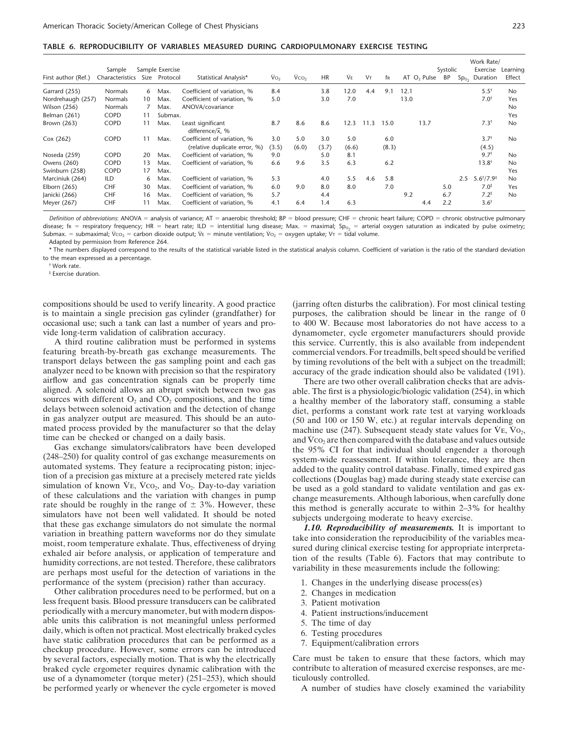**TABLE 6. REPRODUCIBILITY OF VARIABLES MEASURED DURING CARDIOPULMONARY EXERCISE TESTING**

| First author (Ref.) | Sample Characteristics | Sample Size | Exercise Protocol | Statistical Analysis* | $\dot{V}O_2$ | $\dot{V}CO_2$ | HR | $\dot{V}E$ | $V_T$ | $f_R$ | AT | $O_2$ Pulse | Systolic BP | $Sp_{O_2}$ | Work Rate/ Exercise Duration | Learning Effect |
|---|---|---|---|---|---|---|---|---|---|---|---|---|---|---|---|---|
| Garrard (255) | Normals | 6 | Max. | Coefficient of variation, % | 8.4 | | 3.8 | 12.0 | 4.4 | 9.1 | 12.1 | | | | 5.5† | No |
| Nordrehaugh (257) | Normals | 10 | Max. | Coefficient of variation, % | 5.0 | | 3.0 | 7.0 | | | 13.0 | | | | 7.0† | Yes |
| Wilson (256) | Normals | 7 | Max. | ANOVA/covariance | | | | | | | | | | | | No |
| Belman (261) | COPD | 11 | Submax. | | | | | | | | | | | | | Yes |
| Brown (263) | COPD | 11 | Max. | Least significant difference/$\bar{x}$, % | 8.7 | 8.6 | 8.6 | 12.3 | 11.3 | 15.0 | | 13.7 | | | 7.3† | No |
| Cox (262) | COPD | 11 | Max. | Coefficient of variation, % | 3.0 | 5.0 | 3.0 | 5.0 | | 6.0 | | | | | 3.7† | No |
| | | | | (relative duplicate error, %) | (3.5) | (6.0) | (3.7) | (6.6) | | (8.3) | | | | | (4.5) | |
| Noseda (259) | COPD | 20 | Max. | Coefficient of variation, % | 9.0 | | 5.0 | 8.1 | | | | | | | 9.7† | No |
| Owens (260) | COPD | 13 | Max. | Coefficient of variation, % | 6.6 | 9.6 | 3.5 | 6.3 | | 6.2 | | | | | 13.8† | No |
| Swinburn (258) | COPD | 17 | Max. | | | | | | | | | | | | | Yes |
| Marciniuk (264) | ILD | 6 | Max. | Coefficient of variation, % | 5.3 | | 4.0 | 5.5 | 4.6 | 5.8 | | | | 2.5 | 5.6†/7.9‡ | No |
| Elborn (265) | CHF | 30 | Max. | Coefficient of variation, % | 6.0 | 9.0 | 8.0 | 8.0 | | 7.0 | | | 5.0 | | 7.0‡ | Yes |
| Janicki (266) | CHF | 16 | Max. | Coefficient of variation, % | 5.7 | | 4.4 | | | | 9.2 | | 6.7 | | 7.2‡ | No |
| Meyer (267) | CHF | 11 | Max. | Coefficient of variation, % | 4.1 | 6.4 | 1.4 | 6.3 | | | | 4.4 | 2.2 | | 3.6† | |

*Definition of abbreviations*: ANOVA = analysis of variance; AT = anaerobic threshold; BP = blood pressure; CHF = chronic heart failure; COPD = chronic obstructive pulmonary disease; $f_R$ = respiratory frequency; HR = heart rate; ILD = interstitial lung disease; Max. = maximal; $Sp_{O_2}$ = arterial oxygen saturation as indicated by pulse oximetry; Submax. = submaximal; $\dot{V}CO_2$ = carbon dioxide output; $\dot{V}E$ = minute ventilation; $\dot{V}O_2$ = oxygen uptake; $V_T$ = tidal volume.

Adapted by permission from Reference 264.

\* The numbers displayed correspond to the results of the statistical variable listed in the statistical analysis column. Coefficient of variation is the ratio of the standard deviation to the mean expressed as a percentage.

† Work rate.

‡ Exercise duration.

compositions should be used to verify linearity. A good practice is to maintain a single precision gas cylinder (grandfather) for occasional use; such a tank can last a number of years and provide long-term validation of calibration accuracy.

A third routine calibration must be performed in systems featuring breath-by-breath gas exchange measurements. The transport delays between the gas sampling point and each gas analyzer need to be known with precision so that the respiratory airflow and gas concentration signals can be properly time aligned. A solenoid allows an abrupt switch between two gas sources with different $O_2$ and $CO_2$ compositions, and the time delays between solenoid activation and the detection of change in gas analyzer output are measured. This should be an automated process provided by the manufacturer so that the delay time can be checked or changed on a daily basis.

Gas exchange simulators/calibrators have been developed (248–250) for quality control of gas exchange measurements on automated systems. They feature a reciprocating piston; injection of a precision gas mixture at a precisely metered rate yields simulation of known $\dot{V}E$, $\dot{V}CO_2$, and $\dot{V}O_2$. Day-to-day variation of these calculations and the variation with changes in pump rate should be roughly in the range of ± 3%. However, these simulators have not been well validated. It should be noted that these gas exchange simulators do not simulate the normal variation in breathing pattern waveforms nor do they simulate moist, room temperature exhalate. Thus, effectiveness of drying exhaled air before analysis, or application of temperature and humidity corrections, are not tested. Therefore, these calibrators are perhaps most useful for the detection of variations in the performance of the system (precision) rather than accuracy.

Other calibration procedures need to be performed, but on a less frequent basis. Blood pressure transducers can be calibrated periodically with a mercury manometer, but with modern disposable units this calibration is not meaningful unless performed daily, which is often not practical. Most electrically braked cycles have static calibration procedures that can be performed as a checkup procedure. However, some errors can be introduced by several factors, especially motion. That is why the electrically braked cycle ergometer requires dynamic calibration with the use of a dynamometer (torque meter) (251–253), which should be performed yearly or whenever the cycle ergometer is moved (jarring often disturbs the calibration). For most clinical testing purposes, the calibration should be linear in the range of 0 to 400 W. Because most laboratories do not have access to a dynamometer, cycle ergometer manufacturers should provide this service. Currently, this is also available from independent commercial vendors. For treadmills, belt speed should be verified by timing revolutions of the belt with a subject on the treadmill; accuracy of the grade indication should also be validated (191).

There are two other overall calibration checks that are advisable. The first is a physiologic/biologic validation (254), in which a healthy member of the laboratory staff, consuming a stable diet, performs a constant work rate test at varying workloads (50 and 100 or 150 W, etc.) at regular intervals depending on machine use (247). Subsequent steady state values for $\dot{V}E$, $\dot{V}O_2$, and $\dot{V}CO_2$ are then compared with the database and values outside the 95% CI for that individual should engender a thorough system-wide reassessment. If within tolerance, they are then added to the quality control database. Finally, timed expired gas collections (Douglas bag) made during steady state exercise can be used as a gold standard to validate ventilation and gas exchange measurements. Although laborious, when carefully done this method is generally accurate to within 2–3% for healthy subjects undergoing moderate to heavy exercise.

***1.10. Reproducibility of measurements.*** It is important to take into consideration the reproducibility of the variables measured during clinical exercise testing for appropriate interpretation of the results (Table 6). Factors that may contribute to variability in these measurements include the following:

1. Changes in the underlying disease process(es)
2. Changes in medication
3. Patient motivation
4. Patient instructions/inducement
5. The time of day
6. Testing procedures
7. Equipment/calibration errors

Care must be taken to ensure that these factors, which may contribute to alteration of measured exercise responses, are meticulously controlled.

A number of studies have closely examined the variability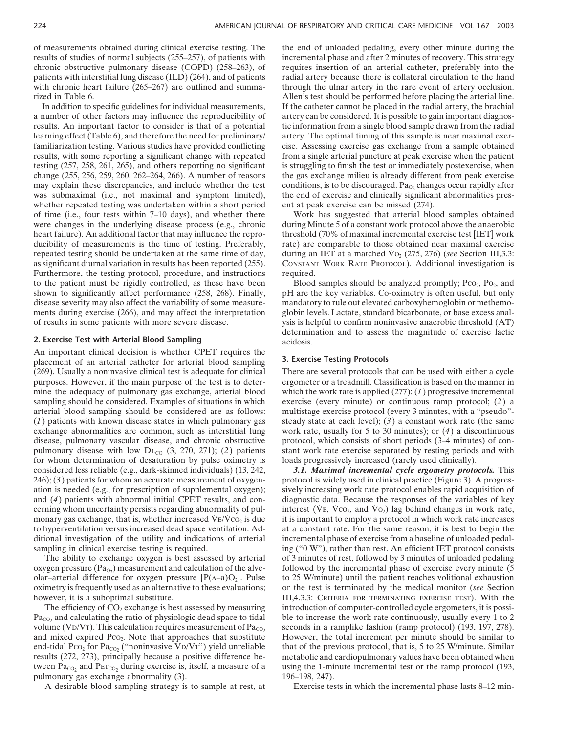of measurements obtained during clinical exercise testing. The results of studies of normal subjects (255–257), of patients with chronic obstructive pulmonary disease (COPD) (258–263), of patients with interstitial lung disease (ILD) (264), and of patients with chronic heart failure (265–267) are outlined and summarized in Table 6.

In addition to specific guidelines for individual measurements, a number of other factors may influence the reproducibility of results. An important factor to consider is that of a potential learning effect (Table 6), and therefore the need for preliminary/familiarization testing. Various studies have provided conflicting results, with some reporting a significant change with repeated testing (257, 258, 261, 265), and others reporting no significant change (255, 256, 259, 260, 262–264, 266). A number of reasons may explain these discrepancies, and include whether the test was submaximal (i.e., not maximal and symptom limited), whether repeated testing was undertaken within a short period of time (i.e., four tests within 7–10 days), and whether there were changes in the underlying disease process (e.g., chronic heart failure). An additional factor that may influence the reproducibility of measurements is the time of testing. Preferably, repeated testing should be undertaken at the same time of day, as significant diurnal variation in results has been reported (255). Furthermore, the testing protocol, procedure, and instructions to the patient must be rigidly controlled, as these have been shown to significantly affect performance (258, 268). Finally, disease severity may also affect the variability of some measurements during exercise (266), and may affect the interpretation of results in some patients with more severe disease.

## 2. Exercise Test with Arterial Blood Sampling

An important clinical decision is whether CPET requires the placement of an arterial catheter for arterial blood sampling (269). Usually a noninvasive clinical test is adequate for clinical purposes. However, if the main purpose of the test is to determine the adequacy of pulmonary gas exchange, arterial blood sampling should be considered. Examples of situations in which arterial blood sampling should be considered are as follows: (*1*) patients with known disease states in which pulmonary gas exchange abnormalities are common, such as interstitial lung disease, pulmonary vascular disease, and chronic obstructive pulmonary disease with low $D_{LCO}$ (3, 270, 271); (*2*) patients for whom determination of desaturation by pulse oximetry is considered less reliable (e.g., dark-skinned individuals) (13, 242, 246); (*3*) patients for whom an accurate measurement of oxygenation is needed (e.g., for prescription of supplemental oxygen); and (*4*) patients with abnormal initial CPET results, and concerning whom uncertainty persists regarding abnormality of pulmonary gas exchange, that is, whether increased $\dot{V}E/\dot{V}CO_2$ is due to hyperventilation versus increased dead space ventilation. Additional investigation of the utility and indications of arterial sampling in clinical exercise testing is required.

The ability to exchange oxygen is best assessed by arterial oxygen pressure ($Pa_{O_2}$) measurement and calculation of the alveolar–arterial difference for oxygen pressure [$P(A\text{–}a)O_2$]. Pulse oximetry is frequently used as an alternative to these evaluations; however, it is a suboptimal substitute.

The efficiency of $CO_2$ exchange is best assessed by measuring $Pa_{CO_2}$ and calculating the ratio of physiologic dead space to tidal volume ($V_D/V_T$). This calculation requires measurement of $Pa_{CO_2}$ and mixed expired $P_{CO_2}$. Note that approaches that substitute end-tidal $P_{CO_2}$ for $Pa_{CO_2}$ ("noninvasive $V_D/V_T$") yield unreliable results (272, 273), principally because a positive difference between $Pa_{CO_2}$ and $P_{ET_{CO_2}}$ during exercise is, itself, a measure of a pulmonary gas exchange abnormality (3).

A desirable blood sampling strategy is to sample at rest, at the end of unloaded pedaling, every other minute during the incremental phase and after 2 minutes of recovery. This strategy requires insertion of an arterial catheter, preferably into the radial artery because there is collateral circulation to the hand through the ulnar artery in the rare event of artery occlusion. Allen's test should be performed before placing the arterial line. If the catheter cannot be placed in the radial artery, the brachial artery can be considered. It is possible to gain important diagnostic information from a single blood sample drawn from the radial artery. The optimal timing of this sample is near maximal exercise. Assessing exercise gas exchange from a sample obtained from a single arterial puncture at peak exercise when the patient is struggling to finish the test or immediately postexercise, when the gas exchange milieu is already different from peak exercise conditions, is to be discouraged. $Pa_{O_2}$ changes occur rapidly after the end of exercise and clinically significant abnormalities present at peak exercise can be missed (274).

Work has suggested that arterial blood samples obtained during Minute 5 of a constant work protocol above the anaerobic threshold (70% of maximal incremental exercise test [IET] work rate) are comparable to those obtained near maximal exercise during an IET at a matched $\dot{V}O_2$ (275, 276) (*see* Section III,3.3: CONSTANT WORK RATE PROTOCOL). Additional investigation is required.

Blood samples should be analyzed promptly; $P_{CO_2}$, $P_{O_2}$, and pH are the key variables. Co-oximetry is often useful, but only mandatory to rule out elevated carboxyhemoglobin or methemoglobin levels. Lactate, standard bicarbonate, or base excess analysis is helpful to confirm noninvasive anaerobic threshold (AT) determination and to assess the magnitude of exercise lactic acidosis.

## 3. Exercise Testing Protocols

There are several protocols that can be used with either a cycle ergometer or a treadmill. Classification is based on the manner in which the work rate is applied (277): (*1*) progressive incremental exercise (every minute) or continuous ramp protocol; (*2*) a multistage exercise protocol (every 3 minutes, with a "pseudo"-steady state at each level); (*3*) a constant work rate (the same work rate, usually for 5 to 30 minutes); or (*4*) a discontinuous protocol, which consists of short periods (3–4 minutes) of constant work rate exercise separated by resting periods and with loads progressively increased (rarely used clinically).

***3.1. Maximal incremental cycle ergometry protocols.*** This protocol is widely used in clinical practice (Figure 3). A progressively increasing work rate protocol enables rapid acquisition of diagnostic data. Because the responses of the variables of key interest ($\dot{V}E$, $\dot{V}CO_2$, and $\dot{V}O_2$) lag behind changes in work rate, it is important to employ a protocol in which work rate increases at a constant rate. For the same reason, it is best to begin the incremental phase of exercise from a baseline of unloaded pedaling ("0 W"), rather than rest. An efficient IET protocol consists of 3 minutes of rest, followed by 3 minutes of unloaded pedaling followed by the incremental phase of exercise every minute (5 to 25 W/minute) until the patient reaches volitional exhaustion or the test is terminated by the medical monitor (*see* Section III,4.3.3: CRITERIA FOR TERMINATING EXERCISE TEST). With the introduction of computer-controlled cycle ergometers, it is possible to increase the work rate continuously, usually every 1 to 2 seconds in a ramplike fashion (ramp protocol) (193, 197, 278). However, the total increment per minute should be similar to that of the previous protocol, that is, 5 to 25 W/minute. Similar metabolic and cardiopulmonary values have been obtained when using the 1-minute incremental test or the ramp protocol (193, 196–198, 247).

Exercise tests in which the incremental phase lasts 8–12 min-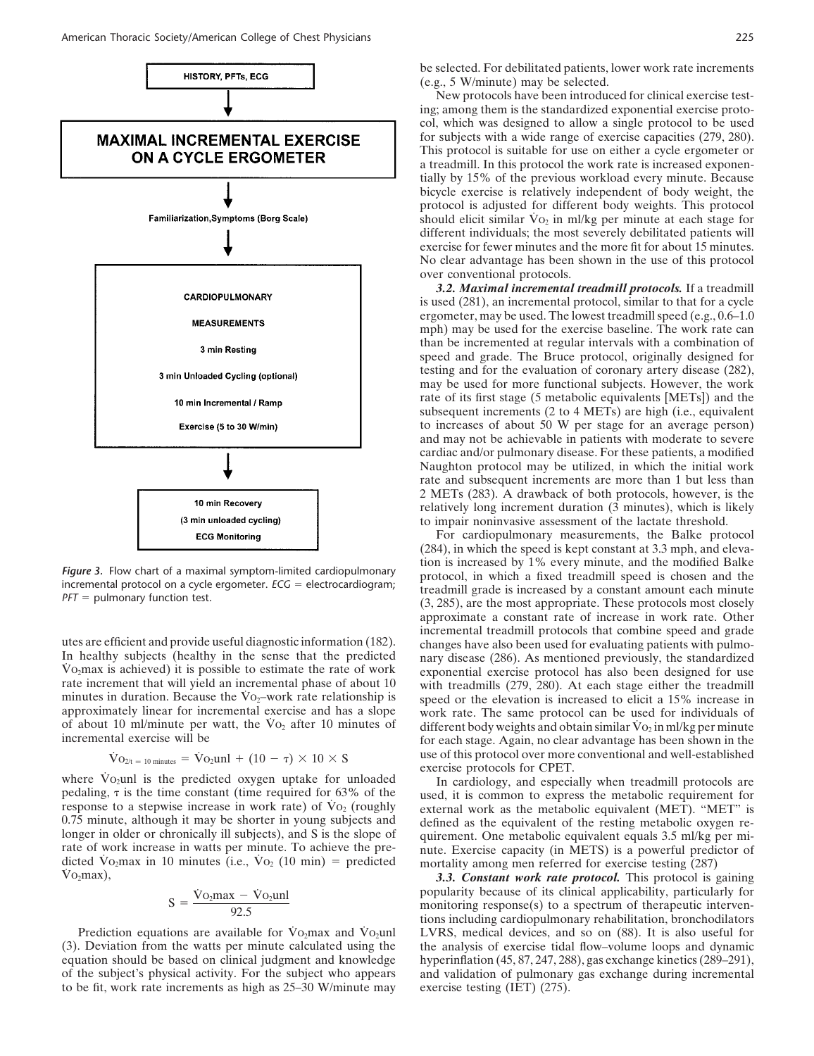HISTORY, PFTs, ECG

↓

**MAXIMAL INCREMENTAL EXERCISE ON A CYCLE ERGOMETER**

↓

Familiarization, Symptoms (Borg Scale)

↓

CARDIOPULMONARY MEASUREMENTS

3 min Resting

3 min Unloaded Cycling (optional)

10 min Incremental / Ramp Exercise (5 to 30 W/min)

↓

10 min Recovery

(3 min unloaded cycling)

ECG Monitoring

***Figure 3.*** Flow chart of a maximal symptom-limited cardiopulmonary incremental protocol on a cycle ergometer. *ECG* = electrocardiogram; *PFT* = pulmonary function test.

utes are efficient and provide useful diagnostic information (182). In healthy subjects (healthy in the sense that the predicted $\dot{V}O_2$max is achieved) it is possible to estimate the rate of work rate increment that will yield an incremental phase of about 10 minutes in duration. Because the $\dot{V}O_2$–work rate relationship is approximately linear for incremental exercise and has a slope of about 10 ml/minute per watt, the $\dot{V}O_2$ after 10 minutes of incremental exercise will be

$$\dot{V}O_{2/t\,=\,10\text{ minutes}} = \dot{V}O_2\text{unl} + (10 - \tau) \times 10 \times S$$

where $\dot{V}O_2$unl is the predicted oxygen uptake for unloaded pedaling, $\tau$ is the time constant (time required for 63% of the response to a stepwise increase in work rate) of $\dot{V}O_2$ (roughly 0.75 minute, although it may be shorter in young subjects and longer in older or chronically ill subjects), and S is the slope of rate of work increase in watts per minute. To achieve the predicted $\dot{V}O_2$max in 10 minutes (i.e., $\dot{V}O_2$ (10 min) = predicted $\dot{V}O_2$max),

$$S = \frac{\dot{V}O_2\text{max} - \dot{V}O_2\text{unl}}{92.5}$$

Prediction equations are available for $\dot{V}O_2$max and $\dot{V}O_2$unl (3). Deviation from the watts per minute calculated using the equation should be based on clinical judgment and knowledge of the subject's physical activity. For the subject who appears to be fit, work rate increments as high as 25–30 W/minute may be selected. For debilitated patients, lower work rate increments (e.g., 5 W/minute) may be selected.

New protocols have been introduced for clinical exercise testing; among them is the standardized exponential exercise protocol, which was designed to allow a single protocol to be used for subjects with a wide range of exercise capacities (279, 280). This protocol is suitable for use on either a cycle ergometer or a treadmill. In this protocol the work rate is increased exponentially by 15% of the previous workload every minute. Because bicycle exercise is relatively independent of body weight, the protocol is adjusted for different body weights. This protocol should elicit similar $\dot{V}O_2$ in ml/kg per minute at each stage for different individuals; the most severely debilitated patients will exercise for fewer minutes and the more fit for about 15 minutes. No clear advantage has been shown in the use of this protocol over conventional protocols.

***3.2. Maximal incremental treadmill protocols.*** If a treadmill is used (281), an incremental protocol, similar to that for a cycle ergometer, may be used. The lowest treadmill speed (e.g., 0.6–1.0 mph) may be used for the exercise baseline. The work rate can than be incremented at regular intervals with a combination of speed and grade. The Bruce protocol, originally designed for testing and for the evaluation of coronary artery disease (282), may be used for more functional subjects. However, the work rate of its first stage (5 metabolic equivalents [METs]) and the subsequent increments (2 to 4 METs) are high (i.e., equivalent to increases of about 50 W per stage for an average person) and may not be achievable in patients with moderate to severe cardiac and/or pulmonary disease. For these patients, a modified Naughton protocol may be utilized, in which the initial work rate and subsequent increments are more than 1 but less than 2 METs (283). A drawback of both protocols, however, is the relatively long increment duration (3 minutes), which is likely to impair noninvasive assessment of the lactate threshold.

For cardiopulmonary measurements, the Balke protocol (284), in which the speed is kept constant at 3.3 mph, and elevation is increased by 1% every minute, and the modified Balke protocol, in which a fixed treadmill speed is chosen and the treadmill grade is increased by a constant amount each minute (3, 285), are the most appropriate. These protocols most closely approximate a constant rate of increase in work rate. Other incremental treadmill protocols that combine speed and grade changes have also been used for evaluating patients with pulmonary disease (286). As mentioned previously, the standardized exponential exercise protocol has also been designed for use with treadmills (279, 280). At each stage either the treadmill speed or the elevation is increased to elicit a 15% increase in work rate. The same protocol can be used for individuals of different body weights and obtain similar $\dot{V}O_2$ in ml/kg per minute for each stage. Again, no clear advantage has been shown in the use of this protocol over more conventional and well-established exercise protocols for CPET.

In cardiology, and especially when treadmill protocols are used, it is common to express the metabolic requirement for external work as the metabolic equivalent (MET). "MET" is defined as the equivalent of the resting metabolic oxygen requirement. One metabolic equivalent equals 3.5 ml/kg per minute. Exercise capacity (in METS) is a powerful predictor of mortality among men referred for exercise testing (287)

***3.3. Constant work rate protocol.*** This protocol is gaining popularity because of its clinical applicability, particularly for monitoring response(s) to a spectrum of therapeutic interventions including cardiopulmonary rehabilitation, bronchodilators LVRS, medical devices, and so on (88). It is also useful for the analysis of exercise tidal flow–volume loops and dynamic hyperinflation (45, 87, 247, 288), gas exchange kinetics (289–291), and validation of pulmonary gas exchange during incremental exercise testing (IET) (275).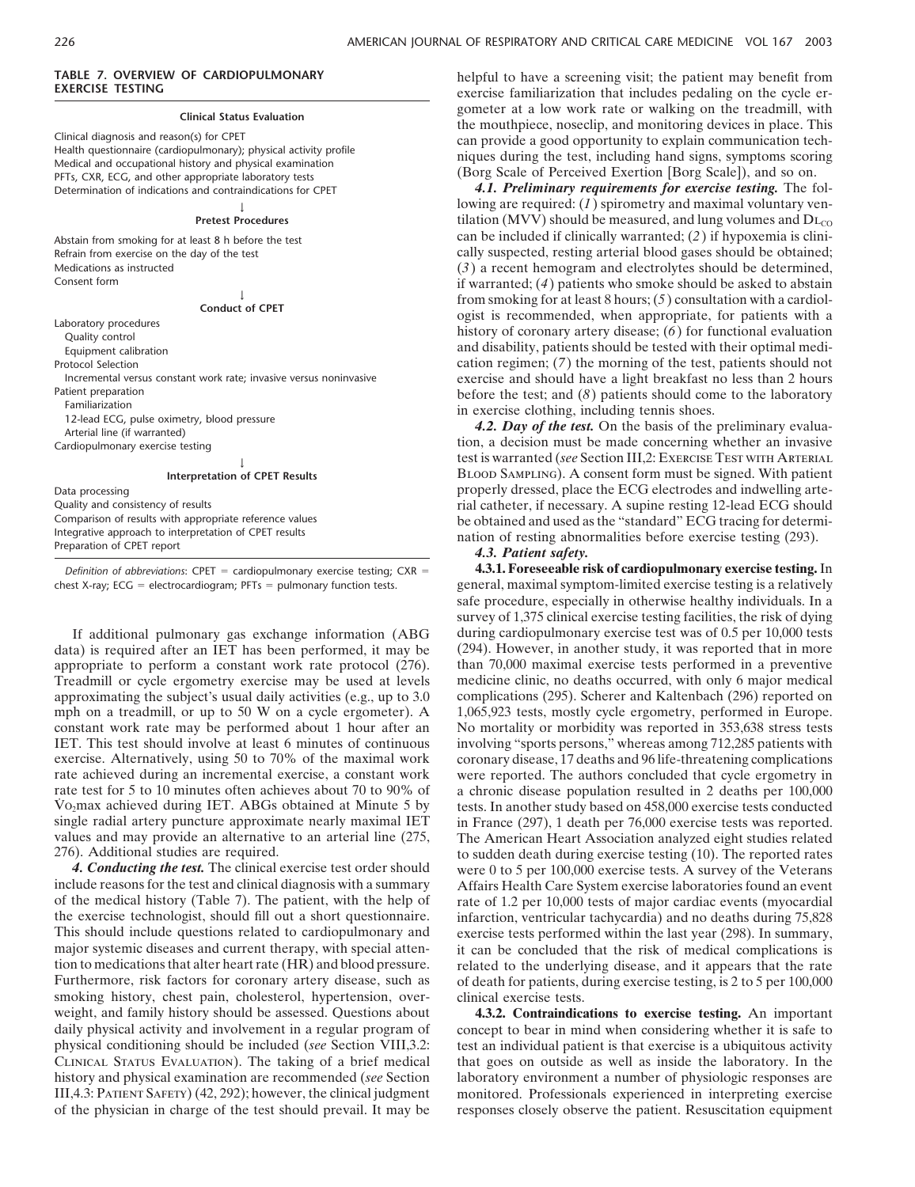**TABLE 7. OVERVIEW OF CARDIOPULMONARY EXERCISE TESTING**

**Clinical Status Evaluation**

Clinical diagnosis and reason(s) for CPET
Health questionnaire (cardiopulmonary); physical activity profile
Medical and occupational history and physical examination
PFTs, CXR, ECG, and other appropriate laboratory tests
Determination of indications and contraindications for CPET

↓

**Pretest Procedures**

Abstain from smoking for at least 8 h before the test
Refrain from exercise on the day of the test
Medications as instructed
Consent form

↓

**Conduct of CPET**

Laboratory procedures
 Quality control
 Equipment calibration
Protocol Selection
 Incremental versus constant work rate; invasive versus noninvasive
Patient preparation
 Familiarization
 12-lead ECG, pulse oximetry, blood pressure
 Arterial line (if warranted)
Cardiopulmonary exercise testing

↓

**Interpretation of CPET Results**

Data processing
Quality and consistency of results
Comparison of results with appropriate reference values
Integrative approach to interpretation of CPET results
Preparation of CPET report

*Definition of abbreviations*: CPET = cardiopulmonary exercise testing; CXR = chest X-ray; ECG = electrocardiogram; PFTs = pulmonary function tests.

If additional pulmonary gas exchange information (ABG data) is required after an IET has been performed, it may be appropriate to perform a constant work rate protocol (276). Treadmill or cycle ergometry exercise may be used at levels approximating the subject's usual daily activities (e.g., up to 3.0 mph on a treadmill, or up to 50 W on a cycle ergometer). A constant work rate may be performed about 1 hour after an IET. This test should involve at least 6 minutes of continuous exercise. Alternatively, using 50 to 70% of the maximal work rate achieved during an incremental exercise, a constant work rate test for 5 to 10 minutes often achieves about 70 to 90% of $\dot{V}O_2$max achieved during IET. ABGs obtained at Minute 5 by single radial artery puncture approximate nearly maximal IET values and may provide an alternative to an arterial line (275, 276). Additional studies are required.

***4. Conducting the test.*** The clinical exercise test order should include reasons for the test and clinical diagnosis with a summary of the medical history (Table 7). The patient, with the help of the exercise technologist, should fill out a short questionnaire. This should include questions related to cardiopulmonary and major systemic diseases and current therapy, with special attention to medications that alter heart rate (HR) and blood pressure. Furthermore, risk factors for coronary artery disease, such as smoking history, chest pain, cholesterol, hypertension, overweight, and family history should be assessed. Questions about daily physical activity and involvement in a regular program of physical conditioning should be included (*see* Section VIII,3.2: Clinical Status Evaluation). The taking of a brief medical history and physical examination are recommended (*see* Section III,4.3: Patient Safety) (42, 292); however, the clinical judgment of the physician in charge of the test should prevail. It may be helpful to have a screening visit; the patient may benefit from exercise familiarization that includes pedaling on the cycle ergometer at a low work rate or walking on the treadmill, with the mouthpiece, noseclip, and monitoring devices in place. This can provide a good opportunity to explain communication techniques during the test, including hand signs, symptoms scoring (Borg Scale of Perceived Exertion [Borg Scale]), and so on.

***4.1. Preliminary requirements for exercise testing.*** The following are required: (*1*) spirometry and maximal voluntary ventilation (MVV) should be measured, and lung volumes and $DL_{CO}$ can be included if clinically warranted; (*2*) if hypoxemia is clinically suspected, resting arterial blood gases should be obtained; (*3*) a recent hemogram and electrolytes should be determined, if warranted; (*4*) patients who smoke should be asked to abstain from smoking for at least 8 hours; (*5*) consultation with a cardiologist is recommended, when appropriate, for patients with a history of coronary artery disease; (*6*) for functional evaluation and disability, patients should be tested with their optimal medication regimen; (*7*) the morning of the test, patients should not exercise and should have a light breakfast no less than 2 hours before the test; and (*8*) patients should come to the laboratory in exercise clothing, including tennis shoes.

***4.2. Day of the test.*** On the basis of the preliminary evaluation, a decision must be made concerning whether an invasive test is warranted (*see* Section III,2: Exercise Test with Arterial Blood Sampling). A consent form must be signed. With patient properly dressed, place the ECG electrodes and indwelling arterial catheter, if necessary. A supine resting 12-lead ECG should be obtained and used as the "standard" ECG tracing for determination of resting abnormalities before exercise testing (293).

***4.3. Patient safety.***

**4.3.1. Foreseeable risk of cardiopulmonary exercise testing.** In general, maximal symptom-limited exercise testing is a relatively safe procedure, especially in otherwise healthy individuals. In a survey of 1,375 clinical exercise testing facilities, the risk of dying during cardiopulmonary exercise test was of 0.5 per 10,000 tests (294). However, in another study, it was reported that in more than 70,000 maximal exercise tests performed in a preventive medicine clinic, no deaths occurred, with only 6 major medical complications (295). Scherer and Kaltenbach (296) reported on 1,065,923 tests, mostly cycle ergometry, performed in Europe. No mortality or morbidity was reported in 353,638 stress tests involving "sports persons," whereas among 712,285 patients with coronary disease, 17 deaths and 96 life-threatening complications were reported. The authors concluded that cycle ergometry in a chronic disease population resulted in 2 deaths per 100,000 tests. In another study based on 458,000 exercise tests conducted in France (297), 1 death per 76,000 exercise tests was reported. The American Heart Association analyzed eight studies related to sudden death during exercise testing (10). The reported rates were 0 to 5 per 100,000 exercise tests. A survey of the Veterans Affairs Health Care System exercise laboratories found an event rate of 1.2 per 10,000 tests of major cardiac events (myocardial infarction, ventricular tachycardia) and no deaths during 75,828 exercise tests performed within the last year (298). In summary, it can be concluded that the risk of medical complications is related to the underlying disease, and it appears that the rate of death for patients, during exercise testing, is 2 to 5 per 100,000 clinical exercise tests.

**4.3.2. Contraindications to exercise testing.** An important concept to bear in mind when considering whether it is safe to test an individual patient is that exercise is a ubiquitous activity that goes on outside as well as inside the laboratory. In the laboratory environment a number of physiologic responses are monitored. Professionals experienced in interpreting exercise responses closely observe the patient. Resuscitation equipment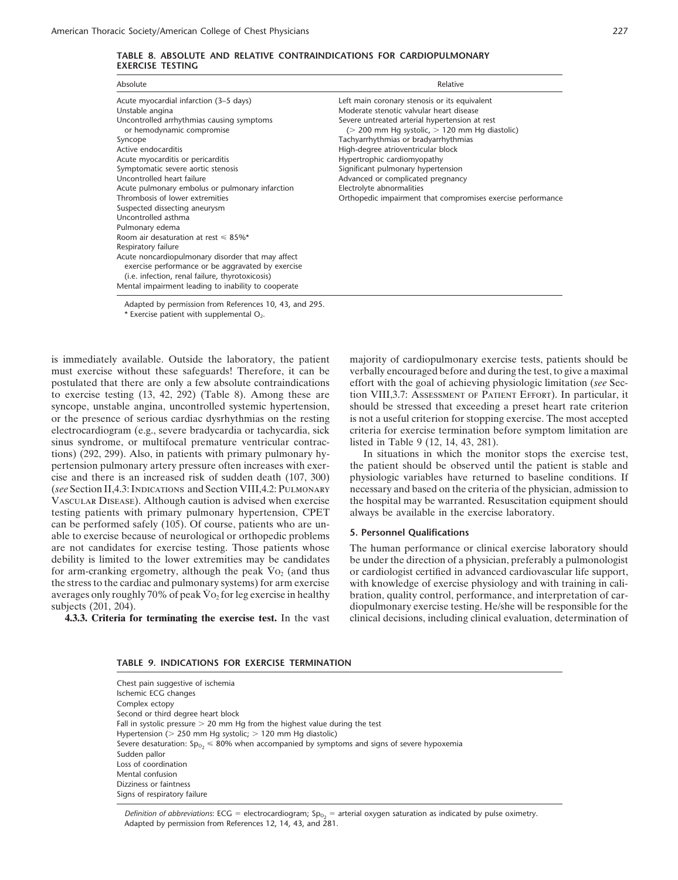**TABLE 8. ABSOLUTE AND RELATIVE CONTRAINDICATIONS FOR CARDIOPULMONARY EXERCISE TESTING**

| Absolute | Relative |
|---|---|
| Acute myocardial infarction (3–5 days) | Left main coronary stenosis or its equivalent |
| Unstable angina | Moderate stenotic valvular heart disease |
| Uncontrolled arrhythmias causing symptoms or hemodynamic compromise | Severe untreated arterial hypertension at rest (> 200 mm Hg systolic, > 120 mm Hg diastolic) |
| Syncope | Tachyarrhythmias or bradyarrhythmias |
| Active endocarditis | High-degree atrioventricular block |
| Acute myocarditis or pericarditis | Hypertrophic cardiomyopathy |
| Symptomatic severe aortic stenosis | Significant pulmonary hypertension |
| Uncontrolled heart failure | Advanced or complicated pregnancy |
| Acute pulmonary embolus or pulmonary infarction | Electrolyte abnormalities |
| Thrombosis of lower extremities | Orthopedic impairment that compromises exercise performance |
| Suspected dissecting aneurysm | |
| Uncontrolled asthma | |
| Pulmonary edema | |
| Room air desaturation at rest ≤ 85%* | |
| Respiratory failure | |
| Acute noncardiopulmonary disorder that may affect exercise performance or be aggravated by exercise (i.e. infection, renal failure, thyrotoxicosis) | |
| Mental impairment leading to inability to cooperate | |

Adapted by permission from References 10, 43, and 295.
* Exercise patient with supplemental $O_2$.

is immediately available. Outside the laboratory, the patient must exercise without these safeguards! Therefore, it can be postulated that there are only a few absolute contraindications to exercise testing (13, 42, 292) (Table 8). Among these are syncope, unstable angina, uncontrolled systemic hypertension, or the presence of serious cardiac dysrhythmias on the resting electrocardiogram (e.g., severe bradycardia or tachycardia, sick sinus syndrome, or multifocal premature ventricular contractions) (292, 299). Also, in patients with primary pulmonary hypertension pulmonary artery pressure often increases with exercise and there is an increased risk of sudden death (107, 300) (*see* Section II,4.3: Indications and Section VIII,4.2: Pulmonary Vascular Disease). Although caution is advised when exercise testing patients with primary pulmonary hypertension, CPET can be performed safely (105). Of course, patients who are unable to exercise because of neurological or orthopedic problems are not candidates for exercise testing. Those patients whose debility is limited to the lower extremities may be candidates for arm-cranking ergometry, although the peak $\dot{V}O_2$ (and thus the stress to the cardiac and pulmonary systems) for arm exercise averages only roughly 70% of peak $\dot{V}O_2$ for leg exercise in healthy subjects (201, 204).

**4.3.3. Criteria for terminating the exercise test.** In the vast majority of cardiopulmonary exercise tests, patients should be verbally encouraged before and during the test, to give a maximal effort with the goal of achieving physiologic limitation (*see* Section VIII,3.7: Assessment of Patient Effort). In particular, it should be stressed that exceeding a preset heart rate criterion is not a useful criterion for stopping exercise. The most accepted criteria for exercise termination before symptom limitation are listed in Table 9 (12, 14, 43, 281).

In situations in which the monitor stops the exercise test, the patient should be observed until the patient is stable and physiologic variables have returned to baseline conditions. If necessary and based on the criteria of the physician, admission to the hospital may be warranted. Resuscitation equipment should always be available in the exercise laboratory.

### 5. Personnel Qualifications

The human performance or clinical exercise laboratory should be under the direction of a physician, preferably a pulmonologist or cardiologist certified in advanced cardiovascular life support, with knowledge of exercise physiology and with training in calibration, quality control, performance, and interpretation of cardiopulmonary exercise testing. He/she will be responsible for the clinical decisions, including clinical evaluation, determination of

**TABLE 9. INDICATIONS FOR EXERCISE TERMINATION**

- Chest pain suggestive of ischemia
- Ischemic ECG changes
- Complex ectopy
- Second or third degree heart block
- Fall in systolic pressure > 20 mm Hg from the highest value during the test
- Hypertension (> 250 mm Hg systolic; > 120 mm Hg diastolic)
- Severe desaturation: $Sp_{O_2}$ ≤ 80% when accompanied by symptoms and signs of severe hypoxemia
- Sudden pallor
- Loss of coordination
- Mental confusion
- Dizziness or faintness
- Signs of respiratory failure

*Definition of abbreviations*: ECG = electrocardiogram; $Sp_{O_2}$ = arterial oxygen saturation as indicated by pulse oximetry.
Adapted by permission from References 12, 14, 43, and 281.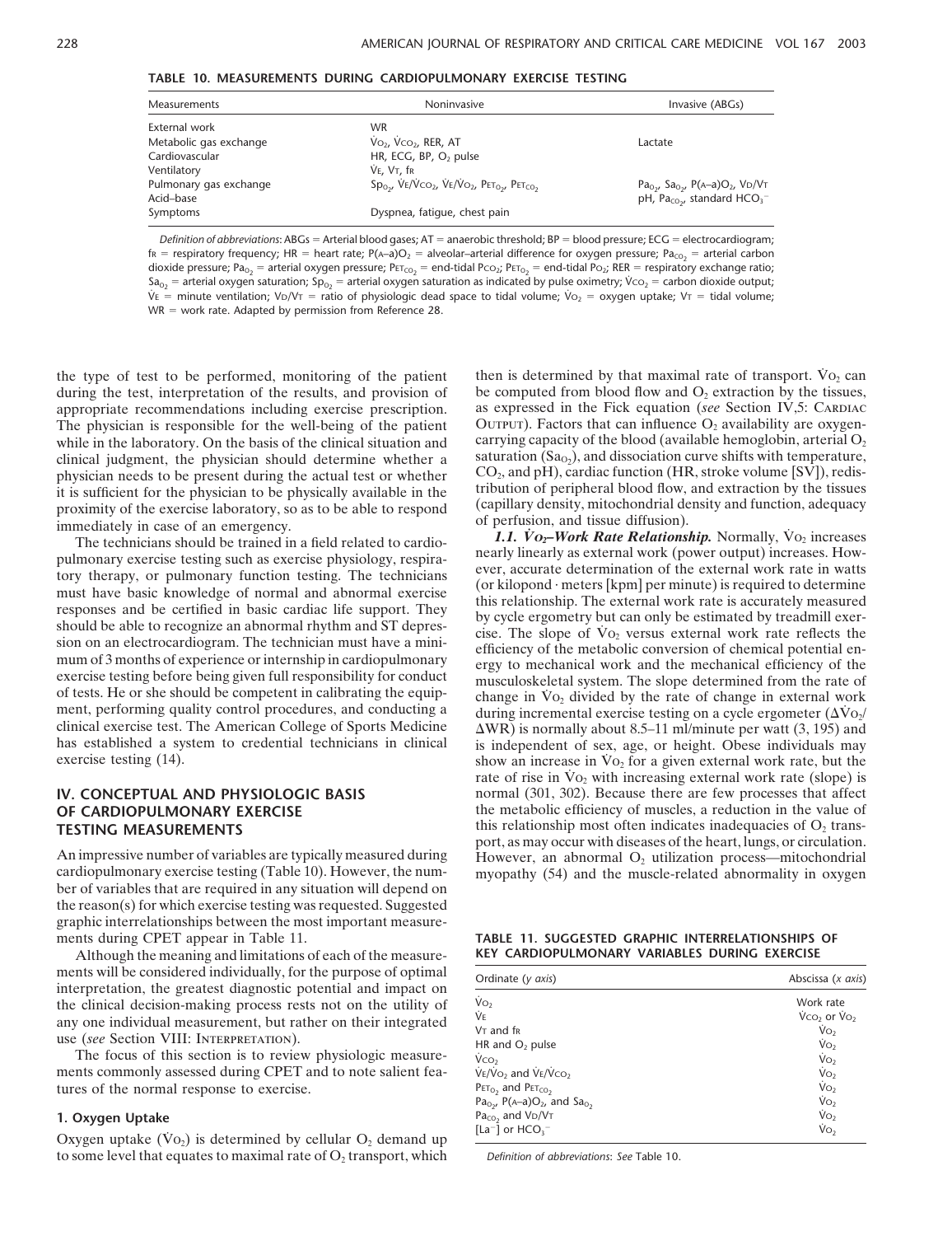**TABLE 10. MEASUREMENTS DURING CARDIOPULMONARY EXERCISE TESTING**

| Measurements | Noninvasive | Invasive (ABGs) |
|---|---|---|
| External work | WR | |
| Metabolic gas exchange | $\dot{V}O_2$, $\dot{V}CO_2$, RER, AT | Lactate |
| Cardiovascular | HR, ECG, BP, $O_2$ pulse | |
| Ventilatory | $\dot{V}E$, $V_T$, $f_R$ | |
| Pulmonary gas exchange | $Sp_{O_2}$, $\dot{V}E/\dot{V}CO_2$, $\dot{V}E/\dot{V}O_2$, $PET_{O_2}$, $PET_{CO_2}$ | $Pa_{O_2}$, $Sa_{O_2}$, $P(A–a)O_2$, $V_D/V_T$ |
| Acid–base | | pH, $Pa_{CO_2}$, standard $HCO_3^-$ |
| Symptoms | Dyspnea, fatigue, chest pain | |

*Definition of abbreviations*: ABGs = Arterial blood gases; AT = anaerobic threshold; BP = blood pressure; ECG = electrocardiogram; $f_R$ = respiratory frequency; HR = heart rate; $P(A–a)O_2$ = alveolar–arterial difference for oxygen pressure; $Pa_{CO_2}$ = arterial carbon dioxide pressure; $Pa_{O_2}$ = arterial oxygen pressure; $PET_{CO_2}$ = end-tidal $PCO_2$; $PET_{O_2}$ = end-tidal $PO_2$; RER = respiratory exchange ratio; $Sa_{O_2}$ = arterial oxygen saturation; $Sp_{O_2}$ = arterial oxygen saturation as indicated by pulse oximetry; $\dot{V}CO_2$ = carbon dioxide output; $\dot{V}E$ = minute ventilation; $V_D/V_T$ = ratio of physiologic dead space to tidal volume; $\dot{V}O_2$ = oxygen uptake; $V_T$ = tidal volume; WR = work rate. Adapted by permission from Reference 28.

the type of test to be performed, monitoring of the patient during the test, interpretation of the results, and provision of appropriate recommendations including exercise prescription. The physician is responsible for the well-being of the patient while in the laboratory. On the basis of the clinical situation and clinical judgment, the physician should determine whether a physician needs to be present during the actual test or whether it is sufficient for the physician to be physically available in the proximity of the exercise laboratory, so as to be able to respond immediately in case of an emergency.

The technicians should be trained in a field related to cardiopulmonary exercise testing such as exercise physiology, respiratory therapy, or pulmonary function testing. The technicians must have basic knowledge of normal and abnormal exercise responses and be certified in basic cardiac life support. They should be able to recognize an abnormal rhythm and ST depression on an electrocardiogram. The technician must have a minimum of 3 months of experience or internship in cardiopulmonary exercise testing before being given full responsibility for conduct of tests. He or she should be competent in calibrating the equipment, performing quality control procedures, and conducting a clinical exercise test. The American College of Sports Medicine has established a system to credential technicians in clinical exercise testing (14).

## IV. CONCEPTUAL AND PHYSIOLOGIC BASIS OF CARDIOPULMONARY EXERCISE TESTING MEASUREMENTS

An impressive number of variables are typically measured during cardiopulmonary exercise testing (Table 10). However, the number of variables that are required in any situation will depend on the reason(s) for which exercise testing was requested. Suggested graphic interrelationships between the most important measurements during CPET appear in Table 11.

Although the meaning and limitations of each of the measurements will be considered individually, for the purpose of optimal interpretation, the greatest diagnostic potential and impact on the clinical decision-making process rests not on the utility of any one individual measurement, but rather on their integrated use (*see* Section VIII: INTERPRETATION).

The focus of this section is to review physiologic measurements commonly assessed during CPET and to note salient features of the normal response to exercise.

### 1. Oxygen Uptake

Oxygen uptake ($\dot{V}O_2$) is determined by cellular $O_2$ demand up to some level that equates to maximal rate of $O_2$ transport, which then is determined by that maximal rate of transport. $\dot{V}O_2$ can be computed from blood flow and $O_2$ extraction by the tissues, as expressed in the Fick equation (*see* Section IV,5: CARDIAC OUTPUT). Factors that can influence $O_2$ availability are oxygen-carrying capacity of the blood (available hemoglobin, arterial $O_2$ saturation ($Sa_{O_2}$), and dissociation curve shifts with temperature, $CO_2$, and pH), cardiac function (HR, stroke volume [SV]), redistribution of peripheral blood flow, and extraction by the tissues (capillary density, mitochondrial density and function, adequacy of perfusion, and tissue diffusion).

***1.1. $\dot{V}O_2$–Work Rate Relationship.*** Normally, $\dot{V}O_2$ increases nearly linearly as external work (power output) increases. However, accurate determination of the external work rate in watts (or kilopond · meters [kpm] per minute) is required to determine this relationship. The external work rate is accurately measured by cycle ergometry but can only be estimated by treadmill exercise. The slope of $\dot{V}O_2$ versus external work rate reflects the efficiency of the metabolic conversion of chemical potential energy to mechanical work and the mechanical efficiency of the musculoskeletal system. The slope determined from the rate of change in $\dot{V}O_2$ divided by the rate of change in external work during incremental exercise testing on a cycle ergometer ($\Delta\dot{V}O_2/\Delta WR$) is normally about 8.5–11 ml/minute per watt (3, 195) and is independent of sex, age, or height. Obese individuals may show an increase in $\dot{V}O_2$ for a given external work rate, but the rate of rise in $\dot{V}O_2$ with increasing external work rate (slope) is normal (301, 302). Because there are few processes that affect the metabolic efficiency of muscles, a reduction in the value of this relationship most often indicates inadequacies of $O_2$ transport, as may occur with diseases of the heart, lungs, or circulation. However, an abnormal $O_2$ utilization process—mitochondrial myopathy (54) and the muscle-related abnormality in oxygen

**TABLE 11. SUGGESTED GRAPHIC INTERRELATIONSHIPS OF KEY CARDIOPULMONARY VARIABLES DURING EXERCISE**

| Ordinate (*y axis*) | Abscissa (*x axis*) |
|---|---|
| $\dot{V}O_2$ | Work rate |
| $\dot{V}E$ | $\dot{V}CO_2$ or $\dot{V}O_2$ |
| $V_T$ and $f_R$ | $\dot{V}O_2$ |
| HR and $O_2$ pulse | $\dot{V}O_2$ |
| $\dot{V}CO_2$ | $\dot{V}O_2$ |
| $\dot{V}E/\dot{V}O_2$ and $\dot{V}E/\dot{V}CO_2$ | $\dot{V}O_2$ |
| $PET_{O_2}$ and $PET_{CO_2}$ | $\dot{V}O_2$ |
| $Pa_{O_2}$, $P(A–a)O_2$, and $Sa_{O_2}$ | $\dot{V}O_2$ |
| $Pa_{CO_2}$ and $V_D/V_T$ | $\dot{V}O_2$ |
| $[La^-]$ or $HCO_3^-$ | $\dot{V}O_2$ |

*Definition of abbreviations*: *See* Table 10.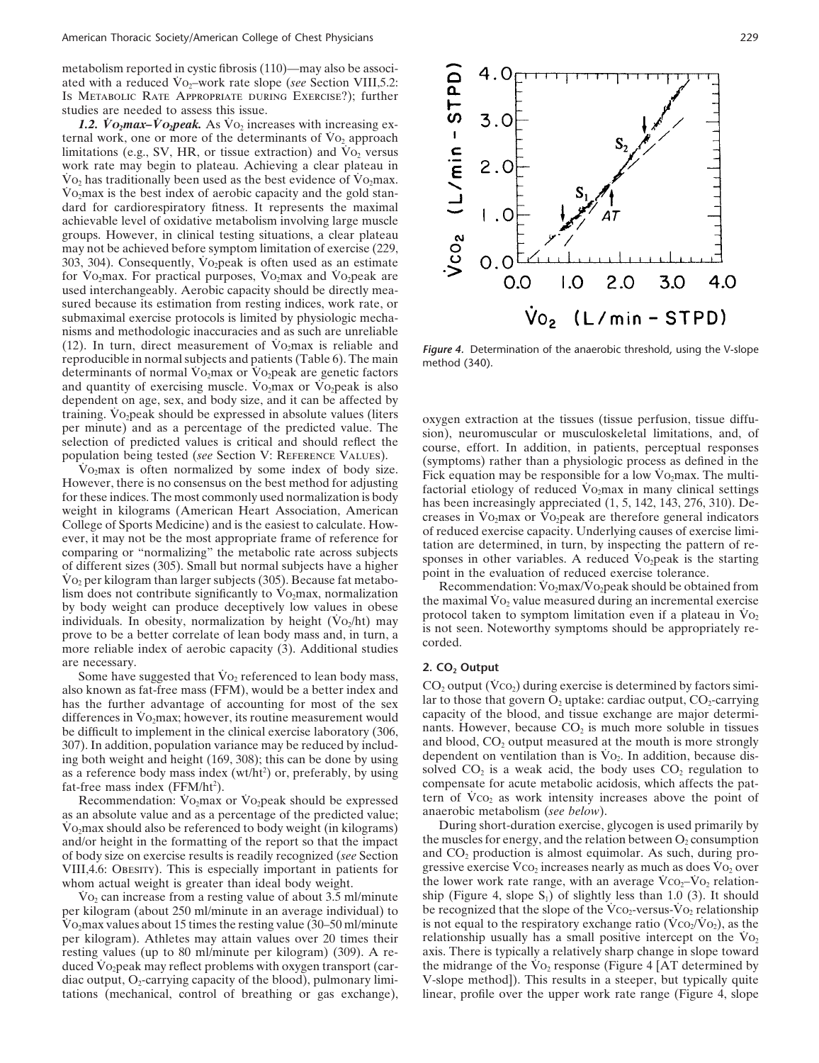metabolism reported in cystic fibrosis (110)—may also be associated with a reduced $\dot{V}O_2$–work rate slope (*see* Section VIII,5.2: Is Metabolic Rate Appropriate during Exercise?); further studies are needed to assess this issue.

***1.2. $\dot{V}O_2max$–$\dot{V}O_2peak$.*** As $\dot{V}O_2$ increases with increasing external work, one or more of the determinants of $\dot{V}O_2$ approach limitations (e.g., SV, HR, or tissue extraction) and $\dot{V}O_2$ versus work rate may begin to plateau. Achieving a clear plateau in $\dot{V}O_2$ has traditionally been used as the best evidence of $\dot{V}O_2$max. $\dot{V}O_2$max is the best index of aerobic capacity and the gold standard for cardiorespiratory fitness. It represents the maximal achievable level of oxidative metabolism involving large muscle groups. However, in clinical testing situations, a clear plateau may not be achieved before symptom limitation of exercise (229, 303, 304). Consequently, $\dot{V}O_2$peak is often used as an estimate for $\dot{V}O_2$max. For practical purposes, $\dot{V}O_2$max and $\dot{V}O_2$peak are used interchangeably. Aerobic capacity should be directly measured because its estimation from resting indices, work rate, or submaximal exercise protocols is limited by physiologic mechanisms and methodologic inaccuracies and as such are unreliable (12). In turn, direct measurement of $\dot{V}O_2$max is reliable and reproducible in normal subjects and patients (Table 6). The main determinants of normal $\dot{V}O_2$max or $\dot{V}O_2$peak are genetic factors and quantity of exercising muscle. $\dot{V}O_2$max or $\dot{V}O_2$peak is also dependent on age, sex, and body size, and it can be affected by training. $\dot{V}O_2$peak should be expressed in absolute values (liters per minute) and as a percentage of the predicted value. The selection of predicted values is critical and should reflect the population being tested (*see* Section V: Reference Values).

$\dot{V}O_2$max is often normalized by some index of body size. However, there is no consensus on the best method for adjusting for these indices. The most commonly used normalization is body weight in kilograms (American Heart Association, American College of Sports Medicine) and is the easiest to calculate. However, it may not be the most appropriate frame of reference for comparing or "normalizing" the metabolic rate across subjects of different sizes (305). Small but normal subjects have a higher $\dot{V}O_2$ per kilogram than larger subjects (305). Because fat metabolism does not contribute significantly to $\dot{V}O_2$max, normalization by body weight can produce deceptively low values in obese individuals. In obesity, normalization by height ($\dot{V}O_2$/ht) may prove to be a better correlate of lean body mass and, in turn, a more reliable index of aerobic capacity (3). Additional studies are necessary.

Some have suggested that $\dot{V}O_2$ referenced to lean body mass, also known as fat-free mass (FFM), would be a better index and has the further advantage of accounting for most of the sex differences in $\dot{V}O_2$max; however, its routine measurement would be difficult to implement in the clinical exercise laboratory (306, 307). In addition, population variance may be reduced by including both weight and height (169, 308); this can be done by using as a reference body mass index (wt/ht$^2$) or, preferably, by using fat-free mass index (FFM/ht$^2$).

Recommendation: $\dot{V}O_2$max or $\dot{V}O_2$peak should be expressed as an absolute value and as a percentage of the predicted value; $\dot{V}O_2$max should also be referenced to body weight (in kilograms) and/or height in the formatting of the report so that the impact of body size on exercise results is readily recognized (*see* Section VIII,4.6: Obesity). This is especially important in patients for whom actual weight is greater than ideal body weight.

$\dot{V}O_2$ can increase from a resting value of about 3.5 ml/minute per kilogram (about 250 ml/minute in an average individual) to $\dot{V}O_2$max values about 15 times the resting value (30–50 ml/minute per kilogram). Athletes may attain values over 20 times their resting values (up to 80 ml/minute per kilogram) (309). A reduced $\dot{V}O_2$peak may reflect problems with oxygen transport (cardiac output, $O_2$-carrying capacity of the blood), pulmonary limitations (mechanical, control of breathing or gas exchange), oxygen extraction at the tissues (tissue perfusion, tissue diffusion), neuromuscular or musculoskeletal limitations, and, of course, effort. In addition, in patients, perceptual responses (symptoms) rather than a physiologic process as defined in the Fick equation may be responsible for a low $\dot{V}O_2$max. The multifactorial etiology of reduced $\dot{V}O_2$max in many clinical settings has been increasingly appreciated (1, 5, 142, 143, 276, 310). Decreases in $\dot{V}O_2$max or $\dot{V}O_2$peak are therefore general indicators of reduced exercise capacity. Underlying causes of exercise limitation are determined, in turn, by inspecting the pattern of responses in other variables. A reduced $\dot{V}O_2$peak is the starting point in the evaluation of reduced exercise tolerance.

Recommendation: $\dot{V}O_2$max/$\dot{V}O_2$peak should be obtained from the maximal $\dot{V}O_2$ value measured during an incremental exercise protocol taken to symptom limitation even if a plateau in $\dot{V}O_2$ is not seen. Noteworthy symptoms should be appropriately recorded.

*Figure 4.* Determination of the anaerobic threshold, using the V-slope method (340).

## 2. $CO_2$ Output

$CO_2$ output ($\dot{V}CO_2$) during exercise is determined by factors similar to those that govern $O_2$ uptake: cardiac output, $CO_2$-carrying capacity of the blood, and tissue exchange are major determinants. However, because $CO_2$ is much more soluble in tissues and blood, $CO_2$ output measured at the mouth is more strongly dependent on ventilation than is $\dot{V}O_2$. In addition, because dissolved $CO_2$ is a weak acid, the body uses $CO_2$ regulation to compensate for acute metabolic acidosis, which affects the pattern of $\dot{V}CO_2$ as work intensity increases above the point of anaerobic metabolism (*see below*).

During short-duration exercise, glycogen is used primarily by the muscles for energy, and the relation between $O_2$ consumption and $CO_2$ production is almost equimolar. As such, during progressive exercise $\dot{V}CO_2$ increases nearly as much as does $\dot{V}O_2$ over the lower work rate range, with an average $\dot{V}CO_2$–$\dot{V}O_2$ relationship (Figure 4, slope $S_1$) of slightly less than 1.0 (3). It should be recognized that the slope of the $\dot{V}CO_2$-versus-$\dot{V}O_2$ relationship is not equal to the respiratory exchange ratio ($\dot{V}CO_2$/$\dot{V}O_2$), as the relationship usually has a small positive intercept on the $\dot{V}O_2$ axis. There is typically a relatively sharp change in slope toward the midrange of the $\dot{V}O_2$ response (Figure 4 [AT determined by V-slope method]). This results in a steeper, but typically quite linear, profile over the upper work rate range (Figure 4, slope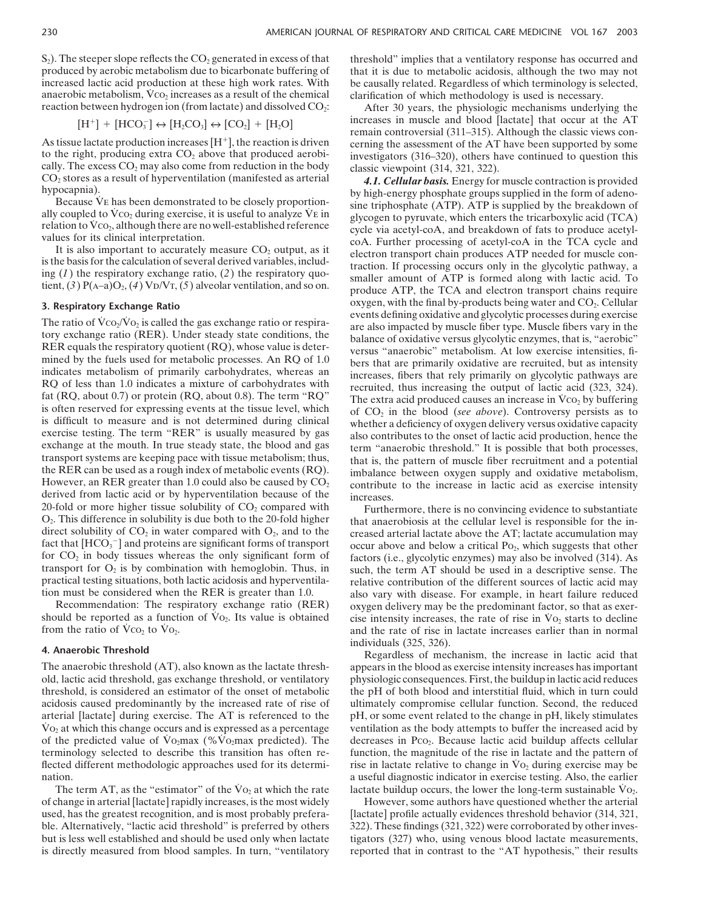$S_2$). The steeper slope reflects the $CO_2$ generated in excess of that produced by aerobic metabolism due to bicarbonate buffering of increased lactic acid production at these high work rates. With anaerobic metabolism, $\dot{V}CO_2$ increases as a result of the chemical reaction between hydrogen ion (from lactate) and dissolved $CO_2$:

$$[H^+] + [HCO_3^-] \leftrightarrow [H_2CO_3] \leftrightarrow [CO_2] + [H_2O]$$

As tissue lactate production increases $[H^+]$, the reaction is driven to the right, producing extra $CO_2$ above that produced aerobically. The excess $CO_2$ may also come from reduction in the body $CO_2$ stores as a result of hyperventilation (manifested as arterial hypocapnia).

Because $\dot{V}E$ has been demonstrated to be closely proportionally coupled to $\dot{V}CO_2$ during exercise, it is useful to analyze $\dot{V}E$ in relation to $\dot{V}CO_2$, although there are no well-established reference values for its clinical interpretation.

It is also important to accurately measure $CO_2$ output, as it is the basis for the calculation of several derived variables, including (*1*) the respiratory exchange ratio, (*2*) the respiratory quotient, (*3*) $P(A\text{–}a)O_2$, (*4*) $V_D/V_T$, (*5*) alveolar ventilation, and so on.

## 3. Respiratory Exchange Ratio

The ratio of $\dot{V}CO_2/\dot{V}O_2$ is called the gas exchange ratio or respiratory exchange ratio (RER). Under steady state conditions, the RER equals the respiratory quotient (RQ), whose value is determined by the fuels used for metabolic processes. An RQ of 1.0 indicates metabolism of primarily carbohydrates, whereas an RQ of less than 1.0 indicates a mixture of carbohydrates with fat (RQ, about 0.7) or protein (RQ, about 0.8). The term "RQ" is often reserved for expressing events at the tissue level, which is difficult to measure and is not determined during clinical exercise testing. The term "RER" is usually measured by gas exchange at the mouth. In true steady state, the blood and gas transport systems are keeping pace with tissue metabolism; thus, the RER can be used as a rough index of metabolic events (RQ). However, an RER greater than 1.0 could also be caused by $CO_2$ derived from lactic acid or by hyperventilation because of the 20-fold or more higher tissue solubility of $CO_2$ compared with $O_2$. This difference in solubility is due both to the 20-fold higher direct solubility of $CO_2$ in water compared with $O_2$, and to the fact that $[HCO_3^-]$ and proteins are significant forms of transport for $CO_2$ in body tissues whereas the only significant form of transport for $O_2$ is by combination with hemoglobin. Thus, in practical testing situations, both lactic acidosis and hyperventilation must be considered when the RER is greater than 1.0.

Recommendation: The respiratory exchange ratio (RER) should be reported as a function of $\dot{V}O_2$. Its value is obtained from the ratio of $\dot{V}CO_2$ to $\dot{V}O_2$.

## 4. Anaerobic Threshold

The anaerobic threshold (AT), also known as the lactate threshold, lactic acid threshold, gas exchange threshold, or ventilatory threshold, is considered an estimator of the onset of metabolic acidosis caused predominantly by the increased rate of rise of arterial [lactate] during exercise. The AT is referenced to the $\dot{V}O_2$ at which this change occurs and is expressed as a percentage of the predicted value of $\dot{V}O_2$max (%$\dot{V}O_2$max predicted). The terminology selected to describe this transition has often reflected different methodologic approaches used for its determination.

The term AT, as the "estimator" of the $\dot{V}O_2$ at which the rate of change in arterial [lactate] rapidly increases, is the most widely used, has the greatest recognition, and is most probably preferable. Alternatively, "lactic acid threshold" is preferred by others but is less well established and should be used only when lactate is directly measured from blood samples. In turn, "ventilatory threshold" implies that a ventilatory response has occurred and that it is due to metabolic acidosis, although the two may not be causally related. Regardless of which terminology is selected, clarification of which methodology is used is necessary.

After 30 years, the physiologic mechanisms underlying the increases in muscle and blood [lactate] that occur at the AT remain controversial (311–315). Although the classic views concerning the assessment of the AT have been supported by some investigators (316–320), others have continued to question this classic viewpoint (314, 321, 322).

***4.1. Cellular basis.*** Energy for muscle contraction is provided by high-energy phosphate groups supplied in the form of adenosine triphosphate (ATP). ATP is supplied by the breakdown of glycogen to pyruvate, which enters the tricarboxylic acid (TCA) cycle via acetyl-coA, and breakdown of fats to produce acetyl-coA. Further processing of acetyl-coA in the TCA cycle and electron transport chain produces ATP needed for muscle contraction. If processing occurs only in the glycolytic pathway, a smaller amount of ATP is formed along with lactic acid. To produce ATP, the TCA and electron transport chains require oxygen, with the final by-products being water and $CO_2$. Cellular events defining oxidative and glycolytic processes during exercise are also impacted by muscle fiber type. Muscle fibers vary in the balance of oxidative versus glycolytic enzymes, that is, "aerobic" versus "anaerobic" metabolism. At low exercise intensities, fibers that are primarily oxidative are recruited, but as intensity increases, fibers that rely primarily on glycolytic pathways are recruited, thus increasing the output of lactic acid (323, 324). The extra acid produced causes an increase in $\dot{V}CO_2$ by buffering of $CO_2$ in the blood (*see above*). Controversy persists as to whether a deficiency of oxygen delivery versus oxidative capacity also contributes to the onset of lactic acid production, hence the term "anaerobic threshold." It is possible that both processes, that is, the pattern of muscle fiber recruitment and a potential imbalance between oxygen supply and oxidative metabolism, contribute to the increase in lactic acid as exercise intensity increases.

Furthermore, there is no convincing evidence to substantiate that anaerobiosis at the cellular level is responsible for the increased arterial lactate above the AT; lactate accumulation may occur above and below a critical $PO_2$, which suggests that other factors (i.e., glycolytic enzymes) may also be involved (314). As such, the term AT should be used in a descriptive sense. The relative contribution of the different sources of lactic acid may also vary with disease. For example, in heart failure reduced oxygen delivery may be the predominant factor, so that as exercise intensity increases, the rate of rise in $\dot{V}O_2$ starts to decline and the rate of rise in lactate increases earlier than in normal individuals (325, 326).

Regardless of mechanism, the increase in lactic acid that appears in the blood as exercise intensity increases has important physiologic consequences. First, the buildup in lactic acid reduces the pH of both blood and interstitial fluid, which in turn could ultimately compromise cellular function. Second, the reduced pH, or some event related to the change in pH, likely stimulates ventilation as the body attempts to buffer the increased acid by decreases in $PCO_2$. Because lactic acid buildup affects cellular function, the magnitude of the rise in lactate and the pattern of rise in lactate relative to change in $\dot{V}O_2$ during exercise may be a useful diagnostic indicator in exercise testing. Also, the earlier lactate buildup occurs, the lower the long-term sustainable $\dot{V}O_2$.

However, some authors have questioned whether the arterial [lactate] profile actually evidences threshold behavior (314, 321, 322). These findings (321, 322) were corroborated by other investigators (327) who, using venous blood lactate measurements, reported that in contrast to the "AT hypothesis," their results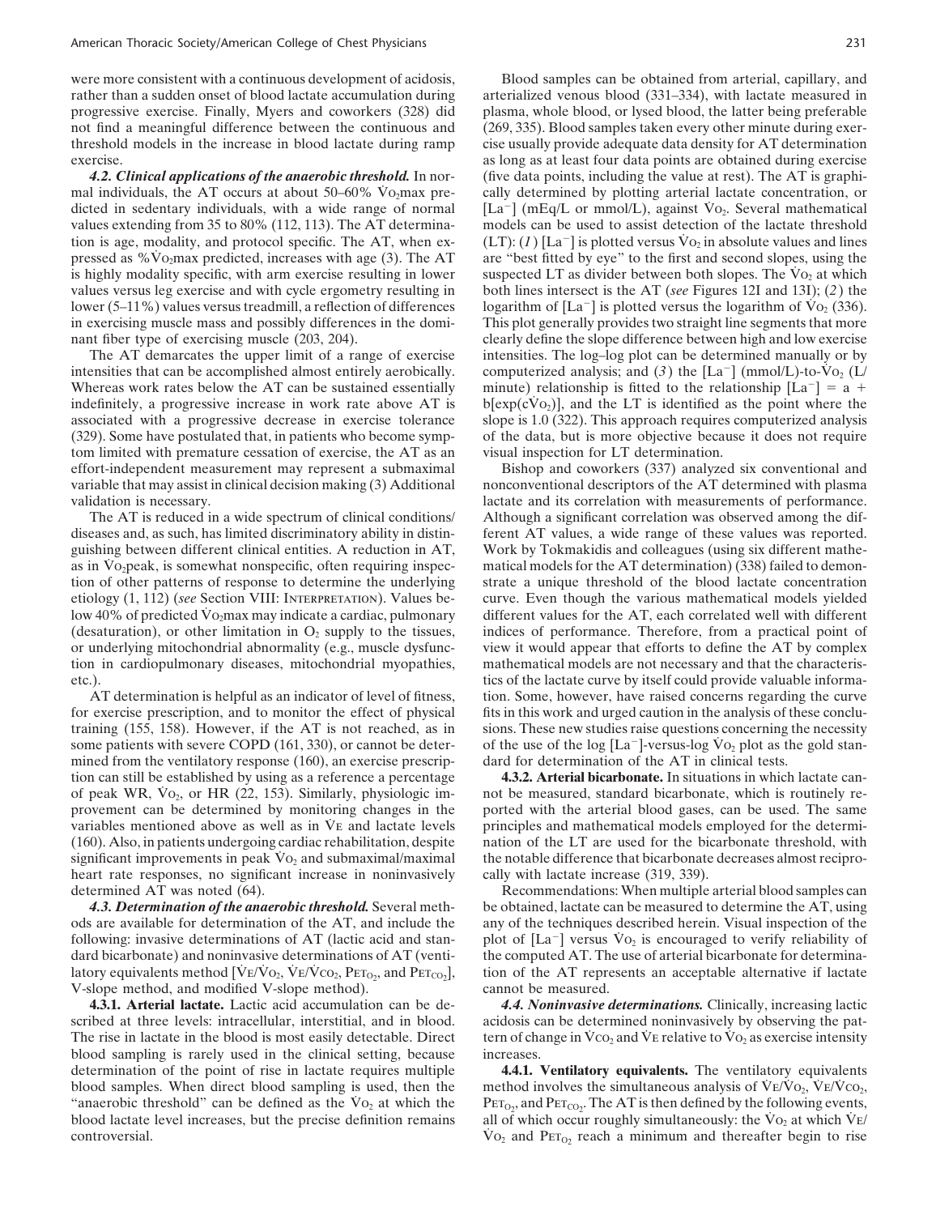were more consistent with a continuous development of acidosis, rather than a sudden onset of blood lactate accumulation during progressive exercise. Finally, Myers and coworkers (328) did not find a meaningful difference between the continuous and threshold models in the increase in blood lactate during ramp exercise.

***4.2. Clinical applications of the anaerobic threshold.*** In normal individuals, the AT occurs at about 50–60% $\dot{V}O_2$max predicted in sedentary individuals, with a wide range of normal values extending from 35 to 80% (112, 113). The AT determination is age, modality, and protocol specific. The AT, when expressed as %$\dot{V}O_2$max predicted, increases with age (3). The AT is highly modality specific, with arm exercise resulting in lower values versus leg exercise and with cycle ergometry resulting in lower (5–11%) values versus treadmill, a reflection of differences in exercising muscle mass and possibly differences in the dominant fiber type of exercising muscle (203, 204).

The AT demarcates the upper limit of a range of exercise intensities that can be accomplished almost entirely aerobically. Whereas work rates below the AT can be sustained essentially indefinitely, a progressive increase in work rate above AT is associated with a progressive decrease in exercise tolerance (329). Some have postulated that, in patients who become symptom limited with premature cessation of exercise, the AT as an effort-independent measurement may represent a submaximal variable that may assist in clinical decision making (3) Additional validation is necessary.

The AT is reduced in a wide spectrum of clinical conditions/diseases and, as such, has limited discriminatory ability in distinguishing between different clinical entities. A reduction in AT, as in $\dot{V}O_2$peak, is somewhat nonspecific, often requiring inspection of other patterns of response to determine the underlying etiology (1, 112) (*see* Section VIII: INTERPRETATION). Values below 40% of predicted $\dot{V}O_2$max may indicate a cardiac, pulmonary (desaturation), or other limitation in $O_2$ supply to the tissues, or underlying mitochondrial abnormality (e.g., muscle dysfunction in cardiopulmonary diseases, mitochondrial myopathies, etc.).

AT determination is helpful as an indicator of level of fitness, for exercise prescription, and to monitor the effect of physical training (155, 158). However, if the AT is not reached, as in some patients with severe COPD (161, 330), or cannot be determined from the ventilatory response (160), an exercise prescription can still be established by using as a reference a percentage of peak WR, $\dot{V}O_2$, or HR (22, 153). Similarly, physiologic improvement can be determined by monitoring changes in the variables mentioned above as well as in $\dot{V}E$ and lactate levels (160). Also, in patients undergoing cardiac rehabilitation, despite significant improvements in peak $\dot{V}O_2$ and submaximal/maximal heart rate responses, no significant increase in noninvasively determined AT was noted (64).

***4.3. Determination of the anaerobic threshold.*** Several methods are available for determination of the AT, and include the following: invasive determinations of AT (lactic acid and standard bicarbonate) and noninvasive determinations of AT (ventilatory equivalents method [$\dot{V}E/\dot{V}O_2$, $\dot{V}E/\dot{V}CO_2$, $P_{ET_{O_2}}$, and $P_{ET_{CO_2}}$], V-slope method, and modified V-slope method).

**4.3.1. Arterial lactate.** Lactic acid accumulation can be described at three levels: intracellular, interstitial, and in blood. The rise in lactate in the blood is most easily detectable. Direct blood sampling is rarely used in the clinical setting, because determination of the point of rise in lactate requires multiple blood samples. When direct blood sampling is used, then the "anaerobic threshold" can be defined as the $\dot{V}O_2$ at which the blood lactate level increases, but the precise definition remains controversial.

Blood samples can be obtained from arterial, capillary, and arterialized venous blood (331–334), with lactate measured in plasma, whole blood, or lysed blood, the latter being preferable (269, 335). Blood samples taken every other minute during exercise usually provide adequate data density for AT determination as long as at least four data points are obtained during exercise (five data points, including the value at rest). The AT is graphically determined by plotting arterial lactate concentration, or $[La^-]$ (mEq/L or mmol/L), against $\dot{V}O_2$. Several mathematical models can be used to assist detection of the lactate threshold (LT): (*1*) $[La^-]$ is plotted versus $\dot{V}O_2$ in absolute values and lines are "best fitted by eye" to the first and second slopes, using the suspected LT as divider between both slopes. The $\dot{V}O_2$ at which both lines intersect is the AT (*see* Figures 12I and 13I); (*2*) the logarithm of $[La^-]$ is plotted versus the logarithm of $\dot{V}O_2$ (336). This plot generally provides two straight line segments that more clearly define the slope difference between high and low exercise intensities. The log–log plot can be determined manually or by computerized analysis; and (*3*) the $[La^-]$ (mmol/L)-to-$\dot{V}O_2$ (L/minute) relationship is fitted to the relationship $[La^-] = a + b[\exp(c\dot{V}O_2)]$, and the LT is identified as the point where the slope is 1.0 (322). This approach requires computerized analysis of the data, but is more objective because it does not require visual inspection for LT determination.

Bishop and coworkers (337) analyzed six conventional and nonconventional descriptors of the AT determined with plasma lactate and its correlation with measurements of performance. Although a significant correlation was observed among the different AT values, a wide range of these values was reported. Work by Tokmakidis and colleagues (using six different mathematical models for the AT determination) (338) failed to demonstrate a unique threshold of the blood lactate concentration curve. Even though the various mathematical models yielded different values for the AT, each correlated well with different indices of performance. Therefore, from a practical point of view it would appear that efforts to define the AT by complex mathematical models are not necessary and that the characteristics of the lactate curve by itself could provide valuable information. Some, however, have raised concerns regarding the curve fits in this work and urged caution in the analysis of these conclusions. These new studies raise questions concerning the necessity of the use of the log $[La^-]$-versus-log $\dot{V}O_2$ plot as the gold standard for determination of the AT in clinical tests.

**4.3.2. Arterial bicarbonate.** In situations in which lactate cannot be measured, standard bicarbonate, which is routinely reported with the arterial blood gases, can be used. The same principles and mathematical models employed for the determination of the LT are used for the bicarbonate threshold, with the notable difference that bicarbonate decreases almost reciprocally with lactate increase (319, 339).

Recommendations: When multiple arterial blood samples can be obtained, lactate can be measured to determine the AT, using any of the techniques described herein. Visual inspection of the plot of $[La^-]$ versus $\dot{V}O_2$ is encouraged to verify reliability of the computed AT. The use of arterial bicarbonate for determination of the AT represents an acceptable alternative if lactate cannot be measured.

***4.4. Noninvasive determinations.*** Clinically, increasing lactic acidosis can be determined noninvasively by observing the pattern of change in $\dot{V}CO_2$ and $\dot{V}E$ relative to $\dot{V}O_2$ as exercise intensity increases.

**4.4.1. Ventilatory equivalents.** The ventilatory equivalents method involves the simultaneous analysis of $\dot{V}E/\dot{V}O_2$, $\dot{V}E/\dot{V}CO_2$, $P_{ET_{O_2}}$, and $P_{ET_{CO_2}}$. The AT is then defined by the following events, all of which occur roughly simultaneously: the $\dot{V}O_2$ at which $\dot{V}E/\dot{V}O_2$ and $P_{ET_{O_2}}$ reach a minimum and thereafter begin to rise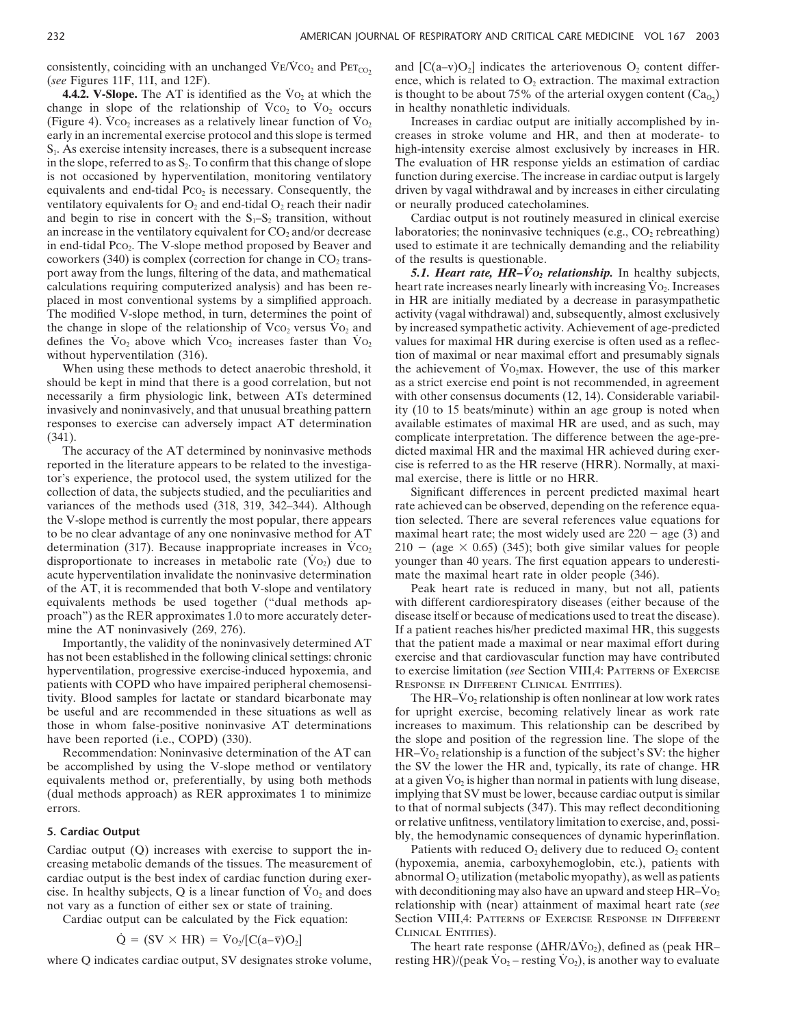consistently, coinciding with an unchanged $\dot{V}E/\dot{V}CO_2$ and $P_{ETCO_2}$ (*see* Figures 11F, 11I, and 12F).

**4.4.2. V-Slope.** The AT is identified as the $\dot{V}O_2$ at which the change in slope of the relationship of $\dot{V}CO_2$ to $\dot{V}O_2$ occurs (Figure 4). $\dot{V}CO_2$ increases as a relatively linear function of $\dot{V}O_2$ early in an incremental exercise protocol and this slope is termed $S_1$. As exercise intensity increases, there is a subsequent increase in the slope, referred to as $S_2$. To confirm that this change of slope is not occasioned by hyperventilation, monitoring ventilatory equivalents and end-tidal $P_{CO_2}$ is necessary. Consequently, the ventilatory equivalents for $O_2$ and end-tidal $O_2$ reach their nadir and begin to rise in concert with the $S_1$–$S_2$ transition, without an increase in the ventilatory equivalent for $CO_2$ and/or decrease in end-tidal $P_{CO_2}$. The V-slope method proposed by Beaver and coworkers (340) is complex (correction for change in $CO_2$ transport away from the lungs, filtering of the data, and mathematical calculations requiring computerized analysis) and has been replaced in most conventional systems by a simplified approach. The modified V-slope method, in turn, determines the point of the change in slope of the relationship of $\dot{V}CO_2$ versus $\dot{V}O_2$ and defines the $\dot{V}O_2$ above which $\dot{V}CO_2$ increases faster than $\dot{V}O_2$ without hyperventilation (316).

When using these methods to detect anaerobic threshold, it should be kept in mind that there is a good correlation, but not necessarily a firm physiologic link, between ATs determined invasively and noninvasively, and that unusual breathing pattern responses to exercise can adversely impact AT determination (341).

The accuracy of the AT determined by noninvasive methods reported in the literature appears to be related to the investigator's experience, the protocol used, the system utilized for the collection of data, the subjects studied, and the peculiarities and variances of the methods used (318, 319, 342–344). Although the V-slope method is currently the most popular, there appears to be no clear advantage of any one noninvasive method for AT determination (317). Because inappropriate increases in $\dot{V}CO_2$ disproportionate to increases in metabolic rate ($\dot{V}O_2$) due to acute hyperventilation invalidate the noninvasive determination of the AT, it is recommended that both V-slope and ventilatory equivalents methods be used together ("dual methods approach") as the RER approximates 1.0 to more accurately determine the AT noninvasively (269, 276).

Importantly, the validity of the noninvasively determined AT has not been established in the following clinical settings: chronic hyperventilation, progressive exercise-induced hypoxemia, and patients with COPD who have impaired peripheral chemosensitivity. Blood samples for lactate or standard bicarbonate may be useful and are recommended in these situations as well as those in whom false-positive noninvasive AT determinations have been reported (i.e., COPD) (330).

Recommendation: Noninvasive determination of the AT can be accomplished by using the V-slope method or ventilatory equivalents method or, preferentially, by using both methods (dual methods approach) as RER approximates 1 to minimize errors.

## 5. Cardiac Output

Cardiac output (Q) increases with exercise to support the increasing metabolic demands of the tissues. The measurement of cardiac output is the best index of cardiac function during exercise. In healthy subjects, Q is a linear function of $\dot{V}O_2$ and does not vary as a function of either sex or state of training.

Cardiac output can be calculated by the Fick equation:

$$\dot{Q} = (SV \times HR) = \dot{V}O_2/[C(a\text{–}\bar{v})O_2]$$

where Q indicates cardiac output, SV designates stroke volume, and $[C(a\text{–}v)O_2]$ indicates the arteriovenous $O_2$ content difference, which is related to $O_2$ extraction. The maximal extraction is thought to be about 75% of the arterial oxygen content ($Ca_{O_2}$) in healthy nonathletic individuals.

Increases in cardiac output are initially accomplished by increases in stroke volume and HR, and then at moderate- to high-intensity exercise almost exclusively by increases in HR. The evaluation of HR response yields an estimation of cardiac function during exercise. The increase in cardiac output is largely driven by vagal withdrawal and by increases in either circulating or neurally produced catecholamines.

Cardiac output is not routinely measured in clinical exercise laboratories; the noninvasive techniques (e.g., $CO_2$ rebreathing) used to estimate it are technically demanding and the reliability of the results is questionable.

***5.1. Heart rate, HR–$\dot{V}O_2$ relationship.*** In healthy subjects, heart rate increases nearly linearly with increasing $\dot{V}O_2$. Increases in HR are initially mediated by a decrease in parasympathetic activity (vagal withdrawal) and, subsequently, almost exclusively by increased sympathetic activity. Achievement of age-predicted values for maximal HR during exercise is often used as a reflection of maximal or near maximal effort and presumably signals the achievement of $\dot{V}O_2$max. However, the use of this marker as a strict exercise end point is not recommended, in agreement with other consensus documents (12, 14). Considerable variability (10 to 15 beats/minute) within an age group is noted when available estimates of maximal HR are used, and as such, may complicate interpretation. The difference between the age-predicted maximal HR and the maximal HR achieved during exercise is referred to as the HR reserve (HRR). Normally, at maximal exercise, there is little or no HRR.

Significant differences in percent predicted maximal heart rate achieved can be observed, depending on the reference equation selected. There are several references value equations for maximal heart rate; the most widely used are 220 − age (3) and 210 − (age × 0.65) (345); both give similar values for people younger than 40 years. The first equation appears to underestimate the maximal heart rate in older people (346).

Peak heart rate is reduced in many, but not all, patients with different cardiorespiratory diseases (either because of the disease itself or because of medications used to treat the disease). If a patient reaches his/her predicted maximal HR, this suggests that the patient made a maximal or near maximal effort during exercise and that cardiovascular function may have contributed to exercise limitation (*see* Section VIII,4: Patterns of Exercise Response in Different Clinical Entities).

The HR–$\dot{V}O_2$ relationship is often nonlinear at low work rates for upright exercise, becoming relatively linear as work rate increases to maximum. This relationship can be described by the slope and position of the regression line. The slope of the HR–$\dot{V}O_2$ relationship is a function of the subject's SV: the higher the SV the lower the HR and, typically, its rate of change. HR at a given $\dot{V}O_2$ is higher than normal in patients with lung disease, implying that SV must be lower, because cardiac output is similar to that of normal subjects (347). This may reflect deconditioning or relative unfitness, ventilatory limitation to exercise, and, possibly, the hemodynamic consequences of dynamic hyperinflation.

Patients with reduced $O_2$ delivery due to reduced $O_2$ content (hypoxemia, anemia, carboxyhemoglobin, etc.), patients with abnormal $O_2$ utilization (metabolic myopathy), as well as patients with deconditioning may also have an upward and steep HR–$\dot{V}O_2$ relationship with (near) attainment of maximal heart rate (*see* Section VIII,4: Patterns of Exercise Response in Different Clinical Entities).

The heart rate response ($\Delta HR/\Delta\dot{V}O_2$), defined as (peak HR–resting HR)/(peak $\dot{V}O_2$ – resting $\dot{V}O_2$), is another way to evaluate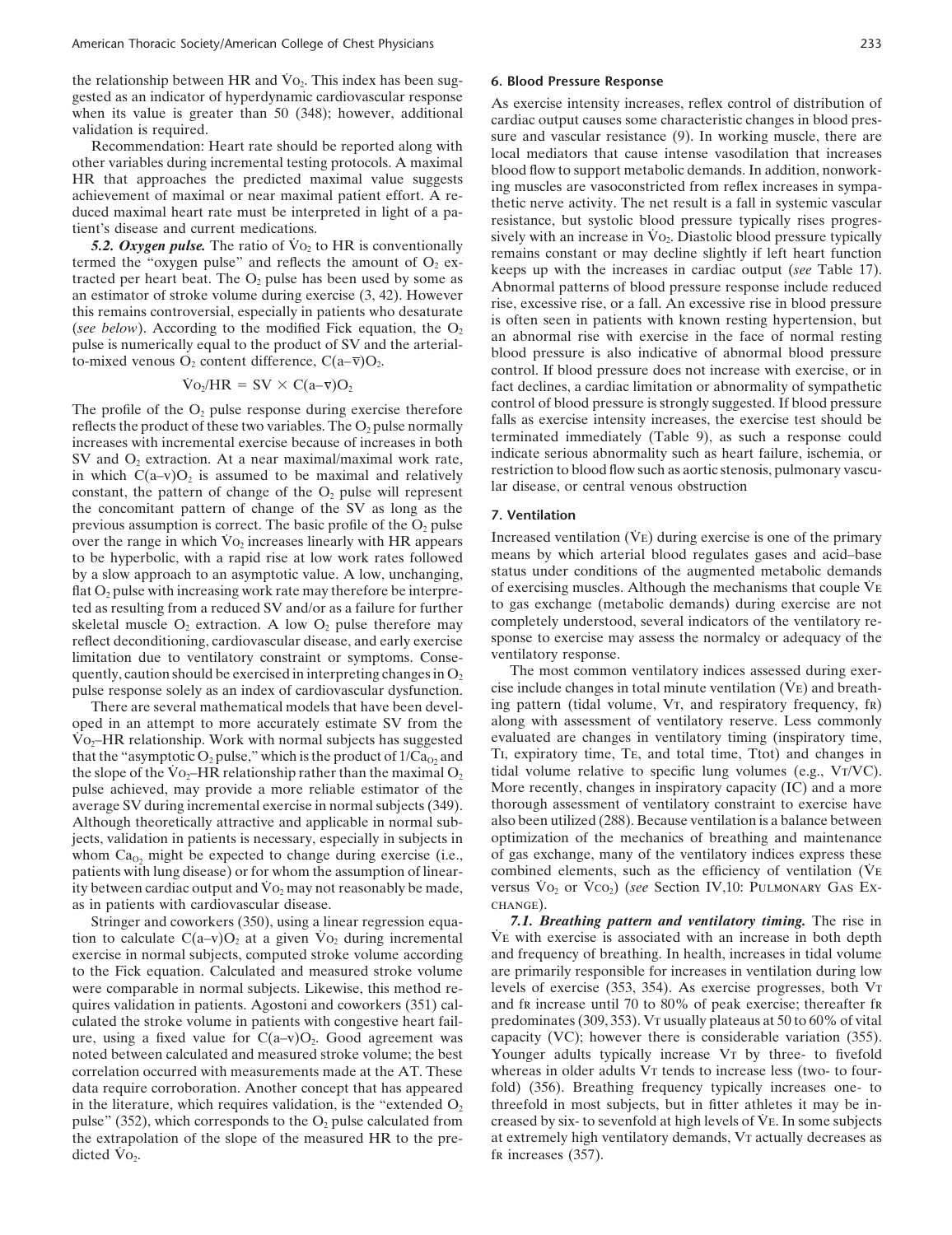the relationship between HR and $\dot{V}O_2$. This index has been suggested as an indicator of hyperdynamic cardiovascular response when its value is greater than 50 (348); however, additional validation is required.

Recommendation: Heart rate should be reported along with other variables during incremental testing protocols. A maximal HR that approaches the predicted maximal value suggests achievement of maximal or near maximal patient effort. A reduced maximal heart rate must be interpreted in light of a patient's disease and current medications.

***5.2. Oxygen pulse.*** The ratio of $\dot{V}O_2$ to HR is conventionally termed the "oxygen pulse" and reflects the amount of $O_2$ extracted per heart beat. The $O_2$ pulse has been used by some as an estimator of stroke volume during exercise (3, 42). However this remains controversial, especially in patients who desaturate (*see below*). According to the modified Fick equation, the $O_2$ pulse is numerically equal to the product of SV and the arterial-to-mixed venous $O_2$ content difference, $C(a-\bar{v})O_2$.

$$\dot{V}O_2/HR = SV \times C(a-\bar{v})O_2$$

The profile of the $O_2$ pulse response during exercise therefore reflects the product of these two variables. The $O_2$ pulse normally increases with incremental exercise because of increases in both SV and $O_2$ extraction. At a near maximal/maximal work rate, in which $C(a-v)O_2$ is assumed to be maximal and relatively constant, the pattern of change of the $O_2$ pulse will represent the concomitant pattern of change of the SV as long as the previous assumption is correct. The basic profile of the $O_2$ pulse over the range in which $\dot{V}O_2$ increases linearly with HR appears to be hyperbolic, with a rapid rise at low work rates followed by a slow approach to an asymptotic value. A low, unchanging, flat $O_2$ pulse with increasing work rate may therefore be interpreted as resulting from a reduced SV and/or as a failure for further skeletal muscle $O_2$ extraction. A low $O_2$ pulse therefore may reflect deconditioning, cardiovascular disease, and early exercise limitation due to ventilatory constraint or symptoms. Consequently, caution should be exercised in interpreting changes in $O_2$ pulse response solely as an index of cardiovascular dysfunction.

There are several mathematical models that have been developed in an attempt to more accurately estimate SV from the $\dot{V}O_2$–HR relationship. Work with normal subjects has suggested that the "asymptotic $O_2$ pulse," which is the product of $1/Ca_{O_2}$ and the slope of the $\dot{V}O_2$–HR relationship rather than the maximal $O_2$ pulse achieved, may provide a more reliable estimator of the average SV during incremental exercise in normal subjects (349). Although theoretically attractive and applicable in normal subjects, validation in patients is necessary, especially in subjects in whom $Ca_{O_2}$ might be expected to change during exercise (i.e., patients with lung disease) or for whom the assumption of linearity between cardiac output and $\dot{V}O_2$ may not reasonably be made, as in patients with cardiovascular disease.

Stringer and coworkers (350), using a linear regression equation to calculate $C(a-v)O_2$ at a given $\dot{V}O_2$ during incremental exercise in normal subjects, computed stroke volume according to the Fick equation. Calculated and measured stroke volume were comparable in normal subjects. Likewise, this method requires validation in patients. Agostoni and coworkers (351) calculated the stroke volume in patients with congestive heart failure, using a fixed value for $C(a-v)O_2$. Good agreement was noted between calculated and measured stroke volume; the best correlation occurred with measurements made at the AT. These data require corroboration. Another concept that has appeared in the literature, which requires validation, is the "extended $O_2$ pulse" (352), which corresponds to the $O_2$ pulse calculated from the extrapolation of the slope of the measured HR to the predicted $\dot{V}O_2$.

### 6. Blood Pressure Response

As exercise intensity increases, reflex control of distribution of cardiac output causes some characteristic changes in blood pressure and vascular resistance (9). In working muscle, there are local mediators that cause intense vasodilation that increases blood flow to support metabolic demands. In addition, nonworking muscles are vasoconstricted from reflex increases in sympathetic nerve activity. The net result is a fall in systemic vascular resistance, but systolic blood pressure typically rises progressively with an increase in $\dot{V}O_2$. Diastolic blood pressure typically remains constant or may decline slightly if left heart function keeps up with the increases in cardiac output (*see* Table 17). Abnormal patterns of blood pressure response include reduced rise, excessive rise, or a fall. An excessive rise in blood pressure is often seen in patients with known resting hypertension, but an abnormal rise with exercise in the face of normal resting blood pressure is also indicative of abnormal blood pressure control. If blood pressure does not increase with exercise, or in fact declines, a cardiac limitation or abnormality of sympathetic control of blood pressure is strongly suggested. If blood pressure falls as exercise intensity increases, the exercise test should be terminated immediately (Table 9), as such a response could indicate serious abnormality such as heart failure, ischemia, or restriction to blood flow such as aortic stenosis, pulmonary vascular disease, or central venous obstruction

### 7. Ventilation

Increased ventilation ($\dot{V}E$) during exercise is one of the primary means by which arterial blood regulates gases and acid–base status under conditions of the augmented metabolic demands of exercising muscles. Although the mechanisms that couple $\dot{V}E$ to gas exchange (metabolic demands) during exercise are not completely understood, several indicators of the ventilatory response to exercise may assess the normalcy or adequacy of the ventilatory response.

The most common ventilatory indices assessed during exercise include changes in total minute ventilation ($\dot{V}E$) and breathing pattern (tidal volume, VT, and respiratory frequency, fR) along with assessment of ventilatory reserve. Less commonly evaluated are changes in ventilatory timing (inspiratory time, TI, expiratory time, TE, and total time, Ttot) and changes in tidal volume relative to specific lung volumes (e.g., VT/VC). More recently, changes in inspiratory capacity (IC) and a more thorough assessment of ventilatory constraint to exercise have also been utilized (288). Because ventilation is a balance between optimization of the mechanics of breathing and maintenance of gas exchange, many of the ventilatory indices express these combined elements, such as the efficiency of ventilation ($\dot{V}E$ versus $\dot{V}O_2$ or $\dot{V}CO_2$) (*see* Section IV,10: PULMONARY GAS EXCHANGE).

***7.1. Breathing pattern and ventilatory timing.*** The rise in $\dot{V}E$ with exercise is associated with an increase in both depth and frequency of breathing. In health, increases in tidal volume are primarily responsible for increases in ventilation during low levels of exercise (353, 354). As exercise progresses, both VT and fR increase until 70 to 80% of peak exercise; thereafter fR predominates (309, 353). VT usually plateaus at 50 to 60% of vital capacity (VC); however there is considerable variation (355). Younger adults typically increase VT by three- to fivefold whereas in older adults VT tends to increase less (two- to fourfold) (356). Breathing frequency typically increases one- to threefold in most subjects, but in fitter athletes it may be increased by six- to sevenfold at high levels of $\dot{V}E$. In some subjects at extremely high ventilatory demands, VT actually decreases as fR increases (357).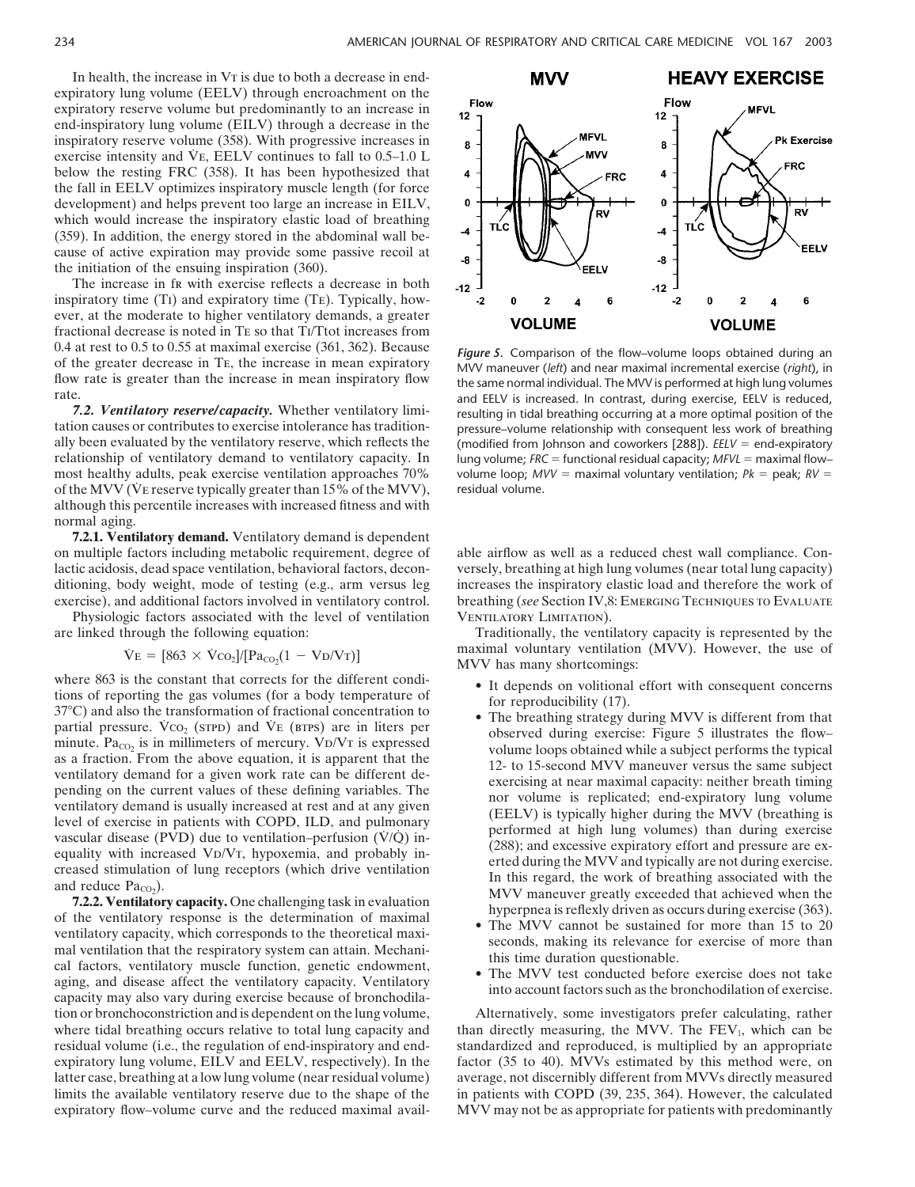In health, the increase in VT is due to both a decrease in end-expiratory lung volume (EELV) through encroachment on the expiratory reserve volume but predominantly to an increase in end-inspiratory lung volume (EILV) through a decrease in the inspiratory reserve volume (358). With progressive increases in exercise intensity and $\dot{V}E$, EELV continues to fall to 0.5–1.0 L below the resting FRC (358). It has been hypothesized that the fall in EELV optimizes inspiratory muscle length (for force development) and helps prevent too large an increase in EILV, which would increase the inspiratory elastic load of breathing (359). In addition, the energy stored in the abdominal wall because of active expiration may provide some passive recoil at the initiation of the ensuing inspiration (360).

The increase in fR with exercise reflects a decrease in both inspiratory time (TI) and expiratory time (TE). Typically, however, at the moderate to higher ventilatory demands, a greater fractional decrease is noted in TE so that TI/Ttot increases from 0.4 at rest to 0.5 to 0.55 at maximal exercise (361, 362). Because of the greater decrease in TE, the increase in mean expiratory flow rate is greater than the increase in mean inspiratory flow rate.

***7.2. Ventilatory reserve/capacity.*** Whether ventilatory limitation causes or contributes to exercise intolerance has traditionally been evaluated by the ventilatory reserve, which reflects the relationship of ventilatory demand to ventilatory capacity. In most healthy adults, peak exercise ventilation approaches 70% of the MVV ($\dot{V}E$ reserve typically greater than 15% of the MVV), although this percentile increases with increased fitness and with normal aging.

**7.2.1. Ventilatory demand.** Ventilatory demand is dependent on multiple factors including metabolic requirement, degree of lactic acidosis, dead space ventilation, behavioral factors, deconditioning, body weight, mode of testing (e.g., arm versus leg exercise), and additional factors involved in ventilatory control.

Physiologic factors associated with the level of ventilation are linked through the following equation:

$$\dot{V}E = [863 \times \dot{V}CO_2]/[Pa_{CO_2}(1 - VD/VT)]$$

where 863 is the constant that corrects for the different conditions of reporting the gas volumes (for a body temperature of 37°C) and also the transformation of fractional concentration to partial pressure. $\dot{V}CO_2$ (STPD) and $\dot{V}E$ (BTPS) are in liters per minute. $Pa_{CO_2}$ is in millimeters of mercury. VD/VT is expressed as a fraction. From the above equation, it is apparent that the ventilatory demand for a given work rate can be different depending on the current values of these defining variables. The ventilatory demand is usually increased at rest and at any given level of exercise in patients with COPD, ILD, and pulmonary vascular disease (PVD) due to ventilation–perfusion ($\dot{V}/\dot{Q}$) inequality with increased VD/VT, hypoxemia, and probably increased stimulation of lung receptors (which drive ventilation and reduce $Pa_{CO_2}$).

**7.2.2. Ventilatory capacity.** One challenging task in evaluation of the ventilatory response is the determination of maximal ventilatory capacity, which corresponds to the theoretical maximal ventilation that the respiratory system can attain. Mechanical factors, ventilatory muscle function, genetic endowment, aging, and disease affect the ventilatory capacity. Ventilatory capacity may also vary during exercise because of bronchodilation or bronchoconstriction and is dependent on the lung volume, where tidal breathing occurs relative to total lung capacity and residual volume (i.e., the regulation of end-inspiratory and end-expiratory lung volume, EILV and EELV, respectively). In the latter case, breathing at a low lung volume (near residual volume) limits the available ventilatory reserve due to the shape of the expiratory flow–volume curve and the reduced maximal available airflow as well as a reduced chest wall compliance. Conversely, breathing at high lung volumes (near total lung capacity) increases the inspiratory elastic load and therefore the work of breathing (*see* Section IV,8: EMERGING TECHNIQUES TO EVALUATE VENTILATORY LIMITATION).

*Figure 5.* Comparison of the flow–volume loops obtained during an MVV maneuver (*left*) and near maximal incremental exercise (*right*), in the same normal individual. The MVV is performed at high lung volumes and EELV is increased. In contrast, during exercise, EELV is reduced, resulting in tidal breathing occurring at a more optimal position of the pressure–volume relationship with consequent less work of breathing (modified from Johnson and coworkers [288]). *EELV* = end-expiratory lung volume; *FRC* = functional residual capacity; *MFVL* = maximal flow–volume loop; *MVV* = maximal voluntary ventilation; *Pk* = peak; *RV* = residual volume.

Traditionally, the ventilatory capacity is represented by the maximal voluntary ventilation (MVV). However, the use of MVV has many shortcomings:

- It depends on volitional effort with consequent concerns for reproducibility (17).
- The breathing strategy during MVV is different from that observed during exercise: Figure 5 illustrates the flow–volume loops obtained while a subject performs the typical 12- to 15-second MVV maneuver versus the same subject exercising at near maximal capacity: neither breath timing nor volume is replicated; end-expiratory lung volume (EELV) is typically higher during the MVV (breathing is performed at high lung volumes) than during exercise (288); and excessive expiratory effort and pressure are exerted during the MVV and typically are not during exercise. In this regard, the work of breathing associated with the MVV maneuver greatly exceeded that achieved when the hyperpnea is reflexly driven as occurs during exercise (363).
- The MVV cannot be sustained for more than 15 to 20 seconds, making its relevance for exercise of more than this time duration questionable.
- The MVV test conducted before exercise does not take into account factors such as the bronchodilation of exercise.

Alternatively, some investigators prefer calculating, rather than directly measuring, the MVV. The $FEV_1$, which can be standardized and reproduced, is multiplied by an appropriate factor (35 to 40). MVVs estimated by this method were, on average, not discernibly different from MVVs directly measured in patients with COPD (39, 235, 364). However, the calculated MVV may not be as appropriate for patients with predominantly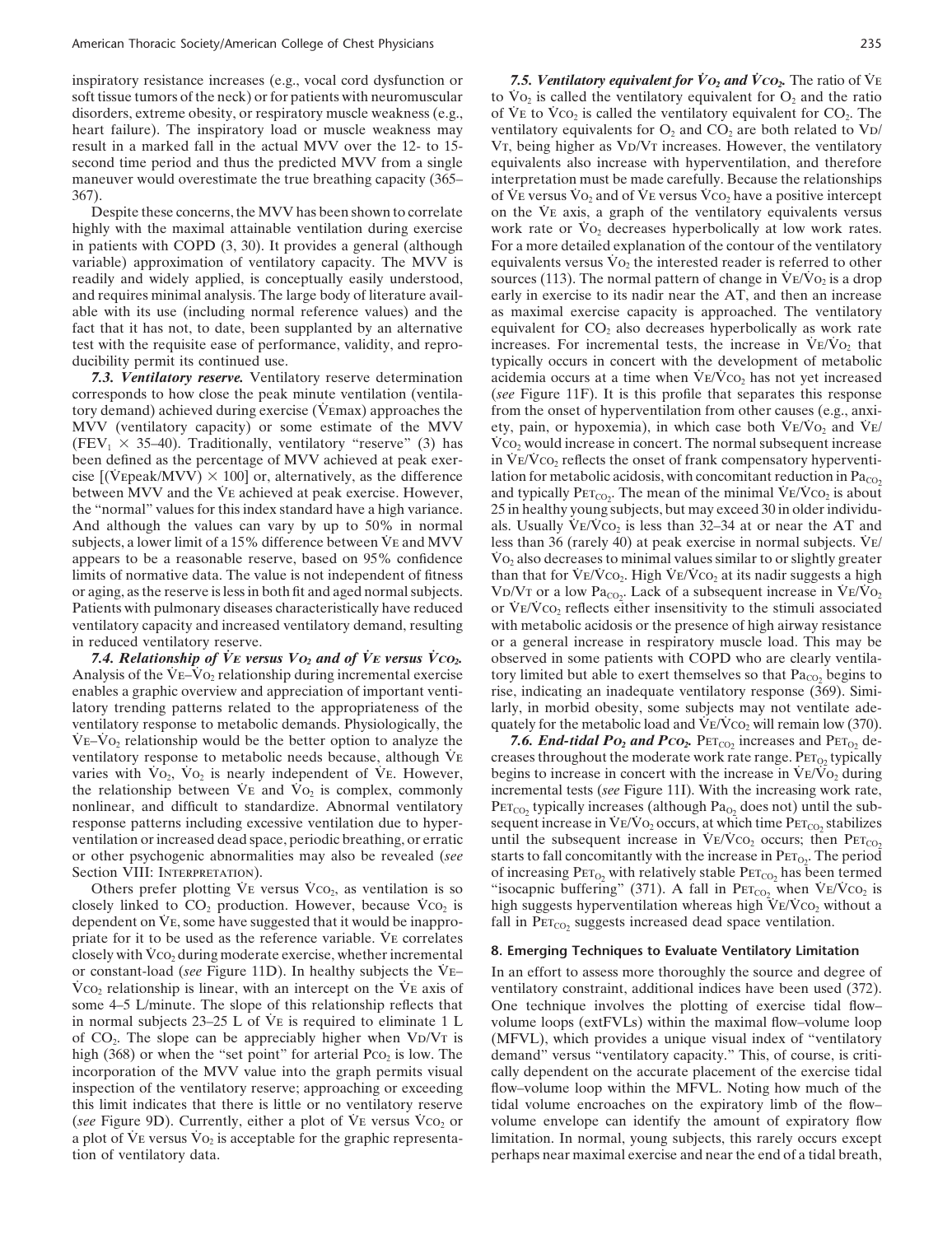inspiratory resistance increases (e.g., vocal cord dysfunction or soft tissue tumors of the neck) or for patients with neuromuscular disorders, extreme obesity, or respiratory muscle weakness (e.g., heart failure). The inspiratory load or muscle weakness may result in a marked fall in the actual MVV over the 12- to 15-second time period and thus the predicted MVV from a single maneuver would overestimate the true breathing capacity (365–367).

Despite these concerns, the MVV has been shown to correlate highly with the maximal attainable ventilation during exercise in patients with COPD (3, 30). It provides a general (although variable) approximation of ventilatory capacity. The MVV is readily and widely applied, is conceptually easily understood, and requires minimal analysis. The large body of literature available with its use (including normal reference values) and the fact that it has not, to date, been supplanted by an alternative test with the requisite ease of performance, validity, and reproducibility permit its continued use.

***7.3. Ventilatory reserve.*** Ventilatory reserve determination corresponds to how close the peak minute ventilation (ventilatory demand) achieved during exercise ($\dot{V}_{Emax}$) approaches the MVV (ventilatory capacity) or some estimate of the MVV ($FEV_1 \times 35$–40). Traditionally, ventilatory "reserve" (3) has been defined as the percentage of MVV achieved at peak exercise [($\dot{V}_{Epeak}$/MVV) × 100] or, alternatively, as the difference between MVV and the $\dot{V}_E$ achieved at peak exercise. However, the "normal" values for this index standard have a high variance. And although the values can vary by up to 50% in normal subjects, a lower limit of a 15% difference between $\dot{V}_E$ and MVV appears to be a reasonable reserve, based on 95% confidence limits of normative data. The value is not independent of fitness or aging, as the reserve is less in both fit and aged normal subjects. Patients with pulmonary diseases characteristically have reduced ventilatory capacity and increased ventilatory demand, resulting in reduced ventilatory reserve.

***7.4. Relationship of $\dot{V}_E$ versus $\dot{V}_{O_2}$ and of $\dot{V}_E$ versus $\dot{V}_{CO_2}$.*** Analysis of the $\dot{V}_E$–$\dot{V}_{O_2}$ relationship during incremental exercise enables a graphic overview and appreciation of important ventilatory trending patterns related to the appropriateness of the ventilatory response to metabolic demands. Physiologically, the $\dot{V}_E$–$\dot{V}_{O_2}$ relationship would be the better option to analyze the ventilatory response to metabolic needs because, although $\dot{V}_E$ varies with $\dot{V}_{O_2}$, $\dot{V}_{O_2}$ is nearly independent of $\dot{V}_E$. However, the relationship between $\dot{V}_E$ and $\dot{V}_{O_2}$ is complex, commonly nonlinear, and difficult to standardize. Abnormal ventilatory response patterns including excessive ventilation due to hyperventilation or increased dead space, periodic breathing, or erratic or other psychogenic abnormalities may also be revealed (*see* Section VIII: Interpretation).

Others prefer plotting $\dot{V}_E$ versus $\dot{V}_{CO_2}$, as ventilation is so closely linked to $CO_2$ production. However, because $\dot{V}_{CO_2}$ is dependent on $\dot{V}_E$, some have suggested that it would be inappropriate for it to be used as the reference variable. $\dot{V}_E$ correlates closely with $\dot{V}_{CO_2}$ during moderate exercise, whether incremental or constant-load (*see* Figure 11D). In healthy subjects the $\dot{V}_E$–$\dot{V}_{CO_2}$ relationship is linear, with an intercept on the $\dot{V}_E$ axis of some 4–5 L/minute. The slope of this relationship reflects that in normal subjects 23–25 L of $\dot{V}_E$ is required to eliminate 1 L of $CO_2$. The slope can be appreciably higher when $V_D/V_T$ is high (368) or when the "set point" for arterial $P_{CO_2}$ is low. The incorporation of the MVV value into the graph permits visual inspection of the ventilatory reserve; approaching or exceeding this limit indicates that there is little or no ventilatory reserve (*see* Figure 9D). Currently, either a plot of $\dot{V}_E$ versus $\dot{V}_{CO_2}$ or a plot of $\dot{V}_E$ versus $\dot{V}_{O_2}$ is acceptable for the graphic representation of ventilatory data.

***7.5. Ventilatory equivalent for $\dot{V}_{O_2}$ and $\dot{V}_{CO_2}$.*** The ratio of $\dot{V}_E$ to $\dot{V}_{O_2}$ is called the ventilatory equivalent for $O_2$ and the ratio of $\dot{V}_E$ to $\dot{V}_{CO_2}$ is called the ventilatory equivalent for $CO_2$. The ventilatory equivalents for $O_2$ and $CO_2$ are both related to $V_D/V_T$, being higher as $V_D/V_T$ increases. However, the ventilatory equivalents also increase with hyperventilation, and therefore interpretation must be made carefully. Because the relationships of $\dot{V}_E$ versus $\dot{V}_{O_2}$ and of $\dot{V}_E$ versus $\dot{V}_{CO_2}$ have a positive intercept on the $\dot{V}_E$ axis, a graph of the ventilatory equivalents versus work rate or $\dot{V}_{O_2}$ decreases hyperbolically at low work rates. For a more detailed explanation of the contour of the ventilatory equivalents versus $\dot{V}_{O_2}$ the interested reader is referred to other sources (113). The normal pattern of change in $\dot{V}_E/\dot{V}_{O_2}$ is a drop early in exercise to its nadir near the AT, and then an increase as maximal exercise capacity is approached. The ventilatory equivalent for $CO_2$ also decreases hyperbolically as work rate increases. For incremental tests, the increase in $\dot{V}_E/\dot{V}_{O_2}$ that typically occurs in concert with the development of metabolic acidemia occurs at a time when $\dot{V}_E/\dot{V}_{CO_2}$ has not yet increased (*see* Figure 11F). It is this profile that separates this response from the onset of hyperventilation from other causes (e.g., anxiety, pain, or hypoxemia), in which case both $\dot{V}_E/\dot{V}_{O_2}$ and $\dot{V}_E/\dot{V}_{CO_2}$ would increase in concert. The normal subsequent increase in $\dot{V}_E/\dot{V}_{CO_2}$ reflects the onset of frank compensatory hyperventilation for metabolic acidosis, with concomitant reduction in $Pa_{CO_2}$ and typically $PET_{CO_2}$. The mean of the minimal $\dot{V}_E/\dot{V}_{CO_2}$ is about 25 in healthy young subjects, but may exceed 30 in older individuals. Usually $\dot{V}_E/\dot{V}_{CO_2}$ is less than 32–34 at or near the AT and less than 36 (rarely 40) at peak exercise in normal subjects. $\dot{V}_E/\dot{V}_{O_2}$ also decreases to minimal values similar to or slightly greater than that for $\dot{V}_E/\dot{V}_{CO_2}$. High $\dot{V}_E/\dot{V}_{CO_2}$ at its nadir suggests a high $V_D/V_T$ or a low $Pa_{CO_2}$. Lack of a subsequent increase in $\dot{V}_E/\dot{V}_{O_2}$ or $\dot{V}_E/\dot{V}_{CO_2}$ reflects either insensitivity to the stimuli associated with metabolic acidosis or the presence of high airway resistance or a general increase in respiratory muscle load. This may be observed in some patients with COPD who are clearly ventilatory limited but able to exert themselves so that $Pa_{CO_2}$ begins to rise, indicating an inadequate ventilatory response (369). Similarly, in morbid obesity, some subjects may not ventilate adequately for the metabolic load and $\dot{V}_E/\dot{V}_{CO_2}$ will remain low (370).

***7.6. End-tidal $P_{O_2}$ and $P_{CO_2}$.*** $PET_{CO_2}$ increases and $PET_{O_2}$ decreases throughout the moderate work rate range. $PET_{O_2}$ typically begins to increase in concert with the increase in $\dot{V}_E/\dot{V}_{O_2}$ during incremental tests (*see* Figure 11I). With the increasing work rate, $PET_{CO_2}$ typically increases (although $Pa_{O_2}$ does not) until the subsequent increase in $\dot{V}_E/\dot{V}_{O_2}$ occurs, at which time $PET_{CO_2}$ stabilizes until the subsequent increase in $\dot{V}_E/\dot{V}_{CO_2}$ occurs; then $PET_{CO_2}$ starts to fall concomitantly with the increase in $PET_{O_2}$. The period of increasing $PET_{O_2}$ with relatively stable $PET_{CO_2}$ has been termed "isocapnic buffering" (371). A fall in $PET_{CO_2}$ when $\dot{V}_E/\dot{V}_{CO_2}$ is high suggests hyperventilation whereas high $\dot{V}_E/\dot{V}_{CO_2}$ without a fall in $PET_{CO_2}$ suggests increased dead space ventilation.

## 8. Emerging Techniques to Evaluate Ventilatory Limitation

In an effort to assess more thoroughly the source and degree of ventilatory constraint, additional indices have been used (372). One technique involves the plotting of exercise tidal flow–volume loops (extFVLs) within the maximal flow–volume loop (MFVL), which provides a unique visual index of "ventilatory demand" versus "ventilatory capacity." This, of course, is critically dependent on the accurate placement of the exercise tidal flow–volume loop within the MFVL. Noting how much of the tidal volume encroaches on the expiratory limb of the flow–volume envelope can identify the amount of expiratory flow limitation. In normal, young subjects, this rarely occurs except perhaps near maximal exercise and near the end of a tidal breath,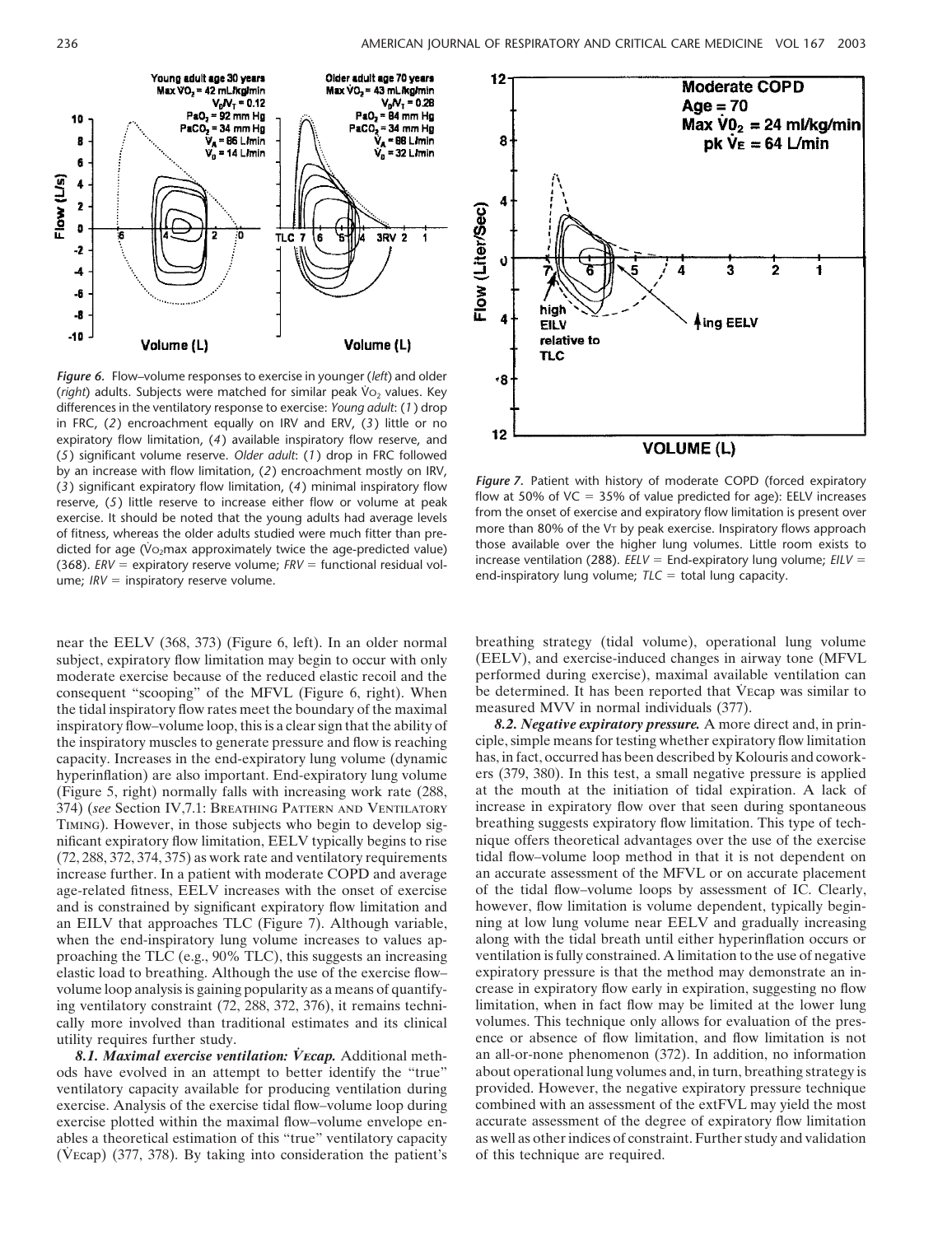*Figure 6.* Flow–volume responses to exercise in younger (*left*) and older (*right*) adults. Subjects were matched for similar peak $\dot{V}O_2$ values. Key differences in the ventilatory response to exercise: *Young adult*: (*1*) drop in FRC, (*2*) encroachment equally on IRV and ERV, (*3*) little or no expiratory flow limitation, (*4*) available inspiratory flow reserve, and (*5*) significant volume reserve. *Older adult*: (*1*) drop in FRC followed by an increase with flow limitation, (*2*) encroachment mostly on IRV, (*3*) significant expiratory flow limitation, (*4*) minimal inspiratory flow reserve, (*5*) little reserve to increase either flow or volume at peak exercise. It should be noted that the young adults had average levels of fitness, whereas the older adults studied were much fitter than predicted for age ($\dot{V}O_2$max approximately twice the age-predicted value) (368). *ERV* = expiratory reserve volume; *FRV* = functional residual volume; *IRV* = inspiratory reserve volume.

*Figure 7.* Patient with history of moderate COPD (forced expiratory flow at 50% of VC = 35% of value predicted for age): EELV increases from the onset of exercise and expiratory flow limitation is present over more than 80% of the $V_T$ by peak exercise. Inspiratory flows approach those available over the higher lung volumes. Little room exists to increase ventilation (288). *EELV* = End-expiratory lung volume; *EILV* = end-inspiratory lung volume; *TLC* = total lung capacity.

near the EELV (368, 373) (Figure 6, left). In an older normal subject, expiratory flow limitation may begin to occur with only moderate exercise because of the reduced elastic recoil and the consequent "scooping" of the MFVL (Figure 6, right). When the tidal inspiratory flow rates meet the boundary of the maximal inspiratory flow–volume loop, this is a clear sign that the ability of the inspiratory muscles to generate pressure and flow is reaching capacity. Increases in the end-expiratory lung volume (dynamic hyperinflation) are also important. End-expiratory lung volume (Figure 5, right) normally falls with increasing work rate (288, 374) (*see* Section IV,7.1: Breathing Pattern and Ventilatory Timing). However, in those subjects who begin to develop significant expiratory flow limitation, EELV typically begins to rise (72, 288, 372, 374, 375) as work rate and ventilatory requirements increase further. In a patient with moderate COPD and average age-related fitness, EELV increases with the onset of exercise and is constrained by significant expiratory flow limitation and an EILV that approaches TLC (Figure 7). Although variable, when the end-inspiratory lung volume increases to values approaching the TLC (e.g., 90% TLC), this suggests an increasing elastic load to breathing. Although the use of the exercise flow–volume loop analysis is gaining popularity as a means of quantifying ventilatory constraint (72, 288, 372, 376), it remains technically more involved than traditional estimates and its clinical utility requires further study.

***8.1. Maximal exercise ventilation: $\dot{V}$Ecap.*** Additional methods have evolved in an attempt to better identify the "true" ventilatory capacity available for producing ventilation during exercise. Analysis of the exercise tidal flow–volume loop during exercise plotted within the maximal flow–volume envelope enables a theoretical estimation of this "true" ventilatory capacity ($\dot{V}$Ecap) (377, 378). By taking into consideration the patient's breathing strategy (tidal volume), operational lung volume (EELV), and exercise-induced changes in airway tone (MFVL performed during exercise), maximal available ventilation can be determined. It has been reported that $\dot{V}$Ecap was similar to measured MVV in normal individuals (377).

***8.2. Negative expiratory pressure.*** A more direct and, in principle, simple means for testing whether expiratory flow limitation has, in fact, occurred has been described by Koulouris and coworkers (379, 380). In this test, a small negative pressure is applied at the mouth at the initiation of tidal expiration. A lack of increase in expiratory flow over that seen during spontaneous breathing suggests expiratory flow limitation. This type of technique offers theoretical advantages over the use of the exercise tidal flow–volume loop method in that it is not dependent on an accurate assessment of the MFVL or on accurate placement of the tidal flow–volume loops by assessment of IC. Clearly, however, flow limitation is volume dependent, typically beginning at low lung volume near EELV and gradually increasing along with the tidal breath until either hyperinflation occurs or ventilation is fully constrained. A limitation to the use of negative expiratory pressure is that the method may demonstrate an increase in expiratory flow early in expiration, suggesting no flow limitation, when in fact flow may be limited at the lower lung volumes. This technique only allows for evaluation of the presence or absence of flow limitation, and flow limitation is not an all-or-none phenomenon (372). In addition, no information about operational lung volumes and, in turn, breathing strategy is provided. However, the negative expiratory pressure technique combined with an assessment of the extFVL may yield the most accurate assessment of the degree of expiratory flow limitation as well as other indices of constraint. Further study and validation of this technique are required.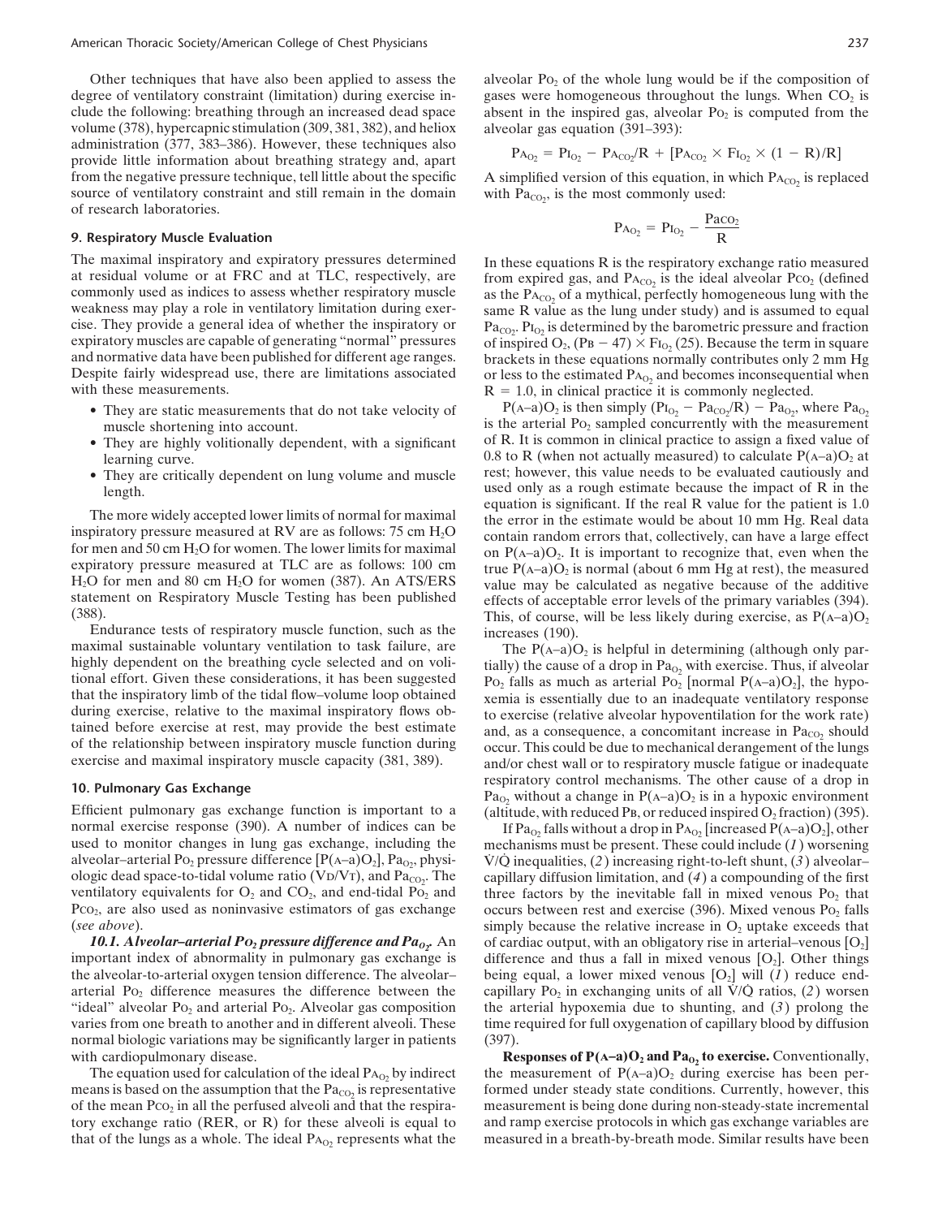Other techniques that have also been applied to assess the degree of ventilatory constraint (limitation) during exercise include the following: breathing through an increased dead space volume (378), hypercapnic stimulation (309, 381, 382), and heliox administration (377, 383–386). However, these techniques also provide little information about breathing strategy and, apart from the negative pressure technique, tell little about the specific source of ventilatory constraint and still remain in the domain of research laboratories.

### 9. Respiratory Muscle Evaluation

The maximal inspiratory and expiratory pressures determined at residual volume or at FRC and at TLC, respectively, are commonly used as indices to assess whether respiratory muscle weakness may play a role in ventilatory limitation during exercise. They provide a general idea of whether the inspiratory or expiratory muscles are capable of generating "normal" pressures and normative data have been published for different age ranges. Despite fairly widespread use, there are limitations associated with these measurements.

- They are static measurements that do not take velocity of muscle shortening into account.
- They are highly volitionally dependent, with a significant learning curve.
- They are critically dependent on lung volume and muscle length.

The more widely accepted lower limits of normal for maximal inspiratory pressure measured at RV are as follows: 75 cm $H_2O$ for men and 50 cm $H_2O$ for women. The lower limits for maximal expiratory pressure measured at TLC are as follows: 100 cm $H_2O$ for men and 80 cm $H_2O$ for women (387). An ATS/ERS statement on Respiratory Muscle Testing has been published (388).

Endurance tests of respiratory muscle function, such as the maximal sustainable voluntary ventilation to task failure, are highly dependent on the breathing cycle selected and on volitional effort. Given these considerations, it has been suggested that the inspiratory limb of the tidal flow–volume loop obtained during exercise, relative to the maximal inspiratory flows obtained before exercise at rest, may provide the best estimate of the relationship between inspiratory muscle function during exercise and maximal inspiratory muscle capacity (381, 389).

### 10. Pulmonary Gas Exchange

Efficient pulmonary gas exchange function is important to a normal exercise response (390). A number of indices can be used to monitor changes in lung gas exchange, including the alveolar–arterial $P_{O_2}$ pressure difference [$P(A–a)O_2$], $Pa_{O_2}$, physiologic dead space-to-tidal volume ratio ($V_D/V_T$), and $Pa_{CO_2}$. The ventilatory equivalents for $O_2$ and $CO_2$, and end-tidal $P_{O_2}$ and $P_{CO_2}$, are also used as noninvasive estimators of gas exchange (*see above*).

***10.1. Alveolar–arterial $P_{O_2}$ pressure difference and $Pa_{O_2}$.*** An important index of abnormality in pulmonary gas exchange is the alveolar-to-arterial oxygen tension difference. The alveolar–arterial $P_{O_2}$ difference measures the difference between the "ideal" alveolar $P_{O_2}$ and arterial $P_{O_2}$. Alveolar gas composition varies from one breath to another and in different alveoli. These normal biologic variations may be significantly larger in patients with cardiopulmonary disease.

The equation used for calculation of the ideal $PA_{O_2}$ by indirect means is based on the assumption that the $Pa_{CO_2}$ is representative of the mean $P_{CO_2}$ in all the perfused alveoli and that the respiratory exchange ratio (RER, or R) for these alveoli is equal to that of the lungs as a whole. The ideal $PA_{O_2}$ represents what the alveolar $P_{O_2}$ of the whole lung would be if the composition of gases were homogeneous throughout the lungs. When $CO_2$ is absent in the inspired gas, alveolar $P_{O_2}$ is computed from the alveolar gas equation (391–393):

$$PA_{O_2} = PI_{O_2} - PA_{CO_2}/R + [PA_{CO_2} \times FI_{O_2} \times (1 - R)/R]$$

A simplified version of this equation, in which $PA_{CO_2}$ is replaced with $Pa_{CO_2}$, is the most commonly used:

$$PA_{O_2} = PI_{O_2} - \frac{Pa_{CO_2}}{R}$$

In these equations R is the respiratory exchange ratio measured from expired gas, and $PA_{CO_2}$ is the ideal alveolar $P_{CO_2}$ (defined as the $PA_{CO_2}$ of a mythical, perfectly homogeneous lung with the same R value as the lung under study) and is assumed to equal $Pa_{CO_2}$. $PI_{O_2}$ is determined by the barometric pressure and fraction of inspired $O_2$, $(P_B - 47) \times FI_{O_2}$ (25). Because the term in square brackets in these equations normally contributes only 2 mm Hg or less to the estimated $PA_{O_2}$ and becomes inconsequential when R = 1.0, in clinical practice it is commonly neglected.

$P(A–a)O_2$ is then simply $(PI_{O_2} - Pa_{CO_2}/R) - Pa_{O_2}$, where $Pa_{O_2}$ is the arterial $P_{O_2}$ sampled concurrently with the measurement of R. It is common in clinical practice to assign a fixed value of 0.8 to R (when not actually measured) to calculate $P(A–a)O_2$ at rest; however, this value needs to be evaluated cautiously and used only as a rough estimate because the impact of R in the equation is significant. If the real R value for the patient is 1.0 the error in the estimate would be about 10 mm Hg. Real data contain random errors that, collectively, can have a large effect on $P(A–a)O_2$. It is important to recognize that, even when the true $P(A–a)O_2$ is normal (about 6 mm Hg at rest), the measured value may be calculated as negative because of the additive effects of acceptable error levels of the primary variables (394). This, of course, will be less likely during exercise, as $P(A–a)O_2$ increases (190).

The $P(A–a)O_2$ is helpful in determining (although only partially) the cause of a drop in $Pa_{O_2}$ with exercise. Thus, if alveolar $P_{O_2}$ falls as much as arterial $P_{O_2}$ [normal $P(A–a)O_2$], the hypoxemia is essentially due to an inadequate ventilatory response to exercise (relative alveolar hypoventilation for the work rate) and, as a consequence, a concomitant increase in $Pa_{CO_2}$ should occur. This could be due to mechanical derangement of the lungs and/or chest wall or to respiratory muscle fatigue or inadequate respiratory control mechanisms. The other cause of a drop in $Pa_{O_2}$ without a change in $P(A–a)O_2$ is in a hypoxic environment (altitude, with reduced $P_B$, or reduced inspired $O_2$ fraction) (395).

If $Pa_{O_2}$ falls without a drop in $PA_{O_2}$ [increased $P(A–a)O_2$], other mechanisms must be present. These could include (*1*) worsening $\dot{V}/\dot{Q}$ inequalities, (*2*) increasing right-to-left shunt, (*3*) alveolar–capillary diffusion limitation, and (*4*) a compounding of the first three factors by the inevitable fall in mixed venous $P_{O_2}$ that occurs between rest and exercise (396). Mixed venous $P_{O_2}$ falls simply because the relative increase in $O_2$ uptake exceeds that of cardiac output, with an obligatory rise in arterial–venous $[O_2]$ difference and thus a fall in mixed venous $[O_2]$. Other things being equal, a lower mixed venous $[O_2]$ will (*1*) reduce end-capillary $P_{O_2}$ in exchanging units of all $\dot{V}/\dot{Q}$ ratios, (*2*) worsen the arterial hypoxemia due to shunting, and (*3*) prolong the time required for full oxygenation of capillary blood by diffusion (397).

**Responses of $P(A–a)O_2$ and $Pa_{O_2}$ to exercise.** Conventionally, the measurement of $P(A–a)O_2$ during exercise has been performed under steady state conditions. Currently, however, this measurement is being done during non-steady-state incremental and ramp exercise protocols in which gas exchange variables are measured in a breath-by-breath mode. Similar results have been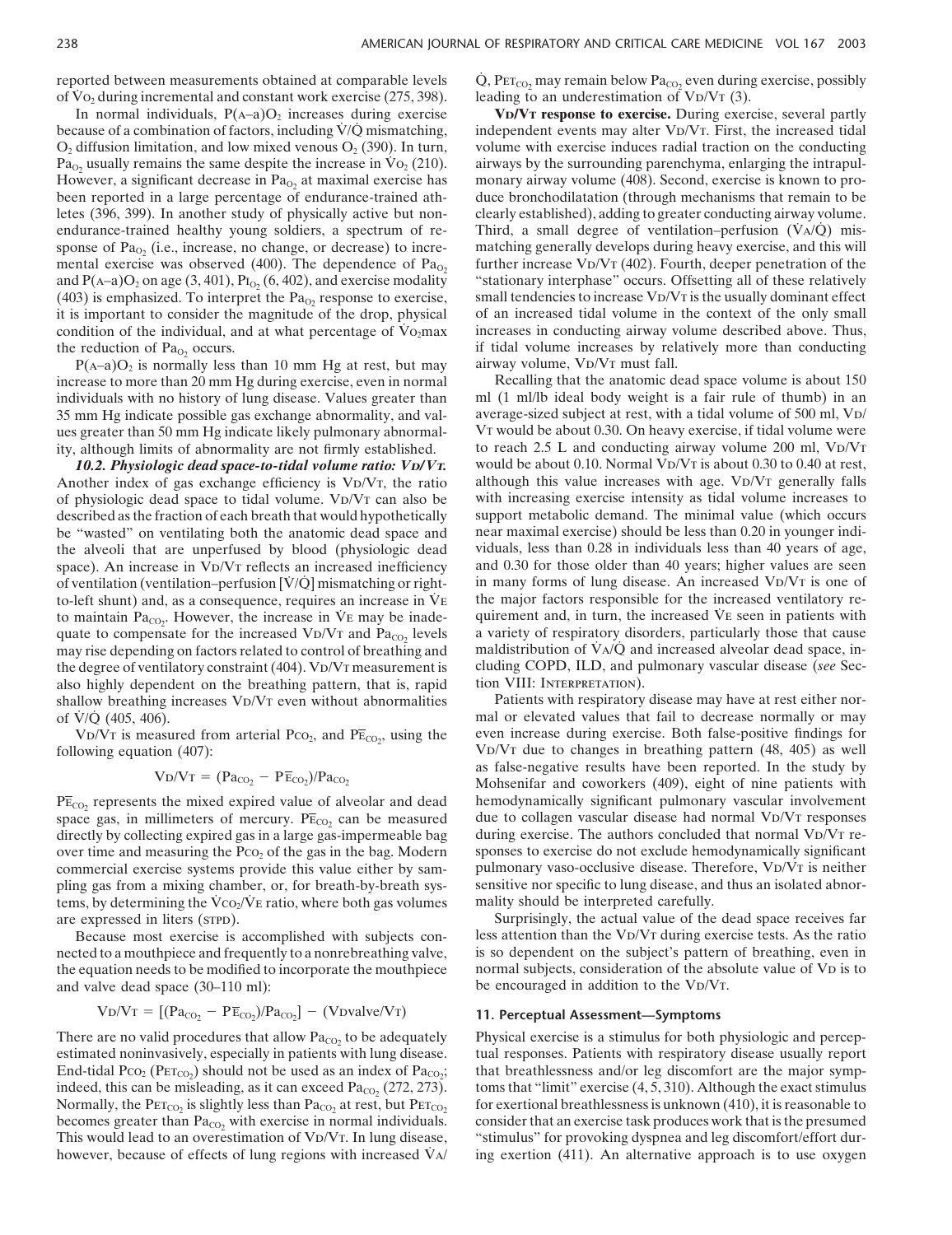reported between measurements obtained at comparable levels of $\dot{V}O_2$ during incremental and constant work exercise (275, 398).

In normal individuals, $P(A\text{–}a)O_2$ increases during exercise because of a combination of factors, including $\dot{V}/\dot{Q}$ mismatching, $O_2$ diffusion limitation, and low mixed venous $O_2$ (390). In turn, $Pa_{O_2}$ usually remains the same despite the increase in $\dot{V}O_2$ (210). However, a significant decrease in $Pa_{O_2}$ at maximal exercise has been reported in a large percentage of endurance-trained athletes (396, 399). In another study of physically active but non-endurance-trained healthy young soldiers, a spectrum of response of $Pa_{O_2}$ (i.e., increase, no change, or decrease) to incremental exercise was observed (400). The dependence of $Pa_{O_2}$ and $P(A\text{–}a)O_2$ on age (3, 401), $PI_{O_2}$ (6, 402), and exercise modality (403) is emphasized. To interpret the $Pa_{O_2}$ response to exercise, it is important to consider the magnitude of the drop, physical condition of the individual, and at what percentage of $\dot{V}O_2max$ the reduction of $Pa_{O_2}$ occurs.

$P(A\text{–}a)O_2$ is normally less than 10 mm Hg at rest, but may increase to more than 20 mm Hg during exercise, even in normal individuals with no history of lung disease. Values greater than 35 mm Hg indicate possible gas exchange abnormality, and values greater than 50 mm Hg indicate likely pulmonary abnormality, although limits of abnormality are not firmly established.

***10.2. Physiologic dead space-to-tidal volume ratio: VD/VT.*** Another index of gas exchange efficiency is VD/VT, the ratio of physiologic dead space to tidal volume. VD/VT can also be described as the fraction of each breath that would hypothetically be "wasted" on ventilating both the anatomic dead space and the alveoli that are unperfused by blood (physiologic dead space). An increase in VD/VT reflects an increased inefficiency of ventilation (ventilation–perfusion [$\dot{V}/\dot{Q}$] mismatching or right-to-left shunt) and, as a consequence, requires an increase in $\dot{V}E$ to maintain $Pa_{CO_2}$. However, the increase in $\dot{V}E$ may be inadequate to compensate for the increased VD/VT and $Pa_{CO_2}$ levels may rise depending on factors related to control of breathing and the degree of ventilatory constraint (404). VD/VT measurement is also highly dependent on the breathing pattern, that is, rapid shallow breathing increases VD/VT even without abnormalities of $\dot{V}/\dot{Q}$ (405, 406).

VD/VT is measured from arterial $PCO_2$, and $P\bar{E}_{CO_2}$, using the following equation (407):

$$VD/VT = (Pa_{CO_2} - P\bar{E}_{CO_2})/Pa_{CO_2}$$

$P\bar{E}_{CO_2}$ represents the mixed expired value of alveolar and dead space gas, in millimeters of mercury. $P\bar{E}_{CO_2}$ can be measured directly by collecting expired gas in a large gas-impermeable bag over time and measuring the $PCO_2$ of the gas in the bag. Modern commercial exercise systems provide this value either by sampling gas from a mixing chamber, or, for breath-by-breath systems, by determining the $\dot{V}CO_2/\dot{V}E$ ratio, where both gas volumes are expressed in liters (STPD).

Because most exercise is accomplished with subjects connected to a mouthpiece and frequently to a nonrebreathing valve, the equation needs to be modified to incorporate the mouthpiece and valve dead space (30–110 ml):

$$VD/VT = [(Pa_{CO_2} - P\bar{E}_{CO_2})/Pa_{CO_2}] - (VDvalve/VT)$$

There are no valid procedures that allow $Pa_{CO_2}$ to be adequately estimated noninvasively, especially in patients with lung disease. End-tidal $PCO_2$ ($PET_{CO_2}$) should not be used as an index of $Pa_{CO_2}$; indeed, this can be misleading, as it can exceed $Pa_{CO_2}$ (272, 273). Normally, the $PET_{CO_2}$ is slightly less than $Pa_{CO_2}$ at rest, but $PET_{CO_2}$ becomes greater than $Pa_{CO_2}$ with exercise in normal individuals. This would lead to an overestimation of VD/VT. In lung disease, however, because of effects of lung regions with increased $\dot{V}A/\dot{Q}$, $PET_{CO_2}$ may remain below $Pa_{CO_2}$ even during exercise, possibly leading to an underestimation of VD/VT (3).

**VD/VT response to exercise.** During exercise, several partly independent events may alter VD/VT. First, the increased tidal volume with exercise induces radial traction on the conducting airways by the surrounding parenchyma, enlarging the intrapulmonary airway volume (408). Second, exercise is known to produce bronchodilatation (through mechanisms that remain to be clearly established), adding to greater conducting airway volume. Third, a small degree of ventilation–perfusion ($\dot{V}A/\dot{Q}$) mismatching generally develops during heavy exercise, and this will further increase VD/VT (402). Fourth, deeper penetration of the "stationary interphase" occurs. Offsetting all of these relatively small tendencies to increase VD/VT is the usually dominant effect of an increased tidal volume in the context of the only small increases in conducting airway volume described above. Thus, if tidal volume increases by relatively more than conducting airway volume, VD/VT must fall.

Recalling that the anatomic dead space volume is about 150 ml (1 ml/lb ideal body weight is a fair rule of thumb) in an average-sized subject at rest, with a tidal volume of 500 ml, VD/VT would be about 0.30. On heavy exercise, if tidal volume were to reach 2.5 L and conducting airway volume 200 ml, VD/VT would be about 0.10. Normal VD/VT is about 0.30 to 0.40 at rest, although this value increases with age. VD/VT generally falls with increasing exercise intensity as tidal volume increases to support metabolic demand. The minimal value (which occurs near maximal exercise) should be less than 0.20 in younger individuals, less than 0.28 in individuals less than 40 years of age, and 0.30 for those older than 40 years; higher values are seen in many forms of lung disease. An increased VD/VT is one of the major factors responsible for the increased ventilatory requirement and, in turn, the increased $\dot{V}E$ seen in patients with a variety of respiratory disorders, particularly those that cause maldistribution of $\dot{V}A/\dot{Q}$ and increased alveolar dead space, including COPD, ILD, and pulmonary vascular disease (*see* Section VIII: INTERPRETATION).

Patients with respiratory disease may have at rest either normal or elevated values that fail to decrease normally or may even increase during exercise. Both false-positive findings for VD/VT due to changes in breathing pattern (48, 405) as well as false-negative results have been reported. In the study by Mohsenifar and coworkers (409), eight of nine patients with hemodynamically significant pulmonary vascular involvement due to collagen vascular disease had normal VD/VT responses during exercise. The authors concluded that normal VD/VT responses to exercise do not exclude hemodynamically significant pulmonary vaso-occlusive disease. Therefore, VD/VT is neither sensitive nor specific to lung disease, and thus an isolated abnormality should be interpreted carefully.

Surprisingly, the actual value of the dead space receives far less attention than the VD/VT during exercise tests. As the ratio is so dependent on the subject's pattern of breathing, even in normal subjects, consideration of the absolute value of VD is to be encouraged in addition to the VD/VT.

## 11. Perceptual Assessment—Symptoms

Physical exercise is a stimulus for both physiologic and perceptual responses. Patients with respiratory disease usually report that breathlessness and/or leg discomfort are the major symptoms that "limit" exercise (4, 5, 310). Although the exact stimulus for exertional breathlessness is unknown (410), it is reasonable to consider that an exercise task produces work that is the presumed "stimulus" for provoking dyspnea and leg discomfort/effort during exertion (411). An alternative approach is to use oxygen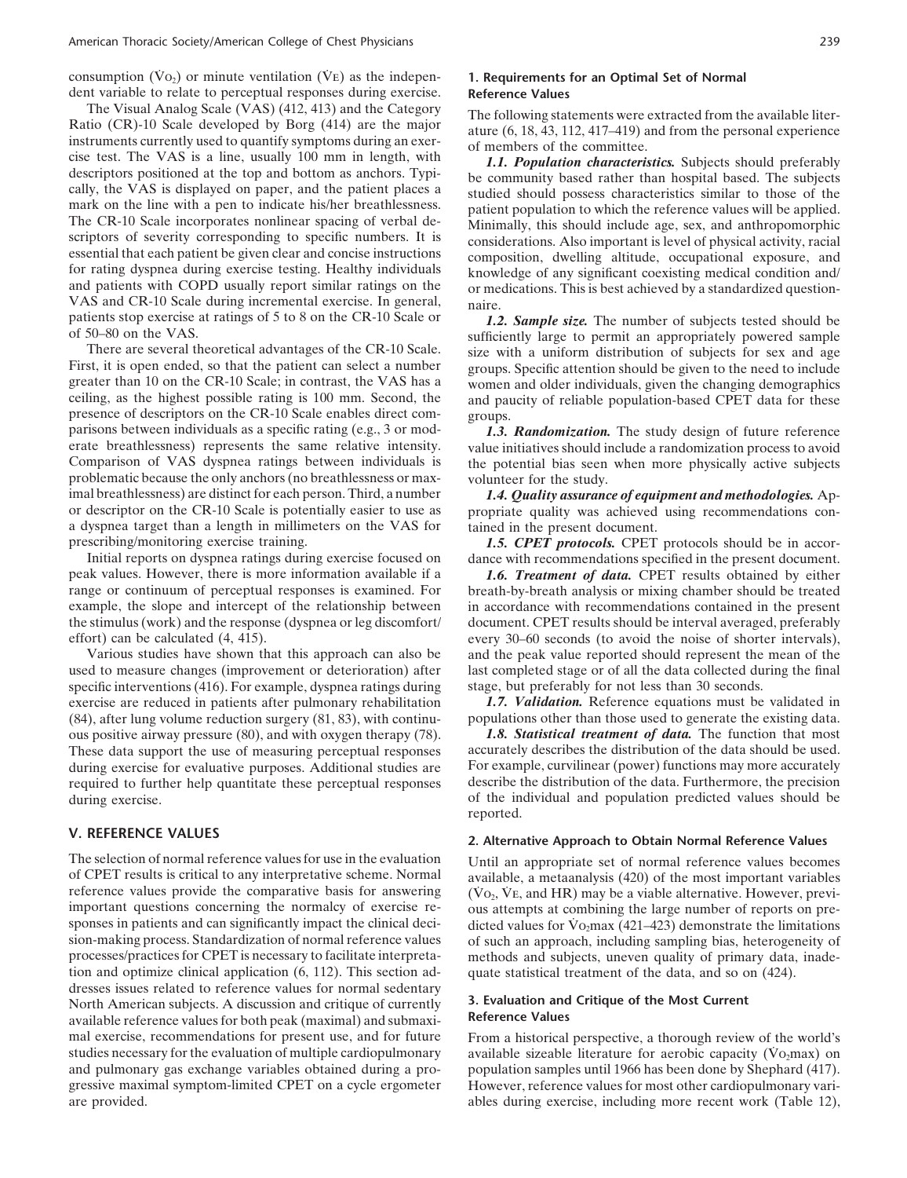consumption ($\dot{V}O_2$) or minute ventilation ($\dot{V}E$) as the independent variable to relate to perceptual responses during exercise.

The Visual Analog Scale (VAS) (412, 413) and the Category Ratio (CR)-10 Scale developed by Borg (414) are the major instruments currently used to quantify symptoms during an exercise test. The VAS is a line, usually 100 mm in length, with descriptors positioned at the top and bottom as anchors. Typically, the VAS is displayed on paper, and the patient places a mark on the line with a pen to indicate his/her breathlessness. The CR-10 Scale incorporates nonlinear spacing of verbal descriptors of severity corresponding to specific numbers. It is essential that each patient be given clear and concise instructions for rating dyspnea during exercise testing. Healthy individuals and patients with COPD usually report similar ratings on the VAS and CR-10 Scale during incremental exercise. In general, patients stop exercise at ratings of 5 to 8 on the CR-10 Scale or of 50–80 on the VAS.

There are several theoretical advantages of the CR-10 Scale. First, it is open ended, so that the patient can select a number greater than 10 on the CR-10 Scale; in contrast, the VAS has a ceiling, as the highest possible rating is 100 mm. Second, the presence of descriptors on the CR-10 Scale enables direct comparisons between individuals as a specific rating (e.g., 3 or moderate breathlessness) represents the same relative intensity. Comparison of VAS dyspnea ratings between individuals is problematic because the only anchors (no breathlessness or maximal breathlessness) are distinct for each person. Third, a number or descriptor on the CR-10 Scale is potentially easier to use as a dyspnea target than a length in millimeters on the VAS for prescribing/monitoring exercise training.

Initial reports on dyspnea ratings during exercise focused on peak values. However, there is more information available if a range or continuum of perceptual responses is examined. For example, the slope and intercept of the relationship between the stimulus (work) and the response (dyspnea or leg discomfort/effort) can be calculated (4, 415).

Various studies have shown that this approach can also be used to measure changes (improvement or deterioration) after specific interventions (416). For example, dyspnea ratings during exercise are reduced in patients after pulmonary rehabilitation (84), after lung volume reduction surgery (81, 83), with continuous positive airway pressure (80), and with oxygen therapy (78). These data support the use of measuring perceptual responses during exercise for evaluative purposes. Additional studies are required to further help quantitate these perceptual responses during exercise.

## V. REFERENCE VALUES

The selection of normal reference values for use in the evaluation of CPET results is critical to any interpretative scheme. Normal reference values provide the comparative basis for answering important questions concerning the normalcy of exercise responses in patients and can significantly impact the clinical decision-making process. Standardization of normal reference values processes/practices for CPET is necessary to facilitate interpretation and optimize clinical application (6, 112). This section addresses issues related to reference values for normal sedentary North American subjects. A discussion and critique of currently available reference values for both peak (maximal) and submaximal exercise, recommendations for present use, and for future studies necessary for the evaluation of multiple cardiopulmonary and pulmonary gas exchange variables obtained during a progressive maximal symptom-limited CPET on a cycle ergometer are provided.

### 1. Requirements for an Optimal Set of Normal Reference Values

The following statements were extracted from the available literature (6, 18, 43, 112, 417–419) and from the personal experience of members of the committee.

***1.1. Population characteristics.*** Subjects should preferably be community based rather than hospital based. The subjects studied should possess characteristics similar to those of the patient population to which the reference values will be applied. Minimally, this should include age, sex, and anthropomorphic considerations. Also important is level of physical activity, racial composition, dwelling altitude, occupational exposure, and knowledge of any significant coexisting medical condition and/or medications. This is best achieved by a standardized questionnaire.

***1.2. Sample size.*** The number of subjects tested should be sufficiently large to permit an appropriately powered sample size with a uniform distribution of subjects for sex and age groups. Specific attention should be given to the need to include women and older individuals, given the changing demographics and paucity of reliable population-based CPET data for these groups.

***1.3. Randomization.*** The study design of future reference value initiatives should include a randomization process to avoid the potential bias seen when more physically active subjects volunteer for the study.

***1.4. Quality assurance of equipment and methodologies.*** Appropriate quality was achieved using recommendations contained in the present document.

***1.5. CPET protocols.*** CPET protocols should be in accordance with recommendations specified in the present document.

***1.6. Treatment of data.*** CPET results obtained by either breath-by-breath analysis or mixing chamber should be treated in accordance with recommendations contained in the present document. CPET results should be interval averaged, preferably every 30–60 seconds (to avoid the noise of shorter intervals), and the peak value reported should represent the mean of the last completed stage or of all the data collected during the final stage, but preferably for not less than 30 seconds.

***1.7. Validation.*** Reference equations must be validated in populations other than those used to generate the existing data.

***1.8. Statistical treatment of data.*** The function that most accurately describes the distribution of the data should be used. For example, curvilinear (power) functions may more accurately describe the distribution of the data. Furthermore, the precision of the individual and population predicted values should be reported.

### 2. Alternative Approach to Obtain Normal Reference Values

Until an appropriate set of normal reference values becomes available, a metaanalysis (420) of the most important variables ($\dot{V}O_2$, $\dot{V}E$, and HR) may be a viable alternative. However, previous attempts at combining the large number of reports on predicted values for $\dot{V}O_2$max (421–423) demonstrate the limitations of such an approach, including sampling bias, heterogeneity of methods and subjects, uneven quality of primary data, inadequate statistical treatment of the data, and so on (424).

### 3. Evaluation and Critique of the Most Current Reference Values

From a historical perspective, a thorough review of the world's available sizeable literature for aerobic capacity ($\dot{V}O_2$max) on population samples until 1966 has been done by Shephard (417). However, reference values for most other cardiopulmonary variables during exercise, including more recent work (Table 12),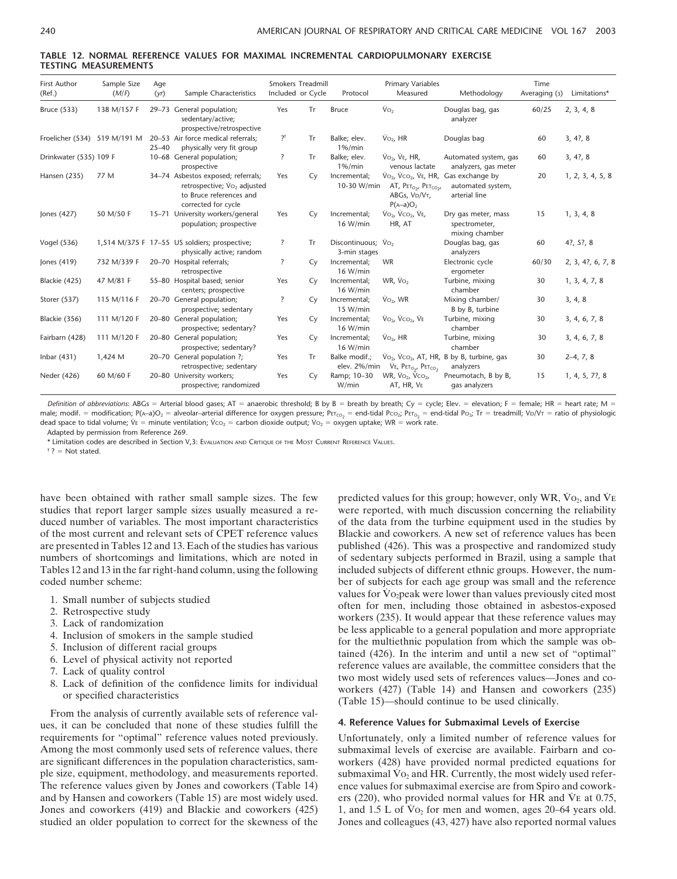**TABLE 12. NORMAL REFERENCE VALUES FOR MAXIMAL INCREMENTAL CARDIOPULMONARY EXERCISE TESTING MEASUREMENTS**

| First Author (Ref.) | Sample Size (M/F) | Age (yr) | Sample Characteristics | Smokers Included | Treadmill or Cycle | Protocol | Primary Variables Measured | Methodology | Time Averaging (s) | Limitations* |
|---|---|---|---|---|---|---|---|---|---|---|
| Bruce (533) | 138 M/157 F | 29–73 | General population; sedentary/active; prospective/retrospective | Yes | Tr | Bruce | $\dot{V}O_2$ | Douglas bag, gas analyzer | 60/25 | 2, 3, 4, 8 |
| Froelicher (534) | 519 M/191 M | 20–53 25–40 | Air force medical referrals; physically very fit group | ?[†] | Tr | Balke; elev. 1%/min | $\dot{V}O_2$, HR | Douglas bag | 60 | 3, 4?, 8 |
| Drinkwater (535) | 109 F | 10–68 | General population; prospective | ? | Tr | Balke; elev. 1%/min | $\dot{V}O_2$, $\dot{V}E$, HR, venous lactate | Automated system, gas analyzers, gas meter | 60 | 3, 4?, 8 |
| Hansen (235) | 77 M | 34–74 | Asbestos exposed; referrals; retrospective; $\dot{V}O_2$ adjusted to Bruce references and corrected for cycle | Yes | Cy | Incremental; 10-30 W/min | $\dot{V}O_2$, $\dot{V}CO_2$, $\dot{V}E$, HR, AT, $P_{ET_{O_2}}$, $P_{ET_{CO_2}}$, ABGs, $V_D/V_T$, $P(A–a)O_2$ | Gas exchange by automated system, arterial line | 20 | 1, 2, 3, 4, 5, 8 |
| Jones (427) | 50 M/50 F | 15–71 | University workers/general population; prospective | Yes | Cy | Incremental; 16 W/min | $\dot{V}O_2$, $\dot{V}CO_2$, $\dot{V}E$, HR, AT | Dry gas meter, mass spectrometer, mixing chamber | 15 | 1, 3, 4, 8 |
| Vogel (536) | 1,514 M/375 F | 17–55 | US soldiers; prospective; physically active; random | ? | Tr | Discontinuous; 3-min stages | $\dot{V}O_2$ | Douglas bag, gas analyzers | 60 | 4?, 5?, 8 |
| Jones (419) | 732 M/339 F | 20–70 | Hospital referrals; retrospective | ? | Cy | Incremental; 16 W/min | WR | Electronic cycle ergometer | 60/30 | 2, 3, 4?, 6, 7, 8 |
| Blackie (425) | 47 M/81 F | 55–80 | Hospital based; senior centers; prospective | Yes | Cy | Incremental; 16 W/min | WR, $\dot{V}O_2$ | Turbine, mixing chamber | 30 | 1, 3, 4, 7, 8 |
| Storer (537) | 115 M/116 F | 20–70 | General population; prospective; sedentary | ? | Cy | Incremental; 15 W/min | $\dot{V}O_2$, WR | Mixing chamber/ B by B, turbine | 30 | 3, 4, 8 |
| Blackie (356) | 111 M/120 F | 20–80 | General population; prospective; sedentary? | Yes | Cy | Incremental; 16 W/min | $\dot{V}O_2$, $\dot{V}CO_2$, $\dot{V}E$ | Turbine, mixing chamber | 30 | 3, 4, 6, 7, 8 |
| Fairbarn (428) | 111 M/120 F | 20–80 | General population; prospective; sedentary? | Yes | Cy | Incremental; 16 W/min | $\dot{V}O_2$, HR | Turbine, mixing chamber | 30 | 3, 4, 6, 7, 8 |
| Inbar (431) | 1,424 M | 20–70 | General population ?; retrospective; sedentary | Yes | Tr | Balke modif.; elev. 2%/min | $\dot{V}O_2$, $\dot{V}CO_2$, AT, HR, $\dot{V}E$, $P_{ET_{O_2}}$, $P_{ET_{CO_2}}$ | B by B, turbine, gas analyzers | 30 | 2–4, 7, 8 |
| Neder (426) | 60 M/60 F | 20–80 | University workers; prospective; randomized | Yes | Cy | Ramp; 10–30 W/min | WR, $\dot{V}O_2$, $\dot{V}CO_2$, AT, HR, $\dot{V}E$ | Pneumotach, B by B, gas analyzers | 15 | 1, 4, 5, 7?, 8 |

*Definition of abbreviations*: ABGs = Arterial blood gases; AT = anaerobic threshold; B by B = breath by breath; Cy = cycle; Elev. = elevation; F = female; HR = heart rate; M = male; modif. = modification; $P(A–a)O_2$ = alveolar–arterial difference for oxygen pressure; $P_{ET_{CO_2}}$ = end-tidal $P_{CO_2}$; $P_{ET_{O_2}}$ = end-tidal $P_{O_2}$; Tr = treadmill; $V_D/V_T$ = ratio of physiologic dead space to tidal volume; $\dot{V}E$ = minute ventilation; $\dot{V}CO_2$ = carbon dioxide output; $\dot{V}O_2$ = oxygen uptake; WR = work rate.

Adapted by permission from Reference 269.

\* Limitation codes are described in Section V,3: Evaluation and Critique of the Most Current Reference Values.

[†] ? = Not stated.

have been obtained with rather small sample sizes. The few studies that report larger sample sizes usually measured a reduced number of variables. The most important characteristics of the most current and relevant sets of CPET reference values are presented in Tables 12 and 13. Each of the studies has various numbers of shortcomings and limitations, which are noted in Tables 12 and 13 in the far right-hand column, using the following coded number scheme:

1. Small number of subjects studied
2. Retrospective study
3. Lack of randomization
4. Inclusion of smokers in the sample studied
5. Inclusion of different racial groups
6. Level of physical activity not reported
7. Lack of quality control
8. Lack of definition of the confidence limits for individual or specified characteristics

From the analysis of currently available sets of reference values, it can be concluded that none of these studies fulfill the requirements for "optimal" reference values noted previously. Among the most commonly used sets of reference values, there are significant differences in the population characteristics, sample size, equipment, methodology, and measurements reported. The reference values given by Jones and coworkers (Table 14) and by Hansen and coworkers (Table 15) are most widely used. Jones and coworkers (419) and Blackie and coworkers (425) studied an older population to correct for the skewness of the predicted values for this group; however, only WR, $\dot{V}O_2$, and $\dot{V}E$ were reported, with much discussion concerning the reliability of the data from the turbine equipment used in the studies by Blackie and coworkers. A new set of reference values has been published (426). This was a prospective and randomized study of sedentary subjects performed in Brazil, using a sample that included subjects of different ethnic groups. However, the number of subjects for each age group was small and the reference values for $\dot{V}O_2$peak were lower than values previously cited most often for men, including those obtained in asbestos-exposed workers (235). It would appear that these reference values may be less applicable to a general population and more appropriate for the multiethnic population from which the sample was obtained (426). In the interim and until a new set of "optimal" reference values are available, the committee considers that the two most widely used sets of references values—Jones and coworkers (427) (Table 14) and Hansen and coworkers (235) (Table 15)—should continue to be used clinically.

### 4. Reference Values for Submaximal Levels of Exercise

Unfortunately, only a limited number of reference values for submaximal levels of exercise are available. Fairbarn and coworkers (428) have provided normal predicted equations for submaximal $\dot{V}O_2$ and HR. Currently, the most widely used reference values for submaximal exercise are from Spiro and coworkers (220), who provided normal values for HR and $\dot{V}E$ at 0.75, 1, and 1.5 L of $\dot{V}O_2$ for men and women, ages 20–64 years old. Jones and colleagues (43, 427) have also reported normal values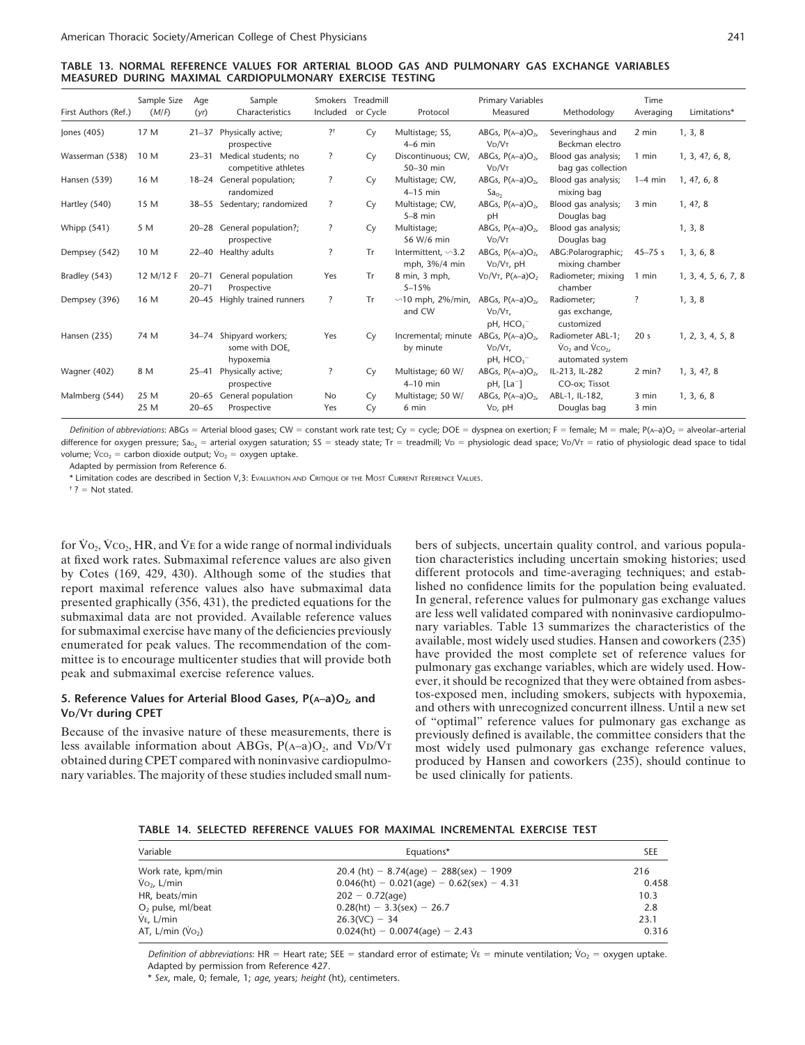**TABLE 13. NORMAL REFERENCE VALUES FOR ARTERIAL BLOOD GAS AND PULMONARY GAS EXCHANGE VARIABLES MEASURED DURING MAXIMAL CARDIOPULMONARY EXERCISE TESTING**

| First Authors (Ref.) | Sample Size (M/F) | Age (yr) | Sample Characteristics | Smokers Included | Treadmill or Cycle | Protocol | Primary Variables Measured | Methodology | Time Averaging | Limitations* |
|---|---|---|---|---|---|---|---|---|---|---|
| Jones (405) | 17 M | 21–37 | Physically active; prospective | ?[†] | Cy | Multistage; SS, 4–6 min | ABGs, $P(A–a)O_2$, $V_D/V_T$ | Severinghaus and Beckman electro | 2 min | 1, 3, 8 |
| Wasserman (538) | 10 M | 23–31 | Medical students; no competitive athletes | ? | Cy | Discontinuous; CW, 50–30 min | ABGs, $P(A–a)O_2$, $V_D/V_T$ | Blood gas analysis; bag gas collection | 1 min | 1, 3, 4?, 6, 8, |
| Hansen (539) | 16 M | 18–24 | General population; randomized | ? | Cy | Multistage; CW, 4–15 min | ABGs, $P(A–a)O_2$, $Sa_{O_2}$ | Blood gas analysis; mixing bag | 1–4 min | 1, 4?, 6, 8 |
| Hartley (540) | 15 M | 38–55 | Sedentary; randomized | ? | Cy | Multistage; CW, 5–8 min | ABGs, $P(A–a)O_2$, pH | Blood gas analysis; Douglas bag | 3 min | 1, 4?, 8 |
| Whipp (541) | 5 M | 20–28 | General population?; prospective | ? | Cy | Multistage; 56 W/6 min | ABGs, $P(A–a)O_2$, $V_D/V_T$ | Blood gas analysis; Douglas bag | | 1, 3, 8 |
| Dempsey (542) | 10 M | 22–40 | Healthy adults | ? | Tr | Intermittent, ∽3.2 mph, 3%/4 min | ABGs, $P(A–a)O_2$, $V_D/V_T$, pH | ABG:Polarographic; mixing chamber | 45–75 s | 1, 3, 6, 8 |
| Bradley (543) | 12 M/12 F | 20–71 / 20–71 | General population Prospective | Yes | Tr | 8 min, 3 mph, 5–15% | $V_D/V_T$, $P(A–a)O_2$ | Radiometer; mixing chamber | 1 min | 1, 3, 4, 5, 6, 7, 8 |
| Dempsey (396) | 16 M | 20–45 | Highly trained runners | ? | Tr | ∽10 mph, 2%/min, and CW | ABGs, $P(A–a)O_2$, $V_D/V_T$, pH, $HCO_3^-$ | Radiometer; gas exchange, customized | ? | 1, 3, 8 |
| Hansen (235) | 74 M | 34–74 | Shipyard workers; some with DOE, hypoxemia | Yes | Cy | Incremental; minute by minute | ABGs, $P(A–a)O_2$, $V_D/V_T$, pH, $HCO_3^-$ | Radiometer ABL-1; $\dot{V}O_2$ and $\dot{V}CO_2$, automated system | 20 s | 1, 2, 3, 4, 5, 8 |
| Wagner (402) | 8 M | 25–41 | Physically active; prospective | ? | Cy | Multistage; 60 W/ 4–10 min | ABGs, $P(A–a)O_2$, pH, $[La^-]$ | IL-213, IL-282 CO-ox; Tissot | 2 min? | 1, 3, 4?, 8 |
| Malmberg (544) | 25 M | 20–65 | General population | No | Cy | Multistage; 50 W/ | ABGs, $P(A–a)O_2$, | ABL-1, IL-182, | 3 min | 1, 3, 6, 8 |
| | 25 M | 20–65 | Prospective | Yes | Cy | 6 min | $V_D$, pH | Douglas bag | 3 min | |

*Definition of abbreviations*: ABGs = Arterial blood gases; CW = constant work rate test; Cy = cycle; DOE = dyspnea on exertion; F = female; M = male; $P(A–a)O_2$ = alveolar–arterial difference for oxygen pressure; $Sa_{O_2}$ = arterial oxygen saturation; SS = steady state; Tr = treadmill; $V_D$ = physiologic dead space; $V_D/V_T$ = ratio of physiologic dead space to tidal volume; $\dot{V}CO_2$ = carbon dioxide output; $\dot{V}O_2$ = oxygen uptake.

Adapted by permission from Reference 6.

* Limitation codes are described in Section V,3: Evaluation and Critique of the Most Current Reference Values.

† ? = Not stated.

for $\dot{V}O_2$, $\dot{V}CO_2$, HR, and $\dot{V}E$ for a wide range of normal individuals at fixed work rates. Submaximal reference values are also given by Cotes (169, 429, 430). Although some of the studies that report maximal reference values also have submaximal data presented graphically (356, 431), the predicted equations for the submaximal data are not provided. Available reference values for submaximal exercise have many of the deficiencies previously enumerated for peak values. The recommendation of the committee is to encourage multicenter studies that will provide both peak and submaximal exercise reference values.

### 5. Reference Values for Arterial Blood Gases, $P(A–a)O_2$, and $V_D/V_T$ during CPET

Because of the invasive nature of these measurements, there is less available information about ABGs, $P(A–a)O_2$, and $V_D/V_T$ obtained during CPET compared with noninvasive cardiopulmonary variables. The majority of these studies included small numbers of subjects, uncertain quality control, and various population characteristics including uncertain smoking histories; used different protocols and time-averaging techniques; and established no confidence limits for the population being evaluated. In general, reference values for pulmonary gas exchange values are less well validated compared with noninvasive cardiopulmonary variables. Table 13 summarizes the characteristics of the available, most widely used studies. Hansen and coworkers (235) have provided the most complete set of reference values for pulmonary gas exchange variables, which are widely used. However, it should be recognized that they were obtained from asbestos-exposed men, including smokers, subjects with hypoxemia, and others with unrecognized concurrent illness. Until a new set of "optimal" reference values for pulmonary gas exchange as previously defined is available, the committee considers that the most widely used pulmonary gas exchange reference values, produced by Hansen and coworkers (235), should continue to be used clinically for patients.

**TABLE 14. SELECTED REFERENCE VALUES FOR MAXIMAL INCREMENTAL EXERCISE TEST**

| Variable | Equations* | SEE |
|---|---|---|
| Work rate, kpm/min | 20.4 (ht) − 8.74(age) − 288(sex) − 1909 | 216 |
| $\dot{V}O_2$, L/min | 0.046(ht) − 0.021(age) − 0.62(sex) − 4.31 | 0.458 |
| HR, beats/min | 202 − 0.72(age) | 10.3 |
| $O_2$ pulse, ml/beat | 0.28(ht) − 3.3(sex) − 26.7 | 2.8 |
| $\dot{V}E$, L/min | 26.3(VC) − 34 | 23.1 |
| AT, L/min ($\dot{V}O_2$) | 0.024(ht) − 0.0074(age) − 2.43 | 0.316 |

*Definition of abbreviations*: HR = Heart rate; SEE = standard error of estimate; $\dot{V}E$ = minute ventilation; $\dot{V}O_2$ = oxygen uptake.

Adapted by permission from Reference 427.

* *Sex*, male, 0; female, 1; *age*, years; *height* (ht), centimeters.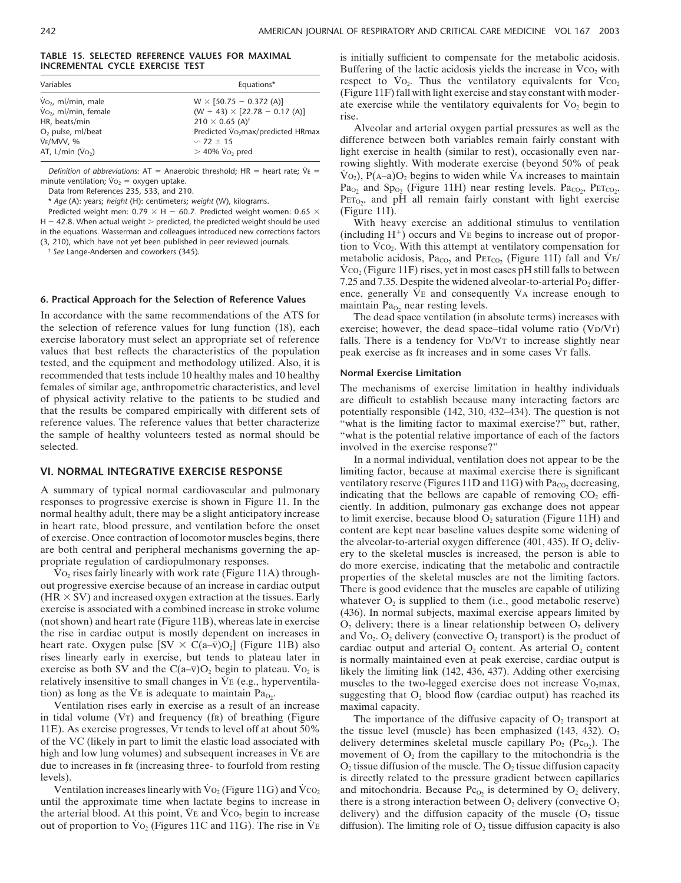**TABLE 15. SELECTED REFERENCE VALUES FOR MAXIMAL INCREMENTAL CYCLE EXERCISE TEST**

| Variables | Equations* |
|---|---|
| $\dot{V}O_2$, ml/min, male | W × [50.75 − 0.372 (A)] |
| $\dot{V}O_2$, ml/min, female | (W + 43) × [22.78 − 0.17 (A)] |
| HR, beats/min | 210 × 0.65 (A)† |
| $O_2$ pulse, ml/beat | Predicted $\dot{V}O_2$max/predicted HRmax |
| $\dot{V}E$/MVV, % | ∽ 72 ± 15 |
| AT, L/min ($\dot{V}O_2$) | > 40% $\dot{V}O_2$ pred |

*Definition of abbreviations*: AT = Anaerobic threshold; HR = heart rate; $\dot{V}E$ = minute ventilation; $\dot{V}O_2$ = oxygen uptake.

Data from References 235, 533, and 210.

\* *Age* (A): years; *height* (H): centimeters; *weight* (W), kilograms.

Predicted weight men: 0.79 × H − 60.7. Predicted weight women: 0.65 × H − 42.8. When actual weight > predicted, the predicted weight should be used in the equations. Wasserman and colleagues introduced new corrections factors (3, 210), which have not yet been published in peer reviewed journals.

† *See* Lange-Andersen and coworkers (345).

### 6. Practical Approach for the Selection of Reference Values

In accordance with the same recommendations of the ATS for the selection of reference values for lung function (18), each exercise laboratory must select an appropriate set of reference values that best reflects the characteristics of the population tested, and the equipment and methodology utilized. Also, it is recommended that tests include 10 healthy males and 10 healthy females of similar age, anthropometric characteristics, and level of physical activity relative to the patients to be studied and that the results be compared empirically with different sets of reference values. The reference values that better characterize the sample of healthy volunteers tested as normal should be selected.

## VI. NORMAL INTEGRATIVE EXERCISE RESPONSE

A summary of typical normal cardiovascular and pulmonary responses to progressive exercise is shown in Figure 11. In the normal healthy adult, there may be a slight anticipatory increase in heart rate, blood pressure, and ventilation before the onset of exercise. Once contraction of locomotor muscles begins, there are both central and peripheral mechanisms governing the appropriate regulation of cardiopulmonary responses.

$\dot{V}O_2$ rises fairly linearly with work rate (Figure 11A) throughout progressive exercise because of an increase in cardiac output (HR × SV) and increased oxygen extraction at the tissues. Early exercise is associated with a combined increase in stroke volume (not shown) and heart rate (Figure 11B), whereas late in exercise the rise in cardiac output is mostly dependent on increases in heart rate. Oxygen pulse [SV × $C(a–\bar{v})O_2$] (Figure 11B) also rises linearly early in exercise, but tends to plateau later in exercise as both SV and the $C(a–\bar{v})O_2$ begin to plateau. $\dot{V}O_2$ is relatively insensitive to small changes in $\dot{V}E$ (e.g., hyperventilation) as long as the $\dot{V}E$ is adequate to maintain $Pa_{O_2}$.

Ventilation rises early in exercise as a result of an increase in tidal volume (VT) and frequency (fR) of breathing (Figure 11E). As exercise progresses, VT tends to level off at about 50% of the VC (likely in part to limit the elastic load associated with high and low lung volumes) and subsequent increases in $\dot{V}E$ are due to increases in fR (increasing three- to fourfold from resting levels).

Ventilation increases linearly with $\dot{V}O_2$ (Figure 11G) and $\dot{V}CO_2$ until the approximate time when lactate begins to increase in the arterial blood. At this point, $\dot{V}E$ and $\dot{V}CO_2$ begin to increase out of proportion to $\dot{V}O_2$ (Figures 11C and 11G). The rise in $\dot{V}E$ is initially sufficient to compensate for the metabolic acidosis. Buffering of the lactic acidosis yields the increase in $\dot{V}CO_2$ with respect to $\dot{V}O_2$. Thus the ventilatory equivalents for $\dot{V}CO_2$ (Figure 11F) fall with light exercise and stay constant with moderate exercise while the ventilatory equivalents for $\dot{V}O_2$ begin to rise.

Alveolar and arterial oxygen partial pressures as well as the difference between both variables remain fairly constant with light exercise in health (similar to rest), occasionally even narrowing slightly. With moderate exercise (beyond 50% of peak $\dot{V}O_2$), $P(A–a)O_2$ begins to widen while $\dot{V}A$ increases to maintain $Pa_{O_2}$ and $Sp_{O_2}$ (Figure 11H) near resting levels. $Pa_{CO_2}$, $PET_{CO_2}$, $PET_{O_2}$, and pH all remain fairly constant with light exercise (Figure 11I).

With heavy exercise an additional stimulus to ventilation (including $H^+$) occurs and $\dot{V}E$ begins to increase out of proportion to $\dot{V}CO_2$. With this attempt at ventilatory compensation for metabolic acidosis, $Pa_{CO_2}$ and $PET_{CO_2}$ (Figure 11I) fall and $\dot{V}E/\dot{V}CO_2$ (Figure 11F) rises, yet in most cases pH still falls to between 7.25 and 7.35. Despite the widened alveolar-to-arterial $PO_2$ difference, generally $\dot{V}E$ and consequently $\dot{V}A$ increase enough to maintain $Pa_{O_2}$ near resting levels.

The dead space ventilation (in absolute terms) increases with exercise; however, the dead space–tidal volume ratio (VD/VT) falls. There is a tendency for VD/VT to increase slightly near peak exercise as fR increases and in some cases VT falls.

### Normal Exercise Limitation

The mechanisms of exercise limitation in healthy individuals are difficult to establish because many interacting factors are potentially responsible (142, 310, 432–434). The question is not "what is the limiting factor to maximal exercise?" but, rather, "what is the potential relative importance of each of the factors involved in the exercise response?"

In a normal individual, ventilation does not appear to be the limiting factor, because at maximal exercise there is significant ventilatory reserve (Figures 11D and 11G) with $Pa_{CO_2}$ decreasing, indicating that the bellows are capable of removing $CO_2$ efficiently. In addition, pulmonary gas exchange does not appear to limit exercise, because blood $O_2$ saturation (Figure 11H) and content are kept near baseline values despite some widening of the alveolar-to-arterial oxygen difference (401, 435). If $O_2$ delivery to the skeletal muscles is increased, the person is able to do more exercise, indicating that the metabolic and contractile properties of the skeletal muscles are not the limiting factors. There is good evidence that the muscles are capable of utilizing whatever $O_2$ is supplied to them (i.e., good metabolic reserve) (436). In normal subjects, maximal exercise appears limited by $O_2$ delivery; there is a linear relationship between $O_2$ delivery and $\dot{V}O_2$. $O_2$ delivery (convective $O_2$ transport) is the product of cardiac output and arterial $O_2$ content. As arterial $O_2$ content is normally maintained even at peak exercise, cardiac output is likely the limiting link (142, 436, 437). Adding other exercising muscles to the two-legged exercise does not increase $\dot{V}O_2$max, suggesting that $O_2$ blood flow (cardiac output) has reached its maximal capacity.

The importance of the diffusive capacity of $O_2$ transport at the tissue level (muscle) has been emphasized (143, 432). $O_2$ delivery determines skeletal muscle capillary $PO_2$ ($Pc_{O_2}$). The movement of $O_2$ from the capillary to the mitochondria is the $O_2$ tissue diffusion of the muscle. The $O_2$ tissue diffusion capacity is directly related to the pressure gradient between capillaries and mitochondria. Because $Pc_{O_2}$ is determined by $O_2$ delivery, there is a strong interaction between $O_2$ delivery (convective $O_2$ delivery) and the diffusion capacity of the muscle ($O_2$ tissue diffusion). The limiting role of $O_2$ tissue diffusion capacity is also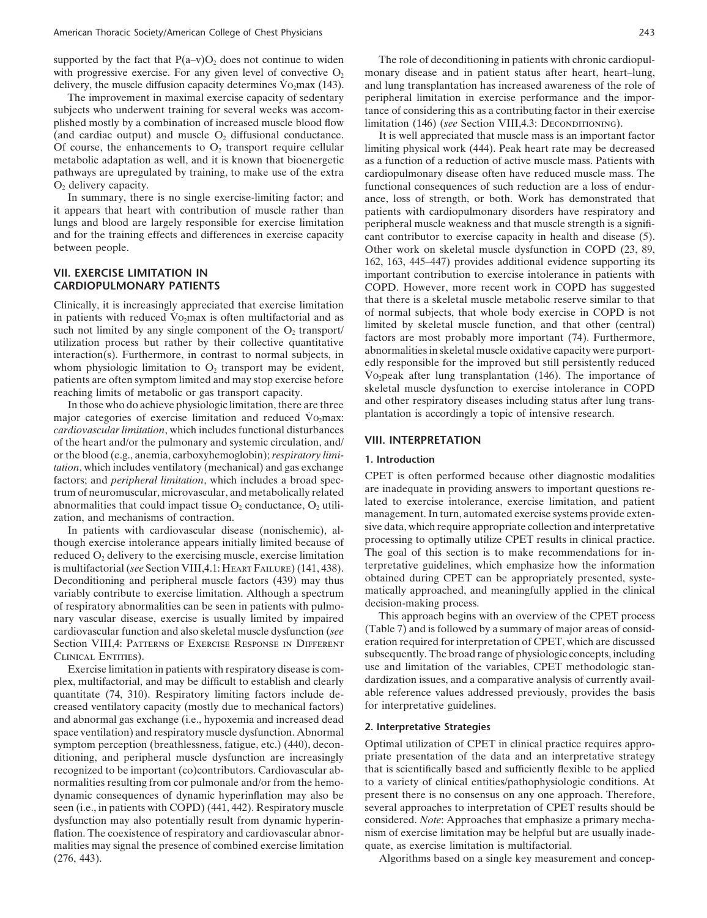supported by the fact that $P(a–v)O_2$ does not continue to widen with progressive exercise. For any given level of convective $O_2$ delivery, the muscle diffusion capacity determines $\dot{V}O_2max$ (143).

The improvement in maximal exercise capacity of sedentary subjects who underwent training for several weeks was accomplished mostly by a combination of increased muscle blood flow (and cardiac output) and muscle $O_2$ diffusional conductance. Of course, the enhancements to $O_2$ transport require cellular metabolic adaptation as well, and it is known that bioenergetic pathways are upregulated by training, to make use of the extra $O_2$ delivery capacity.

In summary, there is no single exercise-limiting factor; and it appears that heart with contribution of muscle rather than lungs and blood are largely responsible for exercise limitation and for the training effects and differences in exercise capacity between people.

## VII. EXERCISE LIMITATION IN CARDIOPULMONARY PATIENTS

Clinically, it is increasingly appreciated that exercise limitation in patients with reduced $\dot{V}O_2max$ is often multifactorial and as such not limited by any single component of the $O_2$ transport/utilization process but rather by their collective quantitative interaction(s). Furthermore, in contrast to normal subjects, in whom physiologic limitation to $O_2$ transport may be evident, patients are often symptom limited and may stop exercise before reaching limits of metabolic or gas transport capacity.

In those who do achieve physiologic limitation, there are three major categories of exercise limitation and reduced $\dot{V}O_2max$: *cardiovascular limitation*, which includes functional disturbances of the heart and/or the pulmonary and systemic circulation, and/or the blood (e.g., anemia, carboxyhemoglobin); *respiratory limitation*, which includes ventilatory (mechanical) and gas exchange factors; and *peripheral limitation*, which includes a broad spectrum of neuromuscular, microvascular, and metabolically related abnormalities that could impact tissue $O_2$ conductance, $O_2$ utilization, and mechanisms of contraction.

In patients with cardiovascular disease (nonischemic), although exercise intolerance appears initially limited because of reduced $O_2$ delivery to the exercising muscle, exercise limitation is multifactorial (*see* Section VIII,4.1: Heart Failure) (141, 438). Deconditioning and peripheral muscle factors (439) may thus variably contribute to exercise limitation. Although a spectrum of respiratory abnormalities can be seen in patients with pulmonary vascular disease, exercise is usually limited by impaired cardiovascular function and also skeletal muscle dysfunction (*see* Section VIII,4: Patterns of Exercise Response in Different Clinical Entities).

Exercise limitation in patients with respiratory disease is complex, multifactorial, and may be difficult to establish and clearly quantitate (74, 310). Respiratory limiting factors include decreased ventilatory capacity (mostly due to mechanical factors) and abnormal gas exchange (i.e., hypoxemia and increased dead space ventilation) and respiratory muscle dysfunction. Abnormal symptom perception (breathlessness, fatigue, etc.) (440), deconditioning, and peripheral muscle dysfunction are increasingly recognized to be important (co)contributors. Cardiovascular abnormalities resulting from cor pulmonale and/or from the hemodynamic consequences of dynamic hyperinflation may also be seen (i.e., in patients with COPD) (441, 442). Respiratory muscle dysfunction may also potentially result from dynamic hyperinflation. The coexistence of respiratory and cardiovascular abnormalities may signal the presence of combined exercise limitation (276, 443).

The role of deconditioning in patients with chronic cardiopulmonary disease and in patient status after heart, heart–lung, and lung transplantation has increased awareness of the role of peripheral limitation in exercise performance and the importance of considering this as a contributing factor in their exercise limitation (146) (*see* Section VIII,4.3: Deconditioning).

It is well appreciated that muscle mass is an important factor limiting physical work (444). Peak heart rate may be decreased as a function of a reduction of active muscle mass. Patients with cardiopulmonary disease often have reduced muscle mass. The functional consequences of such reduction are a loss of endurance, loss of strength, or both. Work has demonstrated that patients with cardiopulmonary disorders have respiratory and peripheral muscle weakness and that muscle strength is a significant contributor to exercise capacity in health and disease (5). Other work on skeletal muscle dysfunction in COPD (23, 89, 162, 163, 445–447) provides additional evidence supporting its important contribution to exercise intolerance in patients with COPD. However, more recent work in COPD has suggested that there is a skeletal muscle metabolic reserve similar to that of normal subjects, that whole body exercise in COPD is not limited by skeletal muscle function, and that other (central) factors are most probably more important (74). Furthermore, abnormalities in skeletal muscle oxidative capacity were purportedly responsible for the improved but still persistently reduced $\dot{V}O_2peak$ after lung transplantation (146). The importance of skeletal muscle dysfunction to exercise intolerance in COPD and other respiratory diseases including status after lung transplantation is accordingly a topic of intensive research.

## VIII. INTERPRETATION

### 1. Introduction

CPET is often performed because other diagnostic modalities are inadequate in providing answers to important questions related to exercise intolerance, exercise limitation, and patient management. In turn, automated exercise systems provide extensive data, which require appropriate collection and interpretative processing to optimally utilize CPET results in clinical practice. The goal of this section is to make recommendations for interpretative guidelines, which emphasize how the information obtained during CPET can be appropriately presented, systematically approached, and meaningfully applied in the clinical decision-making process.

This approach begins with an overview of the CPET process (Table 7) and is followed by a summary of major areas of consideration required for interpretation of CPET, which are discussed subsequently. The broad range of physiologic concepts, including use and limitation of the variables, CPET methodologic standardization issues, and a comparative analysis of currently available reference values addressed previously, provides the basis for interpretative guidelines.

### 2. Interpretative Strategies

Optimal utilization of CPET in clinical practice requires appropriate presentation of the data and an interpretative strategy that is scientifically based and sufficiently flexible to be applied to a variety of clinical entities/pathophysiologic conditions. At present there is no consensus on any one approach. Therefore, several approaches to interpretation of CPET results should be considered. *Note*: Approaches that emphasize a primary mechanism of exercise limitation may be helpful but are usually inadequate, as exercise limitation is multifactorial.

Algorithms based on a single key measurement and concep-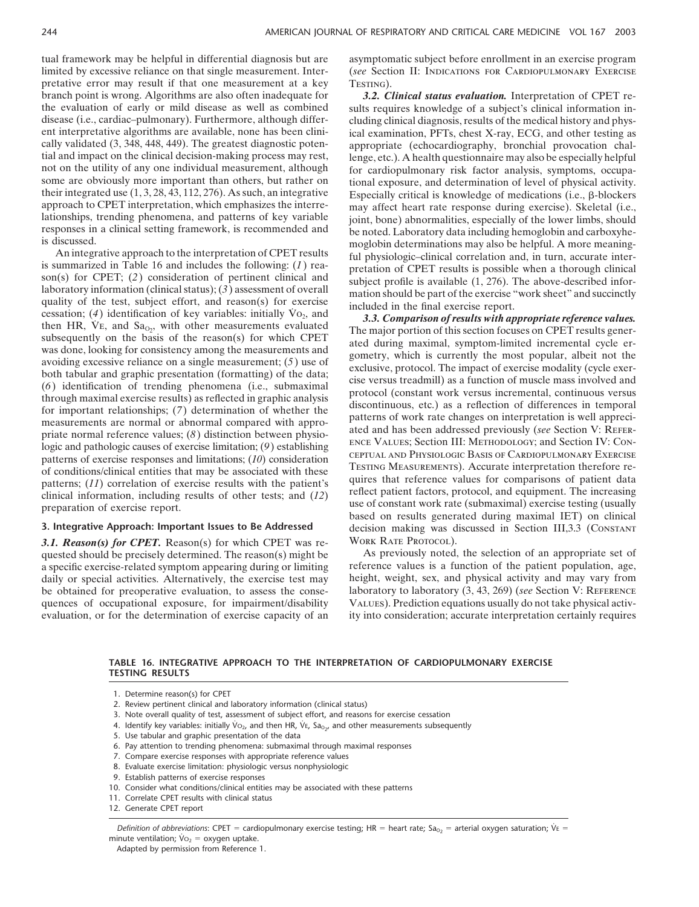tual framework may be helpful in differential diagnosis but are limited by excessive reliance on that single measurement. Interpretative error may result if that one measurement at a key branch point is wrong. Algorithms are also often inadequate for the evaluation of early or mild disease as well as combined disease (i.e., cardiac–pulmonary). Furthermore, although different interpretative algorithms are available, none has been clinically validated (3, 348, 448, 449). The greatest diagnostic potential and impact on the clinical decision-making process may rest, not on the utility of any one individual measurement, although some are obviously more important than others, but rather on their integrated use (1, 3, 28, 43, 112, 276). As such, an integrative approach to CPET interpretation, which emphasizes the interrelationships, trending phenomena, and patterns of key variable responses in a clinical setting framework, is recommended and is discussed.

An integrative approach to the interpretation of CPET results is summarized in Table 16 and includes the following: (*1*) reason(s) for CPET; (*2*) consideration of pertinent clinical and laboratory information (clinical status); (*3*) assessment of overall quality of the test, subject effort, and reason(s) for exercise cessation; (*4*) identification of key variables: initially $\dot{V}O_2$, and then HR, $\dot{V}E$, and $Sa_{O_2}$, with other measurements evaluated subsequently on the basis of the reason(s) for which CPET was done, looking for consistency among the measurements and avoiding excessive reliance on a single measurement; (*5*) use of both tabular and graphic presentation (formatting) of the data; (*6*) identification of trending phenomena (i.e., submaximal through maximal exercise results) as reflected in graphic analysis for important relationships; (*7*) determination of whether the measurements are normal or abnormal compared with appropriate normal reference values; (*8*) distinction between physiologic and pathologic causes of exercise limitation; (*9*) establishing patterns of exercise responses and limitations; (*10*) consideration of conditions/clinical entities that may be associated with these patterns; (*11*) correlation of exercise results with the patient's clinical information, including results of other tests; and (*12*) preparation of exercise report.

## 3. Integrative Approach: Important Issues to Be Addressed

***3.1. Reason(s) for CPET.*** Reason(s) for which CPET was requested should be precisely determined. The reason(s) might be a specific exercise-related symptom appearing during or limiting daily or special activities. Alternatively, the exercise test may be obtained for preoperative evaluation, to assess the consequences of occupational exposure, for impairment/disability evaluation, or for the determination of exercise capacity of an asymptomatic subject before enrollment in an exercise program (*see* Section II: Indications for Cardiopulmonary Exercise Testing).

***3.2. Clinical status evaluation.*** Interpretation of CPET results requires knowledge of a subject's clinical information including clinical diagnosis, results of the medical history and physical examination, PFTs, chest X-ray, ECG, and other testing as appropriate (echocardiography, bronchial provocation challenge, etc.). A health questionnaire may also be especially helpful for cardiopulmonary risk factor analysis, symptoms, occupational exposure, and determination of level of physical activity. Especially critical is knowledge of medications (i.e., β-blockers may affect heart rate response during exercise). Skeletal (i.e., joint, bone) abnormalities, especially of the lower limbs, should be noted. Laboratory data including hemoglobin and carboxyhemoglobin determinations may also be helpful. A more meaningful physiologic–clinical correlation and, in turn, accurate interpretation of CPET results is possible when a thorough clinical subject profile is available (1, 276). The above-described information should be part of the exercise "work sheet" and succinctly included in the final exercise report.

***3.3. Comparison of results with appropriate reference values.*** The major portion of this section focuses on CPET results generated during maximal, symptom-limited incremental cycle ergometry, which is currently the most popular, albeit not the exclusive, protocol. The impact of exercise modality (cycle exercise versus treadmill) as a function of muscle mass involved and protocol (constant work versus incremental, continuous versus discontinuous, etc.) as a reflection of differences in temporal patterns of work rate changes on interpretation is well appreciated and has been addressed previously (*see* Section V: Reference Values; Section III: Methodology; and Section IV: Conceptual and Physiologic Basis of Cardiopulmonary Exercise Testing Measurements). Accurate interpretation therefore requires that reference values for comparisons of patient data reflect patient factors, protocol, and equipment. The increasing use of constant work rate (submaximal) exercise testing (usually based on results generated during maximal IET) on clinical decision making was discussed in Section III,3.3 (Constant Work Rate Protocol).

As previously noted, the selection of an appropriate set of reference values is a function of the patient population, age, height, weight, sex, and physical activity and may vary from laboratory to laboratory (3, 43, 269) (*see* Section V: Reference Values). Prediction equations usually do not take physical activity into consideration; accurate interpretation certainly requires

**TABLE 16. INTEGRATIVE APPROACH TO THE INTERPRETATION OF CARDIOPULMONARY EXERCISE TESTING RESULTS**

1. Determine reason(s) for CPET
2. Review pertinent clinical and laboratory information (clinical status)
3. Note overall quality of test, assessment of subject effort, and reasons for exercise cessation
4. Identify key variables: initially $\dot{V}O_2$, and then HR, $\dot{V}E$, $Sa_{O_2}$, and other measurements subsequently
5. Use tabular and graphic presentation of the data
6. Pay attention to trending phenomena: submaximal through maximal responses
7. Compare exercise responses with appropriate reference values
8. Evaluate exercise limitation: physiologic versus nonphysiologic
9. Establish patterns of exercise responses
10. Consider what conditions/clinical entities may be associated with these patterns
11. Correlate CPET results with clinical status
12. Generate CPET report

*Definition of abbreviations*: CPET = cardiopulmonary exercise testing; HR = heart rate; $Sa_{O_2}$ = arterial oxygen saturation; $\dot{V}E$ = minute ventilation; $\dot{V}O_2$ = oxygen uptake.

Adapted by permission from Reference 1.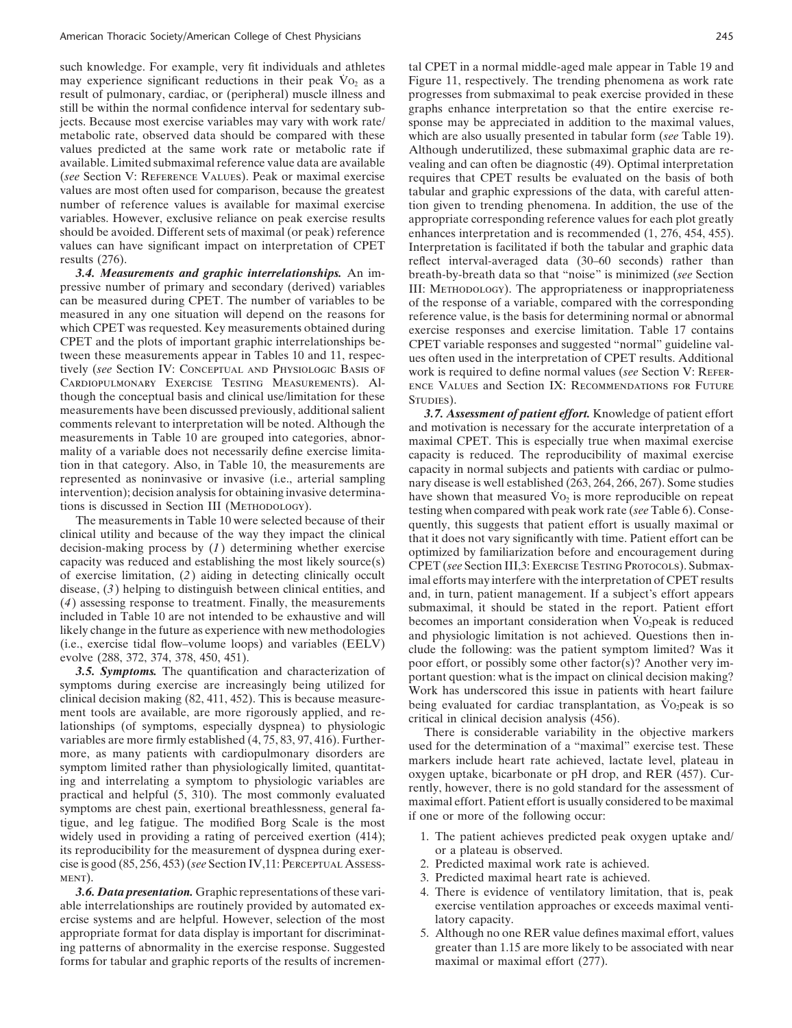such knowledge. For example, very fit individuals and athletes may experience significant reductions in their peak $\dot{V}O_2$ as a result of pulmonary, cardiac, or (peripheral) muscle illness and still be within the normal confidence interval for sedentary subjects. Because most exercise variables may vary with work rate/metabolic rate, observed data should be compared with these values predicted at the same work rate or metabolic rate if available. Limited submaximal reference value data are available (*see* Section V: Reference Values). Peak or maximal exercise values are most often used for comparison, because the greatest number of reference values is available for maximal exercise variables. However, exclusive reliance on peak exercise results should be avoided. Different sets of maximal (or peak) reference values can have significant impact on interpretation of CPET results (276).

***3.4. Measurements and graphic interrelationships.*** An impressive number of primary and secondary (derived) variables can be measured during CPET. The number of variables to be measured in any one situation will depend on the reasons for which CPET was requested. Key measurements obtained during CPET and the plots of important graphic interrelationships between these measurements appear in Tables 10 and 11, respectively (*see* Section IV: Conceptual and Physiologic Basis of Cardiopulmonary Exercise Testing Measurements). Although the conceptual basis and clinical use/limitation for these measurements have been discussed previously, additional salient comments relevant to interpretation will be noted. Although the measurements in Table 10 are grouped into categories, abnormality of a variable does not necessarily define exercise limitation in that category. Also, in Table 10, the measurements are represented as noninvasive or invasive (i.e., arterial sampling intervention); decision analysis for obtaining invasive determinations is discussed in Section III (Methodology).

The measurements in Table 10 were selected because of their clinical utility and because of the way they impact the clinical decision-making process by (*1*) determining whether exercise capacity was reduced and establishing the most likely source(s) of exercise limitation, (*2*) aiding in detecting clinically occult disease, (*3*) helping to distinguish between clinical entities, and (*4*) assessing response to treatment. Finally, the measurements included in Table 10 are not intended to be exhaustive and will likely change in the future as experience with new methodologies (i.e., exercise tidal flow–volume loops) and variables (EELV) evolve (288, 372, 374, 378, 450, 451).

***3.5. Symptoms.*** The quantification and characterization of symptoms during exercise are increasingly being utilized for clinical decision making (82, 411, 452). This is because measurement tools are available, are more rigorously applied, and relationships (of symptoms, especially dyspnea) to physiologic variables are more firmly established (4, 75, 83, 97, 416). Furthermore, as many patients with cardiopulmonary disorders are symptom limited rather than physiologically limited, quantitating and interrelating a symptom to physiologic variables are practical and helpful (5, 310). The most commonly evaluated symptoms are chest pain, exertional breathlessness, general fatigue, and leg fatigue. The modified Borg Scale is the most widely used in providing a rating of perceived exertion (414); its reproducibility for the measurement of dyspnea during exercise is good (85, 256, 453) (*see* Section IV,11: Perceptual Assessment).

***3.6. Data presentation.*** Graphic representations of these variable interrelationships are routinely provided by automated exercise systems and are helpful. However, selection of the most appropriate format for data display is important for discriminating patterns of abnormality in the exercise response. Suggested forms for tabular and graphic reports of the results of incremental CPET in a normal middle-aged male appear in Table 19 and Figure 11, respectively. The trending phenomena as work rate progresses from submaximal to peak exercise provided in these graphs enhance interpretation so that the entire exercise response may be appreciated in addition to the maximal values, which are also usually presented in tabular form (*see* Table 19). Although underutilized, these submaximal graphic data are revealing and can often be diagnostic (49). Optimal interpretation requires that CPET results be evaluated on the basis of both tabular and graphic expressions of the data, with careful attention given to trending phenomena. In addition, the use of the appropriate corresponding reference values for each plot greatly enhances interpretation and is recommended (1, 276, 454, 455). Interpretation is facilitated if both the tabular and graphic data reflect interval-averaged data (30–60 seconds) rather than breath-by-breath data so that "noise" is minimized (*see* Section III: Methodology). The appropriateness or inappropriateness of the response of a variable, compared with the corresponding reference value, is the basis for determining normal or abnormal exercise responses and exercise limitation. Table 17 contains CPET variable responses and suggested "normal" guideline values often used in the interpretation of CPET results. Additional work is required to define normal values (*see* Section V: Reference Values and Section IX: Recommendations for Future Studies).

***3.7. Assessment of patient effort.*** Knowledge of patient effort and motivation is necessary for the accurate interpretation of a maximal CPET. This is especially true when maximal exercise capacity is reduced. The reproducibility of maximal exercise capacity in normal subjects and patients with cardiac or pulmonary disease is well established (263, 264, 266, 267). Some studies have shown that measured $\dot{V}O_2$ is more reproducible on repeat testing when compared with peak work rate (*see* Table 6). Consequently, this suggests that patient effort is usually maximal or that it does not vary significantly with time. Patient effort can be optimized by familiarization before and encouragement during CPET (*see* Section III,3: Exercise Testing Protocols). Submaximal efforts may interfere with the interpretation of CPET results and, in turn, patient management. If a subject's effort appears submaximal, it should be stated in the report. Patient effort becomes an important consideration when $\dot{V}O_2$peak is reduced and physiologic limitation is not achieved. Questions then include the following: was the patient symptom limited? Was it poor effort, or possibly some other factor(s)? Another very important question: what is the impact on clinical decision making? Work has underscored this issue in patients with heart failure being evaluated for cardiac transplantation, as $\dot{V}O_2$peak is so critical in clinical decision analysis (456).

There is considerable variability in the objective markers used for the determination of a "maximal" exercise test. These markers include heart rate achieved, lactate level, plateau in oxygen uptake, bicarbonate or pH drop, and RER (457). Currently, however, there is no gold standard for the assessment of maximal effort. Patient effort is usually considered to be maximal if one or more of the following occur:

1. The patient achieves predicted peak oxygen uptake and/or a plateau is observed.
2. Predicted maximal work rate is achieved.
3. Predicted maximal heart rate is achieved.
4. There is evidence of ventilatory limitation, that is, peak exercise ventilation approaches or exceeds maximal ventilatory capacity.
5. Although no one RER value defines maximal effort, values greater than 1.15 are more likely to be associated with near maximal or maximal effort (277).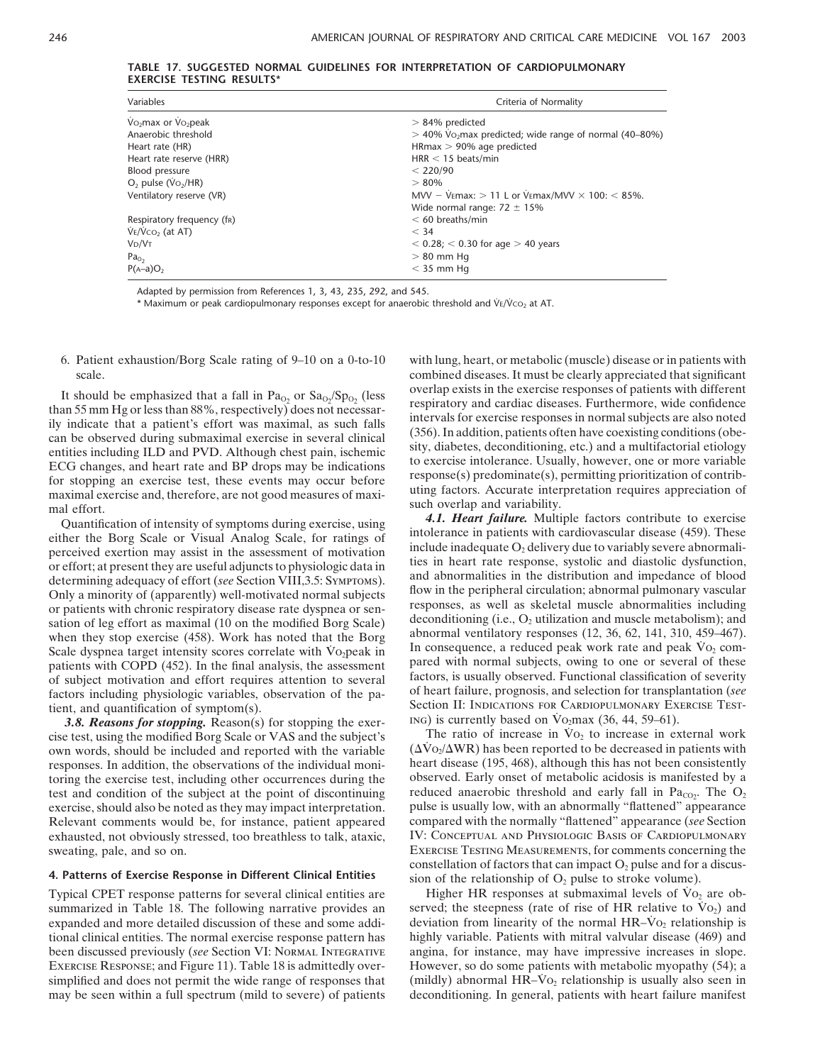**TABLE 17. SUGGESTED NORMAL GUIDELINES FOR INTERPRETATION OF CARDIOPULMONARY EXERCISE TESTING RESULTS***

| Variables | Criteria of Normality |
| --- | --- |
| $\dot{V}O_2$max or $\dot{V}O_2$peak | > 84% predicted |
| Anaerobic threshold | > 40% $\dot{V}O_2$max predicted; wide range of normal (40–80%) |
| Heart rate (HR) | HRmax > 90% age predicted |
| Heart rate reserve (HRR) | HRR < 15 beats/min |
| Blood pressure | < 220/90 |
| $O_2$ pulse ($\dot{V}O_2$/HR) | > 80% |
| Ventilatory reserve (VR) | MVV − $\dot{V}$Emax: > 11 L or $\dot{V}$Emax/MVV × 100: < 85%. Wide normal range: 72 ± 15% |
| Respiratory frequency (fR) | < 60 breaths/min |
| $\dot{V}E/\dot{V}CO_2$ (at AT) | < 34 |
| VD/VT | < 0.28; < 0.30 for age > 40 years |
| $Pa_{O_2}$ | > 80 mm Hg |
| P(A–a)$O_2$ | < 35 mm Hg |

Adapted by permission from References 1, 3, 43, 235, 292, and 545.

\* Maximum or peak cardiopulmonary responses except for anaerobic threshold and $\dot{V}E/\dot{V}CO_2$ at AT.

6. Patient exhaustion/Borg Scale rating of 9–10 on a 0-to-10 scale.

It should be emphasized that a fall in $Pa_{O_2}$ or $Sa_{O_2}/Sp_{O_2}$ (less than 55 mm Hg or less than 88%, respectively) does not necessarily indicate that a patient's effort was maximal, as such falls can be observed during submaximal exercise in several clinical entities including ILD and PVD. Although chest pain, ischemic ECG changes, and heart rate and BP drops may be indications for stopping an exercise test, these events may occur before maximal exercise and, therefore, are not good measures of maximal effort.

Quantification of intensity of symptoms during exercise, using either the Borg Scale or Visual Analog Scale, for ratings of perceived exertion may assist in the assessment of motivation or effort; at present they are useful adjuncts to physiologic data in determining adequacy of effort (*see* Section VIII,3.5: SYMPTOMS). Only a minority of (apparently) well-motivated normal subjects or patients with chronic respiratory disease rate dyspnea or sensation of leg effort as maximal (10 on the modified Borg Scale) when they stop exercise (458). Work has noted that the Borg Scale dyspnea target intensity scores correlate with $\dot{V}O_2$peak in patients with COPD (452). In the final analysis, the assessment of subject motivation and effort requires attention to several factors including physiologic variables, observation of the patient, and quantification of symptom(s).

***3.8. Reasons for stopping.*** Reason(s) for stopping the exercise test, using the modified Borg Scale or VAS and the subject's own words, should be included and reported with the variable responses. In addition, the observations of the individual monitoring the exercise test, including other occurrences during the test and condition of the subject at the point of discontinuing exercise, should also be noted as they may impact interpretation. Relevant comments would be, for instance, patient appeared exhausted, not obviously stressed, too breathless to talk, ataxic, sweating, pale, and so on.

### 4. Patterns of Exercise Response in Different Clinical Entities

Typical CPET response patterns for several clinical entities are summarized in Table 18. The following narrative provides an expanded and more detailed discussion of these and some additional clinical entities. The normal exercise response pattern has been discussed previously (*see* Section VI: NORMAL INTEGRATIVE EXERCISE RESPONSE; and Figure 11). Table 18 is admittedly oversimplified and does not permit the wide range of responses that may be seen within a full spectrum (mild to severe) of patients with lung, heart, or metabolic (muscle) disease or in patients with combined diseases. It must be clearly appreciated that significant overlap exists in the exercise responses of patients with different respiratory and cardiac diseases. Furthermore, wide confidence intervals for exercise responses in normal subjects are also noted (356). In addition, patients often have coexisting conditions (obesity, diabetes, deconditioning, etc.) and a multifactorial etiology to exercise intolerance. Usually, however, one or more variable response(s) predominate(s), permitting prioritization of contributing factors. Accurate interpretation requires appreciation of such overlap and variability.

***4.1. Heart failure.*** Multiple factors contribute to exercise intolerance in patients with cardiovascular disease (459). These include inadequate $O_2$ delivery due to variably severe abnormalities in heart rate response, systolic and diastolic dysfunction, and abnormalities in the distribution and impedance of blood flow in the peripheral circulation; abnormal pulmonary vascular responses, as well as skeletal muscle abnormalities including deconditioning (i.e., $O_2$ utilization and muscle metabolism); and abnormal ventilatory responses (12, 36, 62, 141, 310, 459–467). In consequence, a reduced peak work rate and peak $\dot{V}O_2$ compared with normal subjects, owing to one or several of these factors, is usually observed. Functional classification of severity of heart failure, prognosis, and selection for transplantation (*see* Section II: INDICATIONS FOR CARDIOPULMONARY EXERCISE TESTING) is currently based on $\dot{V}O_2$max (36, 44, 59–61).

The ratio of increase in $\dot{V}O_2$ to increase in external work ($\Delta\dot{V}O_2/\Delta WR$) has been reported to be decreased in patients with heart disease (195, 468), although this has not been consistently observed. Early onset of metabolic acidosis is manifested by a reduced anaerobic threshold and early fall in $Pa_{CO_2}$. The $O_2$ pulse is usually low, with an abnormally "flattened" appearance compared with the normally "flattened" appearance (*see* Section IV: CONCEPTUAL AND PHYSIOLOGIC BASIS OF CARDIOPULMONARY EXERCISE TESTING MEASUREMENTS, for comments concerning the constellation of factors that can impact $O_2$ pulse and for a discussion of the relationship of $O_2$ pulse to stroke volume).

Higher HR responses at submaximal levels of $\dot{V}O_2$ are observed; the steepness (rate of rise of HR relative to $\dot{V}O_2$) and deviation from linearity of the normal HR–$\dot{V}O_2$ relationship is highly variable. Patients with mitral valvular disease (469) and angina, for instance, may have impressive increases in slope. However, so do some patients with metabolic myopathy (54); a (mildly) abnormal HR–$\dot{V}O_2$ relationship is usually also seen in deconditioning. In general, patients with heart failure manifest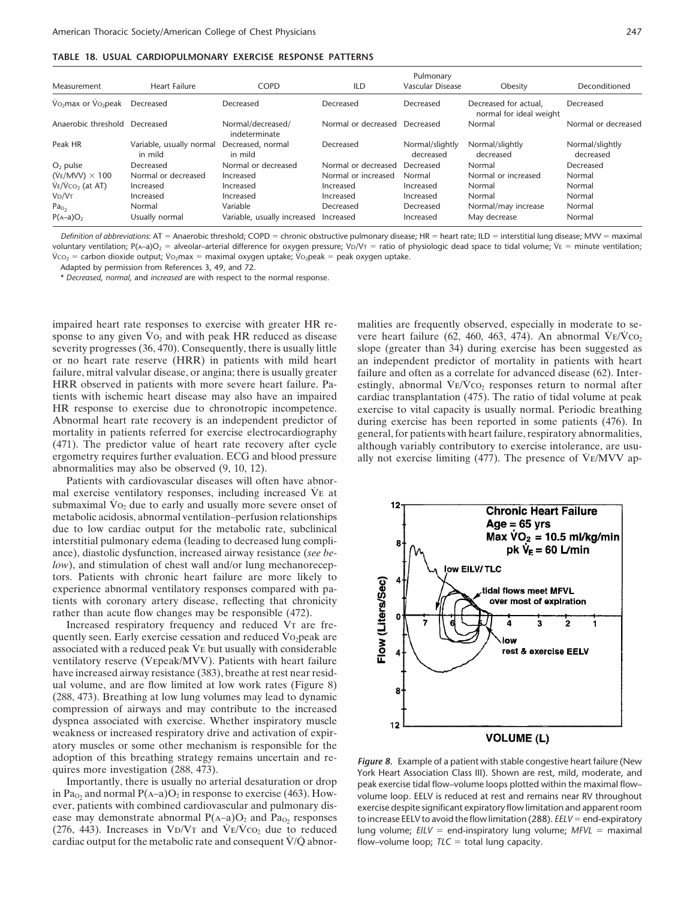**TABLE 18. USUAL CARDIOPULMONARY EXERCISE RESPONSE PATTERNS**

| Measurement | Heart Failure | COPD | ILD | Pulmonary Vascular Disease | Obesity | Deconditioned |
|---|---|---|---|---|---|---|
| $\dot{V}O_2max$ or $\dot{V}O_2peak$ | Decreased | Decreased | Decreased | Decreased | Decreased for actual, normal for ideal weight | Decreased |
| Anaerobic threshold | Decreased | Normal/decreased/ indeterminate | Normal or decreased | Decreased | Normal | Normal or decreased |
| Peak HR | Variable, usually normal in mild | Decreased, normal in mild | Decreased | Normal/slightly decreased | Normal/slightly decreased | Normal/slightly decreased |
| $O_2$ pulse | Decreased | Normal or decreased | Normal or decreased | Decreased | Normal | Decreased |
| ($\dot{V}E/MVV$) × 100 | Normal or decreased | Increased | Normal or increased | Normal | Normal or increased | Normal |
| $\dot{V}E/\dot{V}CO_2$ (at AT) | Increased | Increased | Increased | Increased | Normal | Normal |
| $V_D/V_T$ | Increased | Increased | Increased | Increased | Normal | Normal |
| $Pa_{O_2}$ | Normal | Variable | Decreased | Decreased | Normal/may increase | Normal |
| $P(A–a)O_2$ | Usually normal | Variable, usually increased | Increased | Increased | May decrease | Normal |

*Definition of abbreviations*: AT = Anaerobic threshold; COPD = chronic obstructive pulmonary disease; HR = heart rate; ILD = interstitial lung disease; MVV = maximal voluntary ventilation; $P(A–a)O_2$ = alveolar–arterial difference for oxygen pressure; $V_D/V_T$ = ratio of physiologic dead space to tidal volume; $\dot{V}E$ = minute ventilation; $\dot{V}CO_2$ = carbon dioxide output; $\dot{V}O_2max$ = maximal oxygen uptake; $\dot{V}O_2peak$ = peak oxygen uptake.

Adapted by permission from References 3, 49, and 72.

\* *Decreased*, *normal*, and *increased* are with respect to the normal response.

impaired heart rate responses to exercise with greater HR response to any given $\dot{V}O_2$ and with peak HR reduced as disease severity progresses (36, 470). Consequently, there is usually little or no heart rate reserve (HRR) in patients with mild heart failure, mitral valvular disease, or angina; there is usually greater HRR observed in patients with more severe heart failure. Patients with ischemic heart disease may also have an impaired HR response to exercise due to chronotropic incompetence. Abnormal heart rate recovery is an independent predictor of mortality in patients referred for exercise electrocardiography (471). The predictor value of heart rate recovery after cycle ergometry requires further evaluation. ECG and blood pressure abnormalities may also be observed (9, 10, 12).

Patients with cardiovascular diseases will often have abnormal exercise ventilatory responses, including increased $\dot{V}E$ at submaximal $\dot{V}O_2$ due to early and usually more severe onset of metabolic acidosis, abnormal ventilation–perfusion relationships due to low cardiac output for the metabolic rate, subclinical interstitial pulmonary edema (leading to decreased lung compliance), diastolic dysfunction, increased airway resistance (*see below*), and stimulation of chest wall and/or lung mechanoreceptors. Patients with chronic heart failure are more likely to experience abnormal ventilatory responses compared with patients with coronary artery disease, reflecting that chronicity rather than acute flow changes may be responsible (472).

Increased respiratory frequency and reduced $V_T$ are frequently seen. Early exercise cessation and reduced $\dot{V}O_2peak$ are associated with a reduced peak $\dot{V}E$ but usually with considerable ventilatory reserve ($\dot{V}Epeak/MVV$). Patients with heart failure have increased airway resistance (383), breathe at rest near residual volume, and are flow limited at low work rates (Figure 8) (288, 473). Breathing at low lung volumes may lead to dynamic compression of airways and may contribute to the increased dyspnea associated with exercise. Whether inspiratory muscle weakness or increased respiratory drive and activation of expiratory muscles or some other mechanism is responsible for the adoption of this breathing strategy remains uncertain and requires more investigation (288, 473).

Importantly, there is usually no arterial desaturation or drop in $Pa_{O_2}$ and normal $P(A–a)O_2$ in response to exercise (463). However, patients with combined cardiovascular and pulmonary disease may demonstrate abnormal $P(A–a)O_2$ and $Pa_{O_2}$ responses (276, 443). Increases in $V_D/V_T$ and $\dot{V}E/\dot{V}CO_2$ due to reduced cardiac output for the metabolic rate and consequent $\dot{V}/\dot{Q}$ abnormalities are frequently observed, especially in moderate to severe heart failure (62, 460, 463, 474). An abnormal $\dot{V}E/\dot{V}CO_2$ slope (greater than 34) during exercise has been suggested as an independent predictor of mortality in patients with heart failure and often as a correlate for advanced disease (62). Interestingly, abnormal $\dot{V}E/\dot{V}CO_2$ responses return to normal after cardiac transplantation (475). The ratio of tidal volume at peak exercise to vital capacity is usually normal. Periodic breathing during exercise has been reported in some patients (476). In general, for patients with heart failure, respiratory abnormalities, although variably contributory to exercise intolerance, are usually not exercise limiting (477). The presence of $\dot{V}E/MVV$ ap-

*Figure 8.* Example of a patient with stable congestive heart failure (New York Heart Association Class III). Shown are rest, mild, moderate, and peak exercise tidal flow–volume loops plotted within the maximal flow–volume loop. EELV is reduced at rest and remains near RV throughout exercise despite significant expiratory flow limitation and apparent room to increase EELV to avoid the flow limitation (288). *EELV* = end-expiratory lung volume; *EILV* = end-inspiratory lung volume; *MFVL* = maximal flow–volume loop; *TLC* = total lung capacity.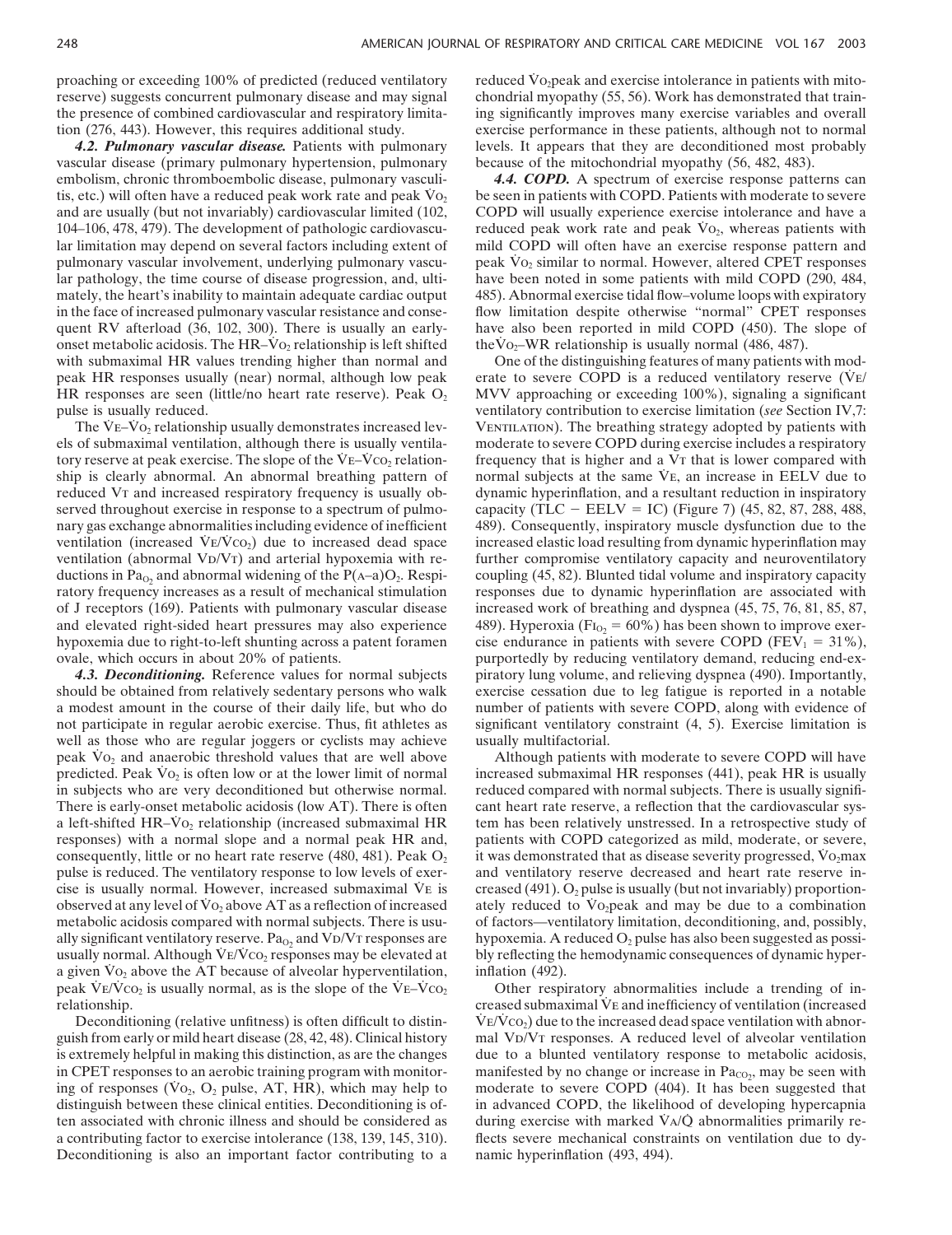proaching or exceeding 100% of predicted (reduced ventilatory reserve) suggests concurrent pulmonary disease and may signal the presence of combined cardiovascular and respiratory limitation (276, 443). However, this requires additional study.

***4.2. Pulmonary vascular disease.*** Patients with pulmonary vascular disease (primary pulmonary hypertension, pulmonary embolism, chronic thromboembolic disease, pulmonary vasculitis, etc.) will often have a reduced peak work rate and peak $\dot{V}O_2$ and are usually (but not invariably) cardiovascular limited (102, 104–106, 478, 479). The development of pathologic cardiovascular limitation may depend on several factors including extent of pulmonary vascular involvement, underlying pulmonary vascular pathology, the time course of disease progression, and, ultimately, the heart's inability to maintain adequate cardiac output in the face of increased pulmonary vascular resistance and consequent RV afterload (36, 102, 300). There is usually an early-onset metabolic acidosis. The HR–$\dot{V}O_2$ relationship is left shifted with submaximal HR values trending higher than normal and peak HR responses usually (near) normal, although low peak HR responses are seen (little/no heart rate reserve). Peak $O_2$ pulse is usually reduced.

The $\dot{V}E$–$\dot{V}O_2$ relationship usually demonstrates increased levels of submaximal ventilation, although there is usually ventilatory reserve at peak exercise. The slope of the $\dot{V}E$–$\dot{V}CO_2$ relationship is clearly abnormal. An abnormal breathing pattern of reduced VT and increased respiratory frequency is usually observed throughout exercise in response to a spectrum of pulmonary gas exchange abnormalities including evidence of inefficient ventilation (increased $\dot{V}E/\dot{V}CO_2$) due to increased dead space ventilation (abnormal VD/VT) and arterial hypoxemia with reductions in $Pa_{O_2}$ and abnormal widening of the $P(A–a)O_2$. Respiratory frequency increases as a result of mechanical stimulation of J receptors (169). Patients with pulmonary vascular disease and elevated right-sided heart pressures may also experience hypoxemia due to right-to-left shunting across a patent foramen ovale, which occurs in about 20% of patients.

***4.3. Deconditioning.*** Reference values for normal subjects should be obtained from relatively sedentary persons who walk a modest amount in the course of their daily life, but who do not participate in regular aerobic exercise. Thus, fit athletes as well as those who are regular joggers or cyclists may achieve peak $\dot{V}O_2$ and anaerobic threshold values that are well above predicted. Peak $\dot{V}O_2$ is often low or at the lower limit of normal in subjects who are very deconditioned but otherwise normal. There is early-onset metabolic acidosis (low AT). There is often a left-shifted HR–$\dot{V}O_2$ relationship (increased submaximal HR responses) with a normal slope and a normal peak HR and, consequently, little or no heart rate reserve (480, 481). Peak $O_2$ pulse is reduced. The ventilatory response to low levels of exercise is usually normal. However, increased submaximal $\dot{V}E$ is observed at any level of $\dot{V}O_2$ above AT as a reflection of increased metabolic acidosis compared with normal subjects. There is usually significant ventilatory reserve. $Pa_{O_2}$ and VD/VT responses are usually normal. Although $\dot{V}E/\dot{V}CO_2$ responses may be elevated at a given $\dot{V}O_2$ above the AT because of alveolar hyperventilation, peak $\dot{V}E/\dot{V}CO_2$ is usually normal, as is the slope of the $\dot{V}E$–$\dot{V}CO_2$ relationship.

Deconditioning (relative unfitness) is often difficult to distinguish from early or mild heart disease (28, 42, 48). Clinical history is extremely helpful in making this distinction, as are the changes in CPET responses to an aerobic training program with monitoring of responses ($\dot{V}O_2$, $O_2$ pulse, AT, HR), which may help to distinguish between these clinical entities. Deconditioning is often associated with chronic illness and should be considered as a contributing factor to exercise intolerance (138, 139, 145, 310). Deconditioning is also an important factor contributing to a reduced $\dot{V}O_2$peak and exercise intolerance in patients with mitochondrial myopathy (55, 56). Work has demonstrated that training significantly improves many exercise variables and overall exercise performance in these patients, although not to normal levels. It appears that they are deconditioned most probably because of the mitochondrial myopathy (56, 482, 483).

***4.4. COPD.*** A spectrum of exercise response patterns can be seen in patients with COPD. Patients with moderate to severe COPD will usually experience exercise intolerance and have a reduced peak work rate and peak $\dot{V}O_2$, whereas patients with mild COPD will often have an exercise response pattern and peak $\dot{V}O_2$ similar to normal. However, altered CPET responses have been noted in some patients with mild COPD (290, 484, 485). Abnormal exercise tidal flow–volume loops with expiratory flow limitation despite otherwise "normal" CPET responses have also been reported in mild COPD (450). The slope of the $\dot{V}O_2$–WR relationship is usually normal (486, 487).

One of the distinguishing features of many patients with moderate to severe COPD is a reduced ventilatory reserve ($\dot{V}E$/MVV approaching or exceeding 100%), signaling a significant ventilatory contribution to exercise limitation (*see* Section IV,7: VENTILATION). The breathing strategy adopted by patients with moderate to severe COPD during exercise includes a respiratory frequency that is higher and a VT that is lower compared with normal subjects at the same $\dot{V}E$, an increase in EELV due to dynamic hyperinflation, and a resultant reduction in inspiratory capacity (TLC − EELV = IC) (Figure 7) (45, 82, 87, 288, 488, 489). Consequently, inspiratory muscle dysfunction due to the increased elastic load resulting from dynamic hyperinflation may further compromise ventilatory capacity and neuroventilatory coupling (45, 82). Blunted tidal volume and inspiratory capacity responses due to dynamic hyperinflation are associated with increased work of breathing and dyspnea (45, 75, 76, 81, 85, 87, 489). Hyperoxia ($FI_{O_2}$ = 60%) has been shown to improve exercise endurance in patients with severe COPD ($FEV_1$ = 31%), purportedly by reducing ventilatory demand, reducing end-expiratory lung volume, and relieving dyspnea (490). Importantly, exercise cessation due to leg fatigue is reported in a notable number of patients with severe COPD, along with evidence of significant ventilatory constraint (4, 5). Exercise limitation is usually multifactorial.

Although patients with moderate to severe COPD will have increased submaximal HR responses (441), peak HR is usually reduced compared with normal subjects. There is usually significant heart rate reserve, a reflection that the cardiovascular system has been relatively unstressed. In a retrospective study of patients with COPD categorized as mild, moderate, or severe, it was demonstrated that as disease severity progressed, $\dot{V}O_2$max and ventilatory reserve decreased and heart rate reserve increased (491). $O_2$ pulse is usually (but not invariably) proportionately reduced to $\dot{V}O_2$peak and may be due to a combination of factors—ventilatory limitation, deconditioning, and, possibly, hypoxemia. A reduced $O_2$ pulse has also been suggested as possibly reflecting the hemodynamic consequences of dynamic hyperinflation (492).

Other respiratory abnormalities include a trending of increased submaximal $\dot{V}E$ and inefficiency of ventilation (increased $\dot{V}E/\dot{V}CO_2$) due to the increased dead space ventilation with abnormal VD/VT responses. A reduced level of alveolar ventilation due to a blunted ventilatory response to metabolic acidosis, manifested by no change or increase in $Pa_{CO_2}$, may be seen with moderate to severe COPD (404). It has been suggested that in advanced COPD, the likelihood of developing hypercapnia during exercise with marked $\dot{V}A/\dot{Q}$ abnormalities primarily reflects severe mechanical constraints on ventilation due to dynamic hyperinflation (493, 494).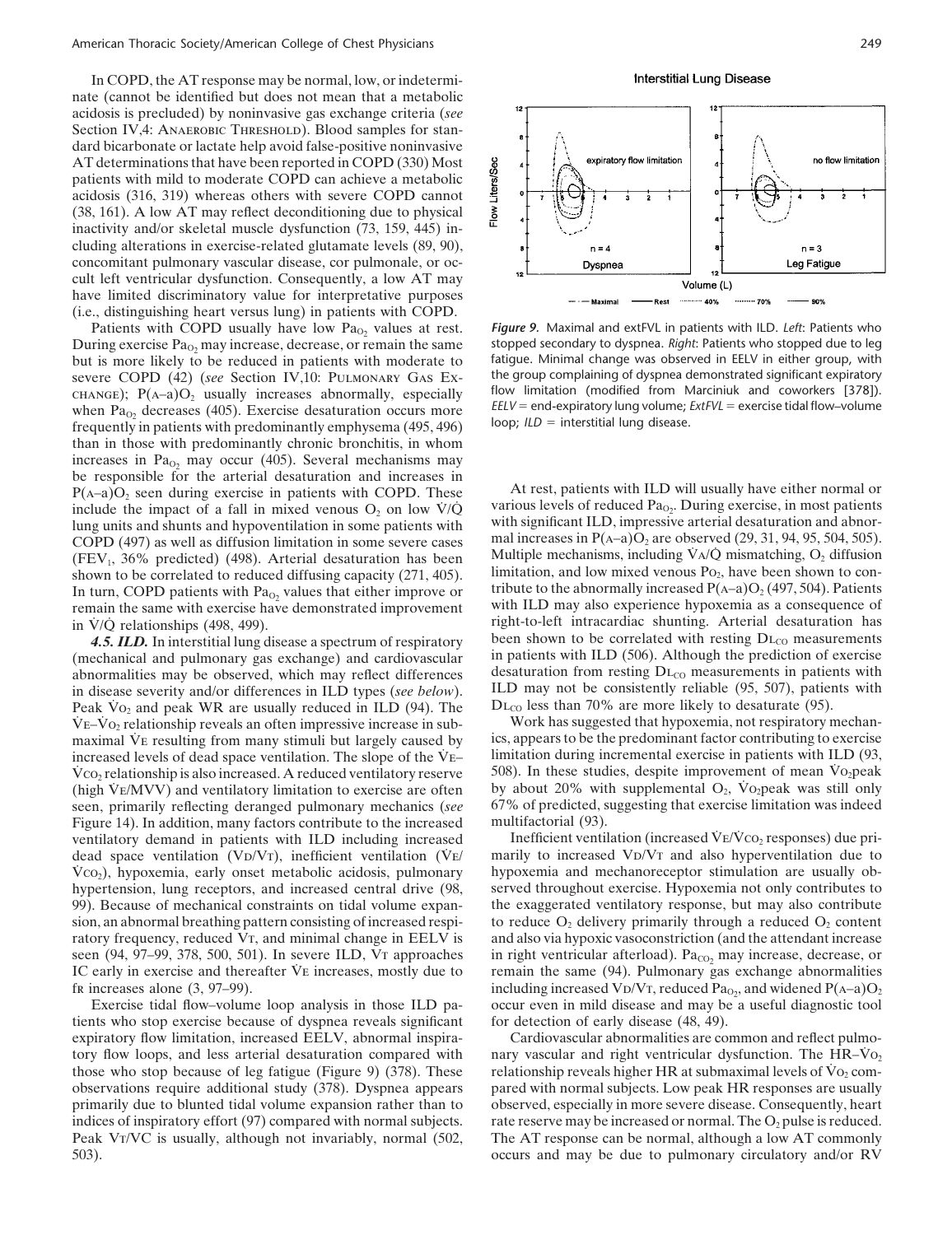In COPD, the AT response may be normal, low, or indeterminate (cannot be identified but does not mean that a metabolic acidosis is precluded) by noninvasive gas exchange criteria (*see* Section IV,4: ANAEROBIC THRESHOLD). Blood samples for standard bicarbonate or lactate help avoid false-positive noninvasive AT determinations that have been reported in COPD (330) Most patients with mild to moderate COPD can achieve a metabolic acidosis (316, 319) whereas others with severe COPD cannot (38, 161). A low AT may reflect deconditioning due to physical inactivity and/or skeletal muscle dysfunction (73, 159, 445) including alterations in exercise-related glutamate levels (89, 90), concomitant pulmonary vascular disease, cor pulmonale, or occult left ventricular dysfunction. Consequently, a low AT may have limited discriminatory value for interpretative purposes (i.e., distinguishing heart versus lung) in patients with COPD.

Patients with COPD usually have low $Pa_{O_2}$ values at rest. During exercise $Pa_{O_2}$ may increase, decrease, or remain the same but is more likely to be reduced in patients with moderate to severe COPD (42) (*see* Section IV,10: PULMONARY GAS EXCHANGE); $P(A–a)O_2$ usually increases abnormally, especially when $Pa_{O_2}$ decreases (405). Exercise desaturation occurs more frequently in patients with predominantly emphysema (495, 496) than in those with predominantly chronic bronchitis, in whom increases in $Pa_{O_2}$ may occur (405). Several mechanisms may be responsible for the arterial desaturation and increases in $P(A–a)O_2$ seen during exercise in patients with COPD. These include the impact of a fall in mixed venous $O_2$ on low $\dot{V}/\dot{Q}$ lung units and shunts and hypoventilation in some patients with COPD (497) as well as diffusion limitation in some severe cases ($FEV_1$, 36% predicted) (498). Arterial desaturation has been shown to be correlated to reduced diffusing capacity (271, 405). In turn, COPD patients with $Pa_{O_2}$ values that either improve or remain the same with exercise have demonstrated improvement in $\dot{V}/\dot{Q}$ relationships (498, 499).

***4.5. ILD.*** In interstitial lung disease a spectrum of respiratory (mechanical and pulmonary gas exchange) and cardiovascular abnormalities may be observed, which may reflect differences in disease severity and/or differences in ILD types (*see below*). Peak $\dot{V}O_2$ and peak WR are usually reduced in ILD (94). The $\dot{V}E–\dot{V}O_2$ relationship reveals an often impressive increase in submaximal $\dot{V}E$ resulting from many stimuli but largely caused by increased levels of dead space ventilation. The slope of the $\dot{V}E–\dot{V}CO_2$ relationship is also increased. A reduced ventilatory reserve (high $\dot{V}E/MVV$) and ventilatory limitation to exercise are often seen, primarily reflecting deranged pulmonary mechanics (*see* Figure 14). In addition, many factors contribute to the increased ventilatory demand in patients with ILD including increased dead space ventilation ($V_D/V_T$), inefficient ventilation ($\dot{V}E/\dot{V}CO_2$), hypoxemia, early onset metabolic acidosis, pulmonary hypertension, lung receptors, and increased central drive (98, 99). Because of mechanical constraints on tidal volume expansion, an abnormal breathing pattern consisting of increased respiratory frequency, reduced $V_T$, and minimal change in EELV is seen (94, 97–99, 378, 500, 501). In severe ILD, $V_T$ approaches IC early in exercise and thereafter $\dot{V}E$ increases, mostly due to $f_R$ increases alone (3, 97–99).

Exercise tidal flow–volume loop analysis in those ILD patients who stop exercise because of dyspnea reveals significant expiratory flow limitation, increased EELV, abnormal inspiratory flow loops, and less arterial desaturation compared with those who stop because of leg fatigue (Figure 9) (378). These observations require additional study (378). Dyspnea appears primarily due to blunted tidal volume expansion rather than to indices of inspiratory effort (97) compared with normal subjects. Peak $V_T/VC$ is usually, although not invariably, normal (502, 503).

*Figure 9.* Maximal and extFVL in patients with ILD. *Left*: Patients who stopped secondary to dyspnea. *Right*: Patients who stopped due to leg fatigue. Minimal change was observed in EELV in either group, with the group complaining of dyspnea demonstrated significant expiratory flow limitation (modified from Marciniuk and coworkers [378]). *EELV* = end-expiratory lung volume; *ExtFVL* = exercise tidal flow–volume loop; *ILD* = interstitial lung disease.

At rest, patients with ILD will usually have either normal or various levels of reduced $Pa_{O_2}$. During exercise, in most patients with significant ILD, impressive arterial desaturation and abnormal increases in $P(A–a)O_2$ are observed (29, 31, 94, 95, 504, 505). Multiple mechanisms, including $\dot{V}A/\dot{Q}$ mismatching, $O_2$ diffusion limitation, and low mixed venous $P_{O_2}$, have been shown to contribute to the abnormally increased $P(A–a)O_2$ (497, 504). Patients with ILD may also experience hypoxemia as a consequence of right-to-left intracardiac shunting. Arterial desaturation has been shown to be correlated with resting $DL_{CO}$ measurements in patients with ILD (506). Although the prediction of exercise desaturation from resting $DL_{CO}$ measurements in patients with ILD may not be consistently reliable (95, 507), patients with $DL_{CO}$ less than 70% are more likely to desaturate (95).

Work has suggested that hypoxemia, not respiratory mechanics, appears to be the predominant factor contributing to exercise limitation during incremental exercise in patients with ILD (93, 508). In these studies, despite improvement of mean $\dot{V}O_2$peak by about 20% with supplemental $O_2$, $\dot{V}O_2$peak was still only 67% of predicted, suggesting that exercise limitation was indeed multifactorial (93).

Inefficient ventilation (increased $\dot{V}E/\dot{V}CO_2$ responses) due primarily to increased $V_D/V_T$ and also hyperventilation due to hypoxemia and mechanoreceptor stimulation are usually observed throughout exercise. Hypoxemia not only contributes to the exaggerated ventilatory response, but may also contribute to reduce $O_2$ delivery primarily through a reduced $O_2$ content and also via hypoxic vasoconstriction (and the attendant increase in right ventricular afterload). $Pa_{CO_2}$ may increase, decrease, or remain the same (94). Pulmonary gas exchange abnormalities including increased $V_D/V_T$, reduced $Pa_{O_2}$, and widened $P(A–a)O_2$ occur even in mild disease and may be a useful diagnostic tool for detection of early disease (48, 49).

Cardiovascular abnormalities are common and reflect pulmonary vascular and right ventricular dysfunction. The $HR–\dot{V}O_2$ relationship reveals higher HR at submaximal levels of $\dot{V}O_2$ compared with normal subjects. Low peak HR responses are usually observed, especially in more severe disease. Consequently, heart rate reserve may be increased or normal. The $O_2$ pulse is reduced. The AT response can be normal, although a low AT commonly occurs and may be due to pulmonary circulatory and/or RV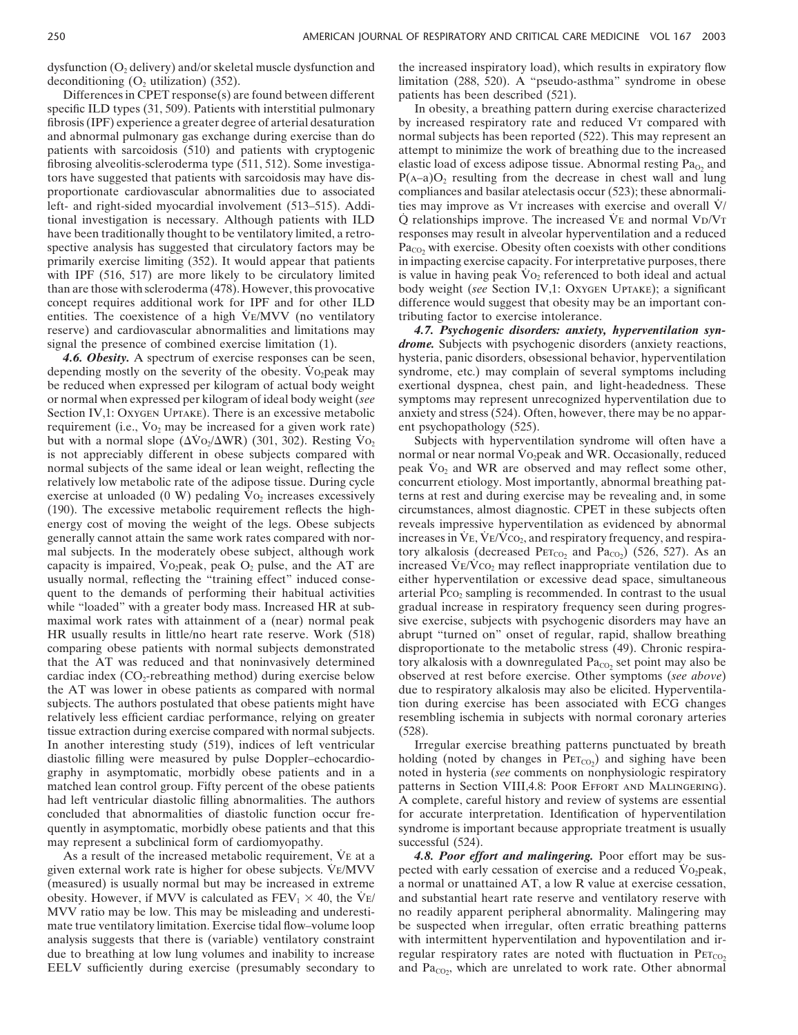dysfunction ($O_2$ delivery) and/or skeletal muscle dysfunction and deconditioning ($O_2$ utilization) (352).

Differences in CPET response(s) are found between different specific ILD types (31, 509). Patients with interstitial pulmonary fibrosis (IPF) experience a greater degree of arterial desaturation and abnormal pulmonary gas exchange during exercise than do patients with sarcoidosis (510) and patients with cryptogenic fibrosing alveolitis-scleroderma type (511, 512). Some investigators have suggested that patients with sarcoidosis may have disproportionate cardiovascular abnormalities due to associated left- and right-sided myocardial involvement (513–515). Additional investigation is necessary. Although patients with ILD have been traditionally thought to be ventilatory limited, a retrospective analysis has suggested that circulatory factors may be primarily exercise limiting (352). It would appear that patients with IPF (516, 517) are more likely to be circulatory limited than are those with scleroderma (478). However, this provocative concept requires additional work for IPF and for other ILD entities. The coexistence of a high $\dot{V}E/MVV$ (no ventilatory reserve) and cardiovascular abnormalities and limitations may signal the presence of combined exercise limitation (1).

***4.6. Obesity.*** A spectrum of exercise responses can be seen, depending mostly on the severity of the obesity. $\dot{V}O_2$peak may be reduced when expressed per kilogram of actual body weight or normal when expressed per kilogram of ideal body weight (*see* Section IV,1: Oxygen Uptake). There is an excessive metabolic requirement (i.e., $\dot{V}O_2$ may be increased for a given work rate) but with a normal slope ($\Delta\dot{V}O_2/\Delta WR$) (301, 302). Resting $\dot{V}O_2$ is not appreciably different in obese subjects compared with normal subjects of the same ideal or lean weight, reflecting the relatively low metabolic rate of the adipose tissue. During cycle exercise at unloaded (0 W) pedaling $\dot{V}O_2$ increases excessively (190). The excessive metabolic requirement reflects the high-energy cost of moving the weight of the legs. Obese subjects generally cannot attain the same work rates compared with normal subjects. In the moderately obese subject, although work capacity is impaired, $\dot{V}O_2$peak, peak $O_2$ pulse, and the AT are usually normal, reflecting the "training effect" induced consequent to the demands of performing their habitual activities while "loaded" with a greater body mass. Increased HR at submaximal work rates with attainment of a (near) normal peak HR usually results in little/no heart rate reserve. Work (518) comparing obese patients with normal subjects demonstrated that the AT was reduced and that noninvasively determined cardiac index ($CO_2$-rebreathing method) during exercise below the AT was lower in obese patients as compared with normal subjects. The authors postulated that obese patients might have relatively less efficient cardiac performance, relying on greater tissue extraction during exercise compared with normal subjects. In another interesting study (519), indices of left ventricular diastolic filling were measured by pulse Doppler–echocardiography in asymptomatic, morbidly obese patients and in a matched lean control group. Fifty percent of the obese patients had left ventricular diastolic filling abnormalities. The authors concluded that abnormalities of diastolic function occur frequently in asymptomatic, morbidly obese patients and that this may represent a subclinical form of cardiomyopathy.

As a result of the increased metabolic requirement, $\dot{V}E$ at a given external work rate is higher for obese subjects. $\dot{V}E/MVV$ (measured) is usually normal but may be increased in extreme obesity. However, if MVV is calculated as $FEV_1 \times 40$, the $\dot{V}E/MVV$ ratio may be low. This may be misleading and underestimate true ventilatory limitation. Exercise tidal flow–volume loop analysis suggests that there is (variable) ventilatory constraint due to breathing at low lung volumes and inability to increase EELV sufficiently during exercise (presumably secondary to the increased inspiratory load), which results in expiratory flow limitation (288, 520). A "pseudo-asthma" syndrome in obese patients has been described (521).

In obesity, a breathing pattern during exercise characterized by increased respiratory rate and reduced VT compared with normal subjects has been reported (522). This may represent an attempt to minimize the work of breathing due to the increased elastic load of excess adipose tissue. Abnormal resting $Pa_{O_2}$ and $P(A–a)O_2$ resulting from the decrease in chest wall and lung compliances and basilar atelectasis occur (523); these abnormalities may improve as VT increases with exercise and overall $\dot{V}/\dot{Q}$ relationships improve. The increased $\dot{V}E$ and normal VD/VT responses may result in alveolar hyperventilation and a reduced $Pa_{CO_2}$ with exercise. Obesity often coexists with other conditions in impacting exercise capacity. For interpretative purposes, there is value in having peak $\dot{V}O_2$ referenced to both ideal and actual body weight (*see* Section IV,1: Oxygen Uptake); a significant difference would suggest that obesity may be an important contributing factor to exercise intolerance.

***4.7. Psychogenic disorders: anxiety, hyperventilation syndrome.*** Subjects with psychogenic disorders (anxiety reactions, hysteria, panic disorders, obsessional behavior, hyperventilation syndrome, etc.) may complain of several symptoms including exertional dyspnea, chest pain, and light-headedness. These symptoms may represent unrecognized hyperventilation due to anxiety and stress (524). Often, however, there may be no apparent psychopathology (525).

Subjects with hyperventilation syndrome will often have a normal or near normal $\dot{V}O_2$peak and WR. Occasionally, reduced peak $\dot{V}O_2$ and WR are observed and may reflect some other, concurrent etiology. Most importantly, abnormal breathing patterns at rest and during exercise may be revealing and, in some circumstances, almost diagnostic. CPET in these subjects often reveals impressive hyperventilation as evidenced by abnormal increases in $\dot{V}E$, $\dot{V}E/\dot{V}CO_2$, and respiratory frequency, and respiratory alkalosis (decreased $PET_{CO_2}$ and $Pa_{CO_2}$) (526, 527). As an increased $\dot{V}E/\dot{V}CO_2$ may reflect inappropriate ventilation due to either hyperventilation or excessive dead space, simultaneous arterial $PCO_2$ sampling is recommended. In contrast to the usual gradual increase in respiratory frequency seen during progressive exercise, subjects with psychogenic disorders may have an abrupt "turned on" onset of regular, rapid, shallow breathing disproportionate to the metabolic stress (49). Chronic respiratory alkalosis with a downregulated $Pa_{CO_2}$ set point may also be observed at rest before exercise. Other symptoms (*see above*) due to respiratory alkalosis may also be elicited. Hyperventilation during exercise has been associated with ECG changes resembling ischemia in subjects with normal coronary arteries (528).

Irregular exercise breathing patterns punctuated by breath holding (noted by changes in $PET_{CO_2}$) and sighing have been noted in hysteria (*see* comments on nonphysiologic respiratory patterns in Section VIII,4.8: Poor Effort and Malingering). A complete, careful history and review of systems are essential for accurate interpretation. Identification of hyperventilation syndrome is important because appropriate treatment is usually successful (524).

***4.8. Poor effort and malingering.*** Poor effort may be suspected with early cessation of exercise and a reduced $\dot{V}O_2$peak, a normal or unattained AT, a low R value at exercise cessation, and substantial heart rate reserve and ventilatory reserve with no readily apparent peripheral abnormality. Malingering may be suspected when irregular, often erratic breathing patterns with intermittent hyperventilation and hypoventilation and irregular respiratory rates are noted with fluctuation in $PET_{CO_2}$ and $Pa_{CO_2}$, which are unrelated to work rate. Other abnormal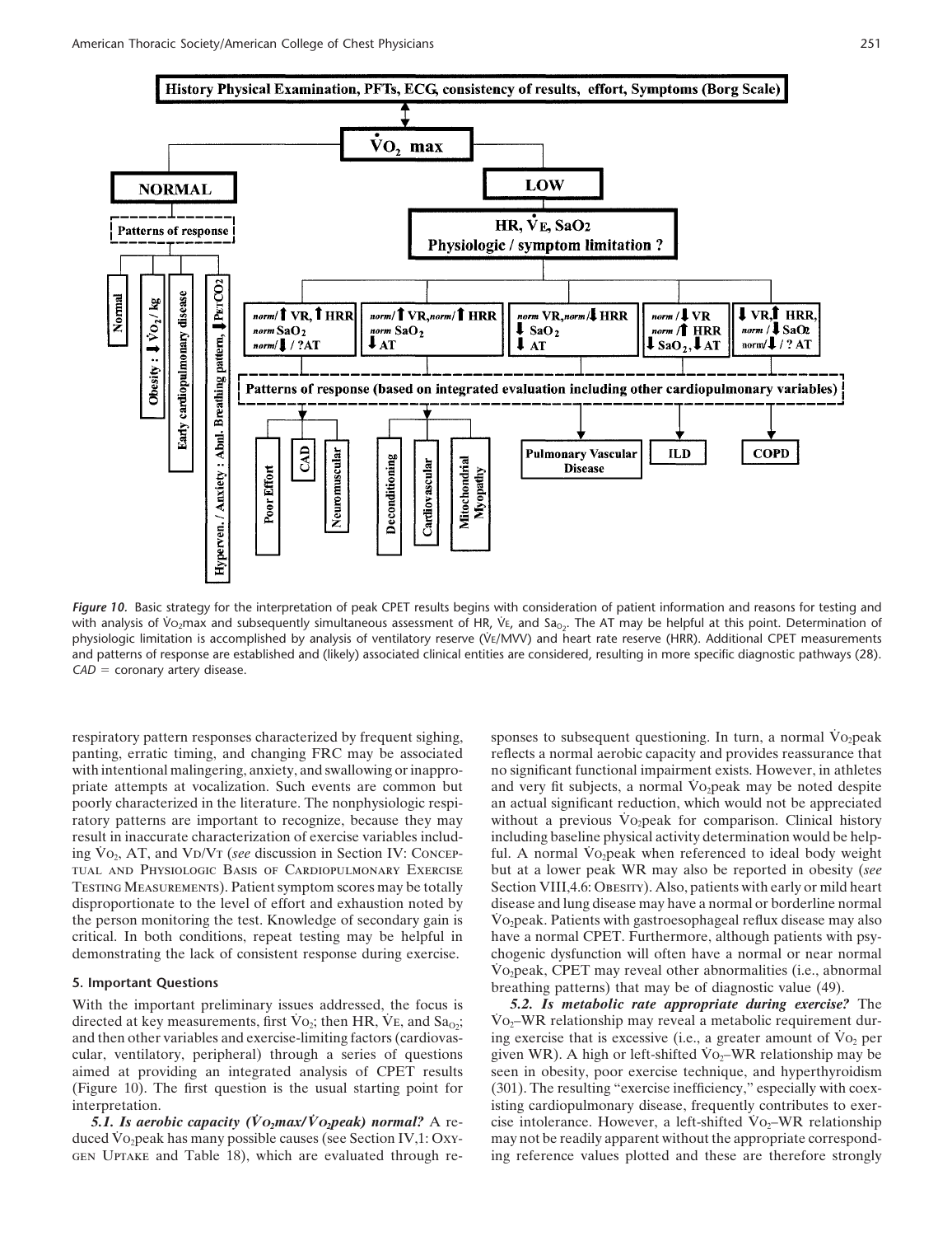*Figure 10.* Basic strategy for the interpretation of peak CPET results begins with consideration of patient information and reasons for testing and with analysis of $\dot{V}O_2$max and subsequently simultaneous assessment of HR, $\dot{V}E$, and $Sa_{O_2}$. The AT may be helpful at this point. Determination of physiologic limitation is accomplished by analysis of ventilatory reserve ($\dot{V}E$/MVV) and heart rate reserve (HRR). Additional CPET measurements and patterns of response are established and (likely) associated clinical entities are considered, resulting in more specific diagnostic pathways (28). *CAD* = coronary artery disease.

respiratory pattern responses characterized by frequent sighing, panting, erratic timing, and changing FRC may be associated with intentional malingering, anxiety, and swallowing or inappropriate attempts at vocalization. Such events are common but poorly characterized in the literature. The nonphysiologic respiratory patterns are important to recognize, because they may result in inaccurate characterization of exercise variables including $\dot{V}O_2$, AT, and $V_D/V_T$ (*see* discussion in Section IV: Conceptual and Physiologic Basis of Cardiopulmonary Exercise Testing Measurements). Patient symptom scores may be totally disproportionate to the level of effort and exhaustion noted by the person monitoring the test. Knowledge of secondary gain is critical. In both conditions, repeat testing may be helpful in demonstrating the lack of consistent response during exercise.

### 5. Important Questions

With the important preliminary issues addressed, the focus is directed at key measurements, first $\dot{V}O_2$; then HR, $\dot{V}E$, and $Sa_{O_2}$; and then other variables and exercise-limiting factors (cardiovascular, ventilatory, peripheral) through a series of questions aimed at providing an integrated analysis of CPET results (Figure 10). The first question is the usual starting point for interpretation.

***5.1. Is aerobic capacity ($\dot{V}O_2$max/$\dot{V}O_2$peak) normal?*** A reduced $\dot{V}O_2$peak has many possible causes (see Section IV,1: Oxygen Uptake and Table 18), which are evaluated through responses to subsequent questioning. In turn, a normal $\dot{V}O_2$peak reflects a normal aerobic capacity and provides reassurance that no significant functional impairment exists. However, in athletes and very fit subjects, a normal $\dot{V}O_2$peak may be noted despite an actual significant reduction, which would not be appreciated without a previous $\dot{V}O_2$peak for comparison. Clinical history including baseline physical activity determination would be helpful. A normal $\dot{V}O_2$peak when referenced to ideal body weight but at a lower peak WR may also be reported in obesity (*see* Section VIII,4.6: Obesity). Also, patients with early or mild heart disease and lung disease may have a normal or borderline normal $\dot{V}O_2$peak. Patients with gastroesophageal reflux disease may also have a normal CPET. Furthermore, although patients with psychogenic dysfunction will often have a normal or near normal $\dot{V}O_2$peak, CPET may reveal other abnormalities (i.e., abnormal breathing patterns) that may be of diagnostic value (49).

***5.2. Is metabolic rate appropriate during exercise?*** The $\dot{V}O_2$–WR relationship may reveal a metabolic requirement during exercise that is excessive (i.e., a greater amount of $\dot{V}O_2$ per given WR). A high or left-shifted $\dot{V}O_2$–WR relationship may be seen in obesity, poor exercise technique, and hyperthyroidism (301). The resulting "exercise inefficiency," especially with coexisting cardiopulmonary disease, frequently contributes to exercise intolerance. However, a left-shifted $\dot{V}O_2$–WR relationship may not be readily apparent without the appropriate corresponding reference values plotted and these are therefore strongly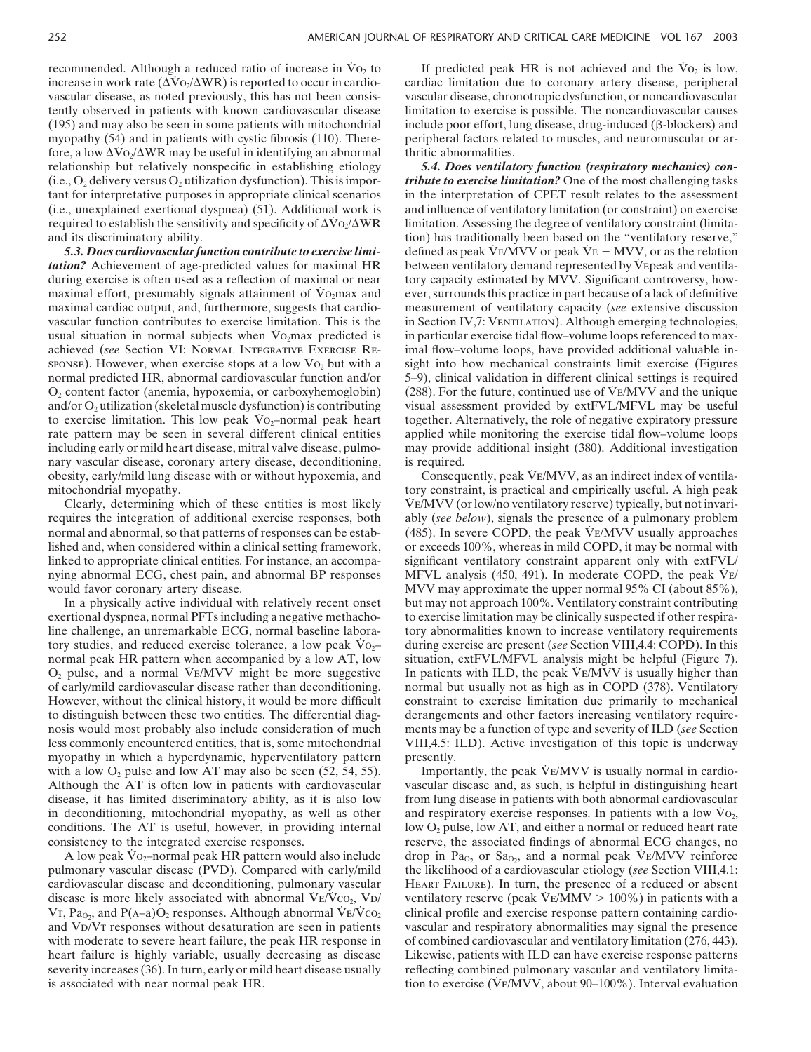recommended. Although a reduced ratio of increase in $\dot{V}O_2$ to increase in work rate ($\Delta\dot{V}O_2/\Delta WR$) is reported to occur in cardiovascular disease, as noted previously, this has not been consistently observed in patients with known cardiovascular disease (195) and may also be seen in some patients with mitochondrial myopathy (54) and in patients with cystic fibrosis (110). Therefore, a low $\Delta\dot{V}O_2/\Delta WR$ may be useful in identifying an abnormal relationship but relatively nonspecific in establishing etiology (i.e., $O_2$ delivery versus $O_2$ utilization dysfunction). This is important for interpretative purposes in appropriate clinical scenarios (i.e., unexplained exertional dyspnea) (51). Additional work is required to establish the sensitivity and specificity of $\Delta\dot{V}O_2/\Delta WR$ and its discriminatory ability.

***5.3. Does cardiovascular function contribute to exercise limitation?*** Achievement of age-predicted values for maximal HR during exercise is often used as a reflection of maximal or near maximal effort, presumably signals attainment of $\dot{V}O_2$max and maximal cardiac output, and, furthermore, suggests that cardiovascular function contributes to exercise limitation. This is the usual situation in normal subjects when $\dot{V}O_2$max predicted is achieved (*see* Section VI: NORMAL INTEGRATIVE EXERCISE RESPONSE). However, when exercise stops at a low $\dot{V}O_2$ but with a normal predicted HR, abnormal cardiovascular function and/or $O_2$ content factor (anemia, hypoxemia, or carboxyhemoglobin) and/or $O_2$ utilization (skeletal muscle dysfunction) is contributing to exercise limitation. This low peak $\dot{V}O_2$–normal peak heart rate pattern may be seen in several different clinical entities including early or mild heart disease, mitral valve disease, pulmonary vascular disease, coronary artery disease, deconditioning, obesity, early/mild lung disease with or without hypoxemia, and mitochondrial myopathy.

Clearly, determining which of these entities is most likely requires the integration of additional exercise responses, both normal and abnormal, so that patterns of responses can be established and, when considered within a clinical setting framework, linked to appropriate clinical entities. For instance, an accompanying abnormal ECG, chest pain, and abnormal BP responses would favor coronary artery disease.

In a physically active individual with relatively recent onset exertional dyspnea, normal PFTs including a negative methacholine challenge, an unremarkable ECG, normal baseline laboratory studies, and reduced exercise tolerance, a low peak $\dot{V}O_2$–normal peak HR pattern when accompanied by a low AT, low $O_2$ pulse, and a normal $\dot{V}E/MVV$ might be more suggestive of early/mild cardiovascular disease rather than deconditioning. However, without the clinical history, it would be more difficult to distinguish between these two entities. The differential diagnosis would most probably also include consideration of much less commonly encountered entities, that is, some mitochondrial myopathy in which a hyperdynamic, hyperventilatory pattern with a low $O_2$ pulse and low AT may also be seen (52, 54, 55). Although the AT is often low in patients with cardiovascular disease, it has limited discriminatory ability, as it is also low in deconditioning, mitochondrial myopathy, as well as other conditions. The AT is useful, however, in providing internal consistency to the integrated exercise responses.

A low peak $\dot{V}O_2$–normal peak HR pattern would also include pulmonary vascular disease (PVD). Compared with early/mild cardiovascular disease and deconditioning, pulmonary vascular disease is more likely associated with abnormal $\dot{V}E/\dot{V}CO_2$, $V_D/V_T$, $Pa_{O_2}$, and $P(A\text{–}a)O_2$ responses. Although abnormal $\dot{V}E/\dot{V}CO_2$ and $V_D/V_T$ responses without desaturation are seen in patients with moderate to severe heart failure, the peak HR response in heart failure is highly variable, usually decreasing as disease severity increases (36). In turn, early or mild heart disease usually is associated with near normal peak HR.

If predicted peak HR is not achieved and the $\dot{V}O_2$ is low, cardiac limitation due to coronary artery disease, peripheral vascular disease, chronotropic dysfunction, or noncardiovascular limitation to exercise is possible. The noncardiovascular causes include poor effort, lung disease, drug-induced (β-blockers) and peripheral factors related to muscles, and neuromuscular or arthritic abnormalities.

***5.4. Does ventilatory function (respiratory mechanics) contribute to exercise limitation?*** One of the most challenging tasks in the interpretation of CPET result relates to the assessment and influence of ventilatory limitation (or constraint) on exercise limitation. Assessing the degree of ventilatory constraint (limitation) has traditionally been based on the "ventilatory reserve," defined as peak $\dot{V}E/MVV$ or peak $\dot{V}E - MVV$, or as the relation between ventilatory demand represented by $\dot{V}E$peak and ventilatory capacity estimated by MVV. Significant controversy, however, surrounds this practice in part because of a lack of definitive measurement of ventilatory capacity (*see* extensive discussion in Section IV,7: VENTILATION). Although emerging technologies, in particular exercise tidal flow–volume loops referenced to maximal flow–volume loops, have provided additional valuable insight into how mechanical constraints limit exercise (Figures 5–9), clinical validation in different clinical settings is required (288). For the future, continued use of $\dot{V}E/MVV$ and the unique visual assessment provided by extFVL/MFVL may be useful together. Alternatively, the role of negative expiratory pressure applied while monitoring the exercise tidal flow–volume loops may provide additional insight (380). Additional investigation is required.

Consequently, peak $\dot{V}E/MVV$, as an indirect index of ventilatory constraint, is practical and empirically useful. A high peak $\dot{V}E/MVV$ (or low/no ventilatory reserve) typically, but not invariably (*see below*), signals the presence of a pulmonary problem (485). In severe COPD, the peak $\dot{V}E/MVV$ usually approaches or exceeds 100%, whereas in mild COPD, it may be normal with significant ventilatory constraint apparent only with extFVL/MFVL analysis (450, 491). In moderate COPD, the peak $\dot{V}E/MVV$ may approximate the upper normal 95% CI (about 85%), but may not approach 100%. Ventilatory constraint contributing to exercise limitation may be clinically suspected if other respiratory abnormalities known to increase ventilatory requirements during exercise are present (*see* Section VIII,4.4: COPD). In this situation, extFVL/MFVL analysis might be helpful (Figure 7). In patients with ILD, the peak $\dot{V}E/MVV$ is usually higher than normal but usually not as high as in COPD (378). Ventilatory constraint to exercise limitation due primarily to mechanical derangements and other factors increasing ventilatory requirements may be a function of type and severity of ILD (*see* Section VIII,4.5: ILD). Active investigation of this topic is underway presently.

Importantly, the peak $\dot{V}E/MVV$ is usually normal in cardiovascular disease and, as such, is helpful in distinguishing heart from lung disease in patients with both abnormal cardiovascular and respiratory exercise responses. In patients with a low $\dot{V}O_2$, low $O_2$ pulse, low AT, and either a normal or reduced heart rate reserve, the associated findings of abnormal ECG changes, no drop in $Pa_{O_2}$ or $Sa_{O_2}$, and a normal peak $\dot{V}E/MVV$ reinforce the likelihood of a cardiovascular etiology (*see* Section VIII,4.1: HEART FAILURE). In turn, the presence of a reduced or absent ventilatory reserve (peak $\dot{V}E/MMV > 100\%$) in patients with a clinical profile and exercise response pattern containing cardiovascular and respiratory abnormalities may signal the presence of combined cardiovascular and ventilatory limitation (276, 443). Likewise, patients with ILD can have exercise response patterns reflecting combined pulmonary vascular and ventilatory limitation to exercise ($\dot{V}E/MVV$, about 90–100%). Interval evaluation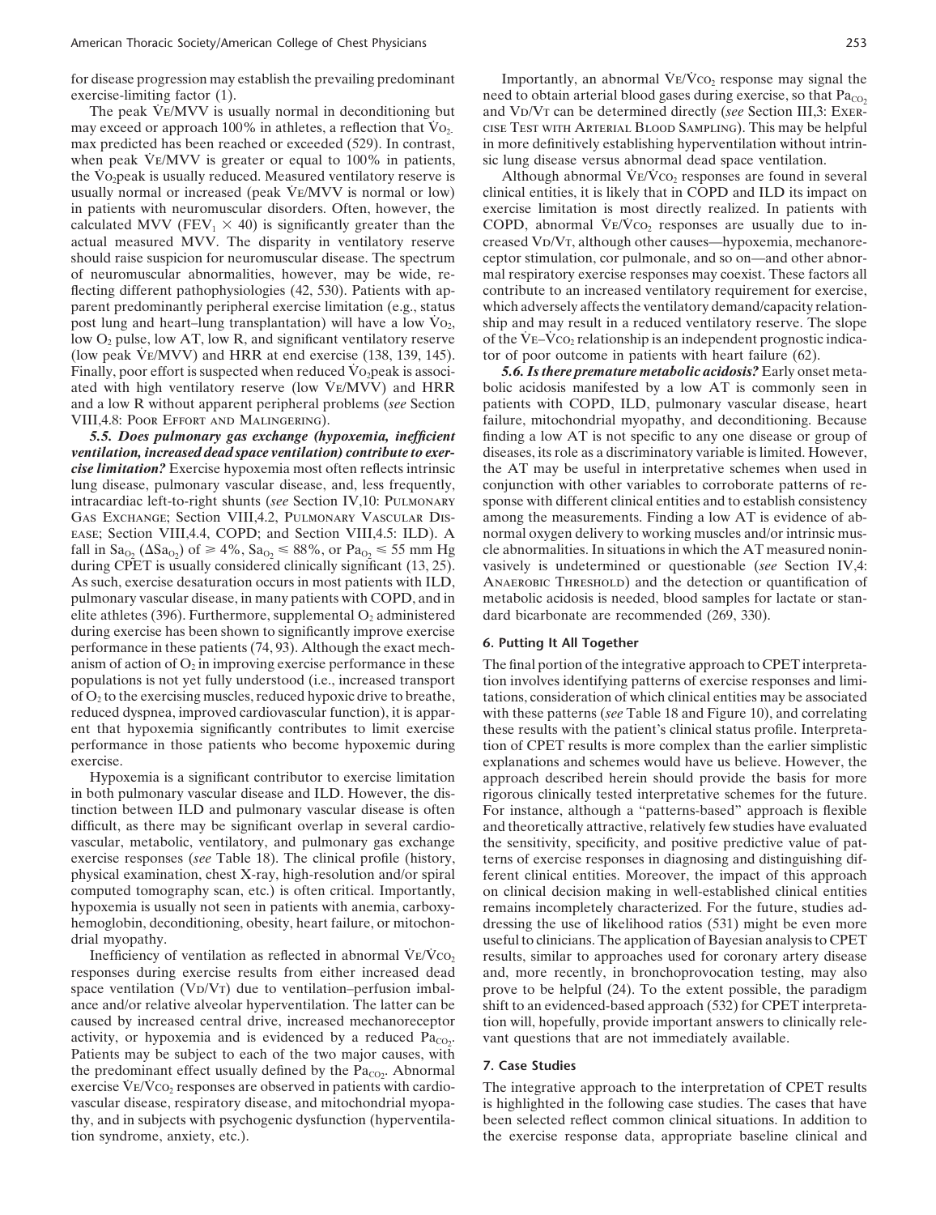for disease progression may establish the prevailing predominant exercise-limiting factor (1).

The peak $\dot{V}E/MVV$ is usually normal in deconditioning but may exceed or approach 100% in athletes, a reflection that $\dot{V}O_2$ max predicted has been reached or exceeded (529). In contrast, when peak $\dot{V}E/MVV$ is greater or equal to 100% in patients, the $\dot{V}O_2$peak is usually reduced. Measured ventilatory reserve is usually normal or increased (peak $\dot{V}E/MVV$ is normal or low) in patients with neuromuscular disorders. Often, however, the calculated MVV ($FEV_1 \times 40$) is significantly greater than the actual measured MVV. The disparity in ventilatory reserve should raise suspicion for neuromuscular disease. The spectrum of neuromuscular abnormalities, however, may be wide, reflecting different pathophysiologies (42, 530). Patients with apparent predominantly peripheral exercise limitation (e.g., status post lung and heart–lung transplantation) will have a low $\dot{V}O_2$, low $O_2$ pulse, low AT, low R, and significant ventilatory reserve (low peak $\dot{V}E/MVV$) and HRR at end exercise (138, 139, 145). Finally, poor effort is suspected when reduced $\dot{V}O_2$peak is associated with high ventilatory reserve (low $\dot{V}E/MVV$) and HRR and a low R without apparent peripheral problems (*see* Section VIII,4.8: Poor Effort and Malingering).

***5.5. Does pulmonary gas exchange (hypoxemia, inefficient ventilation, increased dead space ventilation) contribute to exercise limitation?*** Exercise hypoxemia most often reflects intrinsic lung disease, pulmonary vascular disease, and, less frequently, intracardiac left-to-right shunts (*see* Section IV,10: Pulmonary Gas Exchange; Section VIII,4.2, Pulmonary Vascular Disease; Section VIII,4.4, COPD; and Section VIII,4.5: ILD). A fall in $Sa_{O_2}$ ($\Delta Sa_{O_2}$) of $\geq 4\%$, $Sa_{O_2} \leq 88\%$, or $Pa_{O_2} \leq 55$ mm Hg during CPET is usually considered clinically significant (13, 25). As such, exercise desaturation occurs in most patients with ILD, pulmonary vascular disease, in many patients with COPD, and in elite athletes (396). Furthermore, supplemental $O_2$ administered during exercise has been shown to significantly improve exercise performance in these patients (74, 93). Although the exact mechanism of action of $O_2$ in improving exercise performance in these populations is not yet fully understood (i.e., increased transport of $O_2$ to the exercising muscles, reduced hypoxic drive to breathe, reduced dyspnea, improved cardiovascular function), it is apparent that hypoxemia significantly contributes to limit exercise performance in those patients who become hypoxemic during exercise.

Hypoxemia is a significant contributor to exercise limitation in both pulmonary vascular disease and ILD. However, the distinction between ILD and pulmonary vascular disease is often difficult, as there may be significant overlap in several cardiovascular, metabolic, ventilatory, and pulmonary gas exchange exercise responses (*see* Table 18). The clinical profile (history, physical examination, chest X-ray, high-resolution and/or spiral computed tomography scan, etc.) is often critical. Importantly, hypoxemia is usually not seen in patients with anemia, carboxyhemoglobin, deconditioning, obesity, heart failure, or mitochondrial myopathy.

Inefficiency of ventilation as reflected in abnormal $\dot{V}E/\dot{V}CO_2$ responses during exercise results from either increased dead space ventilation ($V_D/V_T$) due to ventilation–perfusion imbalance and/or relative alveolar hyperventilation. The latter can be caused by increased central drive, increased mechanoreceptor activity, or hypoxemia and is evidenced by a reduced $Pa_{CO_2}$. Patients may be subject to each of the two major causes, with the predominant effect usually defined by the $Pa_{CO_2}$. Abnormal exercise $\dot{V}E/\dot{V}CO_2$ responses are observed in patients with cardiovascular disease, respiratory disease, and mitochondrial myopathy, and in subjects with psychogenic dysfunction (hyperventilation syndrome, anxiety, etc.).

Importantly, an abnormal $\dot{V}E/\dot{V}CO_2$ response may signal the need to obtain arterial blood gases during exercise, so that $Pa_{CO_2}$ and $V_D/V_T$ can be determined directly (*see* Section III,3: Exercise Test with Arterial Blood Sampling). This may be helpful in more definitively establishing hyperventilation without intrinsic lung disease versus abnormal dead space ventilation.

Although abnormal $\dot{V}E/\dot{V}CO_2$ responses are found in several clinical entities, it is likely that in COPD and ILD its impact on exercise limitation is most directly realized. In patients with COPD, abnormal $\dot{V}E/\dot{V}CO_2$ responses are usually due to increased $V_D/V_T$, although other causes—hypoxemia, mechanoreceptor stimulation, cor pulmonale, and so on—and other abnormal respiratory exercise responses may coexist. These factors all contribute to an increased ventilatory requirement for exercise, which adversely affects the ventilatory demand/capacity relationship and may result in a reduced ventilatory reserve. The slope of the $\dot{V}E$–$\dot{V}CO_2$ relationship is an independent prognostic indicator of poor outcome in patients with heart failure (62).

***5.6. Is there premature metabolic acidosis?*** Early onset metabolic acidosis manifested by a low AT is commonly seen in patients with COPD, ILD, pulmonary vascular disease, heart failure, mitochondrial myopathy, and deconditioning. Because finding a low AT is not specific to any one disease or group of diseases, its role as a discriminatory variable is limited. However, the AT may be useful in interpretative schemes when used in conjunction with other variables to corroborate patterns of response with different clinical entities and to establish consistency among the measurements. Finding a low AT is evidence of abnormal oxygen delivery to working muscles and/or intrinsic muscle abnormalities. In situations in which the AT measured noninvasively is undetermined or questionable (*see* Section IV,4: Anaerobic Threshold) and the detection or quantification of metabolic acidosis is needed, blood samples for lactate or standard bicarbonate are recommended (269, 330).

### 6. Putting It All Together

The final portion of the integrative approach to CPET interpretation involves identifying patterns of exercise responses and limitations, consideration of which clinical entities may be associated with these patterns (*see* Table 18 and Figure 10), and correlating these results with the patient's clinical status profile. Interpretation of CPET results is more complex than the earlier simplistic explanations and schemes would have us believe. However, the approach described herein should provide the basis for more rigorous clinically tested interpretative schemes for the future. For instance, although a "patterns-based" approach is flexible and theoretically attractive, relatively few studies have evaluated the sensitivity, specificity, and positive predictive value of patterns of exercise responses in diagnosing and distinguishing different clinical entities. Moreover, the impact of this approach on clinical decision making in well-established clinical entities remains incompletely characterized. For the future, studies addressing the use of likelihood ratios (531) might be even more useful to clinicians. The application of Bayesian analysis to CPET results, similar to approaches used for coronary artery disease and, more recently, in bronchoprovocation testing, may also prove to be helpful (24). To the extent possible, the paradigm shift to an evidenced-based approach (532) for CPET interpretation will, hopefully, provide important answers to clinically relevant questions that are not immediately available.

### 7. Case Studies

The integrative approach to the interpretation of CPET results is highlighted in the following case studies. The cases that have been selected reflect common clinical situations. In addition to the exercise response data, appropriate baseline clinical and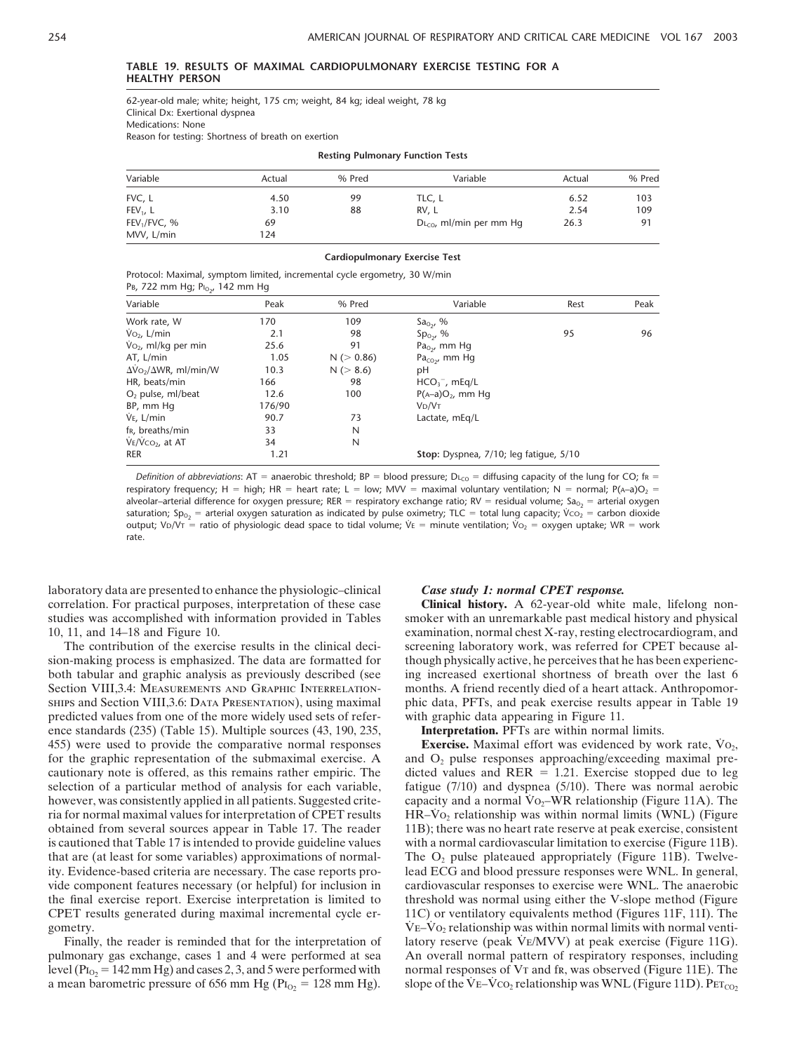**TABLE 19. RESULTS OF MAXIMAL CARDIOPULMONARY EXERCISE TESTING FOR A HEALTHY PERSON**

62-year-old male; white; height, 175 cm; weight, 84 kg; ideal weight, 78 kg
Clinical Dx: Exertional dyspnea
Medications: None
Reason for testing: Shortness of breath on exertion

**Resting Pulmonary Function Tests**

| Variable | Actual | % Pred | Variable | Actual | % Pred |
|---|---|---|---|---|---|
| FVC, L | 4.50 | 99 | TLC, L | 6.52 | 103 |
| $FEV_1$, L | 3.10 | 88 | RV, L | 2.54 | 109 |
| $FEV_1$/FVC, % | 69 | | $DL_{CO}$, ml/min per mm Hg | 26.3 | 91 |
| MVV, L/min | 124 | | | | |

**Cardiopulmonary Exercise Test**

Protocol: Maximal, symptom limited, incremental cycle ergometry, 30 W/min
$P_B$, 722 mm Hg; $P_{I_{O_2}}$, 142 mm Hg

| Variable | Peak | % Pred | Variable | Rest | Peak |
|---|---|---|---|---|---|
| Work rate, W | 170 | 109 | $Sa_{O_2}$, % | | |
| $\dot{V}O_2$, L/min | 2.1 | 98 | $Sp_{O_2}$, % | 95 | 96 |
| $\dot{V}O_2$, ml/kg per min | 25.6 | 91 | $Pa_{O_2}$, mm Hg | | |
| AT, L/min | 1.05 | N (> 0.86) | $Pa_{CO_2}$, mm Hg | | |
| $\Delta\dot{V}O_2/\Delta$WR, ml/min/W | 10.3 | N (> 8.6) | pH | | |
| HR, beats/min | 166 | 98 | $HCO_3^-$, mEq/L | | |
| $O_2$ pulse, ml/beat | 12.6 | 100 | $P(A–a)O_2$, mm Hg | | |
| BP, mm Hg | 176/90 | | $V_D/V_T$ | | |
| $\dot{V}E$, L/min | 90.7 | 73 | Lactate, mEq/L | | |
| $f_R$, breaths/min | 33 | N | | | |
| $\dot{V}E/\dot{V}CO_2$, at AT | 34 | N | | | |
| RER | 1.21 | | **Stop:** Dyspnea, 7/10; leg fatigue, 5/10 | | |

*Definition of abbreviations*: AT = anaerobic threshold; BP = blood pressure; $DL_{CO}$ = diffusing capacity of the lung for CO; $f_R$ = respiratory frequency; H = high; HR = heart rate; L = low; MVV = maximal voluntary ventilation; N = normal; $P(A–a)O_2$ = alveolar–arterial difference for oxygen pressure; RER = respiratory exchange ratio; RV = residual volume; $Sa_{O_2}$ = arterial oxygen saturation; $Sp_{O_2}$ = arterial oxygen saturation as indicated by pulse oximetry; TLC = total lung capacity; $\dot{V}CO_2$ = carbon dioxide output; $V_D/V_T$ = ratio of physiologic dead space to tidal volume; $\dot{V}E$ = minute ventilation; $\dot{V}O_2$ = oxygen uptake; WR = work rate.

laboratory data are presented to enhance the physiologic–clinical correlation. For practical purposes, interpretation of these case studies was accomplished with information provided in Tables 10, 11, and 14–18 and Figure 10.

The contribution of the exercise results in the clinical decision-making process is emphasized. The data are formatted for both tabular and graphic analysis as previously described (see Section VIII,3.4: Measurements and Graphic Interrelationships and Section VIII,3.6: Data Presentation), using maximal predicted values from one of the more widely used sets of reference standards (235) (Table 15). Multiple sources (43, 190, 235, 455) were used to provide the comparative normal responses for the graphic representation of the submaximal exercise. A cautionary note is offered, as this remains rather empiric. The selection of a particular method of analysis for each variable, however, was consistently applied in all patients. Suggested criteria for normal maximal values for interpretation of CPET results obtained from several sources appear in Table 17. The reader is cautioned that Table 17 is intended to provide guideline values that are (at least for some variables) approximations of normality. Evidence-based criteria are necessary. The case reports provide component features necessary (or helpful) for inclusion in the final exercise report. Exercise interpretation is limited to CPET results generated during maximal incremental cycle ergometry.

Finally, the reader is reminded that for the interpretation of pulmonary gas exchange, cases 1 and 4 were performed at sea level ($P_{I_{O_2}}$ = 142 mm Hg) and cases 2, 3, and 5 were performed with a mean barometric pressure of 656 mm Hg ($P_{I_{O_2}}$ = 128 mm Hg).

### *Case study 1: normal CPET response.*

**Clinical history.** A 62-year-old white male, lifelong nonsmoker with an unremarkable past medical history and physical examination, normal chest X-ray, resting electrocardiogram, and screening laboratory work, was referred for CPET because although physically active, he perceives that he has been experiencing increased exertional shortness of breath over the last 6 months. A friend recently died of a heart attack. Anthropomorphic data, PFTs, and peak exercise results appear in Table 19 with graphic data appearing in Figure 11.

**Interpretation.** PFTs are within normal limits.

**Exercise.** Maximal effort was evidenced by work rate, $\dot{V}O_2$, and $O_2$ pulse responses approaching/exceeding maximal predicted values and RER = 1.21. Exercise stopped due to leg fatigue (7/10) and dyspnea (5/10). There was normal aerobic capacity and a normal $\dot{V}O_2$–WR relationship (Figure 11A). The HR–$\dot{V}O_2$ relationship was within normal limits (WNL) (Figure 11B); there was no heart rate reserve at peak exercise, consistent with a normal cardiovascular limitation to exercise (Figure 11B). The $O_2$ pulse plateaued appropriately (Figure 11B). Twelve-lead ECG and blood pressure responses were WNL. In general, cardiovascular responses to exercise were WNL. The anaerobic threshold was normal using either the V-slope method (Figure 11C) or ventilatory equivalents method (Figures 11F, 11I). The $\dot{V}E$–$\dot{V}O_2$ relationship was within normal limits with normal ventilatory reserve (peak $\dot{V}E$/MVV) at peak exercise (Figure 11G). An overall normal pattern of respiratory responses, including normal responses of $V_T$ and $f_R$, was observed (Figure 11E). The slope of the $\dot{V}E$–$\dot{V}CO_2$ relationship was WNL (Figure 11D). $P_{ET_{CO_2}}$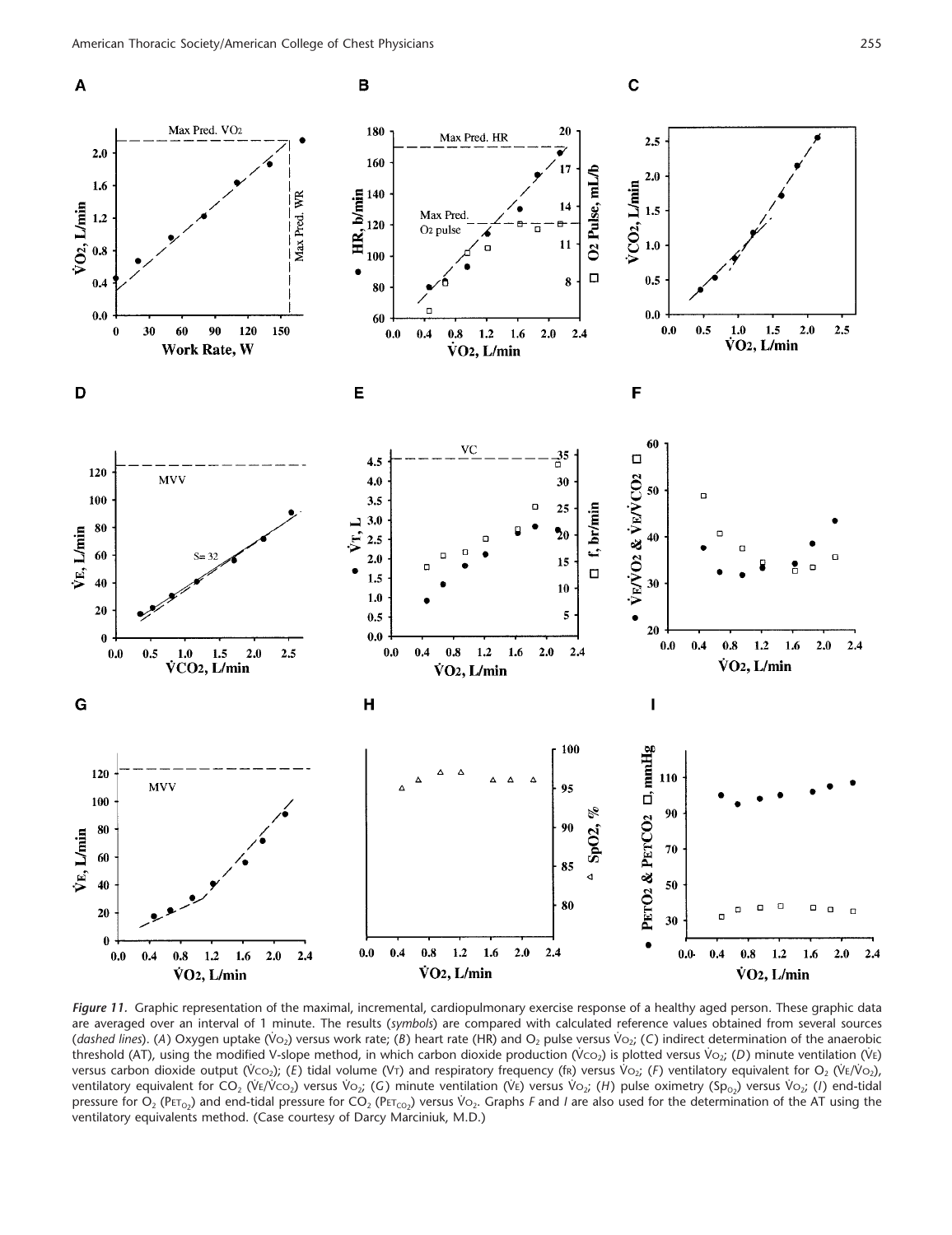*Figure 11.* Graphic representation of the maximal, incremental, cardiopulmonary exercise response of a healthy aged person. These graphic data are averaged over an interval of 1 minute. The results (*symbols*) are compared with calculated reference values obtained from several sources (*dashed lines*). (*A*) Oxygen uptake ($\dot{V}O_2$) versus work rate; (*B*) heart rate (HR) and $O_2$ pulse versus $\dot{V}O_2$; (*C*) indirect determination of the anaerobic threshold (AT), using the modified V-slope method, in which carbon dioxide production ($\dot{V}CO_2$) is plotted versus $\dot{V}O_2$; (*D*) minute ventilation ($\dot{V}E$) versus carbon dioxide output ($\dot{V}CO_2$); (*E*) tidal volume (VT) and respiratory frequency (fR) versus $\dot{V}O_2$; (*F*) ventilatory equivalent for $O_2$ ($\dot{V}E/\dot{V}O_2$), ventilatory equivalent for $CO_2$ ($\dot{V}E/\dot{V}CO_2$) versus $\dot{V}O_2$; (*G*) minute ventilation ($\dot{V}E$) versus $\dot{V}O_2$; (*H*) pulse oximetry ($Sp_{O_2}$) versus $\dot{V}O_2$; (*I*) end-tidal pressure for $O_2$ ($PET_{O_2}$) and end-tidal pressure for $CO_2$ ($PET_{CO_2}$) versus $\dot{V}O_2$. Graphs *F* and *I* are also used for the determination of the AT using the ventilatory equivalents method. (Case courtesy of Darcy Marciniuk, M.D.)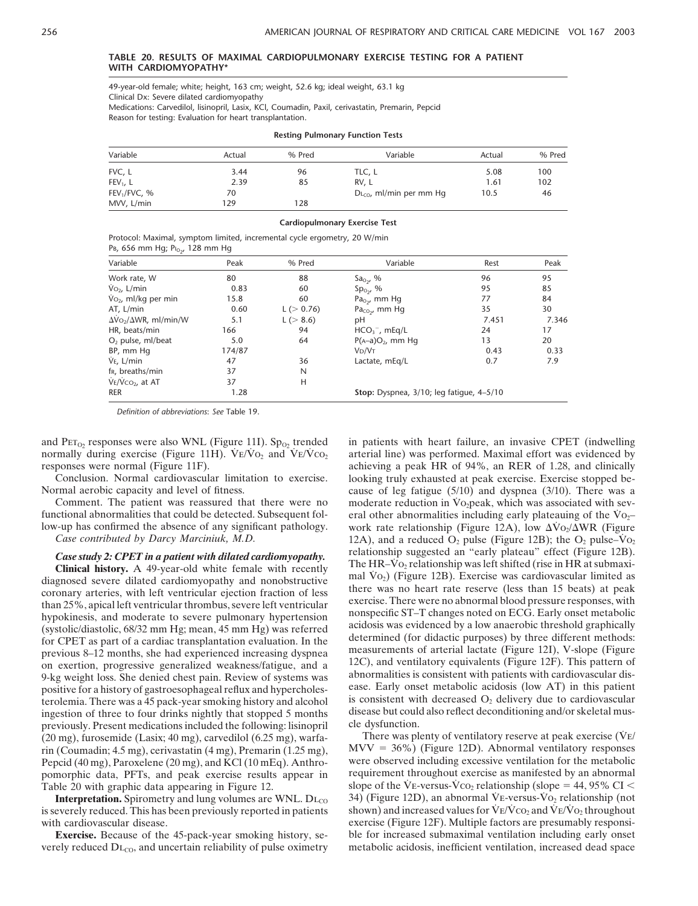**TABLE 20. RESULTS OF MAXIMAL CARDIOPULMONARY EXERCISE TESTING FOR A PATIENT WITH CARDIOMYOPATHY***

49-year-old female; white; height, 163 cm; weight, 52.6 kg; ideal weight, 63.1 kg
Clinical Dx: Severe dilated cardiomyopathy
Medications: Carvedilol, lisinopril, Lasix, KCl, Coumadin, Paxil, cerivastatin, Premarin, Pepcid
Reason for testing: Evaluation for heart transplantation.

**Resting Pulmonary Function Tests**

| Variable | Actual | % Pred | Variable | Actual | % Pred |
|---|---|---|---|---|---|
| FVC, L | 3.44 | 96 | TLC, L | 5.08 | 100 |
| $FEV_1$, L | 2.39 | 85 | RV, L | 1.61 | 102 |
| $FEV_1$/FVC, % | 70 | | $DL_{CO}$, ml/min per mm Hg | 10.5 | 46 |
| MVV, L/min | 129 | 128 | | | |

**Cardiopulmonary Exercise Test**

Protocol: Maximal, symptom limited, incremental cycle ergometry, 20 W/min
$P_B$, 656 mm Hg; $P_{I_{O_2}}$, 128 mm Hg

| Variable | Peak | % Pred | Variable | Rest | Peak |
|---|---|---|---|---|---|
| Work rate, W | 80 | 88 | $Sa_{O_2}$, % | 96 | 95 |
| $\dot{V}O_2$, L/min | 0.83 | 60 | $Sp_{O_2}$, % | 95 | 85 |
| $\dot{V}O_2$, ml/kg per min | 15.8 | 60 | $Pa_{O_2}$, mm Hg | 77 | 84 |
| AT, L/min | 0.60 | L (> 0.76) | $Pa_{CO_2}$, mm Hg | 35 | 30 |
| $\Delta\dot{V}O_2/\Delta WR$, ml/min/W | 5.1 | L (> 8.6) | pH | 7.451 | 7.346 |
| HR, beats/min | 166 | 94 | $HCO_3^-$, mEq/L | 24 | 17 |
| $O_2$ pulse, ml/beat | 5.0 | 64 | $P(A\text{–}a)O_2$, mm Hg | 13 | 20 |
| BP, mm Hg | 174/87 | | $V_D/V_T$ | 0.43 | 0.33 |
| $\dot{V}E$, L/min | 47 | 36 | Lactate, mEq/L | 0.7 | 7.9 |
| $f_R$, breaths/min | 37 | N | | | |
| $\dot{V}E/\dot{V}CO_2$, at AT | 37 | H | | | |
| RER | 1.28 | | **Stop:** Dyspnea, 3/10; leg fatigue, 4–5/10 | | |

*Definition of abbreviations*: *See* Table 19.

and $PET_{O_2}$ responses were also WNL (Figure 11I). $Sp_{O_2}$ trended normally during exercise (Figure 11H). $\dot{V}E/\dot{V}O_2$ and $\dot{V}E/\dot{V}CO_2$ responses were normal (Figure 11F).

Conclusion. Normal cardiovascular limitation to exercise. Normal aerobic capacity and level of fitness.

Comment. The patient was reassured that there were no functional abnormalities that could be detected. Subsequent follow-up has confirmed the absence of any significant pathology.

*Case contributed by Darcy Marciniuk, M.D.*

***Case study 2: CPET in a patient with dilated cardiomyopathy.***

**Clinical history.** A 49-year-old white female with recently diagnosed severe dilated cardiomyopathy and nonobstructive coronary arteries, with left ventricular ejection fraction of less than 25%, apical left ventricular thrombus, severe left ventricular hypokinesis, and moderate to severe pulmonary hypertension (systolic/diastolic, 68/32 mm Hg; mean, 45 mm Hg) was referred for CPET as part of a cardiac transplantation evaluation. In the previous 8–12 months, she had experienced increasing dyspnea on exertion, progressive generalized weakness/fatigue, and a 9-kg weight loss. She denied chest pain. Review of systems was positive for a history of gastroesophageal reflux and hypercholesterolemia. There was a 45 pack-year smoking history and alcohol ingestion of three to four drinks nightly that stopped 5 months previously. Present medications included the following: lisinopril (20 mg), furosemide (Lasix; 40 mg), carvedilol (6.25 mg), warfarin (Coumadin; 4.5 mg), cerivastatin (4 mg), Premarin (1.25 mg), Pepcid (40 mg), Paroxelene (20 mg), and KCl (10 mEq). Anthropomorphic data, PFTs, and peak exercise results appear in Table 20 with graphic data appearing in Figure 12.

**Interpretation.** Spirometry and lung volumes are WNL. $DL_{CO}$ is severely reduced. This has been previously reported in patients with cardiovascular disease.

**Exercise.** Because of the 45-pack-year smoking history, severely reduced $DL_{CO}$, and uncertain reliability of pulse oximetry in patients with heart failure, an invasive CPET (indwelling arterial line) was performed. Maximal effort was evidenced by achieving a peak HR of 94%, an RER of 1.28, and clinically looking truly exhausted at peak exercise. Exercise stopped because of leg fatigue (5/10) and dyspnea (3/10). There was a moderate reduction in $\dot{V}O_2$peak, which was associated with several other abnormalities including early plateauing of the $\dot{V}O_2$–work rate relationship (Figure 12A), low $\Delta\dot{V}O_2/\Delta WR$ (Figure 12A), and a reduced $O_2$ pulse (Figure 12B); the $O_2$ pulse–$\dot{V}O_2$ relationship suggested an "early plateau" effect (Figure 12B). The HR–$\dot{V}O_2$ relationship was left shifted (rise in HR at submaximal $\dot{V}O_2$) (Figure 12B). Exercise was cardiovascular limited as there was no heart rate reserve (less than 15 beats) at peak exercise. There were no abnormal blood pressure responses, with nonspecific ST–T changes noted on ECG. Early onset metabolic acidosis was evidenced by a low anaerobic threshold graphically determined (for didactic purposes) by three different methods: measurements of arterial lactate (Figure 12I), V-slope (Figure 12C), and ventilatory equivalents (Figure 12F). This pattern of abnormalities is consistent with patients with cardiovascular disease. Early onset metabolic acidosis (low AT) in this patient is consistent with decreased $O_2$ delivery due to cardiovascular disease but could also reflect deconditioning and/or skeletal muscle dysfunction.

There was plenty of ventilatory reserve at peak exercise ($\dot{V}E$/MVV = 36%) (Figure 12D). Abnormal ventilatory responses were observed including excessive ventilation for the metabolic requirement throughout exercise as manifested by an abnormal slope of the $\dot{V}E$-versus-$\dot{V}CO_2$ relationship (slope = 44, 95% CI < 34) (Figure 12D), an abnormal $\dot{V}E$-versus-$\dot{V}O_2$ relationship (not shown) and increased values for $\dot{V}E/\dot{V}CO_2$ and $\dot{V}E/\dot{V}O_2$ throughout exercise (Figure 12F). Multiple factors are presumably responsible for increased submaximal ventilation including early onset metabolic acidosis, inefficient ventilation, increased dead space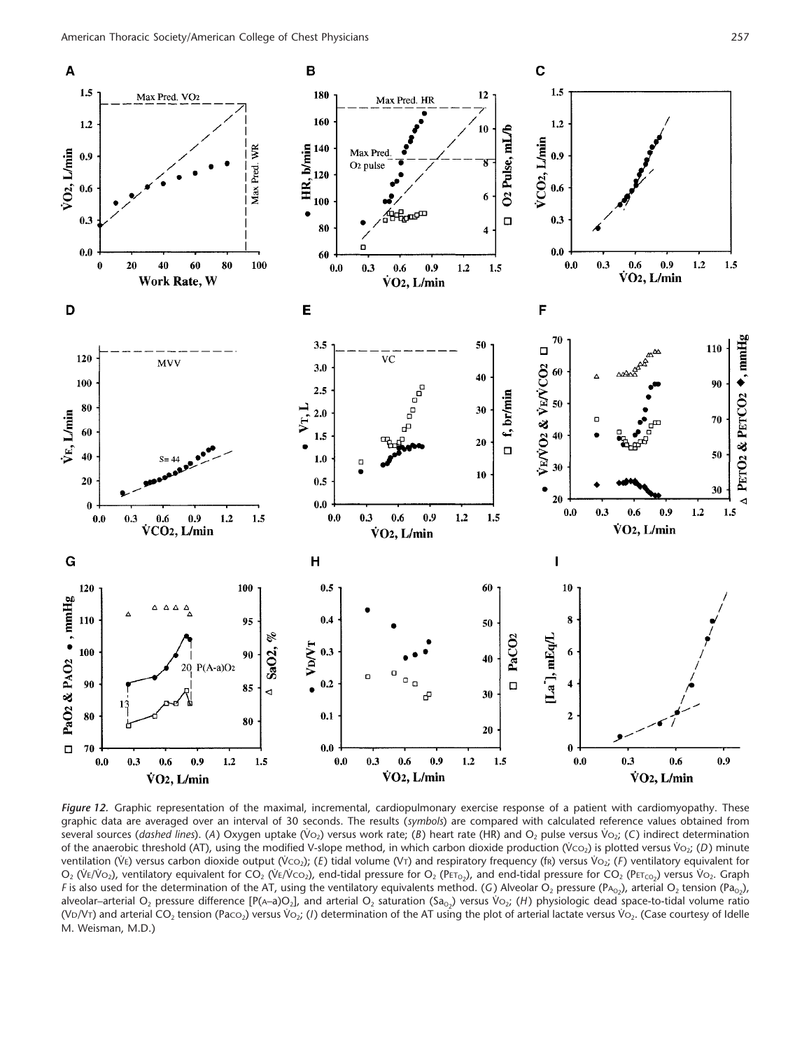*Figure 12.* Graphic representation of the maximal, incremental, cardiopulmonary exercise response of a patient with cardiomyopathy. These graphic data are averaged over an interval of 30 seconds. The results (*symbols*) are compared with calculated reference values obtained from several sources (*dashed lines*). (*A*) Oxygen uptake ($\dot{V}O_2$) versus work rate; (*B*) heart rate (HR) and $O_2$ pulse versus $\dot{V}O_2$; (*C*) indirect determination of the anaerobic threshold (AT), using the modified V-slope method, in which carbon dioxide production ($\dot{V}CO_2$) is plotted versus $\dot{V}O_2$; (*D*) minute ventilation ($\dot{V}E$) versus carbon dioxide output ($\dot{V}CO_2$); (*E*) tidal volume (VT) and respiratory frequency (fR) versus $\dot{V}O_2$; (*F*) ventilatory equivalent for $O_2$ ($\dot{V}E/\dot{V}O_2$), ventilatory equivalent for $CO_2$ ($\dot{V}E/\dot{V}CO_2$), end-tidal pressure for $O_2$ ($P_{ET_{O_2}}$), and end-tidal pressure for $CO_2$ ($P_{ET_{CO_2}}$) versus $\dot{V}O_2$. Graph *F* is also used for the determination of the AT, using the ventilatory equivalents method. (*G*) Alveolar $O_2$ pressure ($P_{A_{O_2}}$), arterial $O_2$ tension ($P_{a_{O_2}}$), alveolar–arterial $O_2$ pressure difference [$P(A–a)O_2$], and arterial $O_2$ saturation ($Sa_{O_2}$) versus $\dot{V}O_2$; (*H*) physiologic dead space-to-tidal volume ratio (VD/VT) and arterial $CO_2$ tension ($Pa_{CO_2}$) versus $\dot{V}O_2$; (*I*) determination of the AT using the plot of arterial lactate versus $\dot{V}O_2$. (Case courtesy of Idelle M. Weisman, M.D.)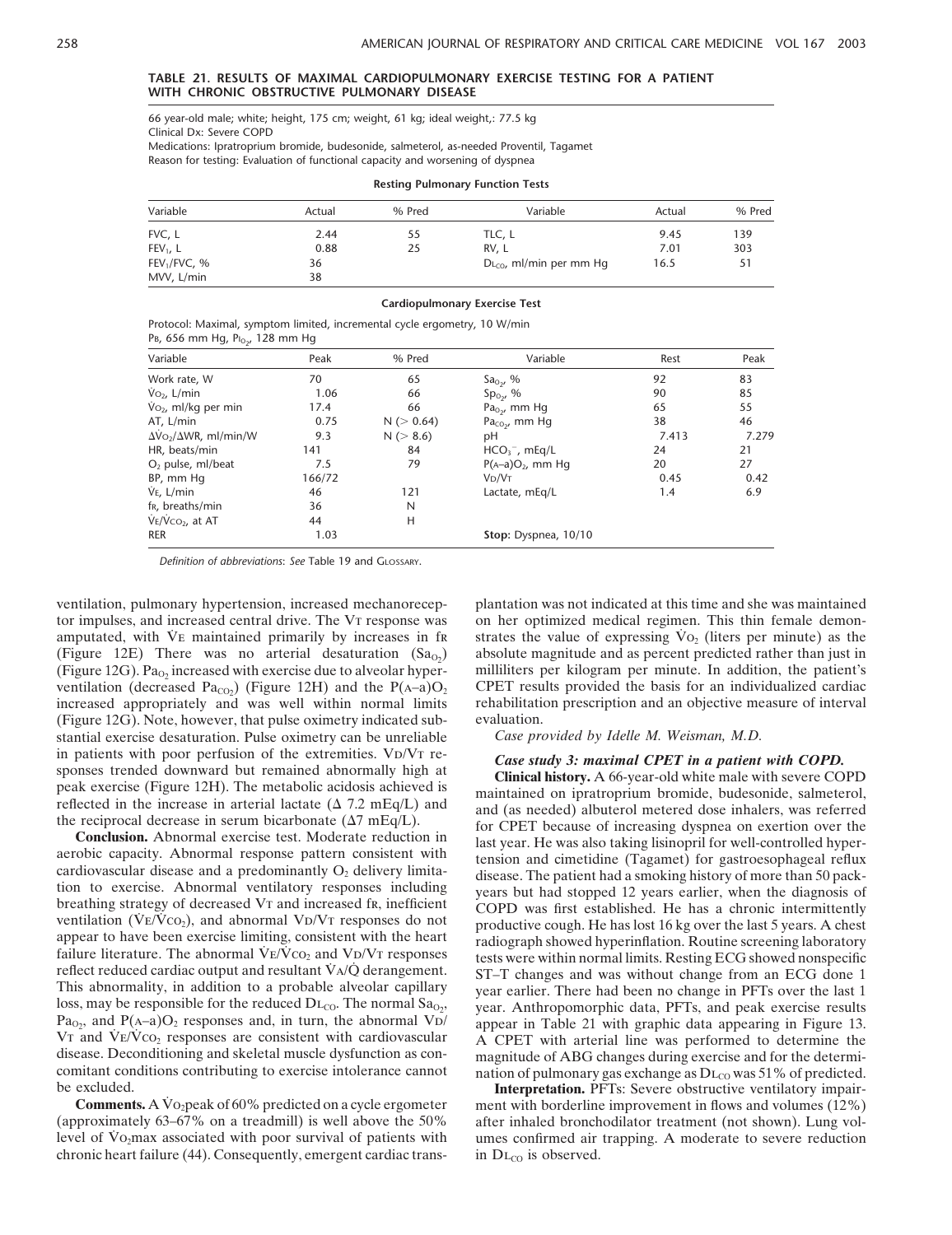**TABLE 21. RESULTS OF MAXIMAL CARDIOPULMONARY EXERCISE TESTING FOR A PATIENT WITH CHRONIC OBSTRUCTIVE PULMONARY DISEASE**

66 year-old male; white; height, 175 cm; weight, 61 kg; ideal weight,: 77.5 kg
Clinical Dx: Severe COPD
Medications: Ipratroprium bromide, budesonide, salmeterol, as-needed Proventil, Tagamet
Reason for testing: Evaluation of functional capacity and worsening of dyspnea

**Resting Pulmonary Function Tests**

| Variable | Actual | % Pred | Variable | Actual | % Pred |
|---|---|---|---|---|---|
| FVC, L | 2.44 | 55 | TLC, L | 9.45 | 139 |
| $FEV_1$, L | 0.88 | 25 | RV, L | 7.01 | 303 |
| $FEV_1$/FVC, % | 36 | | $D_{L_{CO}}$, ml/min per mm Hg | 16.5 | 51 |
| MVV, L/min | 38 | | | | |

**Cardiopulmonary Exercise Test**

Protocol: Maximal, symptom limited, incremental cycle ergometry, 10 W/min
$P_B$, 656 mm Hg, $P_{I_{O_2}}$, 128 mm Hg

| Variable | Peak | % Pred | Variable | Rest | Peak |
|---|---|---|---|---|---|
| Work rate, W | 70 | 65 | $Sa_{O_2}$, % | 92 | 83 |
| $\dot{V}O_2$, L/min | 1.06 | 66 | $Sp_{O_2}$, % | 90 | 85 |
| $\dot{V}O_2$, ml/kg per min | 17.4 | 66 | $Pa_{O_2}$, mm Hg | 65 | 55 |
| AT, L/min | 0.75 | N (> 0.64) | $Pa_{CO_2}$, mm Hg | 38 | 46 |
| $\Delta\dot{V}O_2/\Delta WR$, ml/min/W | 9.3 | N (> 8.6) | pH | 7.413 | 7.279 |
| HR, beats/min | 141 | 84 | $HCO_3^-$, mEq/L | 24 | 21 |
| $O_2$ pulse, ml/beat | 7.5 | 79 | $P(A–a)O_2$, mm Hg | 20 | 27 |
| BP, mm Hg | 166/72 | | $V_D/V_T$ | 0.45 | 0.42 |
| $\dot{V}_E$, L/min | 46 | 121 | Lactate, mEq/L | 1.4 | 6.9 |
| $f_R$, breaths/min | 36 | N | | | |
| $\dot{V}_E/\dot{V}CO_2$, at AT | 44 | H | | | |
| RER | 1.03 | | **Stop:** Dyspnea, 10/10 | | |

*Definition of abbreviations*: *See* Table 19 and GLOSSARY.

ventilation, pulmonary hypertension, increased mechanoreceptor impulses, and increased central drive. The $V_T$ response was amputated, with $\dot{V}_E$ maintained primarily by increases in $f_R$ (Figure 12E) There was no arterial desaturation ($Sa_{O_2}$) (Figure 12G). $Pa_{O_2}$ increased with exercise due to alveolar hyperventilation (decreased $Pa_{CO_2}$) (Figure 12H) and the $P(A–a)O_2$ increased appropriately and was well within normal limits (Figure 12G). Note, however, that pulse oximetry indicated substantial exercise desaturation. Pulse oximetry can be unreliable in patients with poor perfusion of the extremities. $V_D/V_T$ responses trended downward but remained abnormally high at peak exercise (Figure 12H). The metabolic acidosis achieved is reflected in the increase in arterial lactate ($\Delta$ 7.2 mEq/L) and the reciprocal decrease in serum bicarbonate ($\Delta$7 mEq/L).

**Conclusion.** Abnormal exercise test. Moderate reduction in aerobic capacity. Abnormal response pattern consistent with cardiovascular disease and a predominantly $O_2$ delivery limitation to exercise. Abnormal ventilatory responses including breathing strategy of decreased $V_T$ and increased $f_R$, inefficient ventilation ($\dot{V}_E/\dot{V}CO_2$), and abnormal $V_D/V_T$ responses do not appear to have been exercise limiting, consistent with the heart failure literature. The abnormal $\dot{V}_E/\dot{V}CO_2$ and $V_D/V_T$ responses reflect reduced cardiac output and resultant $\dot{V}_A/\dot{Q}$ derangement. This abnormality, in addition to a probable alveolar capillary loss, may be responsible for the reduced $D_{L_{CO}}$. The normal $Sa_{O_2}$, $Pa_{O_2}$, and $P(A–a)O_2$ responses and, in turn, the abnormal $V_D/V_T$ and $\dot{V}_E/\dot{V}CO_2$ responses are consistent with cardiovascular disease. Deconditioning and skeletal muscle dysfunction as concomitant conditions contributing to exercise intolerance cannot be excluded.

**Comments.** A $\dot{V}O_2$peak of 60% predicted on a cycle ergometer (approximately 63–67% on a treadmill) is well above the 50% level of $\dot{V}O_2$max associated with poor survival of patients with chronic heart failure (44). Consequently, emergent cardiac transplantation was not indicated at this time and she was maintained on her optimized medical regimen. This thin female demonstrates the value of expressing $\dot{V}O_2$ (liters per minute) as the absolute magnitude and as percent predicted rather than just in milliliters per kilogram per minute. In addition, the patient's CPET results provided the basis for an individualized cardiac rehabilitation prescription and an objective measure of interval evaluation.

*Case provided by Idelle M. Weisman, M.D.*

### *Case study 3: maximal CPET in a patient with COPD.*

**Clinical history.** A 66-year-old white male with severe COPD maintained on ipratropium bromide, budesonide, salmeterol, and (as needed) albuterol metered dose inhalers, was referred for CPET because of increasing dyspnea on exertion over the last year. He was also taking lisinopril for well-controlled hypertension and cimetidine (Tagamet) for gastroesophageal reflux disease. The patient had a smoking history of more than 50 pack-years but had stopped 12 years earlier, when the diagnosis of COPD was first established. He has a chronic intermittently productive cough. He has lost 16 kg over the last 5 years. A chest radiograph showed hyperinflation. Routine screening laboratory tests were within normal limits. Resting ECG showed nonspecific ST–T changes and was without change from an ECG done 1 year earlier. There had been no change in PFTs over the last 1 year. Anthropomorphic data, PFTs, and peak exercise results appear in Table 21 with graphic data appearing in Figure 13. A CPET with arterial line was performed to determine the magnitude of ABG changes during exercise and for the determination of pulmonary gas exchange as $D_{L_{CO}}$ was 51% of predicted.

**Interpretation.** PFTs: Severe obstructive ventilatory impairment with borderline improvement in flows and volumes (12%) after inhaled bronchodilator treatment (not shown). Lung volumes confirmed air trapping. A moderate to severe reduction in $D_{L_{CO}}$ is observed.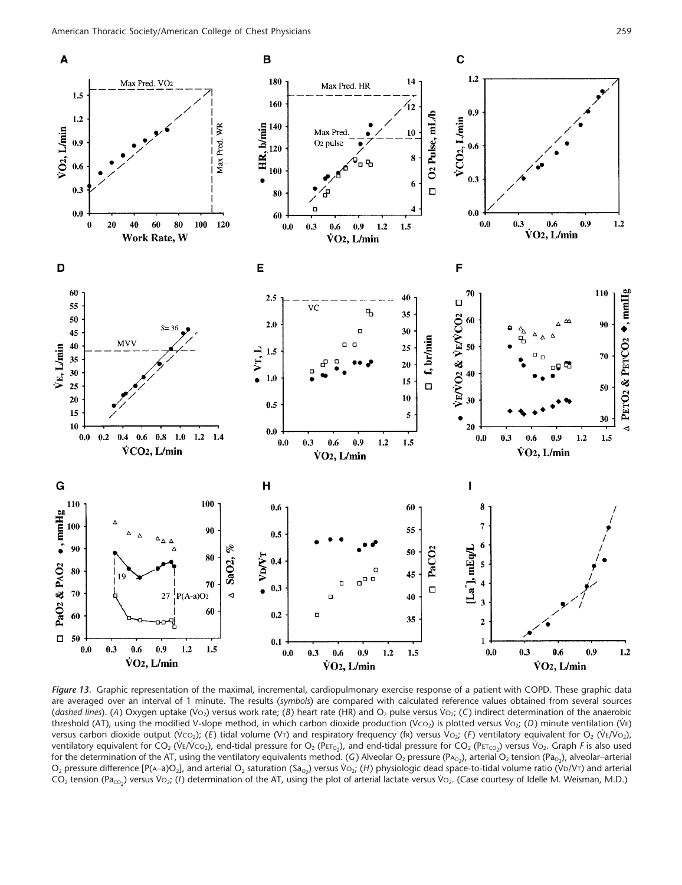*Figure 13.* Graphic representation of the maximal, incremental, cardiopulmonary exercise response of a patient with COPD. These graphic data are averaged over an interval of 1 minute. The results (*symbols*) are compared with calculated reference values obtained from several sources (*dashed lines*). (*A*) Oxygen uptake ($\dot{V}O_2$) versus work rate; (*B*) heart rate (HR) and $O_2$ pulse versus $\dot{V}O_2$; (*C*) indirect determination of the anaerobic threshold (AT), using the modified V-slope method, in which carbon dioxide production ($\dot{V}CO_2$) is plotted versus $\dot{V}O_2$; (*D*) minute ventilation ($\dot{V}E$) versus carbon dioxide output ($\dot{V}CO_2$); (*E*) tidal volume (VT) and respiratory frequency (fR) versus $\dot{V}O_2$; (*F*) ventilatory equivalent for $O_2$ ($\dot{V}E/\dot{V}O_2$), ventilatory equivalent for $CO_2$ ($\dot{V}E/\dot{V}CO_2$), end-tidal pressure for $O_2$ ($P_{ET_{O_2}}$), and end-tidal pressure for $CO_2$ ($P_{ET_{CO_2}}$) versus $\dot{V}O_2$. Graph *F* is also used for the determination of the AT, using the ventilatory equivalents method. (*G*) Alveolar $O_2$ pressure ($P_{A_{O_2}}$), arterial $O_2$ tension ($Pa_{O_2}$), alveolar–arterial $O_2$ pressure difference [$P(A–a)O_2$], and arterial $O_2$ saturation ($Sa_{O_2}$) versus $\dot{V}O_2$; (*H*) physiologic dead space-to-tidal volume ratio (VD/VT) and arterial $CO_2$ tension ($Pa_{CO_2}$) versus $\dot{V}O_2$; (*I*) determination of the AT, using the plot of arterial lactate versus $\dot{V}O_2$. (Case courtesy of Idelle M. Weisman, M.D.)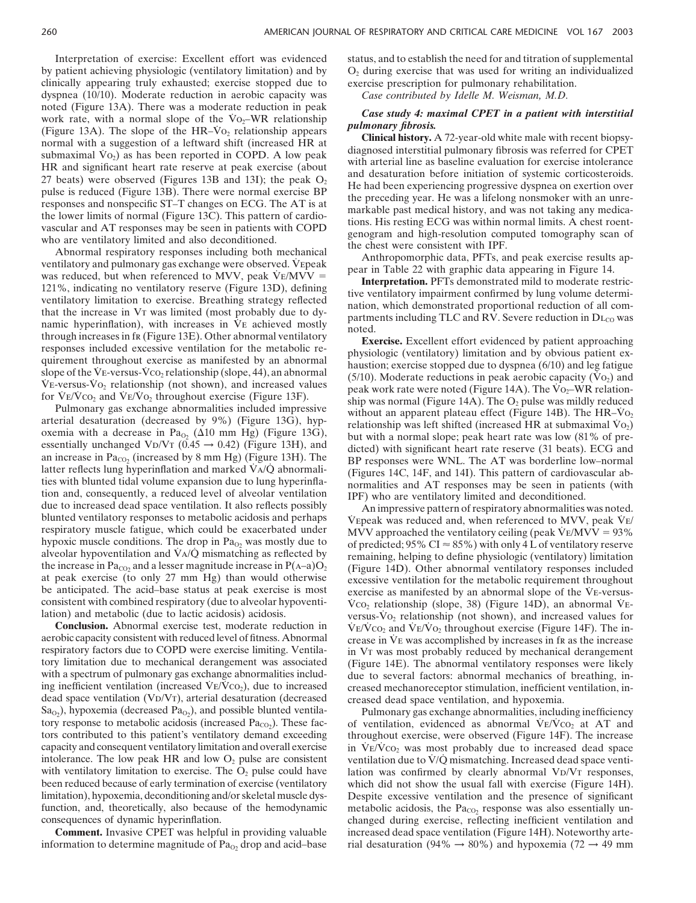Interpretation of exercise: Excellent effort was evidenced by patient achieving physiologic (ventilatory limitation) and by clinically appearing truly exhausted; exercise stopped due to dyspnea (10/10). Moderate reduction in aerobic capacity was noted (Figure 13A). There was a moderate reduction in peak work rate, with a normal slope of the $\dot{V}O_2$–WR relationship (Figure 13A). The slope of the HR–$\dot{V}O_2$ relationship appears normal with a suggestion of a leftward shift (increased HR at submaximal $\dot{V}O_2$) as has been reported in COPD. A low peak HR and significant heart rate reserve at peak exercise (about 27 beats) were observed (Figures 13B and 13I); the peak $O_2$ pulse is reduced (Figure 13B). There were normal exercise BP responses and nonspecific ST–T changes on ECG. The AT is at the lower limits of normal (Figure 13C). This pattern of cardiovascular and AT responses may be seen in patients with COPD who are ventilatory limited and also deconditioned.

Abnormal respiratory responses including both mechanical ventilatory and pulmonary gas exchange were observed. $\dot{V}E$peak was reduced, but when referenced to MVV, peak $\dot{V}E$/MVV = 121%, indicating no ventilatory reserve (Figure 13D), defining ventilatory limitation to exercise. Breathing strategy reflected that the increase in $V_T$ was limited (most probably due to dynamic hyperinflation), with increases in $\dot{V}E$ achieved mostly through increases in $f_R$ (Figure 13E). Other abnormal ventilatory responses included excessive ventilation for the metabolic requirement throughout exercise as manifested by an abnormal slope of the $\dot{V}E$-versus-$\dot{V}CO_2$ relationship (slope, 44), an abnormal $\dot{V}E$-versus-$\dot{V}O_2$ relationship (not shown), and increased values for $\dot{V}E/\dot{V}CO_2$ and $\dot{V}E/\dot{V}O_2$ throughout exercise (Figure 13F).

Pulmonary gas exchange abnormalities included impressive arterial desaturation (decreased by 9%) (Figure 13G), hypoxemia with a decrease in $Pa_{O_2}$ ($\Delta$10 mm Hg) (Figure 13G), essentially unchanged $V_D/V_T$ (0.45 → 0.42) (Figure 13H), and an increase in $Pa_{CO_2}$ (increased by 8 mm Hg) (Figure 13H). The latter reflects lung hyperinflation and marked $\dot{V}A/\dot{Q}$ abnormalities with blunted tidal volume expansion due to lung hyperinflation and, consequently, a reduced level of alveolar ventilation due to increased dead space ventilation. It also reflects possibly blunted ventilatory responses to metabolic acidosis and perhaps respiratory muscle fatigue, which could be exacerbated under hypoxic muscle conditions. The drop in $Pa_{O_2}$ was mostly due to alveolar hypoventilation and $\dot{V}A/\dot{Q}$ mismatching as reflected by the increase in $Pa_{CO_2}$ and a lesser magnitude increase in P(A–a)$O_2$ at peak exercise (to only 27 mm Hg) than would otherwise be anticipated. The acid–base status at peak exercise is most consistent with combined respiratory (due to alveolar hypoventilation) and metabolic (due to lactic acidosis) acidosis.

**Conclusion.** Abnormal exercise test, moderate reduction in aerobic capacity consistent with reduced level of fitness. Abnormal respiratory factors due to COPD were exercise limiting. Ventilatory limitation due to mechanical derangement was associated with a spectrum of pulmonary gas exchange abnormalities including inefficient ventilation (increased $\dot{V}E/\dot{V}CO_2$), due to increased dead space ventilation ($V_D/V_T$), arterial desaturation (decreased $Sa_{O_2}$), hypoxemia (decreased $Pa_{O_2}$), and possible blunted ventilatory response to metabolic acidosis (increased $Pa_{CO_2}$). These factors contributed to this patient's ventilatory demand exceeding capacity and consequent ventilatory limitation and overall exercise intolerance. The low peak HR and low $O_2$ pulse are consistent with ventilatory limitation to exercise. The $O_2$ pulse could have been reduced because of early termination of exercise (ventilatory limitation), hypoxemia, deconditioning and/or skeletal muscle dysfunction, and, theoretically, also because of the hemodynamic consequences of dynamic hyperinflation.

**Comment.** Invasive CPET was helpful in providing valuable information to determine magnitude of $Pa_{O_2}$ drop and acid–base status, and to establish the need for and titration of supplemental $O_2$ during exercise that was used for writing an individualized exercise prescription for pulmonary rehabilitation.

*Case contributed by Idelle M. Weisman, M.D.*

### *Case study 4: maximal CPET in a patient with interstitial pulmonary fibrosis.*

**Clinical history.** A 72-year-old white male with recent biopsy-diagnosed interstitial pulmonary fibrosis was referred for CPET with arterial line as baseline evaluation for exercise intolerance and desaturation before initiation of systemic corticosteroids. He had been experiencing progressive dyspnea on exertion over the preceding year. He was a lifelong nonsmoker with an unremarkable past medical history, and was not taking any medications. His resting ECG was within normal limits. A chest roentgenogram and high-resolution computed tomography scan of the chest were consistent with IPF.

Anthropomorphic data, PFTs, and peak exercise results appear in Table 22 with graphic data appearing in Figure 14.

**Interpretation.** PFTs demonstrated mild to moderate restrictive ventilatory impairment confirmed by lung volume determination, which demonstrated proportional reduction of all compartments including TLC and RV. Severe reduction in $DL_{CO}$ was noted.

**Exercise.** Excellent effort evidenced by patient approaching physiologic (ventilatory) limitation and by obvious patient exhaustion; exercise stopped due to dyspnea (6/10) and leg fatigue (5/10). Moderate reductions in peak aerobic capacity ($\dot{V}O_2$) and peak work rate were noted (Figure 14A). The $\dot{V}O_2$–WR relationship was normal (Figure 14A). The $O_2$ pulse was mildly reduced without an apparent plateau effect (Figure 14B). The HR–$\dot{V}O_2$ relationship was left shifted (increased HR at submaximal $\dot{V}O_2$) but with a normal slope; peak heart rate was low (81% of predicted) with significant heart rate reserve (31 beats). ECG and BP responses were WNL. The AT was borderline low–normal (Figures 14C, 14F, and 14I). This pattern of cardiovascular abnormalities and AT responses may be seen in patients (with IPF) who are ventilatory limited and deconditioned.

An impressive pattern of respiratory abnormalities was noted. $\dot{V}E$peak was reduced and, when referenced to MVV, peak $\dot{V}E$/MVV approached the ventilatory ceiling (peak $\dot{V}E$/MVV = 93% of predicted; 95% CI ≈ 85%) with only 4 L of ventilatory reserve remaining, helping to define physiologic (ventilatory) limitation (Figure 14D). Other abnormal ventilatory responses included excessive ventilation for the metabolic requirement throughout exercise as manifested by an abnormal slope of the $\dot{V}E$-versus-$\dot{V}CO_2$ relationship (slope, 38) (Figure 14D), an abnormal $\dot{V}E$-versus-$\dot{V}O_2$ relationship (not shown), and increased values for $\dot{V}E/\dot{V}CO_2$ and $\dot{V}E/\dot{V}O_2$ throughout exercise (Figure 14F). The increase in $\dot{V}E$ was accomplished by increases in $f_R$ as the increase in $V_T$ was most probably reduced by mechanical derangement (Figure 14E). The abnormal ventilatory responses were likely due to several factors: abnormal mechanics of breathing, increased mechanoreceptor stimulation, inefficient ventilation, increased dead space ventilation, and hypoxemia.

Pulmonary gas exchange abnormalities, including inefficiency of ventilation, evidenced as abnormal $\dot{V}E/\dot{V}CO_2$ at AT and throughout exercise, were observed (Figure 14F). The increase in $\dot{V}E/\dot{V}CO_2$ was most probably due to increased dead space ventilation due to $\dot{V}/\dot{Q}$ mismatching. Increased dead space ventilation was confirmed by clearly abnormal $V_D/V_T$ responses, which did not show the usual fall with exercise (Figure 14H). Despite excessive ventilation and the presence of significant metabolic acidosis, the $Pa_{CO_2}$ response was also essentially unchanged during exercise, reflecting inefficient ventilation and increased dead space ventilation (Figure 14H). Noteworthy arterial desaturation (94% → 80%) and hypoxemia (72 → 49 mm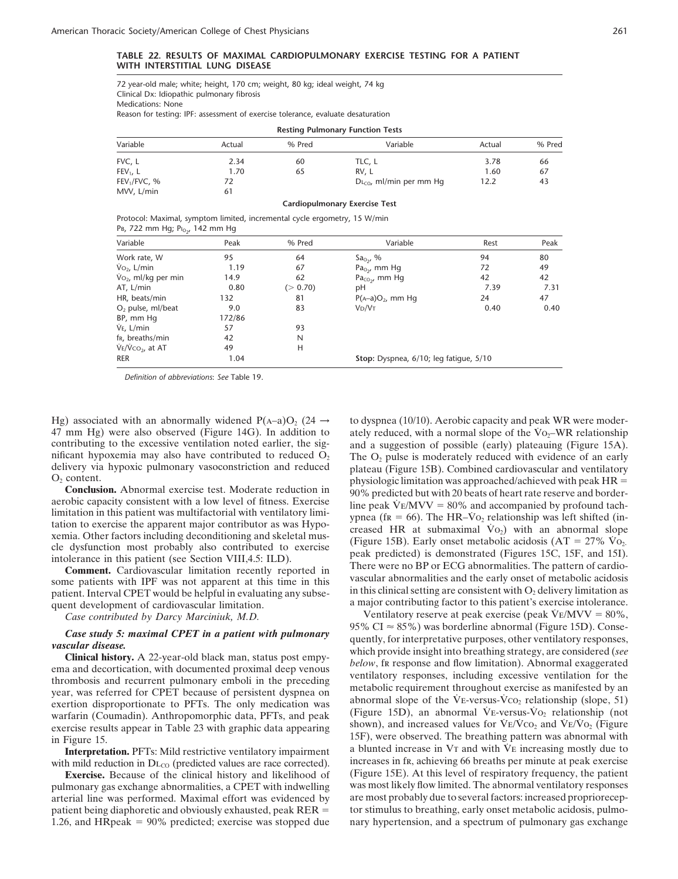**TABLE 22. RESULTS OF MAXIMAL CARDIOPULMONARY EXERCISE TESTING FOR A PATIENT WITH INTERSTITIAL LUNG DISEASE**

72 year-old male; white; height, 170 cm; weight, 80 kg; ideal weight, 74 kg
Clinical Dx: Idiopathic pulmonary fibrosis
Medications: None
Reason for testing: IPF: assessment of exercise tolerance, evaluate desaturation

**Resting Pulmonary Function Tests**

| Variable | Actual | % Pred | Variable | Actual | % Pred |
|---|---|---|---|---|---|
| FVC, L | 2.34 | 60 | TLC, L | 3.78 | 66 |
| $FEV_1$, L | 1.70 | 65 | RV, L | 1.60 | 67 |
| $FEV_1$/FVC, % | 72 | | $DL_{CO}$, ml/min per mm Hg | 12.2 | 43 |
| MVV, L/min | 61 | | | | |

**Cardiopulmonary Exercise Test**

Protocol: Maximal, symptom limited, incremental cycle ergometry, 15 W/min
PB, 722 mm Hg; $PI_{O_2}$, 142 mm Hg

| Variable | Peak | % Pred | Variable | Rest | Peak |
|---|---|---|---|---|---|
| Work rate, W | 95 | 64 | $Sa_{O_2}$, % | 94 | 80 |
| $\dot{V}O_2$, L/min | 1.19 | 67 | $Pa_{O_2}$, mm Hg | 72 | 49 |
| $\dot{V}O_2$, ml/kg per min | 14.9 | 62 | $Pa_{CO_2}$, mm Hg | 42 | 42 |
| AT, L/min | 0.80 | (> 0.70) | pH | 7.39 | 7.31 |
| HR, beats/min | 132 | 81 | $P(A\text{–}a)O_2$, mm Hg | 24 | 47 |
| $O_2$ pulse, ml/beat | 9.0 | 83 | $V_D/V_T$ | 0.40 | 0.40 |
| BP, mm Hg | 172/86 | | | | |
| $\dot{V}E$, L/min | 57 | 93 | | | |
| fR, breaths/min | 42 | N | | | |
| $\dot{V}E/\dot{V}CO_2$, at AT | 49 | H | | | |
| RER | 1.04 | | **Stop:** Dyspnea, 6/10; leg fatigue, 5/10 | | |

*Definition of abbreviations*: *See* Table 19.

Hg) associated with an abnormally widened $P(A\text{–}a)O_2$ (24 → 47 mm Hg) were also observed (Figure 14G). In addition to contributing to the excessive ventilation noted earlier, the significant hypoxemia may also have contributed to reduced $O_2$ delivery via hypoxic pulmonary vasoconstriction and reduced $O_2$ content.

**Conclusion.** Abnormal exercise test. Moderate reduction in aerobic capacity consistent with a low level of fitness. Exercise limitation in this patient was multifactorial with ventilatory limitation to exercise the apparent major contributor as was Hypoxemia. Other factors including deconditioning and skeletal muscle dysfunction most probably also contributed to exercise intolerance in this patient (see Section VIII,4.5: ILD).

**Comment.** Cardiovascular limitation recently reported in some patients with IPF was not apparent at this time in this patient. Interval CPET would be helpful in evaluating any subsequent development of cardiovascular limitation.

*Case contributed by Darcy Marciniuk, M.D.*

***Case study 5: maximal CPET in a patient with pulmonary vascular disease.***

**Clinical history.** A 22-year-old black man, status post empyema and decortication, with documented proximal deep venous thrombosis and recurrent pulmonary emboli in the preceding year, was referred for CPET because of persistent dyspnea on exertion disproportionate to PFTs. The only medication was warfarin (Coumadin). Anthropomorphic data, PFTs, and peak exercise results appear in Table 23 with graphic data appearing in Figure 15.

**Interpretation.** PFTs: Mild restrictive ventilatory impairment with mild reduction in $DL_{CO}$ (predicted values are race corrected).

**Exercise.** Because of the clinical history and likelihood of pulmonary gas exchange abnormalities, a CPET with indwelling arterial line was performed. Maximal effort was evidenced by patient being diaphoretic and obviously exhausted, peak RER = 1.26, and HRpeak = 90% predicted; exercise was stopped due to dyspnea (10/10). Aerobic capacity and peak WR were moderately reduced, with a normal slope of the $\dot{V}O_2$–WR relationship and a suggestion of possible (early) plateauing (Figure 15A). The $O_2$ pulse is moderately reduced with evidence of an early plateau (Figure 15B). Combined cardiovascular and ventilatory physiologic limitation was approached/achieved with peak HR = 90% predicted but with 20 beats of heart rate reserve and borderline peak $\dot{V}E$/MVV = 80% and accompanied by profound tachypnea (fR = 66). The HR–$\dot{V}O_2$ relationship was left shifted (increased HR at submaximal $\dot{V}O_2$) with an abnormal slope (Figure 15B). Early onset metabolic acidosis (AT = 27% $\dot{V}O_2$ peak predicted) is demonstrated (Figures 15C, 15F, and 15I). There were no BP or ECG abnormalities. The pattern of cardiovascular abnormalities and the early onset of metabolic acidosis in this clinical setting are consistent with $O_2$ delivery limitation as a major contributing factor to this patient's exercise intolerance.

Ventilatory reserve at peak exercise (peak $\dot{V}E$/MVV = 80%, 95% CI ≈ 85%) was borderline abnormal (Figure 15D). Consequently, for interpretative purposes, other ventilatory responses, which provide insight into breathing strategy, are considered (*see below*, fR response and flow limitation). Abnormal exaggerated ventilatory responses, including excessive ventilation for the metabolic requirement throughout exercise as manifested by an abnormal slope of the $\dot{V}E$-versus-$\dot{V}CO_2$ relationship (slope, 51) (Figure 15D), an abnormal $\dot{V}E$-versus-$\dot{V}O_2$ relationship (not shown), and increased values for $\dot{V}E/\dot{V}CO_2$ and $\dot{V}E/\dot{V}O_2$ (Figure 15F), were observed. The breathing pattern was abnormal with a blunted increase in $V_T$ and with $\dot{V}E$ increasing mostly due to increases in fR, achieving 66 breaths per minute at peak exercise (Figure 15E). At this level of respiratory frequency, the patient was most likely flow limited. The abnormal ventilatory responses are most probably due to several factors: increased proprioceptor stimulus to breathing, early onset metabolic acidosis, pulmonary hypertension, and a spectrum of pulmonary gas exchange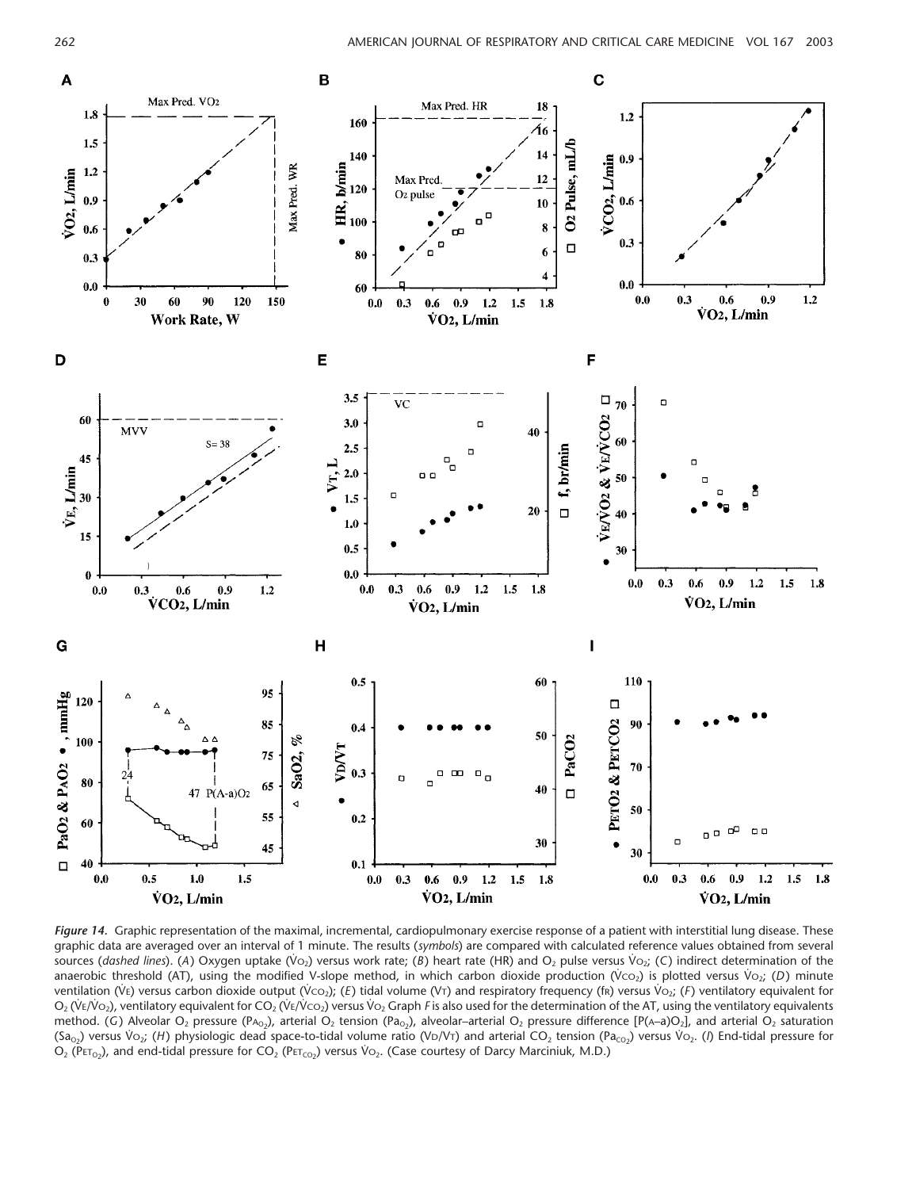*Figure 14.* Graphic representation of the maximal, incremental, cardiopulmonary exercise response of a patient with interstitial lung disease. These graphic data are averaged over an interval of 1 minute. The results (*symbols*) are compared with calculated reference values obtained from several sources (*dashed lines*). (*A*) Oxygen uptake ($\dot{V}O_2$) versus work rate; (*B*) heart rate (HR) and $O_2$ pulse versus $\dot{V}O_2$; (*C*) indirect determination of the anaerobic threshold (AT), using the modified V-slope method, in which carbon dioxide production ($\dot{V}CO_2$) is plotted versus $\dot{V}O_2$; (*D*) minute ventilation ($\dot{V}E$) versus carbon dioxide output ($\dot{V}CO_2$); (*E*) tidal volume (VT) and respiratory frequency (fR) versus $\dot{V}O_2$; (*F*) ventilatory equivalent for $O_2$ ($\dot{V}E/\dot{V}O_2$), ventilatory equivalent for $CO_2$ ($\dot{V}E/\dot{V}CO_2$) versus $\dot{V}O_2$ Graph *F* is also used for the determination of the AT, using the ventilatory equivalents method. (*G*) Alveolar $O_2$ pressure ($P_{AO_2}$), arterial $O_2$ tension ($Pa_{O_2}$), alveolar–arterial $O_2$ pressure difference [$P(A–a)O_2$], and arterial $O_2$ saturation ($Sa_{O_2}$) versus $\dot{V}O_2$; (*H*) physiologic dead space-to-tidal volume ratio (VD/VT) and arterial $CO_2$ tension ($Pa_{CO_2}$) versus $\dot{V}O_2$. (*I*) End-tidal pressure for $O_2$ ($P_{ET_{O_2}}$), and end-tidal pressure for $CO_2$ ($P_{ET_{CO_2}}$) versus $\dot{V}O_2$. (Case courtesy of Darcy Marciniuk, M.D.)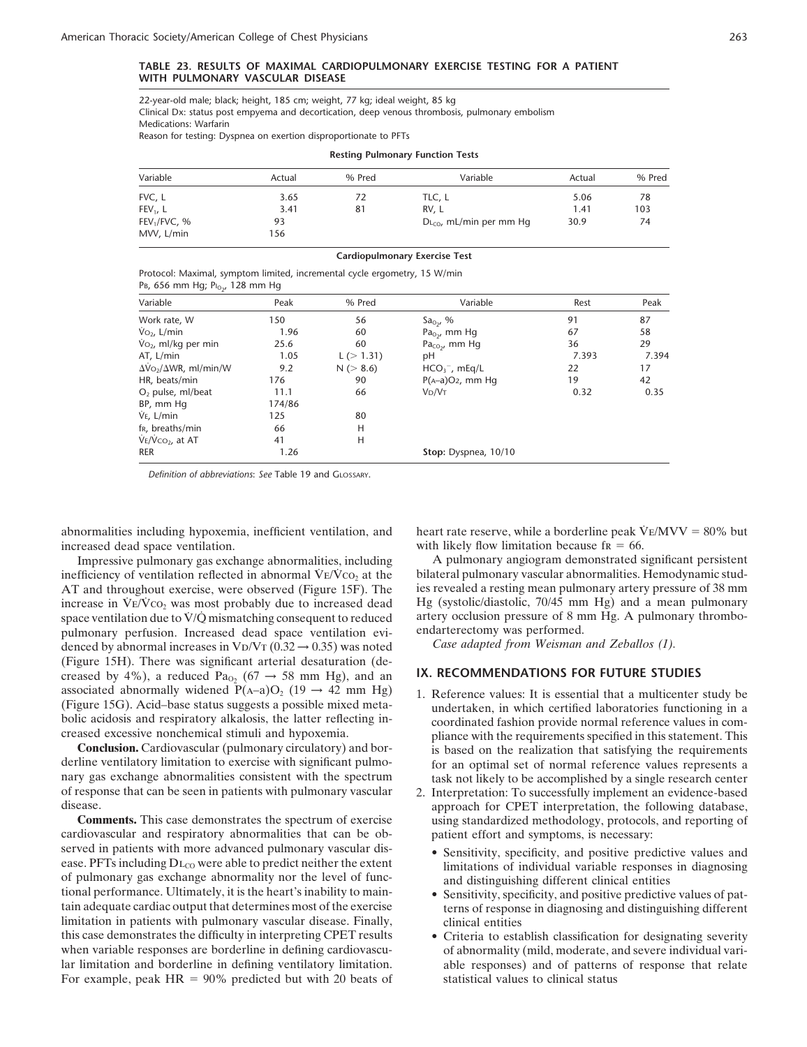**TABLE 23. RESULTS OF MAXIMAL CARDIOPULMONARY EXERCISE TESTING FOR A PATIENT WITH PULMONARY VASCULAR DISEASE**

22-year-old male; black; height, 185 cm; weight, 77 kg; ideal weight, 85 kg
Clinical Dx: status post empyema and decortication, deep venous thrombosis, pulmonary embolism
Medications: Warfarin
Reason for testing: Dyspnea on exertion disproportionate to PFTs

**Resting Pulmonary Function Tests**

| Variable | Actual | % Pred | Variable | Actual | % Pred |
|---|---|---|---|---|---|
| FVC, L | 3.65 | 72 | TLC, L | 5.06 | 78 |
| $FEV_1$, L | 3.41 | 81 | RV, L | 1.41 | 103 |
| $FEV_1$/FVC, % | 93 | | $DL_{CO}$, mL/min per mm Hg | 30.9 | 74 |
| MVV, L/min | 156 | | | | |

**Cardiopulmonary Exercise Test**

Protocol: Maximal, symptom limited, incremental cycle ergometry, 15 W/min
$P_B$, 656 mm Hg; $P_{I_{O_2}}$, 128 mm Hg

| Variable | Peak | % Pred | Variable | Rest | Peak |
|---|---|---|---|---|---|
| Work rate, W | 150 | 56 | $Sa_{O_2}$, % | 91 | 87 |
| $\dot{V}O_2$, L/min | 1.96 | 60 | $Pa_{O_2}$, mm Hg | 67 | 58 |
| $\dot{V}O_2$, ml/kg per min | 25.6 | 60 | $Pa_{CO_2}$, mm Hg | 36 | 29 |
| AT, L/min | 1.05 | L (> 1.31) | pH | 7.393 | 7.394 |
| $\Delta\dot{V}O_2/\Delta$WR, ml/min/W | 9.2 | N (> 8.6) | $HCO_3^-$, mEq/L | 22 | 17 |
| HR, beats/min | 176 | 90 | $P(A–a)O_2$, mm Hg | 19 | 42 |
| $O_2$ pulse, ml/beat | 11.1 | 66 | $V_D/V_T$ | 0.32 | 0.35 |
| BP, mm Hg | 174/86 | | | | |
| $\dot{V}_E$, L/min | 125 | 80 | | | |
| $f_R$, breaths/min | 66 | H | | | |
| $\dot{V}_E/\dot{V}CO_2$, at AT | 41 | H | | | |
| RER | 1.26 | | **Stop:** Dyspnea, 10/10 | | |

*Definition of abbreviations*: *See* Table 19 and GLOSSARY.

abnormalities including hypoxemia, inefficient ventilation, and increased dead space ventilation.

Impressive pulmonary gas exchange abnormalities, including inefficiency of ventilation reflected in abnormal $\dot{V}_E/\dot{V}CO_2$ at the AT and throughout exercise, were observed (Figure 15F). The increase in $\dot{V}_E/\dot{V}CO_2$ was most probably due to increased dead space ventilation due to $\dot{V}/\dot{Q}$ mismatching consequent to reduced pulmonary perfusion. Increased dead space ventilation evidenced by abnormal increases in $V_D/V_T$ (0.32 → 0.35) was noted (Figure 15H). There was significant arterial desaturation (decreased by 4%), a reduced $Pa_{O_2}$ (67 → 58 mm Hg), and an associated abnormally widened $P(A–a)O_2$ (19 → 42 mm Hg) (Figure 15G). Acid–base status suggests a possible mixed metabolic acidosis and respiratory alkalosis, the latter reflecting increased excessive nonchemical stimuli and hypoxemia.

**Conclusion.** Cardiovascular (pulmonary circulatory) and borderline ventilatory limitation to exercise with significant pulmonary gas exchange abnormalities consistent with the spectrum of response that can be seen in patients with pulmonary vascular disease.

**Comments.** This case demonstrates the spectrum of exercise cardiovascular and respiratory abnormalities that can be observed in patients with more advanced pulmonary vascular disease. PFTs including $DL_{CO}$ were able to predict neither the extent of pulmonary gas exchange abnormality nor the level of functional performance. Ultimately, it is the heart's inability to maintain adequate cardiac output that determines most of the exercise limitation in patients with pulmonary vascular disease. Finally, this case demonstrates the difficulty in interpreting CPET results when variable responses are borderline in defining cardiovascular limitation and borderline in defining ventilatory limitation. For example, peak HR = 90% predicted but with 20 beats of heart rate reserve, while a borderline peak $\dot{V}_E$/MVV = 80% but with likely flow limitation because $f_R$ = 66.

A pulmonary angiogram demonstrated significant persistent bilateral pulmonary vascular abnormalities. Hemodynamic studies revealed a resting mean pulmonary artery pressure of 38 mm Hg (systolic/diastolic, 70/45 mm Hg) and a mean pulmonary artery occlusion pressure of 8 mm Hg. A pulmonary thromboendarterectomy was performed.

*Case adapted from Weisman and Zeballos (1).*

## IX. RECOMMENDATIONS FOR FUTURE STUDIES

1. Reference values: It is essential that a multicenter study be undertaken, in which certified laboratories functioning in a coordinated fashion provide normal reference values in compliance with the requirements specified in this statement. This is based on the realization that satisfying the requirements for an optimal set of normal reference values represents a task not likely to be accomplished by a single research center
2. Interpretation: To successfully implement an evidence-based approach for CPET interpretation, the following database, using standardized methodology, protocols, and reporting of patient effort and symptoms, is necessary:
   - Sensitivity, specificity, and positive predictive values and limitations of individual variable responses in diagnosing and distinguishing different clinical entities
   - Sensitivity, specificity, and positive predictive values of patterns of response in diagnosing and distinguishing different clinical entities
   - Criteria to establish classification for designating severity of abnormality (mild, moderate, and severe individual variable responses) and of patterns of response that relate statistical values to clinical status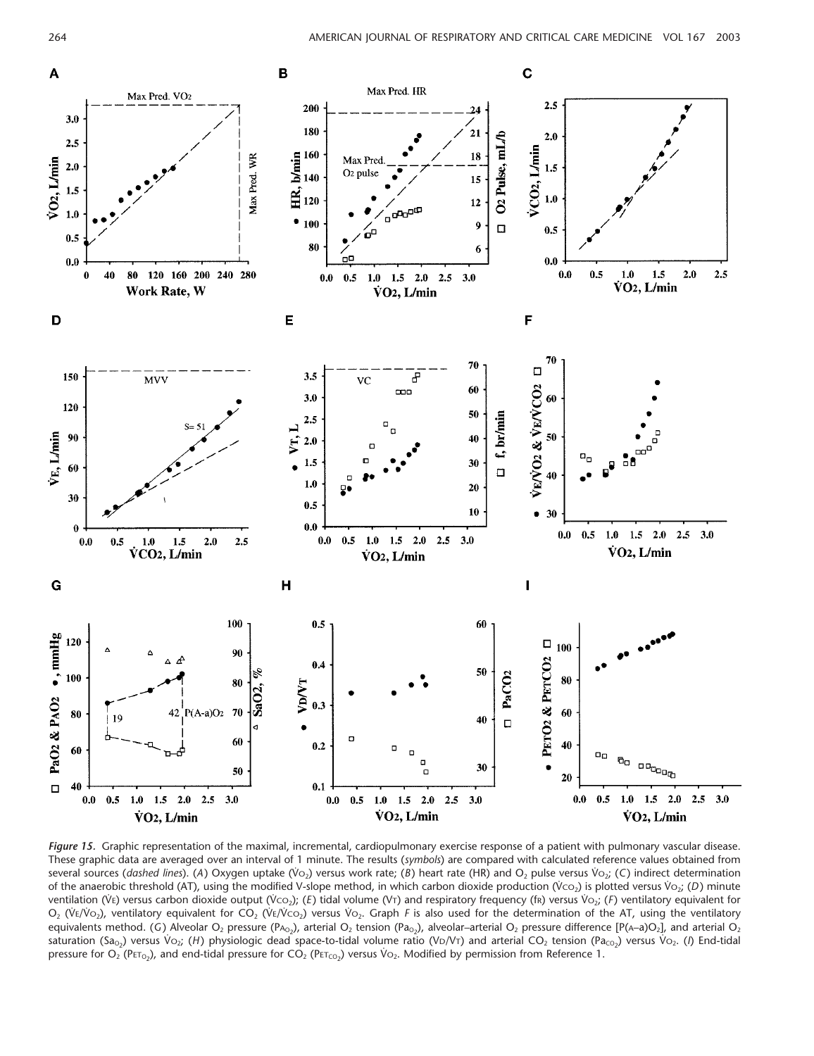*Figure 15.* Graphic representation of the maximal, incremental, cardiopulmonary exercise response of a patient with pulmonary vascular disease. These graphic data are averaged over an interval of 1 minute. The results (*symbols*) are compared with calculated reference values obtained from several sources (*dashed lines*). (*A*) Oxygen uptake ($\dot{V}O_2$) versus work rate; (*B*) heart rate (HR) and $O_2$ pulse versus $\dot{V}O_2$; (*C*) indirect determination of the anaerobic threshold (AT), using the modified V-slope method, in which carbon dioxide production ($\dot{V}CO_2$) is plotted versus $\dot{V}O_2$; (*D*) minute ventilation ($\dot{V}E$) versus carbon dioxide output ($\dot{V}CO_2$); (*E*) tidal volume (VT) and respiratory frequency (fR) versus $\dot{V}O_2$; (*F*) ventilatory equivalent for $O_2$ ($\dot{V}E/\dot{V}O_2$), ventilatory equivalent for $CO_2$ ($\dot{V}E/\dot{V}CO_2$) versus $\dot{V}O_2$. Graph *F* is also used for the determination of the AT, using the ventilatory equivalents method. (*G*) Alveolar $O_2$ pressure ($P_{AO_2}$), arterial $O_2$ tension ($Pa_{O_2}$), alveolar–arterial $O_2$ pressure difference [$P(A–a)O_2$], and arterial $O_2$ saturation ($Sa_{O_2}$) versus $\dot{V}O_2$; (*H*) physiologic dead space-to-tidal volume ratio (VD/VT) and arterial $CO_2$ tension ($Pa_{CO_2}$) versus $\dot{V}O_2$. (*I*) End-tidal pressure for $O_2$ ($PET_{O_2}$), and end-tidal pressure for $CO_2$ ($PET_{CO_2}$) versus $\dot{V}O_2$. Modified by permission from Reference 1.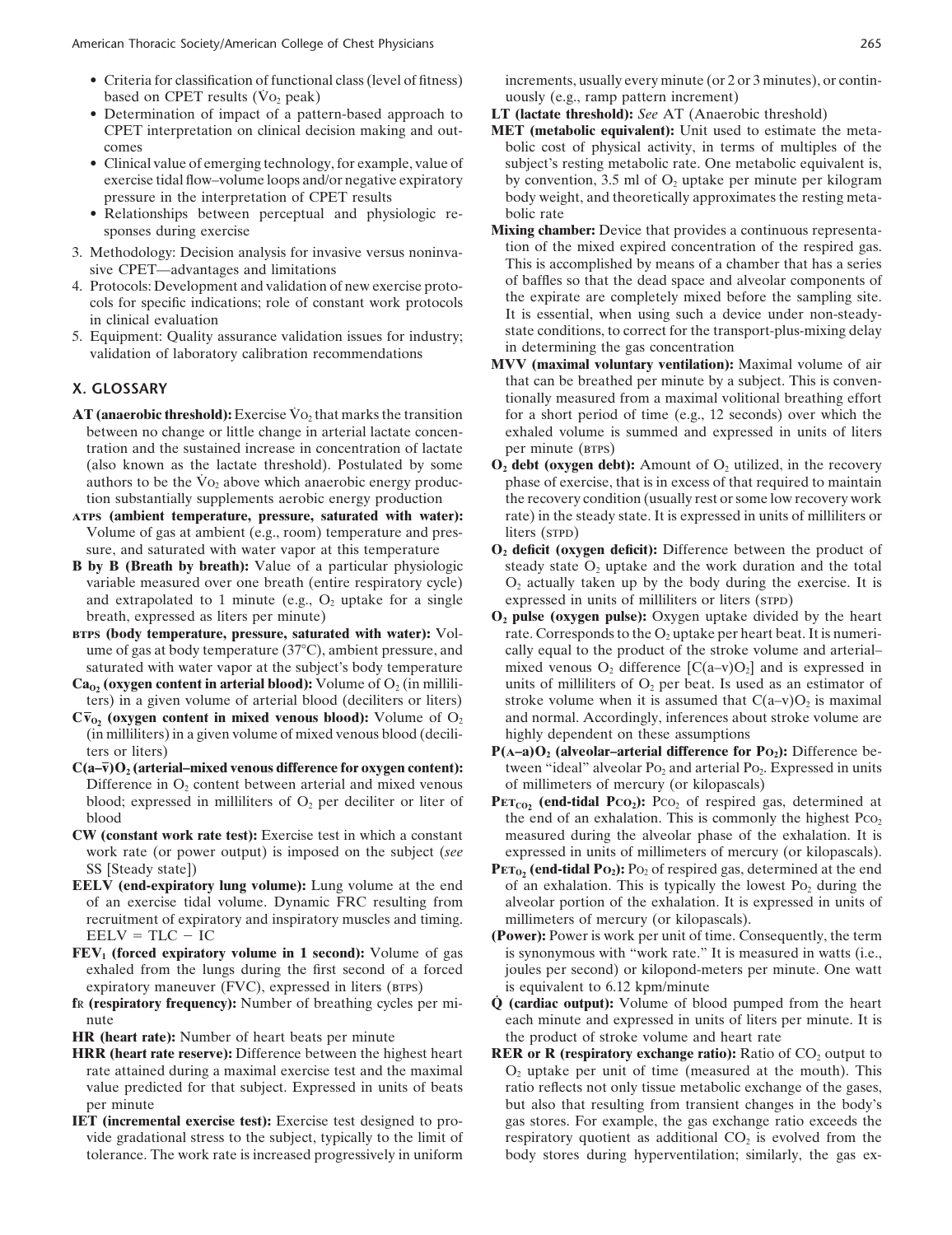- Criteria for classification of functional class (level of fitness) based on CPET results ($\dot{V}O_2$ peak)
- Determination of impact of a pattern-based approach to CPET interpretation on clinical decision making and outcomes
- Clinical value of emerging technology, for example, value of exercise tidal flow–volume loops and/or negative expiratory pressure in the interpretation of CPET results
- Relationships between perceptual and physiologic responses during exercise

3. Methodology: Decision analysis for invasive versus noninvasive CPET—advantages and limitations
4. Protocols: Development and validation of new exercise protocols for specific indications; role of constant work protocols in clinical evaluation
5. Equipment: Quality assurance validation issues for industry; validation of laboratory calibration recommendations

## X. GLOSSARY

**AT (anaerobic threshold):** Exercise $\dot{V}O_2$ that marks the transition between no change or little change in arterial lactate concentration and the sustained increase in concentration of lactate (also known as the lactate threshold). Postulated by some authors to be the $\dot{V}O_2$ above which anaerobic energy production substantially supplements aerobic energy production

**ATPS (ambient temperature, pressure, saturated with water):** Volume of gas at ambient (e.g., room) temperature and pressure, and saturated with water vapor at this temperature

**B by B (Breath by breath):** Value of a particular physiologic variable measured over one breath (entire respiratory cycle) and extrapolated to 1 minute (e.g., $O_2$ uptake for a single breath, expressed as liters per minute)

**BTPS (body temperature, pressure, saturated with water):** Volume of gas at body temperature (37°C), ambient pressure, and saturated with water vapor at the subject's body temperature

**$Ca_{O_2}$ (oxygen content in arterial blood):** Volume of $O_2$ (in milliliters) in a given volume of arterial blood (deciliters or liters)

**$C\bar{v}_{O_2}$ (oxygen content in mixed venous blood):** Volume of $O_2$ (in milliliters) in a given volume of mixed venous blood (deciliters or liters)

**$C(a–\bar{v})O_2$ (arterial–mixed venous difference for oxygen content):** Difference in $O_2$ content between arterial and mixed venous blood; expressed in milliliters of $O_2$ per deciliter or liter of blood

**CW (constant work rate test):** Exercise test in which a constant work rate (or power output) is imposed on the subject (*see* SS [Steady state])

**EELV (end-expiratory lung volume):** Lung volume at the end of an exercise tidal volume. Dynamic FRC resulting from recruitment of expiratory and inspiratory muscles and timing. EELV = TLC − IC

**$FEV_1$ (forced expiratory volume in 1 second):** Volume of gas exhaled from the lungs during the first second of a forced expiratory maneuver (FVC), expressed in liters (BTPS)

**$f_R$ (respiratory frequency):** Number of breathing cycles per minute

**HR (heart rate):** Number of heart beats per minute

**HRR (heart rate reserve):** Difference between the highest heart rate attained during a maximal exercise test and the maximal value predicted for that subject. Expressed in units of beats per minute

**IET (incremental exercise test):** Exercise test designed to provide gradational stress to the subject, typically to the limit of tolerance. The work rate is increased progressively in uniform increments, usually every minute (or 2 or 3 minutes), or continuously (e.g., ramp pattern increment)

**LT (lactate threshold):** *See* AT (Anaerobic threshold)

**MET (metabolic equivalent):** Unit used to estimate the metabolic cost of physical activity, in terms of multiples of the subject's resting metabolic rate. One metabolic equivalent is, by convention, 3.5 ml of $O_2$ uptake per minute per kilogram body weight, and theoretically approximates the resting metabolic rate

**Mixing chamber:** Device that provides a continuous representation of the mixed expired concentration of the respired gas. This is accomplished by means of a chamber that has a series of baffles so that the dead space and alveolar components of the expirate are completely mixed before the sampling site. It is essential, when using such a device under non-steady-state conditions, to correct for the transport-plus-mixing delay in determining the gas concentration

**MVV (maximal voluntary ventilation):** Maximal volume of air that can be breathed per minute by a subject. This is conventionally measured from a maximal volitional breathing effort for a short period of time (e.g., 12 seconds) over which the exhaled volume is summed and expressed in units of liters per minute (BTPS)

**$O_2$ debt (oxygen debt):** Amount of $O_2$ utilized, in the recovery phase of exercise, that is in excess of that required to maintain the recovery condition (usually rest or some low recovery work rate) in the steady state. It is expressed in units of milliliters or liters (STPD)

**$O_2$ deficit (oxygen deficit):** Difference between the product of steady state $O_2$ uptake and the work duration and the total $O_2$ actually taken up by the body during the exercise. It is expressed in units of milliliters or liters (STPD)

**$O_2$ pulse (oxygen pulse):** Oxygen uptake divided by the heart rate. Corresponds to the $O_2$ uptake per heart beat. It is numerically equal to the product of the stroke volume and arterial–mixed venous $O_2$ difference [$C(a–v)O_2$] and is expressed in units of milliliters of $O_2$ per beat. Is used as an estimator of stroke volume when it is assumed that $C(a–v)O_2$ is maximal and normal. Accordingly, inferences about stroke volume are highly dependent on these assumptions

**$P(A–a)O_2$ (alveolar–arterial difference for $P_{O_2}$):** Difference between "ideal" alveolar $P_{O_2}$ and arterial $P_{O_2}$. Expressed in units of millimeters of mercury (or kilopascals)

**$P_{ET_{CO_2}}$ (end-tidal $P_{CO_2}$):** $P_{CO_2}$ of respired gas, determined at the end of an exhalation. This is commonly the highest $P_{CO_2}$ measured during the alveolar phase of the exhalation. It is expressed in units of millimeters of mercury (or kilopascals).

**$P_{ET_{O_2}}$ (end-tidal $P_{O_2}$):** $P_{O_2}$ of respired gas, determined at the end of an exhalation. This is typically the lowest $P_{O_2}$ during the alveolar portion of the exhalation. It is expressed in units of millimeters of mercury (or kilopascals).

**(Power):** Power is work per unit of time. Consequently, the term is synonymous with "work rate." It is measured in watts (i.e., joules per second) or kilopond-meters per minute. One watt is equivalent to 6.12 kpm/minute

**$\dot{Q}$ (cardiac output):** Volume of blood pumped from the heart each minute and expressed in units of liters per minute. It is the product of stroke volume and heart rate

**RER or R (respiratory exchange ratio):** Ratio of $CO_2$ output to $O_2$ uptake per unit of time (measured at the mouth). This ratio reflects not only tissue metabolic exchange of the gases, but also that resulting from transient changes in the body's gas stores. For example, the gas exchange ratio exceeds the respiratory quotient as additional $CO_2$ is evolved from the body stores during hyperventilation; similarly, the gas ex-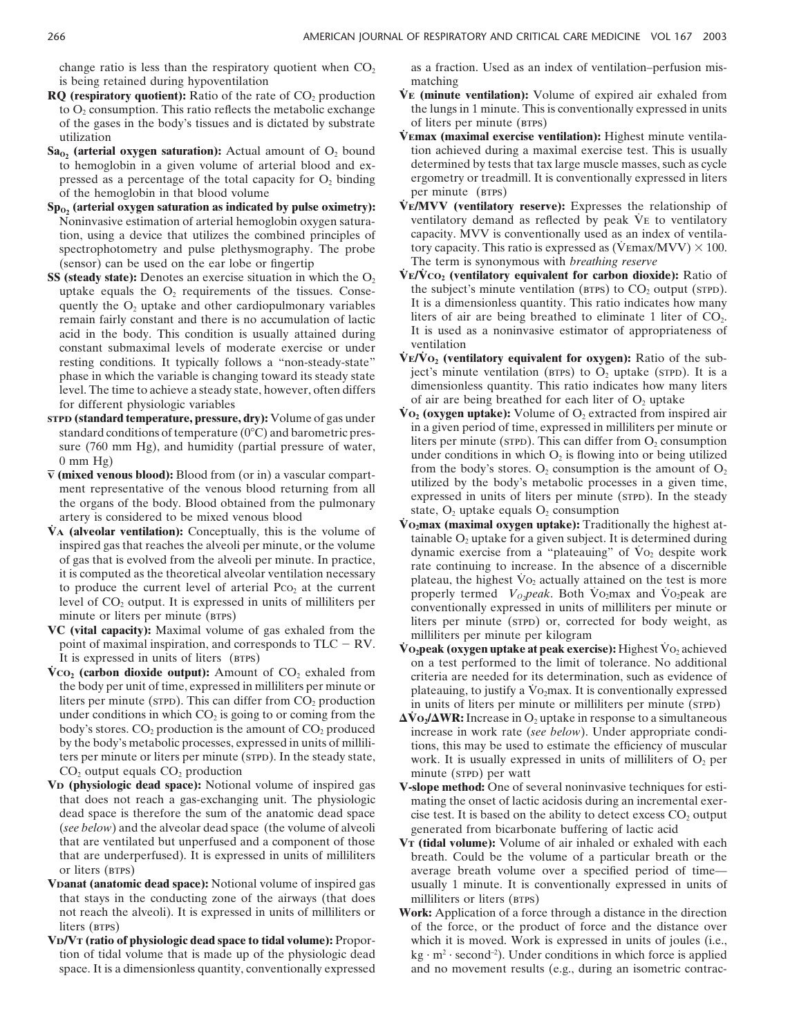change ratio is less than the respiratory quotient when $CO_2$ is being retained during hypoventilation

**RQ (respiratory quotient):** Ratio of the rate of $CO_2$ production to $O_2$ consumption. This ratio reflects the metabolic exchange of the gases in the body's tissues and is dictated by substrate utilization

**$Sa_{O_2}$ (arterial oxygen saturation):** Actual amount of $O_2$ bound to hemoglobin in a given volume of arterial blood and expressed as a percentage of the total capacity for $O_2$ binding of the hemoglobin in that blood volume

**$Sp_{O_2}$ (arterial oxygen saturation as indicated by pulse oximetry):** Noninvasive estimation of arterial hemoglobin oxygen saturation, using a device that utilizes the combined principles of spectrophotometry and pulse plethysmography. The probe (sensor) can be used on the ear lobe or fingertip

**SS (steady state):** Denotes an exercise situation in which the $O_2$ uptake equals the $O_2$ requirements of the tissues. Consequently the $O_2$ uptake and other cardiopulmonary variables remain fairly constant and there is no accumulation of lactic acid in the body. This condition is usually attained during constant submaximal levels of moderate exercise or under resting conditions. It typically follows a "non-steady-state" phase in which the variable is changing toward its steady state level. The time to achieve a steady state, however, often differs for different physiologic variables

**STPD (standard temperature, pressure, dry):** Volume of gas under standard conditions of temperature (0°C) and barometric pressure (760 mm Hg), and humidity (partial pressure of water, 0 mm Hg)

**$\bar{v}$ (mixed venous blood):** Blood from (or in) a vascular compartment representative of the venous blood returning from all the organs of the body. Blood obtained from the pulmonary artery is considered to be mixed venous blood

**$\dot{V}_A$ (alveolar ventilation):** Conceptually, this is the volume of inspired gas that reaches the alveoli per minute, or the volume of gas that is evolved from the alveoli per minute. In practice, it is computed as the theoretical alveolar ventilation necessary to produce the current level of arterial $P_{CO_2}$ at the current level of $CO_2$ output. It is expressed in units of milliliters per minute or liters per minute (BTPS)

**VC (vital capacity):** Maximal volume of gas exhaled from the point of maximal inspiration, and corresponds to TLC − RV. It is expressed in units of liters (BTPS)

**$\dot{V}_{CO_2}$ (carbon dioxide output):** Amount of $CO_2$ exhaled from the body per unit of time, expressed in milliliters per minute or liters per minute (STPD). This can differ from $CO_2$ production under conditions in which $CO_2$ is going to or coming from the body's stores. $CO_2$ production is the amount of $CO_2$ produced by the body's metabolic processes, expressed in units of milliliters per minute or liters per minute (STPD). In the steady state, $CO_2$ output equals $CO_2$ production

**$V_D$ (physiologic dead space):** Notional volume of inspired gas that does not reach a gas-exchanging unit. The physiologic dead space is therefore the sum of the anatomic dead space (*see below*) and the alveolar dead space (the volume of alveoli that are ventilated but unperfused and a component of those that are underperfused). It is expressed in units of milliliters or liters (BTPS)

**$V_{Danat}$ (anatomic dead space):** Notional volume of inspired gas that stays in the conducting zone of the airways (that does not reach the alveoli). It is expressed in units of milliliters or liters (BTPS)

**$V_D/V_T$ (ratio of physiologic dead space to tidal volume):** Proportion of tidal volume that is made up of the physiologic dead space. It is a dimensionless quantity, conventionally expressed as a fraction. Used as an index of ventilation–perfusion mismatching

**$\dot{V}_E$ (minute ventilation):** Volume of expired air exhaled from the lungs in 1 minute. This is conventionally expressed in units of liters per minute (BTPS)

**$\dot{V}_{Emax}$ (maximal exercise ventilation):** Highest minute ventilation achieved during a maximal exercise test. This is usually determined by tests that tax large muscle masses, such as cycle ergometry or treadmill. It is conventionally expressed in liters per minute (BTPS)

**$\dot{V}_E$/MVV (ventilatory reserve):** Expresses the relationship of ventilatory demand as reflected by peak $\dot{V}_E$ to ventilatory capacity. MVV is conventionally used as an index of ventilatory capacity. This ratio is expressed as ($\dot{V}_{Emax}$/MVV) × 100. The term is synonymous with *breathing reserve*

**$\dot{V}_E/\dot{V}_{CO_2}$ (ventilatory equivalent for carbon dioxide):** Ratio of the subject's minute ventilation (BTPS) to $CO_2$ output (STPD). It is a dimensionless quantity. This ratio indicates how many liters of air are being breathed to eliminate 1 liter of $CO_2$. It is used as a noninvasive estimator of appropriateness of ventilation

**$\dot{V}_E/\dot{V}_{O_2}$ (ventilatory equivalent for oxygen):** Ratio of the subject's minute ventilation (BTPS) to $O_2$ uptake (STPD). It is a dimensionless quantity. This ratio indicates how many liters of air are being breathed for each liter of $O_2$ uptake

**$\dot{V}_{O_2}$ (oxygen uptake):** Volume of $O_2$ extracted from inspired air in a given period of time, expressed in milliliters per minute or liters per minute (STPD). This can differ from $O_2$ consumption under conditions in which $O_2$ is flowing into or being utilized from the body's stores. $O_2$ consumption is the amount of $O_2$ utilized by the body's metabolic processes in a given time, expressed in units of liters per minute (STPD). In the steady state, $O_2$ uptake equals $O_2$ consumption

**$\dot{V}_{O_2}$max (maximal oxygen uptake):** Traditionally the highest attainable $O_2$ uptake for a given subject. It is determined during dynamic exercise from a "plateauing" of $\dot{V}_{O_2}$ despite work rate continuing to increase. In the absence of a discernible plateau, the highest $\dot{V}_{O_2}$ actually attained on the test is more properly termed *$V_{O_2}$peak*. Both $\dot{V}_{O_2}$max and $\dot{V}_{O_2}$peak are conventionally expressed in units of milliliters per minute or liters per minute (STPD) or, corrected for body weight, as milliliters per minute per kilogram

**$\dot{V}_{O_2}$peak (oxygen uptake at peak exercise):** Highest $\dot{V}_{O_2}$ achieved on a test performed to the limit of tolerance. No additional criteria are needed for its determination, such as evidence of plateauing, to justify a $\dot{V}_{O_2}$max. It is conventionally expressed in units of liters per minute or milliliters per minute (STPD)

**$\Delta\dot{V}_{O_2}/\Delta$WR:** Increase in $O_2$ uptake in response to a simultaneous increase in work rate (*see below*). Under appropriate conditions, this may be used to estimate the efficiency of muscular work. It is usually expressed in units of milliliters of $O_2$ per minute (STPD) per watt

**V-slope method:** One of several noninvasive techniques for estimating the onset of lactic acidosis during an incremental exercise test. It is based on the ability to detect excess $CO_2$ output generated from bicarbonate buffering of lactic acid

**$V_T$ (tidal volume):** Volume of air inhaled or exhaled with each breath. Could be the volume of a particular breath or the average breath volume over a specified period of time—usually 1 minute. It is conventionally expressed in units of milliliters or liters (BTPS)

**Work:** Application of a force through a distance in the direction of the force, or the product of force and the distance over which it is moved. Work is expressed in units of joules (i.e., $kg \cdot m^2 \cdot second^{-2}$). Under conditions in which force is applied and no movement results (e.g., during an isometric contrac-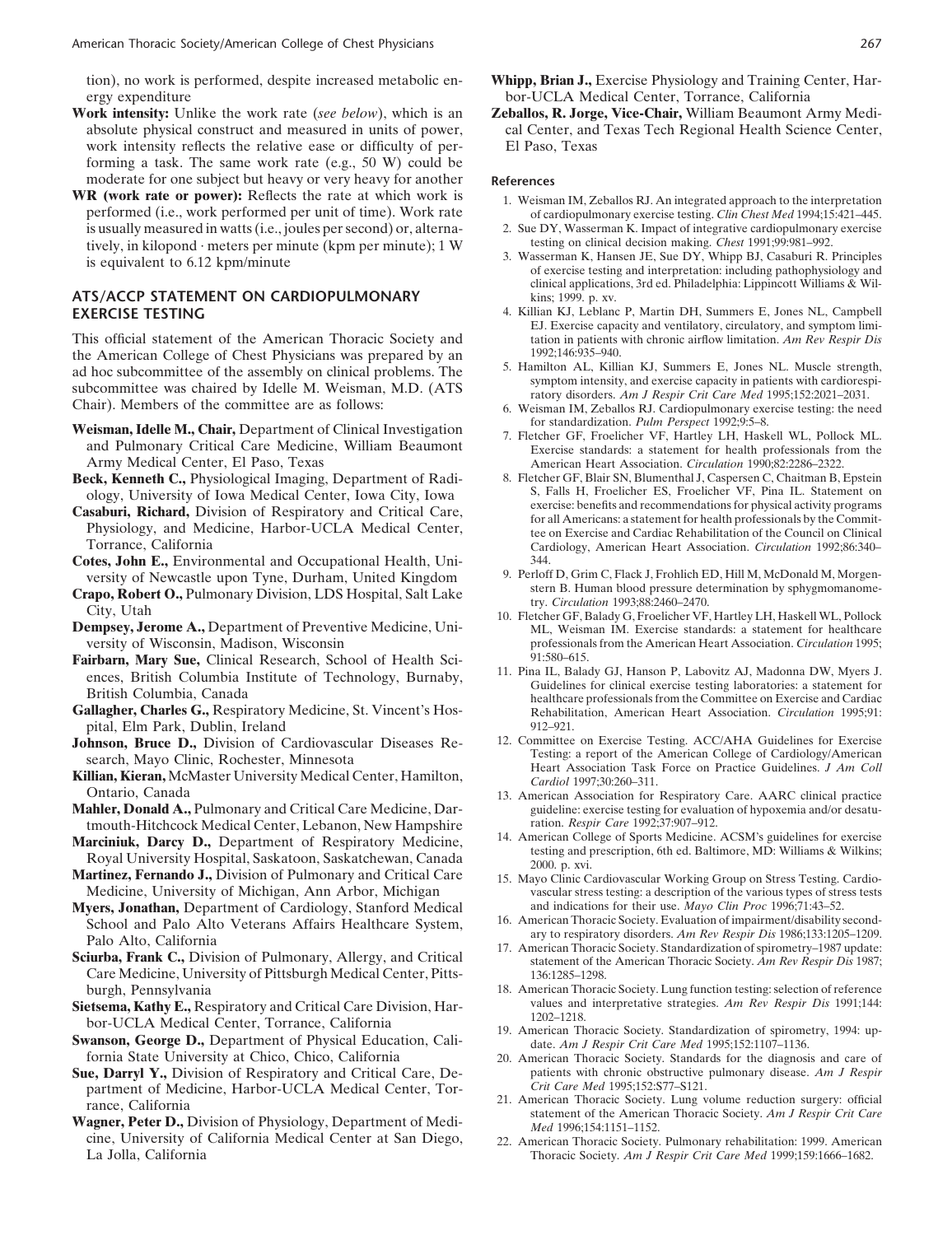tion), no work is performed, despite increased metabolic energy expenditure

**Work intensity:** Unlike the work rate (*see below*), which is an absolute physical construct and measured in units of power, work intensity reflects the relative ease or difficulty of performing a task. The same work rate (e.g., 50 W) could be moderate for one subject but heavy or very heavy for another

**WR (work rate or power):** Reflects the rate at which work is performed (i.e., work performed per unit of time). Work rate is usually measured in watts (i.e., joules per second) or, alternatively, in kilopond · meters per minute (kpm per minute); 1 W is equivalent to 6.12 kpm/minute

## ATS/ACCP STATEMENT ON CARDIOPULMONARY EXERCISE TESTING

This official statement of the American Thoracic Society and the American College of Chest Physicians was prepared by an ad hoc subcommittee of the assembly on clinical problems. The subcommittee was chaired by Idelle M. Weisman, M.D. (ATS Chair). Members of the committee are as follows:

**Weisman, Idelle M., Chair,** Department of Clinical Investigation and Pulmonary Critical Care Medicine, William Beaumont Army Medical Center, El Paso, Texas

**Beck, Kenneth C.,** Physiological Imaging, Department of Radiology, University of Iowa Medical Center, Iowa City, Iowa

**Casaburi, Richard,** Division of Respiratory and Critical Care, Physiology, and Medicine, Harbor-UCLA Medical Center, Torrance, California

**Cotes, John E.,** Environmental and Occupational Health, University of Newcastle upon Tyne, Durham, United Kingdom

**Crapo, Robert O.,** Pulmonary Division, LDS Hospital, Salt Lake City, Utah

**Dempsey, Jerome A.,** Department of Preventive Medicine, University of Wisconsin, Madison, Wisconsin

**Fairbarn, Mary Sue,** Clinical Research, School of Health Sciences, British Columbia Institute of Technology, Burnaby, British Columbia, Canada

**Gallagher, Charles G.,** Respiratory Medicine, St. Vincent's Hospital, Elm Park, Dublin, Ireland

**Johnson, Bruce D.,** Division of Cardiovascular Diseases Research, Mayo Clinic, Rochester, Minnesota

**Killian, Kieran,** McMaster University Medical Center, Hamilton, Ontario, Canada

**Mahler, Donald A.,** Pulmonary and Critical Care Medicine, Dartmouth-Hitchcock Medical Center, Lebanon, New Hampshire

**Marciniuk, Darcy D.,** Department of Respiratory Medicine, Royal University Hospital, Saskatoon, Saskatchewan, Canada

**Martinez, Fernando J.,** Division of Pulmonary and Critical Care Medicine, University of Michigan, Ann Arbor, Michigan

**Myers, Jonathan,** Department of Cardiology, Stanford Medical School and Palo Alto Veterans Affairs Healthcare System, Palo Alto, California

**Sciurba, Frank C.,** Division of Pulmonary, Allergy, and Critical Care Medicine, University of Pittsburgh Medical Center, Pittsburgh, Pennsylvania

**Sietsema, Kathy E.,** Respiratory and Critical Care Division, Harbor-UCLA Medical Center, Torrance, California

**Swanson, George D.,** Department of Physical Education, California State University at Chico, Chico, California

**Sue, Darryl Y.,** Division of Respiratory and Critical Care, Department of Medicine, Harbor-UCLA Medical Center, Torrance, California

**Wagner, Peter D.,** Division of Physiology, Department of Medicine, University of California Medical Center at San Diego, La Jolla, California

**Whipp, Brian J.,** Exercise Physiology and Training Center, Harbor-UCLA Medical Center, Torrance, California

**Zeballos, R. Jorge, Vice-Chair,** William Beaumont Army Medical Center, and Texas Tech Regional Health Science Center, El Paso, Texas

### References

1. Weisman IM, Zeballos RJ. An integrated approach to the interpretation of cardiopulmonary exercise testing. *Clin Chest Med* 1994;15:421–445.
2. Sue DY, Wasserman K. Impact of integrative cardiopulmonary exercise testing on clinical decision making. *Chest* 1991;99:981–992.
3. Wasserman K, Hansen JE, Sue DY, Whipp BJ, Casaburi R. Principles of exercise testing and interpretation: including pathophysiology and clinical applications, 3rd ed. Philadelphia: Lippincott Williams & Wilkins; 1999. p. xv.
4. Killian KJ, Leblanc P, Martin DH, Summers E, Jones NL, Campbell EJ. Exercise capacity and ventilatory, circulatory, and symptom limitation in patients with chronic airflow limitation. *Am Rev Respir Dis* 1992;146:935–940.
5. Hamilton AL, Killian KJ, Summers E, Jones NL. Muscle strength, symptom intensity, and exercise capacity in patients with cardiorespiratory disorders. *Am J Respir Crit Care Med* 1995;152:2021–2031.
6. Weisman IM, Zeballos RJ. Cardiopulmonary exercise testing: the need for standardization. *Pulm Perspect* 1992;9:5–8.
7. Fletcher GF, Froelicher VF, Hartley LH, Haskell WL, Pollock ML. Exercise standards: a statement for health professionals from the American Heart Association. *Circulation* 1990;82:2286–2322.
8. Fletcher GF, Blair SN, Blumenthal J, Caspersen C, Chaitman B, Epstein S, Falls H, Froelicher ES, Froelicher VF, Pina IL. Statement on exercise: benefits and recommendations for physical activity programs for all Americans: a statement for health professionals by the Committee on Exercise and Cardiac Rehabilitation of the Council on Clinical Cardiology, American Heart Association. *Circulation* 1992;86:340–344.
9. Perloff D, Grim C, Flack J, Frohlich ED, Hill M, McDonald M, Morgenstern B. Human blood pressure determination by sphygmomanometry. *Circulation* 1993;88:2460–2470.
10. Fletcher GF, Balady G, Froelicher VF, Hartley LH, Haskell WL, Pollock ML, Weisman IM. Exercise standards: a statement for healthcare professionals from the American Heart Association. *Circulation* 1995; 91:580–615.
11. Pina IL, Balady GJ, Hanson P, Labovitz AJ, Madonna DW, Myers J. Guidelines for clinical exercise testing laboratories: a statement for healthcare professionals from the Committee on Exercise and Cardiac Rehabilitation, American Heart Association. *Circulation* 1995;91: 912–921.
12. Committee on Exercise Testing. ACC/AHA Guidelines for Exercise Testing: a report of the American College of Cardiology/American Heart Association Task Force on Practice Guidelines. *J Am Coll Cardiol* 1997;30:260–311.
13. American Association for Respiratory Care. AARC clinical practice guideline: exercise testing for evaluation of hypoxemia and/or desaturation. *Respir Care* 1992;37:907–912.
14. American College of Sports Medicine. ACSM's guidelines for exercise testing and prescription, 6th ed. Baltimore, MD: Williams & Wilkins; 2000. p. xvi.
15. Mayo Clinic Cardiovascular Working Group on Stress Testing. Cardiovascular stress testing: a description of the various types of stress tests and indications for their use. *Mayo Clin Proc* 1996;71:43–52.
16. American Thoracic Society. Evaluation of impairment/disability secondary to respiratory disorders. *Am Rev Respir Dis* 1986;133:1205–1209.
17. American Thoracic Society. Standardization of spirometry–1987 update: statement of the American Thoracic Society. *Am Rev Respir Dis* 1987; 136:1285–1298.
18. American Thoracic Society. Lung function testing: selection of reference values and interpretative strategies. *Am Rev Respir Dis* 1991;144: 1202–1218.
19. American Thoracic Society. Standardization of spirometry, 1994: update. *Am J Respir Crit Care Med* 1995;152:1107–1136.
20. American Thoracic Society. Standards for the diagnosis and care of patients with chronic obstructive pulmonary disease. *Am J Respir Crit Care Med* 1995;152:S77–S121.
21. American Thoracic Society. Lung volume reduction surgery: official statement of the American Thoracic Society. *Am J Respir Crit Care Med* 1996;154:1151–1152.
22. American Thoracic Society. Pulmonary rehabilitation: 1999. American Thoracic Society. *Am J Respir Crit Care Med* 1999;159:1666–1682.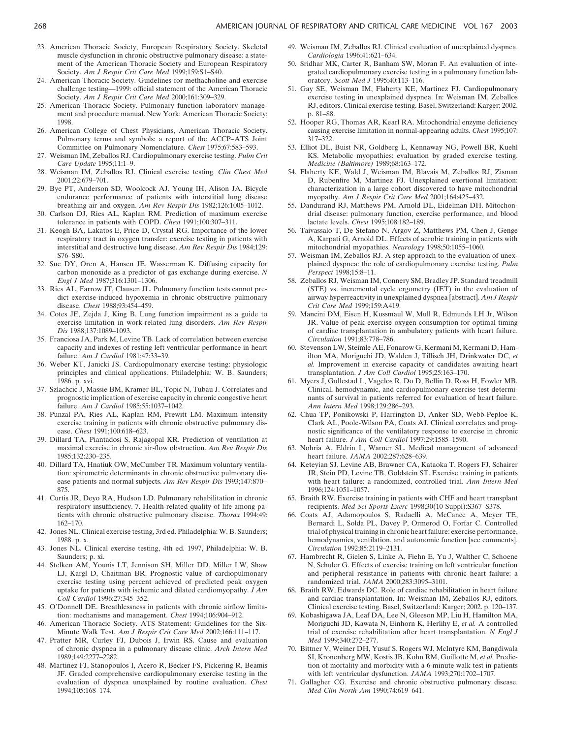23. American Thoracic Society, European Respiratory Society. Skeletal muscle dysfunction in chronic obstructive pulmonary disease: a statement of the American Thoracic Society and European Respiratory Society. *Am J Respir Crit Care Med* 1999;159:S1–S40.
24. American Thoracic Society. Guidelines for methacholine and exercise challenge testing—1999: official statement of the American Thoracic Society. *Am J Respir Crit Care Med* 2000;161:309–329.
25. American Thoracic Society. Pulmonary function laboratory management and procedure manual. New York: American Thoracic Society; 1998.
26. American College of Chest Physicians, American Thoracic Society. Pulmonary terms and symbols: a report of the ACCP–ATS Joint Committee on Pulmonary Nomenclature. *Chest* 1975;67:583–593.
27. Weisman IM, Zeballos RJ. Cardiopulmonary exercise testing. *Pulm Crit Care Update* 1995;11:1–9.
28. Weisman IM, Zeballos RJ. Clinical exercise testing. *Clin Chest Med* 2001;22:679–701.
29. Bye PT, Anderson SD, Woolcock AJ, Young IH, Alison JA. Bicycle endurance performance of patients with interstitial lung disease breathing air and oxygen. *Am Rev Respir Dis* 1982;126:1005–1012.
30. Carlson DJ, Ries AL, Kaplan RM. Prediction of maximum exercise tolerance in patients with COPD. *Chest* 1991;100:307–311.
31. Keogh BA, Lakatos E, Price D, Crystal RG. Importance of the lower respiratory tract in oxygen transfer: exercise testing in patients with interstitial and destructive lung disease. *Am Rev Respir Dis* 1984;129: S76–S80.
32. Sue DY, Oren A, Hansen JE, Wasserman K. Diffusing capacity for carbon monoxide as a predictor of gas exchange during exercise. *N Engl J Med* 1987;316:1301–1306.
33. Ries AL, Farrow JT, Clausen JL. Pulmonary function tests cannot predict exercise-induced hypoxemia in chronic obstructive pulmonary disease. *Chest* 1988;93:454–459.
34. Cotes JE, Zejda J, King B. Lung function impairment as a guide to exercise limitation in work-related lung disorders. *Am Rev Respir Dis* 1988;137:1089–1093.
35. Franciosa JA, Park M, Levine TB. Lack of correlation between exercise capacity and indexes of resting left ventricular performance in heart failure. *Am J Cardiol* 1981;47:33–39.
36. Weber KT, Janicki JS. Cardiopulmonary exercise testing: physiologic principles and clinical applications. Philadelphia: W. B. Saunders; 1986. p. xvi.
37. Szlachcic J, Massie BM, Kramer BL, Topic N, Tubau J. Correlates and prognostic implication of exercise capacity in chronic congestive heart failure. *Am J Cardiol* 1985;55:1037–1042.
38. Punzal PA, Ries AL, Kaplan RM, Prewitt LM. Maximum intensity exercise training in patients with chronic obstructive pulmonary disease. *Chest* 1991;100:618–623.
39. Dillard TA, Piantadosi S, Rajagopal KR. Prediction of ventilation at maximal exercise in chronic air-flow obstruction. *Am Rev Respir Dis* 1985;132:230–235.
40. Dillard TA, Hnatiuk OW, McCumber TR. Maximum voluntary ventilation: spirometric determinants in chronic obstructive pulmonary disease patients and normal subjects. *Am Rev Respir Dis* 1993;147:870–875.
41. Curtis JR, Deyo RA, Hudson LD. Pulmonary rehabilitation in chronic respiratory insufficiency. 7. Health-related quality of life among patients with chronic obstructive pulmonary disease. *Thorax* 1994;49: 162–170.
42. Jones NL. Clinical exercise testing, 3rd ed. Philadelphia: W. B. Saunders; 1988. p. x.
43. Jones NL. Clinical exercise testing, 4th ed. 1997, Philadelphia: W. B. Saunders; p. xi.
44. Stelken AM, Younis LT, Jennison SH, Miller DD, Miller LW, Shaw LJ, Kargl D, Chaitman BR. Prognostic value of cardiopulmonary exercise testing using percent achieved of predicted peak oxygen uptake for patients with ischemic and dilated cardiomyopathy. *J Am Coll Cardiol* 1996;27:345–352.
45. O'Donnell DE. Breathlessness in patients with chronic airflow limitation: mechanisms and management. *Chest* 1994;106:904–912.
46. American Thoracic Society. ATS Statement: Guidelines for the Six-Minute Walk Test. *Am J Respir Crit Care Med* 2002;166:111–117.
47. Pratter MR, Curley FJ, Dubois J, Irwin RS. Cause and evaluation of chronic dyspnea in a pulmonary disease clinic. *Arch Intern Med* 1989;149:2277–2282.
48. Martinez FJ, Stanopoulos I, Acero R, Becker FS, Pickering R, Beamis JF. Graded comprehensive cardiopulmonary exercise testing in the evaluation of dyspnea unexplained by routine evaluation. *Chest* 1994;105:168–174.
49. Weisman IM, Zeballos RJ. Clinical evaluation of unexplained dyspnea. *Cardiologia* 1996;41:621–634.
50. Sridhar MK, Carter R, Banham SW, Moran F. An evaluation of integrated cardiopulmonary exercise testing in a pulmonary function laboratory. *Scott Med J* 1995;40:113–116.
51. Gay SE, Weisman IM, Flaherty KE, Martinez FJ. Cardiopulmonary exercise testing in unexplained dyspnea. In: Weisman IM, Zeballos RJ, editors. Clinical exercise testing. Basel, Switzerland: Karger; 2002. p. 81–88.
52. Hooper RG, Thomas AR, Kearl RA. Mitochondrial enzyme deficiency causing exercise limitation in normal-appearing adults. *Chest* 1995;107: 317–322.
53. Elliot DL, Buist NR, Goldberg L, Kennaway NG, Powell BR, Kuehl KS. Metabolic myopathies: evaluation by graded exercise testing. *Medicine (Baltimore)* 1989;68:163–172.
54. Flaherty KE, Wald J, Weisman IM, Blavais M, Zeballos RJ, Zisman D, Rubenfire M, Martinez FJ. Unexplained exertional limitation: characterization in a large cohort discovered to have mitochondrial myopathy. *Am J Respir Crit Care Med* 2001;164:425–432.
55. Dandurand RJ, Matthews PM, Arnold DL, Eidelman DH. Mitochondrial disease: pulmonary function, exercise performance, and blood lactate levels. *Chest* 1995;108:182–189.
56. Taivassalo T, De Stefano N, Argov Z, Matthews PM, Chen J, Genge A, Karpati G, Arnold DL. Effects of aerobic training in patients with mitochondrial myopathies. *Neurology* 1998;50:1055–1060.
57. Weisman IM, Zeballos RJ. A step approach to the evaluation of unexplained dyspnea: the role of cardiopulmonary exercise testing. *Pulm Perspect* 1998;15:8–11.
58. Zeballos RJ, Weisman IM, Connery SM, Bradley JP. Standard treadmill (STE) vs. incremental cycle ergometry (IET) in the evaluation of airway hyperreactivity in unexplained dyspnea [abstract]. *Am J Respir Crit Care Med* 1999;159:A419.
59. Mancini DM, Eisen H, Kussmaul W, Mull R, Edmunds LH Jr, Wilson JR. Value of peak exercise oxygen consumption for optimal timing of cardiac transplantation in ambulatory patients with heart failure. *Circulation* 1991;83:778–786.
60. Stevenson LW, Steimle AE, Fonarow G, Kermani M, Kermani D, Hamilton MA, Moriguchi JD, Walden J, Tillisch JH, Drinkwater DC, *et al.* Improvement in exercise capacity of candidates awaiting heart transplantation. *J Am Coll Cardiol* 1995;25:163–170.
61. Myers J, Gullestad L, Vagelos R, Do D, Bellin D, Ross H, Fowler MB. Clinical, hemodynamic, and cardiopulmonary exercise test determinants of survival in patients referred for evaluation of heart failure. *Ann Intern Med* 1998;129:286–293.
62. Chua TP, Ponikowski P, Harrington D, Anker SD, Webb-Peploe K, Clark AL, Poole-Wilson PA, Coats AJ. Clinical correlates and prognostic significance of the ventilatory response to exercise in chronic heart failure. *J Am Coll Cardiol* 1997;29:1585–1590.
63. Nohria A, Eldrin L, Warner SL. Medical management of advanced heart failure. *JAMA* 2002;287:628–639.
64. Keteyian SJ, Levine AB, Brawner CA, Kataoka T, Rogers FJ, Schairer JR, Stein PD, Levine TB, Goldstein ST. Exercise training in patients with heart failure: a randomized, controlled trial. *Ann Intern Med* 1996;124:1051–1057.
65. Braith RW. Exercise training in patients with CHF and heart transplant recipients. *Med Sci Sports Exerc* 1998;30(10 Suppl):S367–S378.
66. Coats AJ, Adamopoulos S, Radaelli A, McCance A, Meyer TE, Bernardi L, Solda PL, Davey P, Ormerod O, Forfar C. Controlled trial of physical training in chronic heart failure: exercise performance, hemodynamics, ventilation, and autonomic function [see comments]. *Circulation* 1992;85:2119–2131.
67. Hambrecht R, Gielen S, Linke A, Fiehn E, Yu J, Walther C, Schoene N, Schuler G. Effects of exercise training on left ventricular function and peripheral resistance in patients with chronic heart failure: a randomized trial. *JAMA* 2000;283:3095–3101.
68. Braith RW, Edwards DC. Role of cardiac rehabilitation in heart failure and cardiac transplantation. In: Weisman IM, Zeballos RJ, editors. Clinical exercise testing. Basel, Switzerland: Karger; 2002. p. 120–137.
69. Kobashigawa JA, Leaf DA, Lee N, Gleeson MP, Liu H, Hamilton MA, Moriguchi JD, Kawata N, Einhorn K, Herlihy E, *et al.* A controlled trial of exercise rehabilitation after heart transplantation. *N Engl J Med* 1999;340:272–277.
70. Bittner V, Weiner DH, Yusuf S, Rogers WJ, McIntyre KM, Bangdiwala SI, Kronenberg MW, Kostis JB, Kohn RM, Guillotte M, *et al.* Prediction of mortality and morbidity with a 6-minute walk test in patients with left ventricular dysfunction. *JAMA* 1993;270:1702–1707.
71. Gallagher CG. Exercise and chronic obstructive pulmonary disease. *Med Clin North Am* 1990;74:619–641.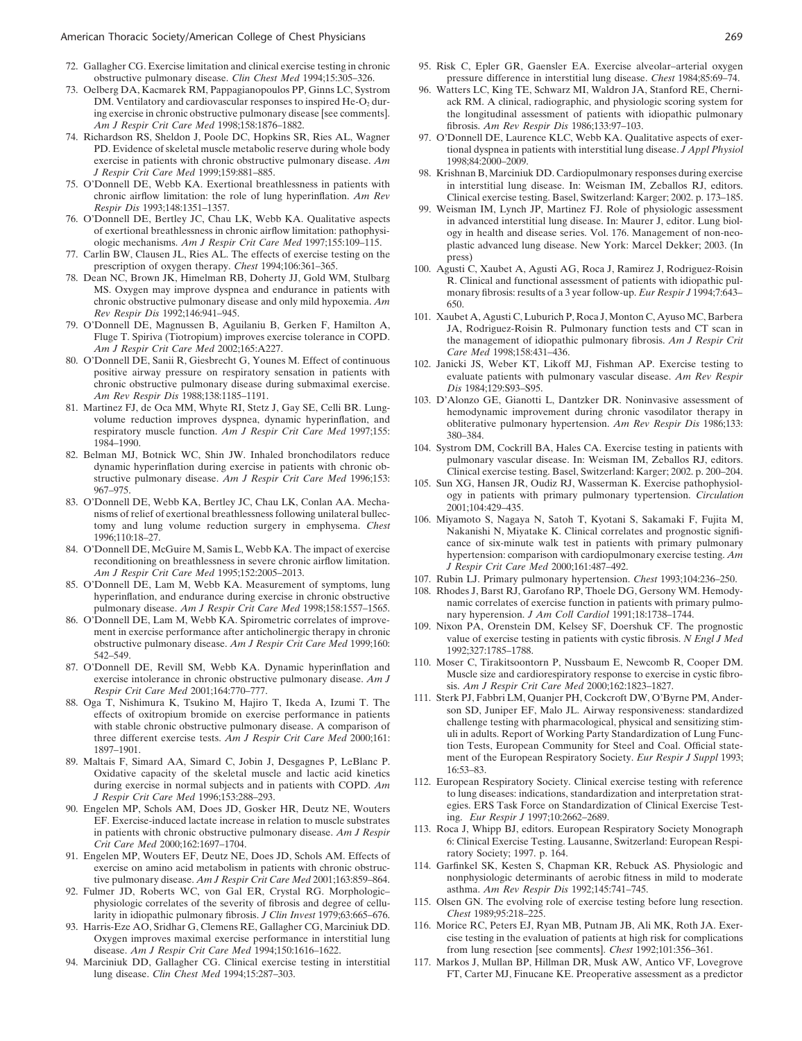72. Gallagher CG. Exercise limitation and clinical exercise testing in chronic obstructive pulmonary disease. *Clin Chest Med* 1994;15:305–326.
73. Oelberg DA, Kacmarek RM, Pappagianopoulos PP, Ginns LC, Systrom DM. Ventilatory and cardiovascular responses to inspired He-$O_2$ during exercise in chronic obstructive pulmonary disease [see comments]. *Am J Respir Crit Care Med* 1998;158:1876–1882.
74. Richardson RS, Sheldon J, Poole DC, Hopkins SR, Ries AL, Wagner PD. Evidence of skeletal muscle metabolic reserve during whole body exercise in patients with chronic obstructive pulmonary disease. *Am J Respir Crit Care Med* 1999;159:881–885.
75. O'Donnell DE, Webb KA. Exertional breathlessness in patients with chronic airflow limitation: the role of lung hyperinflation. *Am Rev Respir Dis* 1993;148:1351–1357.
76. O'Donnell DE, Bertley JC, Chau LK, Webb KA. Qualitative aspects of exertional breathlessness in chronic airflow limitation: pathophysiologic mechanisms. *Am J Respir Crit Care Med* 1997;155:109–115.
77. Carlin BW, Clausen JL, Ries AL. The effects of exercise testing on the prescription of oxygen therapy. *Chest* 1994;106:361–365.
78. Dean NC, Brown JK, Himelman RB, Doherty JJ, Gold WM, Stulbarg MS. Oxygen may improve dyspnea and endurance in patients with chronic obstructive pulmonary disease and only mild hypoxemia. *Am Rev Respir Dis* 1992;146:941–945.
79. O'Donnell DE, Magnussen B, Aguilaniu B, Gerken F, Hamilton A, Fluge T. Spiriva (Tiotropium) improves exercise tolerance in COPD. *Am J Respir Crit Care Med* 2002;165:A227.
80. O'Donnell DE, Sanii R, Giesbrecht G, Younes M. Effect of continuous positive airway pressure on respiratory sensation in patients with chronic obstructive pulmonary disease during submaximal exercise. *Am Rev Respir Dis* 1988;138:1185–1191.
81. Martinez FJ, de Oca MM, Whyte RI, Stetz J, Gay SE, Celli BR. Lung-volume reduction improves dyspnea, dynamic hyperinflation, and respiratory muscle function. *Am J Respir Crit Care Med* 1997;155:1984–1990.
82. Belman MJ, Botnick WC, Shin JW. Inhaled bronchodilators reduce dynamic hyperinflation during exercise in patients with chronic obstructive pulmonary disease. *Am J Respir Crit Care Med* 1996;153:967–975.
83. O'Donnell DE, Webb KA, Bertley JC, Chau LK, Conlan AA. Mechanisms of relief of exertional breathlessness following unilateral bullectomy and lung volume reduction surgery in emphysema. *Chest* 1996;110:18–27.
84. O'Donnell DE, McGuire M, Samis L, Webb KA. The impact of exercise reconditioning on breathlessness in severe chronic airflow limitation. *Am J Respir Crit Care Med* 1995;152:2005–2013.
85. O'Donnell DE, Lam M, Webb KA. Measurement of symptoms, lung hyperinflation, and endurance during exercise in chronic obstructive pulmonary disease. *Am J Respir Crit Care Med* 1998;158:1557–1565.
86. O'Donnell DE, Lam M, Webb KA. Spirometric correlates of improvement in exercise performance after anticholinergic therapy in chronic obstructive pulmonary disease. *Am J Respir Crit Care Med* 1999;160:542–549.
87. O'Donnell DE, Revill SM, Webb KA. Dynamic hyperinflation and exercise intolerance in chronic obstructive pulmonary disease. *Am J Respir Crit Care Med* 2001;164:770–777.
88. Oga T, Nishimura K, Tsukino M, Hajiro T, Ikeda A, Izumi T. The effects of oxitropium bromide on exercise performance in patients with stable chronic obstructive pulmonary disease. A comparison of three different exercise tests. *Am J Respir Crit Care Med* 2000;161:1897–1901.
89. Maltais F, Simard AA, Simard C, Jobin J, Desgagnes P, LeBlanc P. Oxidative capacity of the skeletal muscle and lactic acid kinetics during exercise in normal subjects and in patients with COPD. *Am J Respir Crit Care Med* 1996;153:288–293.
90. Engelen MP, Schols AM, Does JD, Gosker HR, Deutz NE, Wouters EF. Exercise-induced lactate increase in relation to muscle substrates in patients with chronic obstructive pulmonary disease. *Am J Respir Crit Care Med* 2000;162:1697–1704.
91. Engelen MP, Wouters EF, Deutz NE, Does JD, Schols AM. Effects of exercise on amino acid metabolism in patients with chronic obstructive pulmonary disease. *Am J Respir Crit Care Med* 2001;163:859–864.
92. Fulmer JD, Roberts WC, von Gal ER, Crystal RG. Morphologic–physiologic correlates of the severity of fibrosis and degree of cellularity in idiopathic pulmonary fibrosis. *J Clin Invest* 1979;63:665–676.
93. Harris-Eze AO, Sridhar G, Clemens RE, Gallagher CG, Marciniuk DD. Oxygen improves maximal exercise performance in interstitial lung disease. *Am J Respir Crit Care Med* 1994;150:1616–1622.
94. Marciniuk DD, Gallagher CG. Clinical exercise testing in interstitial lung disease. *Clin Chest Med* 1994;15:287–303.
95. Risk C, Epler GR, Gaensler EA. Exercise alveolar–arterial oxygen pressure difference in interstitial lung disease. *Chest* 1984;85:69–74.
96. Watters LC, King TE, Schwarz MI, Waldron JA, Stanford RE, Cherniack RM. A clinical, radiographic, and physiologic scoring system for the longitudinal assessment of patients with idiopathic pulmonary fibrosis. *Am Rev Respir Dis* 1986;133:97–103.
97. O'Donnell DE, Laurence KLC, Webb KA. Qualitative aspects of exertional dyspnea in patients with interstitial lung disease. *J Appl Physiol* 1998;84:2000–2009.
98. Krishnan B, Marciniuk DD. Cardiopulmonary responses during exercise in interstitial lung disease. In: Weisman IM, Zeballos RJ, editors. Clinical exercise testing. Basel, Switzerland: Karger; 2002. p. 173–185.
99. Weisman IM, Lynch JP, Martinez FJ. Role of physiologic assessment in advanced interstitial lung disease. In: Maurer J, editor. Lung biology in health and disease series. Vol. 176. Management of non-neoplastic advanced lung disease. New York: Marcel Dekker; 2003. (In press)
100. Agusti C, Xaubet A, Agusti AG, Roca J, Ramirez J, Rodriguez-Roisin R. Clinical and functional assessment of patients with idiopathic pulmonary fibrosis: results of a 3 year follow-up. *Eur Respir J* 1994;7:643–650.
101. Xaubet A, Agusti C, Luburich P, Roca J, Monton C, Ayuso MC, Barbera JA, Rodriguez-Roisin R. Pulmonary function tests and CT scan in the management of idiopathic pulmonary fibrosis. *Am J Respir Crit Care Med* 1998;158:431–436.
102. Janicki JS, Weber KT, Likoff MJ, Fishman AP. Exercise testing to evaluate patients with pulmonary vascular disease. *Am Rev Respir Dis* 1984;129:S93–S95.
103. D'Alonzo GE, Gianotti L, Dantzker DR. Noninvasive assessment of hemodynamic improvement during chronic vasodilator therapy in obliterative pulmonary hypertension. *Am Rev Respir Dis* 1986;133:380–384.
104. Systrom DM, Cockrill BA, Hales CA. Exercise testing in patients with pulmonary vascular disease. In: Weisman IM, Zeballos RJ, editors. Clinical exercise testing. Basel, Switzerland: Karger; 2002. p. 200–204.
105. Sun XG, Hansen JR, Oudiz RJ, Wasserman K. Exercise pathophysiology in patients with primary pulmonary hypertension. *Circulation* 2001;104:429–435.
106. Miyamoto S, Nagaya N, Satoh T, Kyotani S, Sakamaki F, Fujita M, Nakanishi N, Miyatake K. Clinical correlates and prognostic significance of six-minute walk test in patients with primary pulmonary hypertension: comparison with cardiopulmonary exercise testing. *Am J Respir Crit Care Med* 2000;161:487–492.
107. Rubin LJ. Primary pulmonary hypertension. *Chest* 1993;104:236–250.
108. Rhodes J, Barst RJ, Garofano RP, Thoele DG, Gersony WM. Hemodynamic correlates of exercise function in patients with primary pulmonary hyperension. *J Am Coll Cardiol* 1991;18:1738–1744.
109. Nixon PA, Orenstein DM, Kelsey SF, Doershuk CF. The prognostic value of exercise testing in patients with cystic fibrosis. *N Engl J Med* 1992;327:1785–1788.
110. Moser C, Tirakitsoontorn P, Nussbaum E, Newcomb R, Cooper DM. Muscle size and cardiorespiratory response to exercise in cystic fibrosis. *Am J Respir Crit Care Med* 2000;162:1823–1827.
111. Sterk PJ, Fabbri LM, Quanjer PH, Cockcroft DW, O'Byrne PM, Anderson SD, Juniper EF, Malo JL. Airway responsiveness: standardized challenge testing with pharmacological, physical and sensitizing stimuli in adults. Report of Working Party Standardization of Lung Function Tests, European Community for Steel and Coal. Official statement of the European Respiratory Society. *Eur Respir J Suppl* 1993;16:53–83.
112. European Respiratory Society. Clinical exercise testing with reference to lung diseases: indications, standardization and interpretation strategies. ERS Task Force on Standardization of Clinical Exercise Testing. *Eur Respir J* 1997;10:2662–2689.
113. Roca J, Whipp BJ, editors. European Respiratory Society Monograph 6: Clinical Exercise Testing. Lausanne, Switzerland: European Respiratory Society; 1997. p. 164.
114. Garfinkel SK, Kesten S, Chapman KR, Rebuck AS. Physiologic and nonphysiologic determinants of aerobic fitness in mild to moderate asthma. *Am Rev Respir Dis* 1992;145:741–745.
115. Olsen GN. The evolving role of exercise testing before lung resection. *Chest* 1989;95:218–225.
116. Morice RC, Peters EJ, Ryan MB, Putnam JB, Ali MK, Roth JA. Exercise testing in the evaluation of patients at high risk for complications from lung resection [see comments]. *Chest* 1992;101:356–361.
117. Markos J, Mullan BP, Hillman DR, Musk AW, Antico VF, Lovegrove FT, Carter MJ, Finucane KE. Preoperative assessment as a predictor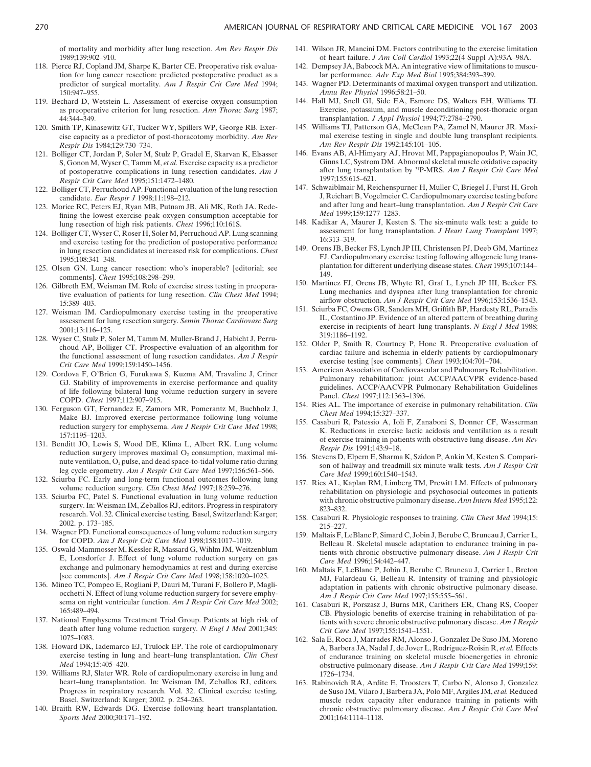of mortality and morbidity after lung resection. *Am Rev Respir Dis* 1989;139:902–910.

118. Pierce RJ, Copland JM, Sharpe K, Barter CE. Preoperative risk evaluation for lung cancer resection: predicted postoperative product as a predictor of surgical mortality. *Am J Respir Crit Care Med* 1994; 150:947–955.
119. Bechard D, Wetstein L. Assessment of exercise oxygen consumption as preoperative criterion for lung resection. *Ann Thorac Surg* 1987; 44:344–349.
120. Smith TP, Kinasewitz GT, Tucker WY, Spillers WP, George RB. Exercise capacity as a predictor of post-thoracotomy morbidity. *Am Rev Respir Dis* 1984;129:730–734.
121. Bolliger CT, Jordan P, Soler M, Stulz P, Gradel E, Skarvan K, Elsasser S, Gonon M, Wyser C, Tamm M, *et al.* Exercise capacity as a predictor of postoperative complications in lung resection candidates. *Am J Respir Crit Care Med* 1995;151:1472–1480.
122. Bolliger CT, Perruchoud AP. Functional evaluation of the lung resection candidate. *Eur Respir J* 1998;11:198–212.
123. Morice RC, Peters EJ, Ryan MB, Putnam JB, Ali MK, Roth JA. Redefining the lowest exercise peak oxygen consumption acceptable for lung resection of high risk patients. *Chest* 1996;110:161S.
124. Bolliger CT, Wyser C, Roser H, Soler M, Perruchoud AP. Lung scanning and exercise testing for the prediction of postoperative performance in lung resection candidates at increased risk for complications. *Chest* 1995;108:341–348.
125. Olsen GN. Lung cancer resection: who's inoperable? [editorial; see comments]. *Chest* 1995;108:298–299.
126. Gilbreth EM, Weisman IM. Role of exercise stress testing in preoperative evaluation of patients for lung resection. *Clin Chest Med* 1994; 15:389–403.
127. Weisman IM. Cardiopulmonary exercise testing in the preoperative assessment for lung resection surgery. *Semin Thorac Cardiovasc Surg* 2001;13:116–125.
128. Wyser C, Stulz P, Soler M, Tamm M, Muller-Brand J, Habicht J, Perruchoud AP, Bolliger CT. Prospective evaluation of an algorithm for the functional assessment of lung resection candidates. *Am J Respir Crit Care Med* 1999;159:1450–1456.
129. Cordova F, O'Brien G, Furukawa S, Kuzma AM, Travaline J, Criner GJ. Stability of improvements in exercise performance and quality of life following bilateral lung volume reduction surgery in severe COPD. *Chest* 1997;112:907–915.
130. Ferguson GT, Fernandez E, Zamora MR, Pomerantz M, Buchholz J, Make BJ. Improved exercise performance following lung volume reduction surgery for emphysema. *Am J Respir Crit Care Med* 1998; 157:1195–1203.
131. Benditt JO, Lewis S, Wood DE, Klima L, Albert RK. Lung volume reduction surgery improves maximal $O_2$ consumption, maximal minute ventilation, $O_2$ pulse, and dead space-to-tidal volume ratio during leg cycle ergometry. *Am J Respir Crit Care Med* 1997;156:561–566.
132. Sciurba FC. Early and long-term functional outcomes following lung volume reduction surgery. *Clin Chest Med* 1997;18:259–276.
133. Sciurba FC, Patel S. Functional evaluation in lung volume reduction surgery. In: Weisman IM, Zeballos RJ, editors. Progress in respiratory research. Vol. 32. Clinical exercise testing. Basel, Switzerland: Karger; 2002. p. 173–185.
134. Wagner PD. Functional consequences of lung volume reduction surgery for COPD. *Am J Respir Crit Care Med* 1998;158:1017–1019.
135. Oswald-Mammosser M, Kessler R, Massard G, Wihlm JM, Weitzenblum E, Lonsdorfer J. Effect of lung volume reduction surgery on gas exchange and pulmonary hemodynamics at rest and during exercise [see comments]. *Am J Respir Crit Care Med* 1998;158:1020–1025.
136. Mineo TC, Pompeo E, Rogliani P, Dauri M, Turani F, Bollero P, Magliocchetti N. Effect of lung volume reduction surgery for severe emphysema on right ventricular function. *Am J Respir Crit Care Med* 2002; 165:489–494.
137. National Emphysema Treatment Trial Group. Patients at high risk of death after lung volume reduction surgery. *N Engl J Med* 2001;345: 1075–1083.
138. Howard DK, Iademarco EJ, Trulock EP. The role of cardiopulmonary exercise testing in lung and heart–lung transplantation. *Clin Chest Med* 1994;15:405–420.
139. Williams RJ, Slater WR. Role of cardiopulmonary exercise in lung and heart–lung transplantation. In: Weisman IM, Zeballos RJ, editors. Progress in respiratory research. Vol. 32. Clinical exercise testing. Basel, Switzerland: Karger; 2002. p. 254–263.
140. Braith RW, Edwards DG. Exercise following heart transplantation. *Sports Med* 2000;30:171–192.
141. Wilson JR, Mancini DM. Factors contributing to the exercise limitation of heart failure. *J Am Coll Cardiol* 1993;22(4 Suppl A):93A–98A.
142. Dempsey JA, Babcock MA. An integrative view of limitations to muscular performance. *Adv Exp Med Biol* 1995;384:393–399.
143. Wagner PD. Determinants of maximal oxygen transport and utilization. *Annu Rev Physiol* 1996;58:21–50.
144. Hall MJ, Snell GI, Side EA, Esmore DS, Walters EH, Williams TJ. Exercise, potassium, and muscle deconditioning post-thoracic organ transplantation. *J Appl Physiol* 1994;77:2784–2790.
145. Williams TJ, Patterson GA, McClean PA, Zamel N, Maurer JR. Maximal exercise testing in single and double lung transplant recipients. *Am Rev Respir Dis* 1992;145:101–105.
146. Evans AB, Al-Himyary AJ, Hrovat MI, Pappagianopoulos P, Wain JC, Ginns LC, Systrom DM. Abnormal skeletal muscle oxidative capacity after lung transplantation by $^{31}$P-MRS. *Am J Respir Crit Care Med* 1997;155:615–621.
147. Schwaiblmair M, Reichenspurner H, Muller C, Briegel J, Furst H, Groh J, Reichart B, Vogelmeier C. Cardiopulmonary exercise testing before and after lung and heart–lung transplantation. *Am J Respir Crit Care Med* 1999;159:1277–1283.
148. Kadikar A, Maurer J, Kesten S. The six-minute walk test: a guide to assessment for lung transplantation. *J Heart Lung Transplant* 1997; 16:313–319.
149. Orens JB, Becker FS, Lynch JP III, Christensen PJ, Deeb GM, Martinez FJ. Cardiopulmonary exercise testing following allogeneic lung transplantation for different underlying disease states. *Chest* 1995;107:144–149.
150. Martinez FJ, Orens JB, Whyte RI, Graf L, Lynch JP III, Becker FS. Lung mechanics and dyspnea after lung transplantation for chronic airflow obstruction. *Am J Respir Crit Care Med* 1996;153:1536–1543.
151. Sciurba FC, Owens GR, Sanders MH, Griffith BP, Hardesty RL, Paradis IL, Costantino JP. Evidence of an altered pattern of breathing during exercise in recipients of heart–lung transplants. *N Engl J Med* 1988; 319:1186–1192.
152. Older P, Smith R, Courtney P, Hone R. Preoperative evaluation of cardiac failure and ischemia in elderly patients by cardiopulmonary exercise testing [see comments]. *Chest* 1993;104:701–704.
153. American Association of Cardiovascular and Pulmonary Rehabilitation. Pulmonary rehabilitation: joint ACCP/AACVPR evidence-based guidelines. ACCP/AACVPR Pulmonary Rehabilitation Guidelines Panel. *Chest* 1997;112:1363–1396.
154. Ries AL. The importance of exercise in pulmonary rehabilitation. *Clin Chest Med* 1994;15:327–337.
155. Casaburi R, Patessio A, Ioli F, Zanaboni S, Donner CF, Wasserman K. Reductions in exercise lactic acidosis and ventilation as a result of exercise training in patients with obstructive lung disease. *Am Rev Respir Dis* 1991;143:9–18.
156. Stevens D, Elpern E, Sharma K, Szidon P, Ankin M, Kesten S. Comparison of hallway and treadmill six minute walk tests. *Am J Respir Crit Care Med* 1999;160:1540–1543.
157. Ries AL, Kaplan RM, Limberg TM, Prewitt LM. Effects of pulmonary rehabilitation on physiologic and psychosocial outcomes in patients with chronic obstructive pulmonary disease. *Ann Intern Med* 1995;122: 823–832.
158. Casaburi R. Physiologic responses to training. *Clin Chest Med* 1994;15: 215–227.
159. Maltais F, LeBlanc P, Simard C, Jobin J, Berube C, Bruneau J, Carrier L, Belleau R. Skeletal muscle adaptation to endurance training in patients with chronic obstructive pulmonary disease. *Am J Respir Crit Care Med* 1996;154:442–447.
160. Maltais F, LeBlanc P, Jobin J, Berube C, Bruneau J, Carrier L, Breton MJ, Falardeau G, Belleau R. Intensity of training and physiologic adaptation in patients with chronic obstructive pulmonary disease. *Am J Respir Crit Care Med* 1997;155:555–561.
161. Casaburi R, Porszasz J, Burns MR, Carithers ER, Chang RS, Cooper CB. Physiologic benefits of exercise training in rehabilitation of patients with severe chronic obstructive pulmonary disease. *Am J Respir Crit Care Med* 1997;155:1541–1551.
162. Sala E, Roca J, Marrades RM, Alonso J, Gonzalez De Suso JM, Moreno A, Barbera JA, Nadal J, de Jover L, Rodriguez-Roisin R, *et al.* Effects of endurance training on skeletal muscle bioenergetics in chronic obstructive pulmonary disease. *Am J Respir Crit Care Med* 1999;159: 1726–1734.
163. Rabinovich RA, Ardite E, Troosters T, Carbo N, Alonso J, Gonzalez de Suso JM, Vilaro J, Barbera JA, Polo MF, Argiles JM, *et al.* Reduced muscle redox capacity after endurance training in patients with chronic obstructive pulmonary disease. *Am J Respir Crit Care Med* 2001;164:1114–1118.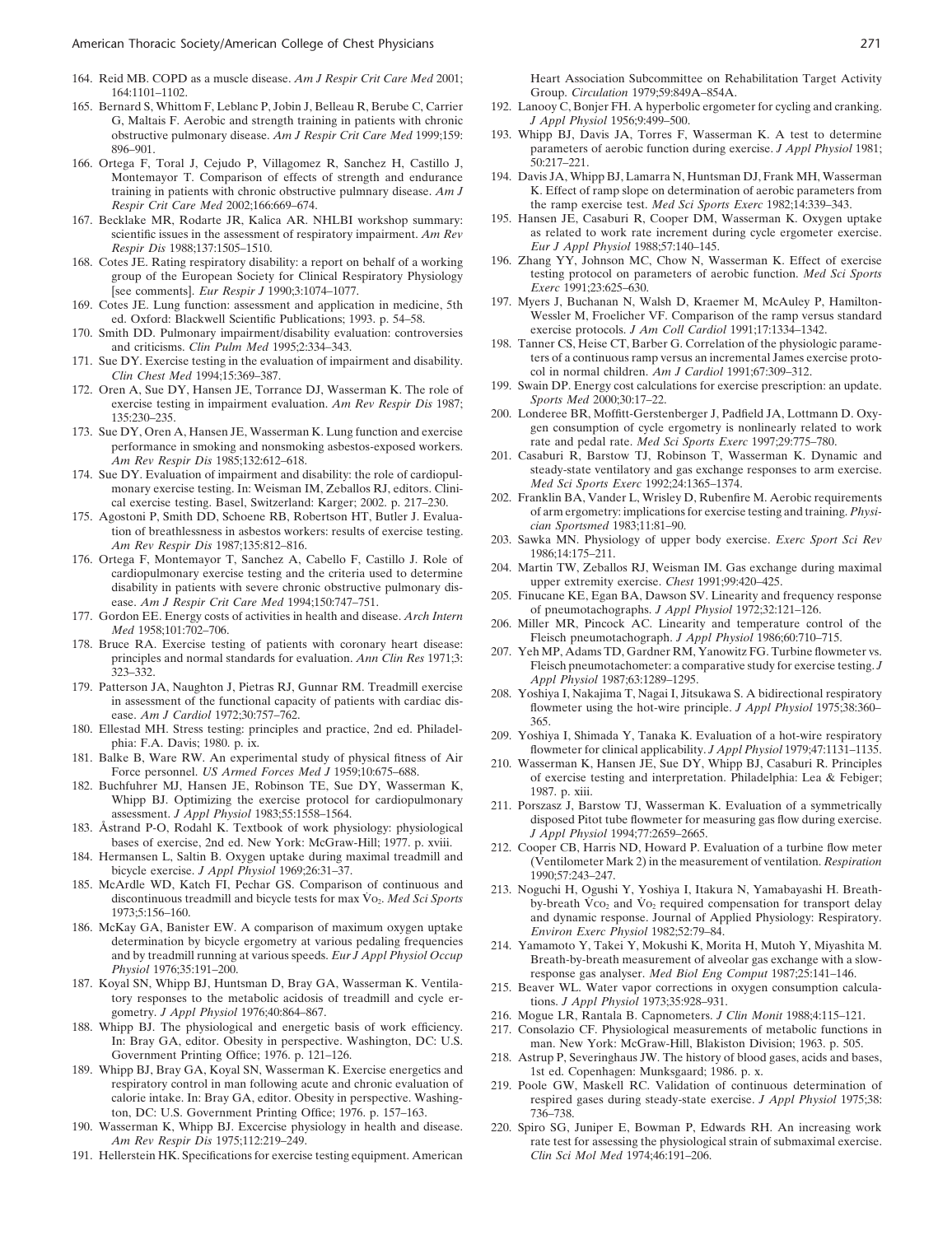164. Reid MB. COPD as a muscle disease. *Am J Respir Crit Care Med* 2001; 164:1101–1102.
165. Bernard S, Whittom F, Leblanc P, Jobin J, Belleau R, Berube C, Carrier G, Maltais F. Aerobic and strength training in patients with chronic obstructive pulmonary disease. *Am J Respir Crit Care Med* 1999;159: 896–901.
166. Ortega F, Toral J, Cejudo P, Villagomez R, Sanchez H, Castillo J, Montemayor T. Comparison of effects of strength and endurance training in patients with chronic obstructive pulmnary disease. *Am J Respir Crit Care Med* 2002;166:669–674.
167. Becklake MR, Rodarte JR, Kalica AR. NHLBI workshop summary: scientific issues in the assessment of respiratory impairment. *Am Rev Respir Dis* 1988;137:1505–1510.
168. Cotes JE. Rating respiratory disability: a report on behalf of a working group of the European Society for Clinical Respiratory Physiology [see comments]. *Eur Respir J* 1990;3:1074–1077.
169. Cotes JE. Lung function: assessment and application in medicine, 5th ed. Oxford: Blackwell Scientific Publications; 1993. p. 54–58.
170. Smith DD. Pulmonary impairment/disability evaluation: controversies and criticisms. *Clin Pulm Med* 1995;2:334–343.
171. Sue DY. Exercise testing in the evaluation of impairment and disability. *Clin Chest Med* 1994;15:369–387.
172. Oren A, Sue DY, Hansen JE, Torrance DJ, Wasserman K. The role of exercise testing in impairment evaluation. *Am Rev Respir Dis* 1987; 135:230–235.
173. Sue DY, Oren A, Hansen JE, Wasserman K. Lung function and exercise performance in smoking and nonsmoking asbestos-exposed workers. *Am Rev Respir Dis* 1985;132:612–618.
174. Sue DY. Evaluation of impairment and disability: the role of cardiopulmonary exercise testing. In: Weisman IM, Zeballos RJ, editors. Clinical exercise testing. Basel, Switzerland: Karger; 2002. p. 217–230.
175. Agostoni P, Smith DD, Schoene RB, Robertson HT, Butler J. Evaluation of breathlessness in asbestos workers: results of exercise testing. *Am Rev Respir Dis* 1987;135:812–816.
176. Ortega F, Montemayor T, Sanchez A, Cabello F, Castillo J. Role of cardiopulmonary exercise testing and the criteria used to determine disability in patients with severe chronic obstructive pulmonary disease. *Am J Respir Crit Care Med* 1994;150:747–751.
177. Gordon EE. Energy costs of activities in health and disease. *Arch Intern Med* 1958;101:702–706.
178. Bruce RA. Exercise testing of patients with coronary heart disease: principles and normal standards for evaluation. *Ann Clin Res* 1971;3: 323–332.
179. Patterson JA, Naughton J, Pietras RJ, Gunnar RM. Treadmill exercise in assessment of the functional capacity of patients with cardiac disease. *Am J Cardiol* 1972;30:757–762.
180. Ellestad MH. Stress testing: principles and practice, 2nd ed. Philadelphia: F.A. Davis; 1980. p. ix.
181. Balke B, Ware RW. An experimental study of physical fitness of Air Force personnel. *US Armed Forces Med J* 1959;10:675–688.
182. Buchfuhrer MJ, Hansen JE, Robinson TE, Sue DY, Wasserman K, Whipp BJ. Optimizing the exercise protocol for cardiopulmonary assessment. *J Appl Physiol* 1983;55:1558–1564.
183. Åstrand P-O, Rodahl K. Textbook of work physiology: physiological bases of exercise, 2nd ed. New York: McGraw-Hill; 1977. p. xviii.
184. Hermansen L, Saltin B. Oxygen uptake during maximal treadmill and bicycle exercise. *J Appl Physiol* 1969;26:31–37.
185. McArdle WD, Katch FI, Pechar GS. Comparison of continuous and discontinuous treadmill and bicycle tests for max $\dot{V}O_2$. *Med Sci Sports* 1973;5:156–160.
186. McKay GA, Banister EW. A comparison of maximum oxygen uptake determination by bicycle ergometry at various pedaling frequencies and by treadmill running at various speeds. *Eur J Appl Physiol Occup Physiol* 1976;35:191–200.
187. Koyal SN, Whipp BJ, Huntsman D, Bray GA, Wasserman K. Ventilatory responses to the metabolic acidosis of treadmill and cycle ergometry. *J Appl Physiol* 1976;40:864–867.
188. Whipp BJ. The physiological and energetic basis of work efficiency. In: Bray GA, editor. Obesity in perspective. Washington, DC: U.S. Government Printing Office; 1976. p. 121–126.
189. Whipp BJ, Bray GA, Koyal SN, Wasserman K. Exercise energetics and respiratory control in man following acute and chronic evaluation of calorie intake. In: Bray GA, editor. Obesity in perspective. Washington, DC: U.S. Government Printing Office; 1976. p. 157–163.
190. Wasserman K, Whipp BJ. Excercise physiology in health and disease. *Am Rev Respir Dis* 1975;112:219–249.
191. Hellerstein HK. Specifications for exercise testing equipment. American Heart Association Subcommittee on Rehabilitation Target Activity Group. *Circulation* 1979;59:849A–854A.
192. Lanooy C, Bonjer FH. A hyperbolic ergometer for cycling and cranking. *J Appl Physiol* 1956;9:499–500.
193. Whipp BJ, Davis JA, Torres F, Wasserman K. A test to determine parameters of aerobic function during exercise. *J Appl Physiol* 1981; 50:217–221.
194. Davis JA, Whipp BJ, Lamarra N, Huntsman DJ, Frank MH, Wasserman K. Effect of ramp slope on determination of aerobic parameters from the ramp exercise test. *Med Sci Sports Exerc* 1982;14:339–343.
195. Hansen JE, Casaburi R, Cooper DM, Wasserman K. Oxygen uptake as related to work rate increment during cycle ergometer exercise. *Eur J Appl Physiol* 1988;57:140–145.
196. Zhang YY, Johnson MC, Chow N, Wasserman K. Effect of exercise testing protocol on parameters of aerobic function. *Med Sci Sports Exerc* 1991;23:625–630.
197. Myers J, Buchanan N, Walsh D, Kraemer M, McAuley P, Hamilton-Wessler M, Froelicher VF. Comparison of the ramp versus standard exercise protocols. *J Am Coll Cardiol* 1991;17:1334–1342.
198. Tanner CS, Heise CT, Barber G. Correlation of the physiologic parameters of a continuous ramp versus an incremental James exercise protocol in normal children. *Am J Cardiol* 1991;67:309–312.
199. Swain DP. Energy cost calculations for exercise prescription: an update. *Sports Med* 2000;30:17–22.
200. Londeree BR, Moffitt-Gerstenberger J, Padfield JA, Lottmann D. Oxygen consumption of cycle ergometry is nonlinearly related to work rate and pedal rate. *Med Sci Sports Exerc* 1997;29:775–780.
201. Casaburi R, Barstow TJ, Robinson T, Wasserman K. Dynamic and steady-state ventilatory and gas exchange responses to arm exercise. *Med Sci Sports Exerc* 1992;24:1365–1374.
202. Franklin BA, Vander L, Wrisley D, Rubenfire M. Aerobic requirements of arm ergometry: implications for exercise testing and training. *Physician Sportsmed* 1983;11:81–90.
203. Sawka MN. Physiology of upper body exercise. *Exerc Sport Sci Rev* 1986;14:175–211.
204. Martin TW, Zeballos RJ, Weisman IM. Gas exchange during maximal upper extremity exercise. *Chest* 1991;99:420–425.
205. Finucane KE, Egan BA, Dawson SV. Linearity and frequency response of pneumotachographs. *J Appl Physiol* 1972;32:121–126.
206. Miller MR, Pincock AC. Linearity and temperature control of the Fleisch pneumotachograph. *J Appl Physiol* 1986;60:710–715.
207. Yeh MP, Adams TD, Gardner RM, Yanowitz FG. Turbine flowmeter vs. Fleisch pneumotachometer: a comparative study for exercise testing. *J Appl Physiol* 1987;63:1289–1295.
208. Yoshiya I, Nakajima T, Nagai I, Jitsukawa S. A bidirectional respiratory flowmeter using the hot-wire principle. *J Appl Physiol* 1975;38:360–365.
209. Yoshiya I, Shimada Y, Tanaka K. Evaluation of a hot-wire respiratory flowmeter for clinical applicability. *J Appl Physiol* 1979;47:1131–1135.
210. Wasserman K, Hansen JE, Sue DY, Whipp BJ, Casaburi R. Principles of exercise testing and interpretation. Philadelphia: Lea & Febiger; 1987. p. xiii.
211. Porszasz J, Barstow TJ, Wasserman K. Evaluation of a symmetrically disposed Pitot tube flowmeter for measuring gas flow during exercise. *J Appl Physiol* 1994;77:2659–2665.
212. Cooper CB, Harris ND, Howard P. Evaluation of a turbine flow meter (Ventilometer Mark 2) in the measurement of ventilation. *Respiration* 1990;57:243–247.
213. Noguchi H, Ogushi Y, Yoshiya I, Itakura N, Yamabayashi H. Breath-by-breath $\dot{V}CO_2$ and $\dot{V}O_2$ required compensation for transport delay and dynamic response. Journal of Applied Physiology: Respiratory. *Environ Exerc Physiol* 1982;52:79–84.
214. Yamamoto Y, Takei Y, Mokushi K, Morita H, Mutoh Y, Miyashita M. Breath-by-breath measurement of alveolar gas exchange with a slow-response gas analyser. *Med Biol Eng Comput* 1987;25:141–146.
215. Beaver WL. Water vapor corrections in oxygen consumption calculations. *J Appl Physiol* 1973;35:928–931.
216. Mogue LR, Rantala B. Capnometers. *J Clin Monit* 1988;4:115–121.
217. Consolazio CF. Physiological measurements of metabolic functions in man. New York: McGraw-Hill, Blakiston Division; 1963. p. 505.
218. Astrup P, Severinghaus JW. The history of blood gases, acids and bases, 1st ed. Copenhagen: Munksgaard; 1986. p. x.
219. Poole GW, Maskell RC. Validation of continuous determination of respired gases during steady-state exercise. *J Appl Physiol* 1975;38: 736–738.
220. Spiro SG, Juniper E, Bowman P, Edwards RH. An increasing work rate test for assessing the physiological strain of submaximal exercise. *Clin Sci Mol Med* 1974;46:191–206.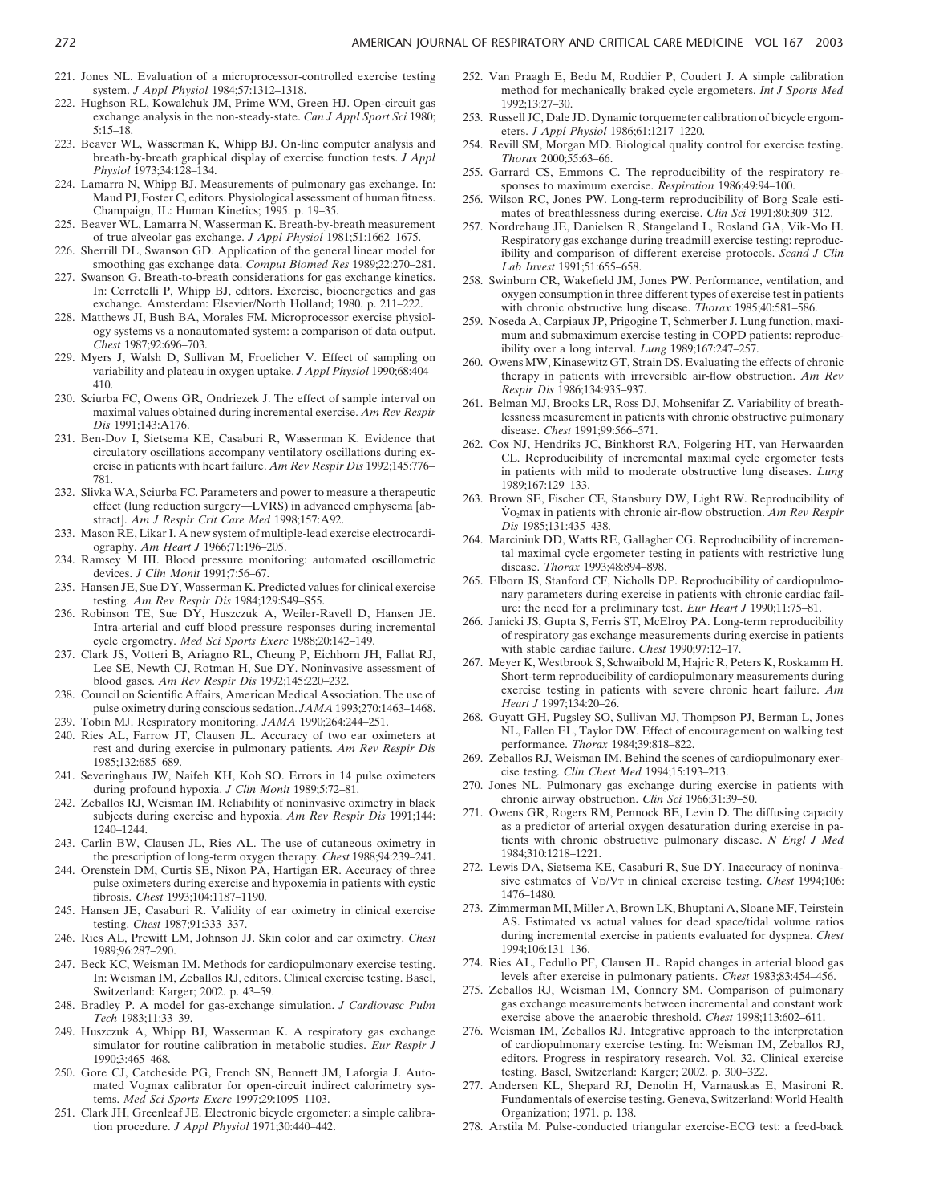221. Jones NL. Evaluation of a microprocessor-controlled exercise testing system. *J Appl Physiol* 1984;57:1312–1318.
222. Hughson RL, Kowalchuk JM, Prime WM, Green HJ. Open-circuit gas exchange analysis in the non-steady-state. *Can J Appl Sport Sci* 1980; 5:15–18.
223. Beaver WL, Wasserman K, Whipp BJ. On-line computer analysis and breath-by-breath graphical display of exercise function tests. *J Appl Physiol* 1973;34:128–134.
224. Lamarra N, Whipp BJ. Measurements of pulmonary gas exchange. In: Maud PJ, Foster C, editors. Physiological assessment of human fitness. Champaign, IL: Human Kinetics; 1995. p. 19–35.
225. Beaver WL, Lamarra N, Wasserman K. Breath-by-breath measurement of true alveolar gas exchange. *J Appl Physiol* 1981;51:1662–1675.
226. Sherrill DL, Swanson GD. Application of the general linear model for smoothing gas exchange data. *Comput Biomed Res* 1989;22:270–281.
227. Swanson G. Breath-to-breath considerations for gas exchange kinetics. In: Cerretelli P, Whipp BJ, editors. Exercise, bioenergetics and gas exchange. Amsterdam: Elsevier/North Holland; 1980. p. 211–222.
228. Matthews JI, Bush BA, Morales FM. Microprocessor exercise physiology systems vs a nonautomated system: a comparison of data output. *Chest* 1987;92:696–703.
229. Myers J, Walsh D, Sullivan M, Froelicher V. Effect of sampling on variability and plateau in oxygen uptake. *J Appl Physiol* 1990;68:404–410.
230. Sciurba FC, Owens GR, Ondriezek J. The effect of sample interval on maximal values obtained during incremental exercise. *Am Rev Respir Dis* 1991;143:A176.
231. Ben-Dov I, Sietsema KE, Casaburi R, Wasserman K. Evidence that circulatory oscillations accompany ventilatory oscillations during exercise in patients with heart failure. *Am Rev Respir Dis* 1992;145:776–781.
232. Slivka WA, Sciurba FC. Parameters and power to measure a therapeutic effect (lung reduction surgery—LVRS) in advanced emphysema [abstract]. *Am J Respir Crit Care Med* 1998;157:A92.
233. Mason RE, Likar I. A new system of multiple-lead exercise electrocardiography. *Am Heart J* 1966;71:196–205.
234. Ramsey M III. Blood pressure monitoring: automated oscillometric devices. *J Clin Monit* 1991;7:56–67.
235. Hansen JE, Sue DY, Wasserman K. Predicted values for clinical exercise testing. *Am Rev Respir Dis* 1984;129:S49–S55.
236. Robinson TE, Sue DY, Huszczuk A, Weiler-Ravell D, Hansen JE. Intra-arterial and cuff blood pressure responses during incremental cycle ergometry. *Med Sci Sports Exerc* 1988;20:142–149.
237. Clark JS, Votteri B, Ariagno RL, Cheung P, Eichhorn JH, Fallat RJ, Lee SE, Newth CJ, Rotman H, Sue DY. Noninvasive assessment of blood gases. *Am Rev Respir Dis* 1992;145:220–232.
238. Council on Scientific Affairs, American Medical Association. The use of pulse oximetry during conscious sedation. *JAMA* 1993;270:1463–1468.
239. Tobin MJ. Respiratory monitoring. *JAMA* 1990;264:244–251.
240. Ries AL, Farrow JT, Clausen JL. Accuracy of two ear oximeters at rest and during exercise in pulmonary patients. *Am Rev Respir Dis* 1985;132:685–689.
241. Severinghaus JW, Naifeh KH, Koh SO. Errors in 14 pulse oximeters during profound hypoxia. *J Clin Monit* 1989;5:72–81.
242. Zeballos RJ, Weisman IM. Reliability of noninvasive oximetry in black subjects during exercise and hypoxia. *Am Rev Respir Dis* 1991;144: 1240–1244.
243. Carlin BW, Clausen JL, Ries AL. The use of cutaneous oximetry in the prescription of long-term oxygen therapy. *Chest* 1988;94:239–241.
244. Orenstein DM, Curtis SE, Nixon PA, Hartigan ER. Accuracy of three pulse oximeters during exercise and hypoxemia in patients with cystic fibrosis. *Chest* 1993;104:1187–1190.
245. Hansen JE, Casaburi R. Validity of ear oximetry in clinical exercise testing. *Chest* 1987;91:333–337.
246. Ries AL, Prewitt LM, Johnson JJ. Skin color and ear oximetry. *Chest* 1989;96:287–290.
247. Beck KC, Weisman IM. Methods for cardiopulmonary exercise testing. In: Weisman IM, Zeballos RJ, editors. Clinical exercise testing. Basel, Switzerland: Karger; 2002. p. 43–59.
248. Bradley P. A model for gas-exchange simulation. *J Cardiovasc Pulm Tech* 1983;11:33–39.
249. Huszczuk A, Whipp BJ, Wasserman K. A respiratory gas exchange simulator for routine calibration in metabolic studies. *Eur Respir J* 1990;3:465–468.
250. Gore CJ, Catcheside PG, French SN, Bennett JM, Laforgia J. Automated $\dot{V}O_2$max calibrator for open-circuit indirect calorimetry systems. *Med Sci Sports Exerc* 1997;29:1095–1103.
251. Clark JH, Greenleaf JE. Electronic bicycle ergometer: a simple calibration procedure. *J Appl Physiol* 1971;30:440–442.
252. Van Praagh E, Bedu M, Roddier P, Coudert J. A simple calibration method for mechanically braked cycle ergometers. *Int J Sports Med* 1992;13:27–30.
253. Russell JC, Dale JD. Dynamic torquemeter calibration of bicycle ergometers. *J Appl Physiol* 1986;61:1217–1220.
254. Revill SM, Morgan MD. Biological quality control for exercise testing. *Thorax* 2000;55:63–66.
255. Garrard CS, Emmons C. The reproducibility of the respiratory responses to maximum exercise. *Respiration* 1986;49:94–100.
256. Wilson RC, Jones PW. Long-term reproducibility of Borg Scale estimates of breathlessness during exercise. *Clin Sci* 1991;80:309–312.
257. Nordrehaug JE, Danielsen R, Stangeland L, Rosland GA, Vik-Mo H. Respiratory gas exchange during treadmill exercise testing: reproducibility and comparison of different exercise protocols. *Scand J Clin Lab Invest* 1991;51:655–658.
258. Swinburn CR, Wakefield JM, Jones PW. Performance, ventilation, and oxygen consumption in three different types of exercise test in patients with chronic obstructive lung disease. *Thorax* 1985;40:581–586.
259. Noseda A, Carpiaux JP, Prigogine T, Schmerber J. Lung function, maximum and submaximum exercise testing in COPD patients: reproducibility over a long interval. *Lung* 1989;167:247–257.
260. Owens MW, Kinasewitz GT, Strain DS. Evaluating the effects of chronic therapy in patients with irreversible air-flow obstruction. *Am Rev Respir Dis* 1986;134:935–937.
261. Belman MJ, Brooks LR, Ross DJ, Mohsenifar Z. Variability of breathlessness measurement in patients with chronic obstructive pulmonary disease. *Chest* 1991;99:566–571.
262. Cox NJ, Hendriks JC, Binkhorst RA, Folgering HT, van Herwaarden CL. Reproducibility of incremental maximal cycle ergometer tests in patients with mild to moderate obstructive lung diseases. *Lung* 1989;167:129–133.
263. Brown SE, Fischer CE, Stansbury DW, Light RW. Reproducibility of $\dot{V}O_2$max in patients with chronic air-flow obstruction. *Am Rev Respir Dis* 1985;131:435–438.
264. Marciniuk DD, Watts RE, Gallagher CG. Reproducibility of incremental maximal cycle ergometer testing in patients with restrictive lung disease. *Thorax* 1993;48:894–898.
265. Elborn JS, Stanford CF, Nicholls DP. Reproducibility of cardiopulmonary parameters during exercise in patients with chronic cardiac failure: the need for a preliminary test. *Eur Heart J* 1990;11:75–81.
266. Janicki JS, Gupta S, Ferris ST, McElroy PA. Long-term reproducibility of respiratory gas exchange measurements during exercise in patients with stable cardiac failure. *Chest* 1990;97:12–17.
267. Meyer K, Westbrook S, Schwaibold M, Hajric R, Peters K, Roskamm H. Short-term reproducibility of cardiopulmonary measurements during exercise testing in patients with severe chronic heart failure. *Am Heart J* 1997;134:20–26.
268. Guyatt GH, Pugsley SO, Sullivan MJ, Thompson PJ, Berman L, Jones NL, Fallen EL, Taylor DW. Effect of encouragement on walking test performance. *Thorax* 1984;39:818–822.
269. Zeballos RJ, Weisman IM. Behind the scenes of cardiopulmonary exercise testing. *Clin Chest Med* 1994;15:193–213.
270. Jones NL. Pulmonary gas exchange during exercise in patients with chronic airway obstruction. *Clin Sci* 1966;31:39–50.
271. Owens GR, Rogers RM, Pennock BE, Levin D. The diffusing capacity as a predictor of arterial oxygen desaturation during exercise in patients with chronic obstructive pulmonary disease. *N Engl J Med* 1984;310:1218–1221.
272. Lewis DA, Sietsema KE, Casaburi R, Sue DY. Inaccuracy of noninvasive estimates of $V_D/V_T$ in clinical exercise testing. *Chest* 1994;106: 1476–1480.
273. Zimmerman MI, Miller A, Brown LK, Bhuptani A, Sloane MF, Teirstein AS. Estimated vs actual values for dead space/tidal volume ratios during incremental exercise in patients evaluated for dyspnea. *Chest* 1994;106:131–136.
274. Ries AL, Fedullo PF, Clausen JL. Rapid changes in arterial blood gas levels after exercise in pulmonary patients. *Chest* 1983;83:454–456.
275. Zeballos RJ, Weisman IM, Connery SM. Comparison of pulmonary gas exchange measurements between incremental and constant work exercise above the anaerobic threshold. *Chest* 1998;113:602–611.
276. Weisman IM, Zeballos RJ. Integrative approach to the interpretation of cardiopulmonary exercise testing. In: Weisman IM, Zeballos RJ, editors. Progress in respiratory research. Vol. 32. Clinical exercise testing. Basel, Switzerland: Karger; 2002. p. 300–322.
277. Andersen KL, Shepard RJ, Denolin H, Varnauskas E, Masironi R. Fundamentals of exercise testing. Geneva, Switzerland: World Health Organization; 1971. p. 138.
278. Arstila M. Pulse-conducted triangular exercise-ECG test: a feed-back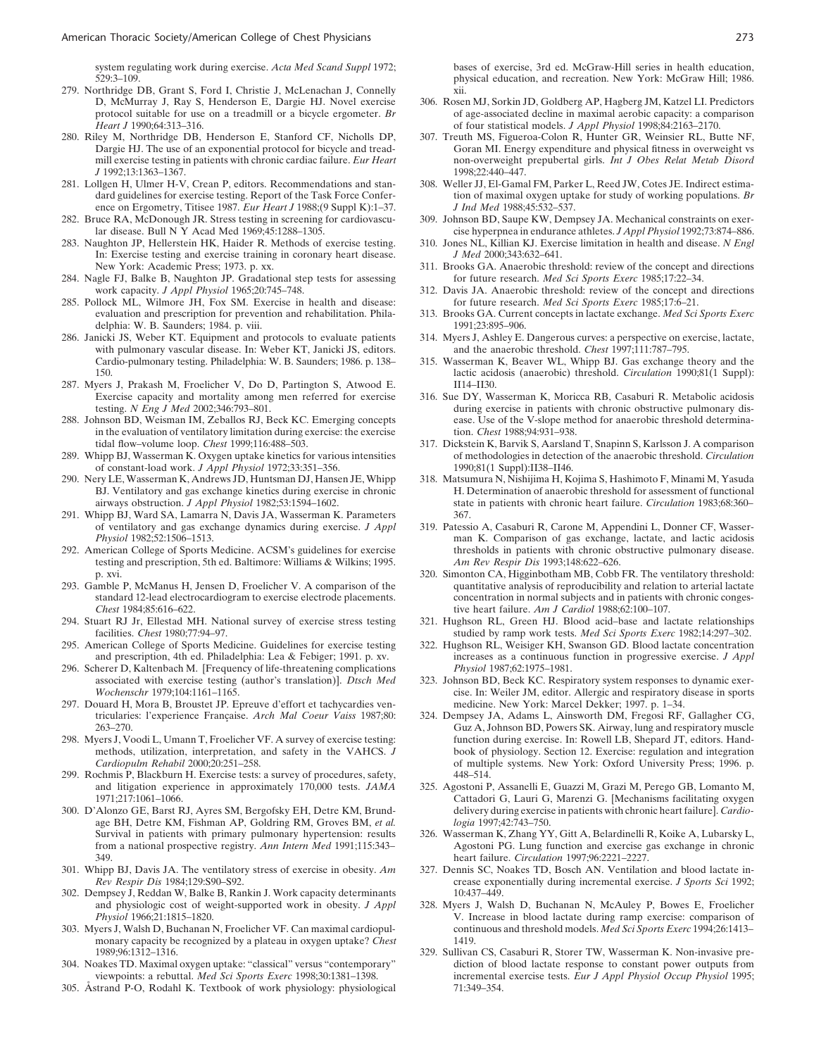system regulating work during exercise. *Acta Med Scand Suppl* 1972; 529:3–109.

279. Northridge DB, Grant S, Ford I, Christie J, McLenachan J, Connelly D, McMurray J, Ray S, Henderson E, Dargie HJ. Novel exercise protocol suitable for use on a treadmill or a bicycle ergometer. *Br Heart J* 1990;64:313–316.
280. Riley M, Northridge DB, Henderson E, Stanford CF, Nicholls DP, Dargie HJ. The use of an exponential protocol for bicycle and treadmill exercise testing in patients with chronic cardiac failure. *Eur Heart J* 1992;13:1363–1367.
281. Lollgen H, Ulmer H-V, Crean P, editors. Recommendations and standard guidelines for exercise testing. Report of the Task Force Conference on Ergometry, Titisee 1987. *Eur Heart J* 1988;(9 Suppl K):1–37.
282. Bruce RA, McDonough JR. Stress testing in screening for cardiovascular disease. Bull N Y Acad Med 1969;45:1288–1305.
283. Naughton JP, Hellerstein HK, Haider R. Methods of exercise testing. In: Exercise testing and exercise training in coronary heart disease. New York: Academic Press; 1973. p. xx.
284. Nagle FJ, Balke B, Naughton JP. Gradational step tests for assessing work capacity. *J Appl Physiol* 1965;20:745–748.
285. Pollock ML, Wilmore JH, Fox SM. Exercise in health and disease: evaluation and prescription for prevention and rehabilitation. Philadelphia: W. B. Saunders; 1984. p. viii.
286. Janicki JS, Weber KT. Equipment and protocols to evaluate patients with pulmonary vascular disease. In: Weber KT, Janicki JS, editors. Cardio-pulmonary testing. Philadelphia: W. B. Saunders; 1986. p. 138–150.
287. Myers J, Prakash M, Froelicher V, Do D, Partington S, Atwood E. Exercise capacity and mortality among men referred for exercise testing. *N Eng J Med* 2002;346:793–801.
288. Johnson BD, Weisman IM, Zeballos RJ, Beck KC. Emerging concepts in the evaluation of ventilatory limitation during exercise: the exercise tidal flow–volume loop. *Chest* 1999;116:488–503.
289. Whipp BJ, Wasserman K. Oxygen uptake kinetics for various intensities of constant-load work. *J Appl Physiol* 1972;33:351–356.
290. Nery LE, Wasserman K, Andrews JD, Huntsman DJ, Hansen JE, Whipp BJ. Ventilatory and gas exchange kinetics during exercise in chronic airways obstruction. *J Appl Physiol* 1982;53:1594–1602.
291. Whipp BJ, Ward SA, Lamarra N, Davis JA, Wasserman K. Parameters of ventilatory and gas exchange dynamics during exercise. *J Appl Physiol* 1982;52:1506–1513.
292. American College of Sports Medicine. ACSM's guidelines for exercise testing and prescription, 5th ed. Baltimore: Williams & Wilkins; 1995. p. xvi.
293. Gamble P, McManus H, Jensen D, Froelicher V. A comparison of the standard 12-lead electrocardiogram to exercise electrode placements. *Chest* 1984;85:616–622.
294. Stuart RJ Jr, Ellestad MH. National survey of exercise stress testing facilities. *Chest* 1980;77:94–97.
295. American College of Sports Medicine. Guidelines for exercise testing and prescription, 4th ed. Philadelphia: Lea & Febiger; 1991. p. xv.
296. Scherer D, Kaltenbach M. [Frequency of life-threatening complications associated with exercise testing (author's translation)]. *Dtsch Med Wochenschr* 1979;104:1161–1165.
297. Douard H, Mora B, Broustet JP. Epreuve d'effort et tachycardies ventriculaires: l'experience Française. *Arch Mal Coeur Vaiss* 1987;80: 263–270.
298. Myers J, Voodi L, Umann T, Froelicher VF. A survey of exercise testing: methods, utilization, interpretation, and safety in the VAHCS. *J Cardiopulm Rehabil* 2000;20:251–258.
299. Rochmis P, Blackburn H. Exercise tests: a survey of procedures, safety, and litigation experience in approximately 170,000 tests. *JAMA* 1971;217:1061–1066.
300. D'Alonzo GE, Barst RJ, Ayres SM, Bergofsky EH, Detre KM, Brundage BH, Detre KM, Fishman AP, Goldring RM, Groves BM, *et al.* Survival in patients with primary pulmonary hypertension: results from a national prospective registry. *Ann Intern Med* 1991;115:343–349.
301. Whipp BJ, Davis JA. The ventilatory stress of exercise in obesity. *Am Rev Respir Dis* 1984;129:S90–S92.
302. Dempsey J, Reddan W, Balke B, Rankin J. Work capacity determinants and physiologic cost of weight-supported work in obesity. *J Appl Physiol* 1966;21:1815–1820.
303. Myers J, Walsh D, Buchanan N, Froelicher VF. Can maximal cardiopulmonary capacity be recognized by a plateau in oxygen uptake? *Chest* 1989;96:1312–1316.
304. Noakes TD. Maximal oxygen uptake: "classical" versus "contemporary" viewpoints: a rebuttal. *Med Sci Sports Exerc* 1998;30:1381–1398.
305. Åstrand P-O, Rodahl K. Textbook of work physiology: physiological bases of exercise, 3rd ed. McGraw-Hill series in health education, physical education, and recreation. New York: McGraw Hill; 1986. xii.
306. Rosen MJ, Sorkin JD, Goldberg AP, Hagberg JM, Katzel LI. Predictors of age-associated decline in maximal aerobic capacity: a comparison of four statistical models. *J Appl Physiol* 1998;84:2163–2170.
307. Treuth MS, Figueroa-Colon R, Hunter GR, Weinsier RL, Butte NF, Goran MI. Energy expenditure and physical fitness in overweight vs non-overweight prepubertal girls. *Int J Obes Relat Metab Disord* 1998;22:440–447.
308. Weller JJ, El-Gamal FM, Parker L, Reed JW, Cotes JE. Indirect estimation of maximal oxygen uptake for study of working populations. *Br J Ind Med* 1988;45:532–537.
309. Johnson BD, Saupe KW, Dempsey JA. Mechanical constraints on exercise hyperpnea in endurance athletes. *J Appl Physiol* 1992;73:874–886.
310. Jones NL, Killian KJ. Exercise limitation in health and disease. *N Engl J Med* 2000;343:632–641.
311. Brooks GA. Anaerobic threshold: review of the concept and directions for future research. *Med Sci Sports Exerc* 1985;17:22–34.
312. Davis JA. Anaerobic threshold: review of the concept and directions for future research. *Med Sci Sports Exerc* 1985;17:6–21.
313. Brooks GA. Current concepts in lactate exchange. *Med Sci Sports Exerc* 1991;23:895–906.
314. Myers J, Ashley E. Dangerous curves: a perspective on exercise, lactate, and the anaerobic threshold. *Chest* 1997;111:787–795.
315. Wasserman K, Beaver WL, Whipp BJ. Gas exchange theory and the lactic acidosis (anaerobic) threshold. *Circulation* 1990;81(1 Suppl): II14–II30.
316. Sue DY, Wasserman K, Moricca RB, Casaburi R. Metabolic acidosis during exercise in patients with chronic obstructive pulmonary disease. Use of the V-slope method for anaerobic threshold determination. *Chest* 1988;94:931–938.
317. Dickstein K, Barvik S, Aarsland T, Snapinn S, Karlsson J. A comparison of methodologies in detection of the anaerobic threshold. *Circulation* 1990;81(1 Suppl):II38–II46.
318. Matsumura N, Nishijima H, Kojima S, Hashimoto F, Minami M, Yasuda H. Determination of anaerobic threshold for assessment of functional state in patients with chronic heart failure. *Circulation* 1983;68:360–367.
319. Patessio A, Casaburi R, Carone M, Appendini L, Donner CF, Wasserman K. Comparison of gas exchange, lactate, and lactic acidosis thresholds in patients with chronic obstructive pulmonary disease. *Am Rev Respir Dis* 1993;148:622–626.
320. Simonton CA, Higginbotham MB, Cobb FR. The ventilatory threshold: quantitative analysis of reproducibility and relation to arterial lactate concentration in normal subjects and in patients with chronic congestive heart failure. *Am J Cardiol* 1988;62:100–107.
321. Hughson RL, Green HJ. Blood acid–base and lactate relationships studied by ramp work tests. *Med Sci Sports Exerc* 1982;14:297–302.
322. Hughson RL, Weisiger KH, Swanson GD. Blood lactate concentration increases as a continuous function in progressive exercise. *J Appl Physiol* 1987;62:1975–1981.
323. Johnson BD, Beck KC. Respiratory system responses to dynamic exercise. In: Weiler JM, editor. Allergic and respiratory disease in sports medicine. New York: Marcel Dekker; 1997. p. 1–34.
324. Dempsey JA, Adams L, Ainsworth DM, Fregosi RF, Gallagher CG, Guz A, Johnson BD, Powers SK. Airway, lung and respiratory muscle function during exercise. In: Rowell LB, Shepard JT, editors. Handbook of physiology. Section 12. Exercise: regulation and integration of multiple systems. New York: Oxford University Press; 1996. p. 448–514.
325. Agostoni P, Assanelli E, Guazzi M, Grazi M, Perego GB, Lomanto M, Cattadori G, Lauri G, Marenzi G. [Mechanisms facilitating oxygen delivery during exercise in patients with chronic heart failure]. *Cardiologia* 1997;42:743–750.
326. Wasserman K, Zhang YY, Gitt A, Belardinelli R, Koike A, Lubarsky L, Agostoni PG. Lung function and exercise gas exchange in chronic heart failure. *Circulation* 1997;96:2221–2227.
327. Dennis SC, Noakes TD, Bosch AN. Ventilation and blood lactate increase exponentially during incremental exercise. *J Sports Sci* 1992; 10:437–449.
328. Myers J, Walsh D, Buchanan N, McAuley P, Bowes E, Froelicher V. Increase in blood lactate during ramp exercise: comparison of continuous and threshold models. *Med Sci Sports Exerc* 1994;26:1413–1419.
329. Sullivan CS, Casaburi R, Storer TW, Wasserman K. Non-invasive prediction of blood lactate response to constant power outputs from incremental exercise tests. *Eur J Appl Physiol Occup Physiol* 1995; 71:349–354.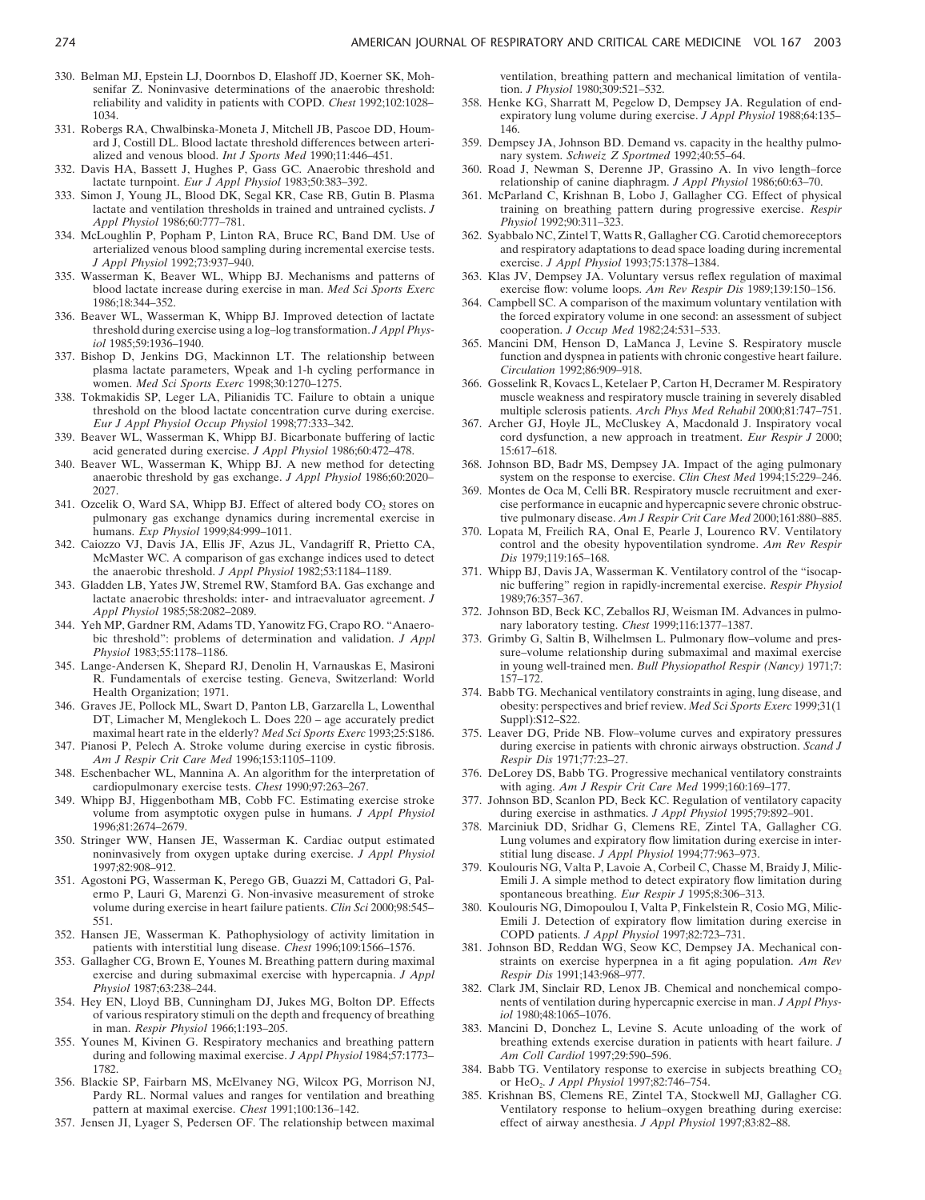330. Belman MJ, Epstein LJ, Doornbos D, Elashoff JD, Koerner SK, Mohsenifar Z. Noninvasive determinations of the anaerobic threshold: reliability and validity in patients with COPD. *Chest* 1992;102:1028–1034.
331. Robergs RA, Chwalbinska-Moneta J, Mitchell JB, Pascoe DD, Houmard J, Costill DL. Blood lactate threshold differences between arterialized and venous blood. *Int J Sports Med* 1990;11:446–451.
332. Davis HA, Bassett J, Hughes P, Gass GC. Anaerobic threshold and lactate turnpoint. *Eur J Appl Physiol* 1983;50:383–392.
333. Simon J, Young JL, Blood DK, Segal KR, Case RB, Gutin B. Plasma lactate and ventilation thresholds in trained and untrained cyclists. *J Appl Physiol* 1986;60:777–781.
334. McLoughlin P, Popham P, Linton RA, Bruce RC, Band DM. Use of arterialized venous blood sampling during incremental exercise tests. *J Appl Physiol* 1992;73:937–940.
335. Wasserman K, Beaver WL, Whipp BJ. Mechanisms and patterns of blood lactate increase during exercise in man. *Med Sci Sports Exerc* 1986;18:344–352.
336. Beaver WL, Wasserman K, Whipp BJ. Improved detection of lactate threshold during exercise using a log–log transformation. *J Appl Physiol* 1985;59:1936–1940.
337. Bishop D, Jenkins DG, Mackinnon LT. The relationship between plasma lactate parameters, Wpeak and 1-h cycling performance in women. *Med Sci Sports Exerc* 1998;30:1270–1275.
338. Tokmakidis SP, Leger LA, Pilianidis TC. Failure to obtain a unique threshold on the blood lactate concentration curve during exercise. *Eur J Appl Physiol Occup Physiol* 1998;77:333–342.
339. Beaver WL, Wasserman K, Whipp BJ. Bicarbonate buffering of lactic acid generated during exercise. *J Appl Physiol* 1986;60:472–478.
340. Beaver WL, Wasserman K, Whipp BJ. A new method for detecting anaerobic threshold by gas exchange. *J Appl Physiol* 1986;60:2020–2027.
341. Ozcelik O, Ward SA, Whipp BJ. Effect of altered body $CO_2$ stores on pulmonary gas exchange dynamics during incremental exercise in humans. *Exp Physiol* 1999;84:999–1011.
342. Caiozzo VJ, Davis JA, Ellis JF, Azus JL, Vandagriff R, Prietto CA, McMaster WC. A comparison of gas exchange indices used to detect the anaerobic threshold. *J Appl Physiol* 1982;53:1184–1189.
343. Gladden LB, Yates JW, Stremel RW, Stamford BA. Gas exchange and lactate anaerobic thresholds: inter- and intraevaluator agreement. *J Appl Physiol* 1985;58:2082–2089.
344. Yeh MP, Gardner RM, Adams TD, Yanowitz FG, Crapo RO. "Anaerobic threshold": problems of determination and validation. *J Appl Physiol* 1983;55:1178–1186.
345. Lange-Andersen K, Shepard RJ, Denolin H, Varnauskas E, Masironi R. Fundamentals of exercise testing. Geneva, Switzerland: World Health Organization; 1971.
346. Graves JE, Pollock ML, Swart D, Panton LB, Garzarella L, Lowenthal DT, Limacher M, Menglekoch L. Does 220 – age accurately predict maximal heart rate in the elderly? *Med Sci Sports Exerc* 1993;25:S186.
347. Pianosi P, Pelech A. Stroke volume during exercise in cystic fibrosis. *Am J Respir Crit Care Med* 1996;153:1105–1109.
348. Eschenbacher WL, Mannina A. An algorithm for the interpretation of cardiopulmonary exercise tests. *Chest* 1990;97:263–267.
349. Whipp BJ, Higgenbotham MB, Cobb FC. Estimating exercise stroke volume from asymptotic oxygen pulse in humans. *J Appl Physiol* 1996;81:2674–2679.
350. Stringer WW, Hansen JE, Wasserman K. Cardiac output estimated noninvasively from oxygen uptake during exercise. *J Appl Physiol* 1997;82:908–912.
351. Agostoni PG, Wasserman K, Perego GB, Guazzi M, Cattadori G, Palermo P, Lauri G, Marenzi G. Non-invasive measurement of stroke volume during exercise in heart failure patients. *Clin Sci* 2000;98:545–551.
352. Hansen JE, Wasserman K. Pathophysiology of activity limitation in patients with interstitial lung disease. *Chest* 1996;109:1566–1576.
353. Gallagher CG, Brown E, Younes M. Breathing pattern during maximal exercise and during submaximal exercise with hypercapnia. *J Appl Physiol* 1987;63:238–244.
354. Hey EN, Lloyd BB, Cunningham DJ, Jukes MG, Bolton DP. Effects of various respiratory stimuli on the depth and frequency of breathing in man. *Respir Physiol* 1966;1:193–205.
355. Younes M, Kivinen G. Respiratory mechanics and breathing pattern during and following maximal exercise. *J Appl Physiol* 1984;57:1773–1782.
356. Blackie SP, Fairbarn MS, McElvaney NG, Wilcox PG, Morrison NJ, Pardy RL. Normal values and ranges for ventilation and breathing pattern at maximal exercise. *Chest* 1991;100:136–142.
357. Jensen JI, Lyager S, Pedersen OF. The relationship between maximal ventilation, breathing pattern and mechanical limitation of ventilation. *J Physiol* 1980;309:521–532.
358. Henke KG, Sharratt M, Pegelow D, Dempsey JA. Regulation of end-expiratory lung volume during exercise. *J Appl Physiol* 1988;64:135–146.
359. Dempsey JA, Johnson BD. Demand vs. capacity in the healthy pulmonary system. *Schweiz Z Sportmed* 1992;40:55–64.
360. Road J, Newman S, Derenne JP, Grassino A. In vivo length–force relationship of canine diaphragm. *J Appl Physiol* 1986;60:63–70.
361. McParland C, Krishnan B, Lobo J, Gallagher CG. Effect of physical training on breathing pattern during progressive exercise. *Respir Physiol* 1992;90:311–323.
362. Syabbalo NC, Zintel T, Watts R, Gallagher CG. Carotid chemoreceptors and respiratory adaptations to dead space loading during incremental exercise. *J Appl Physiol* 1993;75:1378–1384.
363. Klas JV, Dempsey JA. Voluntary versus reflex regulation of maximal exercise flow: volume loops. *Am Rev Respir Dis* 1989;139:150–156.
364. Campbell SC. A comparison of the maximum voluntary ventilation with the forced expiratory volume in one second: an assessment of subject cooperation. *J Occup Med* 1982;24:531–533.
365. Mancini DM, Henson D, LaManca J, Levine S. Respiratory muscle function and dyspnea in patients with chronic congestive heart failure. *Circulation* 1992;86:909–918.
366. Gosselink R, Kovacs L, Ketelaer P, Carton H, Decramer M. Respiratory muscle weakness and respiratory muscle training in severely disabled multiple sclerosis patients. *Arch Phys Med Rehabil* 2000;81:747–751.
367. Archer GJ, Hoyle JL, McCluskey A, Macdonald J. Inspiratory vocal cord dysfunction, a new approach in treatment. *Eur Respir J* 2000; 15:617–618.
368. Johnson BD, Badr MS, Dempsey JA. Impact of the aging pulmonary system on the response to exercise. *Clin Chest Med* 1994;15:229–246.
369. Montes de Oca M, Celli BR. Respiratory muscle recruitment and exercise performance in eucapnic and hypercapnic severe chronic obstructive pulmonary disease. *Am J Respir Crit Care Med* 2000;161:880–885.
370. Lopata M, Freilich RA, Onal E, Pearle J, Lourenco RV. Ventilatory control and the obesity hypoventilation syndrome. *Am Rev Respir Dis* 1979;119:165–168.
371. Whipp BJ, Davis JA, Wasserman K. Ventilatory control of the "isocapnic buffering" region in rapidly-incremental exercise. *Respir Physiol* 1989;76:357–367.
372. Johnson BD, Beck KC, Zeballos RJ, Weisman IM. Advances in pulmonary laboratory testing. *Chest* 1999;116:1377–1387.
373. Grimby G, Saltin B, Wilhelmsen L. Pulmonary flow–volume and pressure–volume relationship during submaximal and maximal exercise in young well-trained men. *Bull Physiopathol Respir (Nancy)* 1971;7: 157–172.
374. Babb TG. Mechanical ventilatory constraints in aging, lung disease, and obesity: perspectives and brief review. *Med Sci Sports Exerc* 1999;31(1 Suppl):S12–S22.
375. Leaver DG, Pride NB. Flow–volume curves and expiratory pressures during exercise in patients with chronic airways obstruction. *Scand J Respir Dis* 1971;77:23–27.
376. DeLorey DS, Babb TG. Progressive mechanical ventilatory constraints with aging. *Am J Respir Crit Care Med* 1999;160:169–177.
377. Johnson BD, Scanlon PD, Beck KC. Regulation of ventilatory capacity during exercise in asthmatics. *J Appl Physiol* 1995;79:892–901.
378. Marciniuk DD, Sridhar G, Clemens RE, Zintel TA, Gallagher CG. Lung volumes and expiratory flow limitation during exercise in interstitial lung disease. *J Appl Physiol* 1994;77:963–973.
379. Koulouris NG, Valta P, Lavoie A, Corbeil C, Chasse M, Braidy J, Milic-Emili J. A simple method to detect expiratory flow limitation during spontaneous breathing. *Eur Respir J* 1995;8:306–313.
380. Koulouris NG, Dimopoulou I, Valta P, Finkelstein R, Cosio MG, Milic-Emili J. Detection of expiratory flow limitation during exercise in COPD patients. *J Appl Physiol* 1997;82:723–731.
381. Johnson BD, Reddan WG, Seow KC, Dempsey JA. Mechanical constraints on exercise hyperpnea in a fit aging population. *Am Rev Respir Dis* 1991;143:968–977.
382. Clark JM, Sinclair RD, Lenox JB. Chemical and nonchemical components of ventilation during hypercapnic exercise in man. *J Appl Physiol* 1980;48:1065–1076.
383. Mancini D, Donchez L, Levine S. Acute unloading of the work of breathing extends exercise duration in patients with heart failure. *J Am Coll Cardiol* 1997;29:590–596.
384. Babb TG. Ventilatory response to exercise in subjects breathing $CO_2$ or $HeO_2$. *J Appl Physiol* 1997;82:746–754.
385. Krishnan BS, Clemens RE, Zintel TA, Stockwell MJ, Gallagher CG. Ventilatory response to helium–oxygen breathing during exercise: effect of airway anesthesia. *J Appl Physiol* 1997;83:82–88.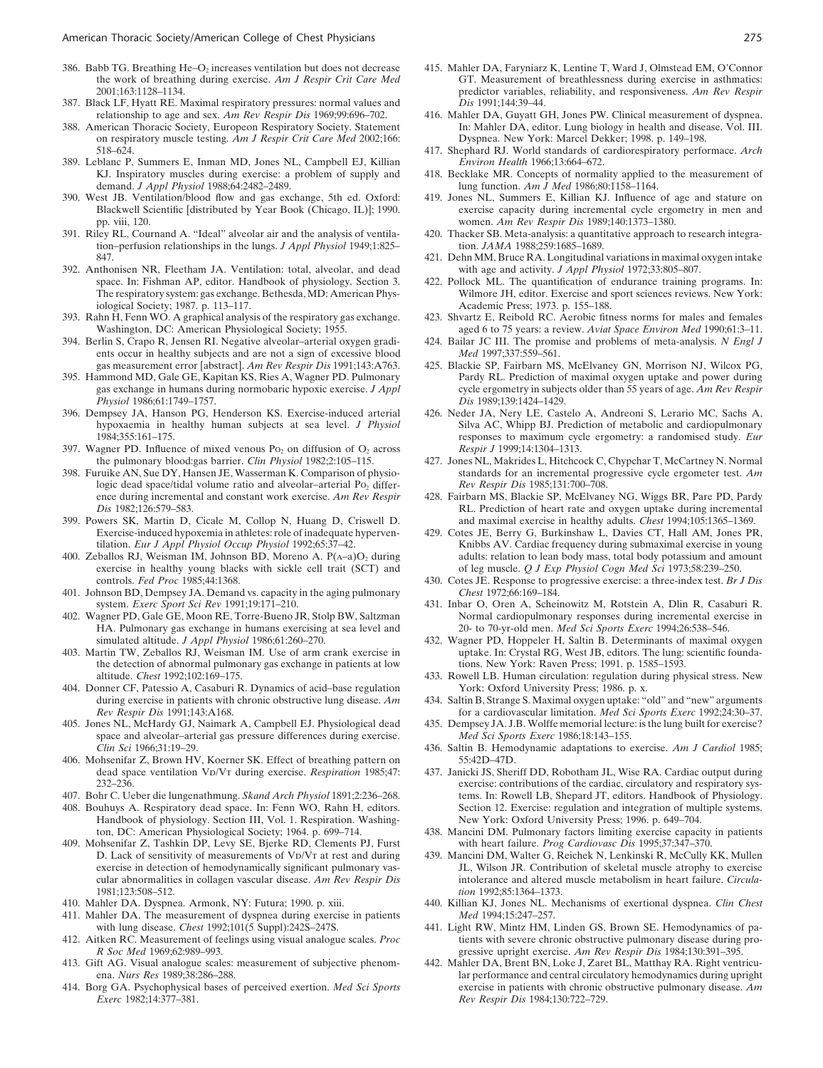386. Babb TG. Breathing He–$O_2$ increases ventilation but does not decrease the work of breathing during exercise. *Am J Respir Crit Care Med* 2001;163:1128–1134.
387. Black LF, Hyatt RE. Maximal respiratory pressures: normal values and relationship to age and sex. *Am Rev Respir Dis* 1969;99:696–702.
388. American Thoracic Society, Europeon Respiratory Society. Statement on respiratory muscle testing. *Am J Respir Crit Care Med* 2002;166: 518–624.
389. Leblanc P, Summers E, Inman MD, Jones NL, Campbell EJ, Killian KJ. Inspiratory muscles during exercise: a problem of supply and demand. *J Appl Physiol* 1988;64:2482–2489.
390. West JB. Ventilation/blood flow and gas exchange, 5th ed. Oxford: Blackwell Scientific [distributed by Year Book (Chicago, IL)]; 1990. pp. viii, 120.
391. Riley RL, Cournand A. "Ideal" alveolar air and the analysis of ventilation–perfusion relationships in the lungs. *J Appl Physiol* 1949;1:825–847.
392. Anthonisen NR, Fleetham JA. Ventilation: total, alveolar, and dead space. In: Fishman AP, editor. Handbook of physiology. Section 3. The respiratory system: gas exchange. Bethesda, MD: American Physiological Society; 1987. p. 113–117.
393. Rahn H, Fenn WO. A graphical analysis of the respiratory gas exchange. Washington, DC: American Physiological Society; 1955.
394. Berlin S, Crapo R, Jensen RI. Negative alveolar–arterial oxygen gradients occur in healthy subjects and are not a sign of excessive blood gas measurement error [abstract]. *Am Rev Respir Dis* 1991;143:A763.
395. Hammond MD, Gale GE, Kapitan KS, Ries A, Wagner PD. Pulmonary gas exchange in humans during normobaric hypoxic exercise. *J Appl Physiol* 1986;61:1749–1757.
396. Dempsey JA, Hanson PG, Henderson KS. Exercise-induced arterial hypoxaemia in healthy human subjects at sea level. *J Physiol* 1984;355:161–175.
397. Wagner PD. Influence of mixed venous $P_{O_2}$ on diffusion of $O_2$ across the pulmonary blood:gas barrier. *Clin Physiol* 1982;2:105–115.
398. Furuike AN, Sue DY, Hansen JE, Wasserman K. Comparison of physiologic dead space/tidal volume ratio and alveolar–arterial $P_{O_2}$ difference during incremental and constant work exercise. *Am Rev Respir Dis* 1982;126:579–583.
399. Powers SK, Martin D, Cicale M, Collop N, Huang D, Criswell D. Exercise-induced hypoxemia in athletes: role of inadequate hyperventilation. *Eur J Appl Physiol Occup Physiol* 1992;65:37–42.
400. Zeballos RJ, Weisman IM, Johnson BD, Moreno A. $P(A–a)O_2$ during exercise in healthy young blacks with sickle cell trait (SCT) and controls. *Fed Proc* 1985;44:1368.
401. Johnson BD, Dempsey JA. Demand vs. capacity in the aging pulmonary system. *Exerc Sport Sci Rev* 1991;19:171–210.
402. Wagner PD, Gale GE, Moon RE, Torre-Bueno JR, Stolp BW, Saltzman HA. Pulmonary gas exchange in humans exercising at sea level and simulated altitude. *J Appl Physiol* 1986;61:260–270.
403. Martin TW, Zeballos RJ, Weisman IM. Use of arm crank exercise in the detection of abnormal pulmonary gas exchange in patients at low altitude. *Chest* 1992;102:169–175.
404. Donner CF, Patessio A, Casaburi R. Dynamics of acid–base regulation during exercise in patients with chronic obstructive lung disease. *Am Rev Respir Dis* 1991;143:A168.
405. Jones NL, McHardy GJ, Naimark A, Campbell EJ. Physiological dead space and alveolar–arterial gas pressure differences during exercise. *Clin Sci* 1966;31:19–29.
406. Mohsenifar Z, Brown HV, Koerner SK. Effect of breathing pattern on dead space ventilation $V_D/V_T$ during exercise. *Respiration* 1985;47: 232–236.
407. Bohr C. Ueber die lungenathmung. *Skand Arch Physiol* 1891;2:236–268.
408. Bouhuys A. Respiratory dead space. In: Fenn WO, Rahn H, editors. Handbook of physiology. Section III, Vol. 1. Respiration. Washington, DC: American Physiological Society; 1964. p. 699–714.
409. Mohsenifar Z, Tashkin DP, Levy SE, Bjerke RD, Clements PJ, Furst D. Lack of sensitivity of measurements of $V_D/V_T$ at rest and during exercise in detection of hemodynamically significant pulmonary vascular abnormalities in collagen vascular disease. *Am Rev Respir Dis* 1981;123:508–512.
410. Mahler DA. Dyspnea. Armonk, NY: Futura; 1990. p. xiii.
411. Mahler DA. The measurement of dyspnea during exercise in patients with lung disease. *Chest* 1992;101(5 Suppl):242S–247S.
412. Aitken RC. Measurement of feelings using visual analogue scales. *Proc R Soc Med* 1969;62:989–993.
413. Gift AG. Visual analogue scales: measurement of subjective phenomena. *Nurs Res* 1989;38:286–288.
414. Borg GA. Psychophysical bases of perceived exertion. *Med Sci Sports Exerc* 1982;14:377–381.
415. Mahler DA, Faryniarz K, Lentine T, Ward J, Olmstead EM, O'Connor GT. Measurement of breathlessness during exercise in asthmatics: predictor variables, reliability, and responsiveness. *Am Rev Respir Dis* 1991;144:39–44.
416. Mahler DA, Guyatt GH, Jones PW. Clinical measurement of dyspnea. In: Mahler DA, editor. Lung biology in health and disease. Vol. III. Dyspnea. New York: Marcel Dekker; 1998. p. 149–198.
417. Shephard RJ. World standards of cardiorespiratory performance. *Arch Environ Health* 1966;13:664–672.
418. Becklake MR. Concepts of normality applied to the measurement of lung function. *Am J Med* 1986;80:1158–1164.
419. Jones NL, Summers E, Killian KJ. Influence of age and stature on exercise capacity during incremental cycle ergometry in men and women. *Am Rev Respir Dis* 1989;140:1373–1380.
420. Thacker SB. Meta-analysis: a quantitative approach to research integration. *JAMA* 1988;259:1685–1689.
421. Dehn MM, Bruce RA. Longitudinal variations in maximal oxygen intake with age and activity. *J Appl Physiol* 1972;33:805–807.
422. Pollock ML. The quantification of endurance training programs. In: Wilmore JH, editor. Exercise and sport sciences reviews. New York: Academic Press; 1973. p. 155–188.
423. Shvartz E, Reibold RC. Aerobic fitness norms for males and females aged 6 to 75 years: a review. *Aviat Space Environ Med* 1990;61:3–11.
424. Bailar JC III. The promise and problems of meta-analysis. *N Engl J Med* 1997;337:559–561.
425. Blackie SP, Fairbarn MS, McElvaney GN, Morrison NJ, Wilcox PG, Pardy RL. Prediction of maximal oxygen uptake and power during cycle ergometry in subjects older than 55 years of age. *Am Rev Respir Dis* 1989;139:1424–1429.
426. Neder JA, Nery LE, Castelo A, Andreoni S, Lerario MC, Sachs A, Silva AC, Whipp BJ. Prediction of metabolic and cardiopulmonary responses to maximum cycle ergometry: a randomised study. *Eur Respir J* 1999;14:1304–1313.
427. Jones NL, Makrides L, Hitchcock C, Chypchar T, McCartney N. Normal standards for an incremental progressive cycle ergometer test. *Am Rev Respir Dis* 1985;131:700–708.
428. Fairbarn MS, Blackie SP, McElvaney NG, Wiggs BR, Pare PD, Pardy RL. Prediction of heart rate and oxygen uptake during incremental and maximal exercise in healthy adults. *Chest* 1994;105:1365–1369.
429. Cotes JE, Berry G, Burkinshaw L, Davies CT, Hall AM, Jones PR, Knibbs AV. Cardiac frequency during submaximal exercise in young adults: relation to lean body mass, total body potassium and amount of leg muscle. *Q J Exp Physiol Cogn Med Sci* 1973;58:239–250.
430. Cotes JE. Response to progressive exercise: a three-index test. *Br J Dis Chest* 1972;66:169–184.
431. Inbar O, Oren A, Scheinowitz M, Rotstein A, Dlin R, Casaburi R. Normal cardiopulmonary responses during incremental exercise in 20- to 70-yr-old men. *Med Sci Sports Exerc* 1994;26:538–546.
432. Wagner PD, Hoppeler H, Saltin B. Determinants of maximal oxygen uptake. In: Crystal RG, West JB, editors. The lung: scientific foundations. New York: Raven Press; 1991. p. 1585–1593.
433. Rowell LB. Human circulation: regulation during physical stress. New York: Oxford University Press; 1986. p. x.
434. Saltin B, Strange S. Maximal oxygen uptake: "old" and "new" arguments for a cardiovascular limitation. *Med Sci Sports Exerc* 1992;24:30–37.
435. Dempsey JA. J.B. Wolffe memorial lecture: is the lung built for exercise? *Med Sci Sports Exerc* 1986;18:143–155.
436. Saltin B. Hemodynamic adaptations to exercise. *Am J Cardiol* 1985; 55:42D–47D.
437. Janicki JS, Sheriff DD, Robotham JL, Wise RA. Cardiac output during exercise: contributions of the cardiac, circulatory and respiratory systems. In: Rowell LB, Shepard JT, editors. Handbook of Physiology. Section 12. Exercise: regulation and integration of multiple systems. New York: Oxford University Press; 1996. p. 649–704.
438. Mancini DM. Pulmonary factors limiting exercise capacity in patients with heart failure. *Prog Cardiovasc Dis* 1995;37:347–370.
439. Mancini DM, Walter G, Reichek N, Lenkinski R, McCully KK, Mullen JL, Wilson JR. Contribution of skeletal muscle atrophy to exercise intolerance and altered muscle metabolism in heart failure. *Circulation* 1992;85:1364–1373.
440. Killian KJ, Jones NL. Mechanisms of exertional dyspnea. *Clin Chest Med* 1994;15:247–257.
441. Light RW, Mintz HM, Linden GS, Brown SE. Hemodynamics of patients with severe chronic obstructive pulmonary disease during progressive upright exercise. *Am Rev Respir Dis* 1984;130:391–395.
442. Mahler DA, Brent BN, Loke J, Zaret BL, Matthay RA. Right ventricular performance and central circulatory hemodynamics during upright exercise in patients with chronic obstructive pulmonary disease. *Am Rev Respir Dis* 1984;130:722–729.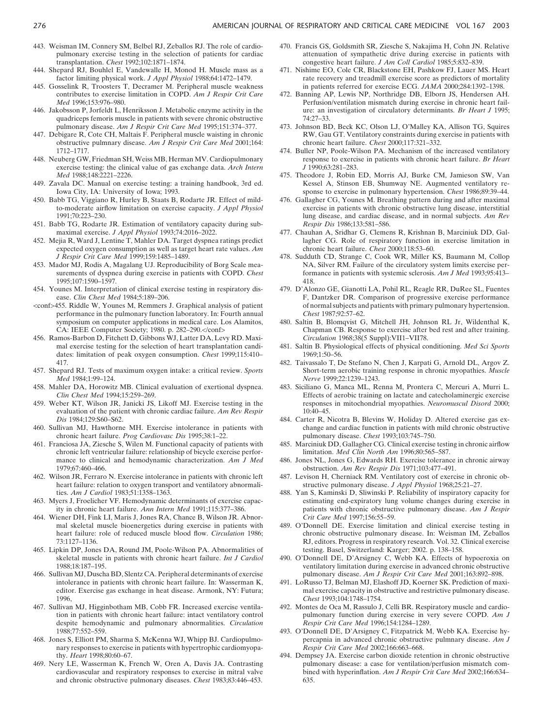443. Weisman IM, Connery SM, Belbel RJ, Zeballos RJ. The role of cardiopulmonary exercise testing in the selection of patients for cardiac transplantation. *Chest* 1992;102:1871–1874.
444. Shepard RJ, Bouhlel E, Vandewalle H, Monod H. Muscle mass as a factor limiting physical work. *J Appl Physiol* 1988;64:1472–1479.
445. Gosselink R, Troosters T, Decramer M. Peripheral muscle weakness contributes to exercise limitation in COPD. *Am J Respir Crit Care Med* 1996;153:976–980.
446. Jakobsson P, Jorfeldt L, Henriksson J. Metabolic enzyme activity in the quadriceps femoris muscle in patients with severe chronic obstructive pulmonary disease. *Am J Respir Crit Care Med* 1995;151:374–377.
447. Debigare R, Cote CH, Maltais F. Peripheral muscle waisting in chronic obstructive pulmnary disease. *Am J Respir Crit Care Med* 2001;164: 1712–1717.
448. Neuberg GW, Friedman SH, Weiss MB, Herman MV. Cardiopulmonary exercise testing: the clinical value of gas exchange data. *Arch Intern Med* 1988;148:2221–2226.
449. Zavala DC. Manual on exercise testing: a training handbook, 3rd ed. Iowa City, IA: University of Iowa; 1993.
450. Babb TG, Viggiano R, Hurley B, Staats B, Rodarte JR. Effect of mild-to-moderate airflow limitation on exercise capacity. *J Appl Physiol* 1991;70:223–230.
451. Babb TG, Rodarte JR. Estimation of ventilatory capacity during submaximal exercise. *J Appl Physiol* 1993;74:2016–2022.
452. Mejia R, Ward J, Lentine T, Mahler DA. Target dyspnea ratings predict expected oxygen consumption as well as target heart rate values. *Am J Respir Crit Care Med* 1999;159:1485–1489.
453. Mador MJ, Rodis A, Magalang UJ. Reproducibility of Borg Scale measurements of dyspnea during exercise in patients with COPD. *Chest* 1995;107:1590–1597.
454. Younes M. Interpretation of clinical exercise testing in respiratory disease. *Clin Chest Med* 1984;5:189–206.
<conf>455. Riddle W, Younes M, Remmers J. Graphical analysis of patient performance in the pulmonary function laboratory. In: Fourth annual symposium on computer applications in medical care. Los Alamitos, CA: IEEE Computer Society; 1980. p. 282–290.</conf>
456. Ramos-Barbon D, Fitchett D, Gibbons WJ, Latter DA, Levy RD. Maximal exercise testing for the selection of heart transplantation candidates: limitation of peak oxygen consumption. *Chest* 1999;115:410–417.
457. Shepard RJ. Tests of maximum oxygen intake: a critical review. *Sports Med* 1984;1:99–124.
458. Mahler DA, Horowitz MB. Clinical evaluation of exertional dyspnea. *Clin Chest Med* 1994;15:259–269.
459. Weber KT, Wilson JR, Janicki JS, Likoff MJ. Exercise testing in the evaluation of the patient with chronic cardiac failure. *Am Rev Respir Dis* 1984;129:S60–S62.
460. Sullivan MJ, Hawthorne MH. Exercise intolerance in patients with chronic heart failure. *Prog Cardiovasc Dis* 1995;38:1–22.
461. Franciosa JA, Ziesche S, Wilen M. Functional capacity of patients with chronic left ventricular failure: relationship of bicycle exercise performance to clinical and hemodynamic characterization. *Am J Med* 1979;67:460–466.
462. Wilson JR, Ferraro N. Exercise intolerance in patients with chronic left heart failure: relation to oxygen transport and ventilatory abnormalities. *Am J Cardiol* 1983;51:1358–1363.
463. Myers J, Froelicher VF. Hemodynamic determinants of exercise capacity in chronic heart failure. *Ann Intern Med* 1991;115:377–386.
464. Wiener DH, Fink LI, Maris J, Jones RA, Chance B, Wilson JR. Abnormal skeletal muscle bioenergetics during exercise in patients with heart failure: role of reduced muscle blood flow. *Circulation* 1986; 73:1127–1136.
465. Lipkin DP, Jones DA, Round JM, Poole-Wilson PA. Abnormalities of skeletal muscle in patients with chronic heart failure. *Int J Cardiol* 1988;18:187–195.
466. Sullivan MJ, Duscha BD, Slentz CA. Peripheral determinants of exercise intolerance in patients with chronic heart failure. In: Wasserman K, editor. Exercise gas exchange in heat disease. Armonk, NY: Futura; 1996,
467. Sullivan MJ, Higginbotham MB, Cobb FR. Increased exercise ventilation in patients with chronic heart failure: intact ventilatory control despite hemodynamic and pulmonary abnormalities. *Circulation* 1988;77:552–559.
468. Jones S, Elliott PM, Sharma S, McKenna WJ, Whipp BJ. Cardiopulmonary responses to exercise in patients with hypertrophic cardiomyopathy. *Heart* 1998;80:60–67.
469. Nery LE, Wasserman K, French W, Oren A, Davis JA. Contrasting cardiovascular and respiratory responses to exercise in mitral valve and chronic obstructive pulmonary diseases. *Chest* 1983;83:446–453.
470. Francis GS, Goldsmith SR, Ziesche S, Nakajima H, Cohn JN. Relative attenuation of sympathetic drive during exercise in patients with congestive heart failure. *J Am Coll Cardiol* 1985;5:832–839.
471. Nishime EO, Cole CR, Blackstone EH, Pashkow FJ, Lauer MS. Heart rate recovery and treadmill exercise score as predictors of mortality in patients referred for exercise ECG. *JAMA* 2000;284:1392–1398.
472. Banning AP, Lewis NP, Northridge DB, Elborn JS, Hendersen AH. Perfusion/ventilation mismatch during exercise in chronic heart failure: an investigation of circulatory determinants. *Br Heart J* 1995; 74:27–33.
473. Johnson BD, Beck KC, Olson LJ, O'Malley KA, Allison TG, Squires RW, Gau GT. Ventilatory constraints during exercise in patients with chronic heart failure. *Chest* 2000;117:321–332.
474. Buller NP, Poole-Wilson PA. Mechanism of the increased ventilatory response to exercise in patients with chronic heart failure. *Br Heart J* 1990;63:281–283.
475. Theodore J, Robin ED, Morris AJ, Burke CM, Jamieson SW, Van Kessel A, Stinson EB, Shumway NE. Augmented ventilatory response to exercise in pulmonary hypertension. *Chest* 1986;89:39–44.
476. Gallagher CG, Younes M. Breathing pattern during and after maximal exercise in patients with chronic obstructive lung disease, interstitial lung disease, and cardiac disease, and in normal subjects. *Am Rev Respir Dis* 1986;133:581–586.
477. Chauhan A, Sridhar G, Clemens R, Krishnan B, Marciniuk DD, Gallagher CG. Role of respiratory function in exercise limitation in chronic heart failure. *Chest* 2000;118:53–60.
478. Sudduth CD, Strange C, Cook WR, Miller KS, Baumann M, Collop NA, Silver RM. Failure of the circulatory system limits exercise performance in patients with systemic sclerosis. *Am J Med* 1993;95:413–418.
479. D'Alonzo GE, Gianotti LA, Pohil RL, Reagle RR, DuRee SL, Fuentes F, Dantzker DR. Comparison of progressive exercise performance of normal subjects and patients with primary pulmonary hypertension. *Chest* 1987;92:57–62.
480. Saltin B, Blomqvist G, Mitchell JH, Johnson RL Jr, Wildenthal K, Chapman CB. Response to exercise after bed rest and after training. *Circulation* 1968;38(5 Suppl):VII1–VII78.
481. Saltin B. Physiological effects of physical conditioning. *Med Sci Sports* 1969;1:50–56.
482. Taivassalo T, De Stefano N, Chen J, Karpati G, Arnold DL, Argov Z. Short-term aerobic training response in chronic myopathies. *Muscle Nerve* 1999;22:1239–1243.
483. Siciliano G, Manca ML, Renna M, Prontera C, Mercuri A, Murri L. Effects of aerobic training on lactate and catecholaminergic exercise responses in mitochondrial myopathies. *Neuromuscul Disord* 2000; 10:40–45.
484. Carter R, Nicotra B, Blevins W, Holiday D. Altered exercise gas exchange and cardiac function in patients with mild chronic obstructive pulmonary disease. *Chest* 1993;103:745–750.
485. Marciniuk DD, Gallagher CG. Clinical exercise testing in chronic airflow limitation. *Med Clin North Am* 1996;80:565–587.
486. Jones NL, Jones G, Edwards RH. Exercise tolerance in chronic airway obstruction. *Am Rev Respir Dis* 1971;103:477–491.
487. Levison H, Cherniack RM. Ventilatory cost of exercise in chronic obstructive pulmonary disease. *J Appl Physiol* 1968;25:21–27.
488. Yan S, Kaminski D, Sliwinski P. Reliability of inspiratory capacity for estimating end-expiratory lung volume changes during exercise in patients with chronic obstructive pulmonary disease. *Am J Respir Crit Care Med* 1997;156:55–59.
489. O'Donnell DE. Exercise limitation and clinical exercise testing in chronic obstructive pulmonary disease. In: Weisman IM, Zeballos RJ, editors. Progress in respiratory research. Vol. 32. Clinical exercise testing. Basel, Switzerland: Karger; 2002. p. 138–158.
490. O'Donnell DE, D'Arsigney C, Webb KA. Effects of hypoeroxia on ventilatory limitation during exercise in advanced chronic obstructive pulmonary disease. *Am J Respir Crit Care Med* 2001;163:892–898.
491. LoRusso TJ, Belman MJ, Elashoff JD, Koerner SK. Prediction of maximal exercise capacity in obstructive and restrictive pulmonary disease. *Chest* 1993;104:1748–1754.
492. Montes de Oca M, Rassulo J, Celli BR. Respiratory muscle and cardiopulmonary function during exercise in very severe COPD. *Am J Respir Crit Care Med* 1996;154:1284–1289.
493. O'Donnell DE, D'Arsigney C, Fitzpatrick M, Webb KA. Exercise hypercapnia in advanced chronic obstructive pulmonary disease. *Am J Respir Crit Care Med* 2002;166:663–668.
494. Dempsey JA. Exercise carbon dioxide retention in chronic obstructive pulmonary disease: a case for ventilation/perfusion mismatch combined with hyperinflation. *Am J Respir Crit Care Med* 2002;166:634–635.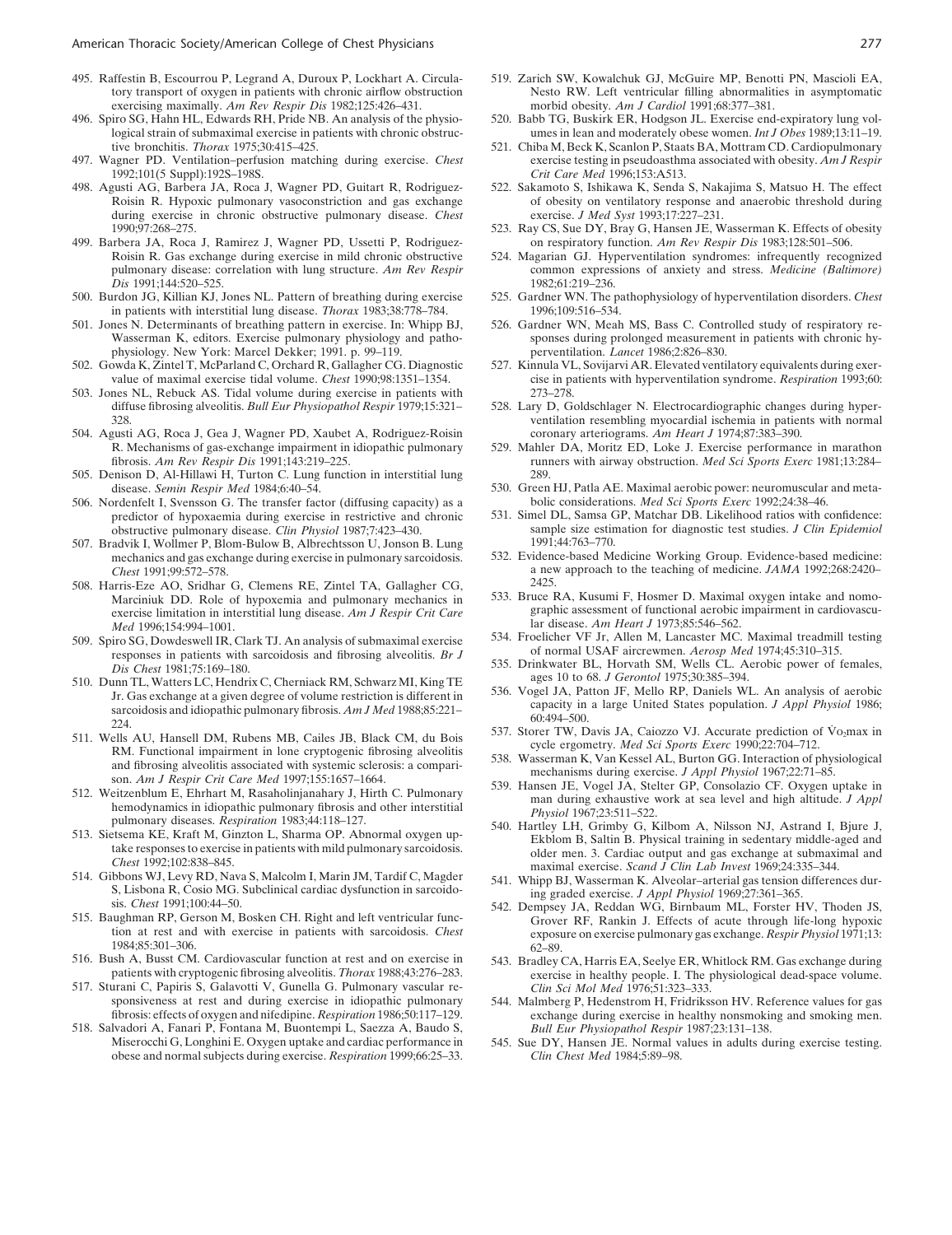495. Raffestin B, Escourrou P, Legrand A, Duroux P, Lockhart A. Circulatory transport of oxygen in patients with chronic airflow obstruction exercising maximally. *Am Rev Respir Dis* 1982;125:426–431.
496. Spiro SG, Hahn HL, Edwards RH, Pride NB. An analysis of the physiological strain of submaximal exercise in patients with chronic obstructive bronchitis. *Thorax* 1975;30:415–425.
497. Wagner PD. Ventilation–perfusion matching during exercise. *Chest* 1992;101(5 Suppl):192S–198S.
498. Agusti AG, Barbera JA, Roca J, Wagner PD, Guitart R, Rodriguez-Roisin R. Hypoxic pulmonary vasoconstriction and gas exchange during exercise in chronic obstructive pulmonary disease. *Chest* 1990;97:268–275.
499. Barbera JA, Roca J, Ramirez J, Wagner PD, Ussetti P, Rodriguez-Roisin R. Gas exchange during exercise in mild chronic obstructive pulmonary disease: correlation with lung structure. *Am Rev Respir Dis* 1991;144:520–525.
500. Burdon JG, Killian KJ, Jones NL. Pattern of breathing during exercise in patients with interstitial lung disease. *Thorax* 1983;38:778–784.
501. Jones N. Determinants of breathing pattern in exercise. In: Whipp BJ, Wasserman K, editors. Exercise pulmonary physiology and pathophysiology. New York: Marcel Dekker; 1991. p. 99–119.
502. Gowda K, Zintel T, McParland C, Orchard R, Gallagher CG. Diagnostic value of maximal exercise tidal volume. *Chest* 1990;98:1351–1354.
503. Jones NL, Rebuck AS. Tidal volume during exercise in patients with diffuse fibrosing alveolitis. *Bull Eur Physiopathol Respir* 1979;15:321–328.
504. Agusti AG, Roca J, Gea J, Wagner PD, Xaubet A, Rodriguez-Roisin R. Mechanisms of gas-exchange impairment in idiopathic pulmonary fibrosis. *Am Rev Respir Dis* 1991;143:219–225.
505. Denison D, Al-Hillawi H, Turton C. Lung function in interstitial lung disease. *Semin Respir Med* 1984;6:40–54.
506. Nordenfelt I, Svensson G. The transfer factor (diffusing capacity) as a predictor of hypoxaemia during exercise in restrictive and chronic obstructive pulmonary disease. *Clin Physiol* 1987;7:423–430.
507. Bradvik I, Wollmer P, Blom-Bulow B, Albrechtsson U, Jonson B. Lung mechanics and gas exchange during exercise in pulmonary sarcoidosis. *Chest* 1991;99:572–578.
508. Harris-Eze AO, Sridhar G, Clemens RE, Zintel TA, Gallagher CG, Marciniuk DD. Role of hypoxemia and pulmonary mechanics in exercise limitation in interstitial lung disease. *Am J Respir Crit Care Med* 1996;154:994–1001.
509. Spiro SG, Dowdeswell IR, Clark TJ. An analysis of submaximal exercise responses in patients with sarcoidosis and fibrosing alveolitis. *Br J Dis Chest* 1981;75:169–180.
510. Dunn TL, Watters LC, Hendrix C, Cherniack RM, Schwarz MI, King TE Jr. Gas exchange at a given degree of volume restriction is different in sarcoidosis and idiopathic pulmonary fibrosis. *Am J Med* 1988;85:221–224.
511. Wells AU, Hansell DM, Rubens MB, Cailes JB, Black CM, du Bois RM. Functional impairment in lone cryptogenic fibrosing alveolitis and fibrosing alveolitis associated with systemic sclerosis: a comparison. *Am J Respir Crit Care Med* 1997;155:1657–1664.
512. Weitzenblum E, Ehrhart M, Rasaholinjanahary J, Hirth C. Pulmonary hemodynamics in idiopathic pulmonary fibrosis and other interstitial pulmonary diseases. *Respiration* 1983;44:118–127.
513. Sietsema KE, Kraft M, Ginzton L, Sharma OP. Abnormal oxygen uptake responses to exercise in patients with mild pulmonary sarcoidosis. *Chest* 1992;102:838–845.
514. Gibbons WJ, Levy RD, Nava S, Malcolm I, Marin JM, Tardif C, Magder S, Lisbona R, Cosio MG. Subclinical cardiac dysfunction in sarcoidosis. *Chest* 1991;100:44–50.
515. Baughman RP, Gerson M, Bosken CH. Right and left ventricular function at rest and with exercise in patients with sarcoidosis. *Chest* 1984;85:301–306.
516. Bush A, Busst CM. Cardiovascular function at rest and on exercise in patients with cryptogenic fibrosing alveolitis. *Thorax* 1988;43:276–283.
517. Sturani C, Papiris S, Galavotti V, Gunella G. Pulmonary vascular responsiveness at rest and during exercise in idiopathic pulmonary fibrosis: effects of oxygen and nifedipine. *Respiration* 1986;50:117–129.
518. Salvadori A, Fanari P, Fontana M, Buontempi L, Saezza A, Baudo S, Miserocchi G, Longhini E. Oxygen uptake and cardiac performance in obese and normal subjects during exercise. *Respiration* 1999;66:25–33.
519. Zarich SW, Kowalchuk GJ, McGuire MP, Benotti PN, Mascioli EA, Nesto RW. Left ventricular filling abnormalities in asymptomatic morbid obesity. *Am J Cardiol* 1991;68:377–381.
520. Babb TG, Buskirk ER, Hodgson JL. Exercise end-expiratory lung volumes in lean and moderately obese women. *Int J Obes* 1989;13:11–19.
521. Chiba M, Beck K, Scanlon P, Staats BA, Mottram CD. Cardiopulmonary exercise testing in pseudoasthma associated with obesity. *Am J Respir Crit Care Med* 1996;153:A513.
522. Sakamoto S, Ishikawa K, Senda S, Nakajima S, Matsuo H. The effect of obesity on ventilatory response and anaerobic threshold during exercise. *J Med Syst* 1993;17:227–231.
523. Ray CS, Sue DY, Bray G, Hansen JE, Wasserman K. Effects of obesity on respiratory function. *Am Rev Respir Dis* 1983;128:501–506.
524. Magarian GJ. Hyperventilation syndromes: infrequently recognized common expressions of anxiety and stress. *Medicine (Baltimore)* 1982;61:219–236.
525. Gardner WN. The pathophysiology of hyperventilation disorders. *Chest* 1996;109:516–534.
526. Gardner WN, Meah MS, Bass C. Controlled study of respiratory responses during prolonged measurement in patients with chronic hyperventilation. *Lancet* 1986;2:826–830.
527. Kinnula VL, Sovijarvi AR. Elevated ventilatory equivalents during exercise in patients with hyperventilation syndrome. *Respiration* 1993;60:273–278.
528. Lary D, Goldschlager N. Electrocardiographic changes during hyperventilation resembling myocardial ischemia in patients with normal coronary arteriograms. *Am Heart J* 1974;87:383–390.
529. Mahler DA, Moritz ED, Loke J. Exercise performance in marathon runners with airway obstruction. *Med Sci Sports Exerc* 1981;13:284–289.
530. Green HJ, Patla AE. Maximal aerobic power: neuromuscular and metabolic considerations. *Med Sci Sports Exerc* 1992;24:38–46.
531. Simel DL, Samsa GP, Matchar DB. Likelihood ratios with confidence: sample size estimation for diagnostic test studies. *J Clin Epidemiol* 1991;44:763–770.
532. Evidence-based Medicine Working Group. Evidence-based medicine: a new approach to the teaching of medicine. *JAMA* 1992;268:2420–2425.
533. Bruce RA, Kusumi F, Hosmer D. Maximal oxygen intake and nomographic assessment of functional aerobic impairment in cardiovascular disease. *Am Heart J* 1973;85:546–562.
534. Froelicher VF Jr, Allen M, Lancaster MC. Maximal treadmill testing of normal USAF aircrewmen. *Aerosp Med* 1974;45:310–315.
535. Drinkwater BL, Horvath SM, Wells CL. Aerobic power of females, ages 10 to 68. *J Gerontol* 1975;30:385–394.
536. Vogel JA, Patton JF, Mello RP, Daniels WL. An analysis of aerobic capacity in a large United States population. *J Appl Physiol* 1986;60:494–500.
537. Storer TW, Davis JA, Caiozzo VJ. Accurate prediction of $\dot{V}O_2$max in cycle ergometry. *Med Sci Sports Exerc* 1990;22:704–712.
538. Wasserman K, Van Kessel AL, Burton GG. Interaction of physiological mechanisms during exercise. *J Appl Physiol* 1967;22:71–85.
539. Hansen JE, Vogel JA, Stelter GP, Consolazio CF. Oxygen uptake in man during exhaustive work at sea level and high altitude. *J Appl Physiol* 1967;23:511–522.
540. Hartley LH, Grimby G, Kilbom A, Nilsson NJ, Astrand I, Bjure J, Ekblom B, Saltin B. Physical training in sedentary middle-aged and older men. 3. Cardiac output and gas exchange at submaximal and maximal exercise. *Scand J Clin Lab Invest* 1969;24:335–344.
541. Whipp BJ, Wasserman K. Alveolar–arterial gas tension differences during graded exercise. *J Appl Physiol* 1969;27:361–365.
542. Dempsey JA, Reddan WG, Birnbaum ML, Forster HV, Thoden JS, Grover RF, Rankin J. Effects of acute through life-long hypoxic exposure on exercise pulmonary gas exchange. *Respir Physiol* 1971;13:62–89.
543. Bradley CA, Harris EA, Seelye ER, Whitlock RM. Gas exchange during exercise in healthy people. I. The physiological dead-space volume. *Clin Sci Mol Med* 1976;51:323–333.
544. Malmberg P, Hedenstrom H, Fridriksson HV. Reference values for gas exchange during exercise in healthy nonsmoking and smoking men. *Bull Eur Physiopathol Respir* 1987;23:131–138.
545. Sue DY, Hansen JE. Normal values in adults during exercise testing. *Clin Chest Med* 1984;5:89–98.